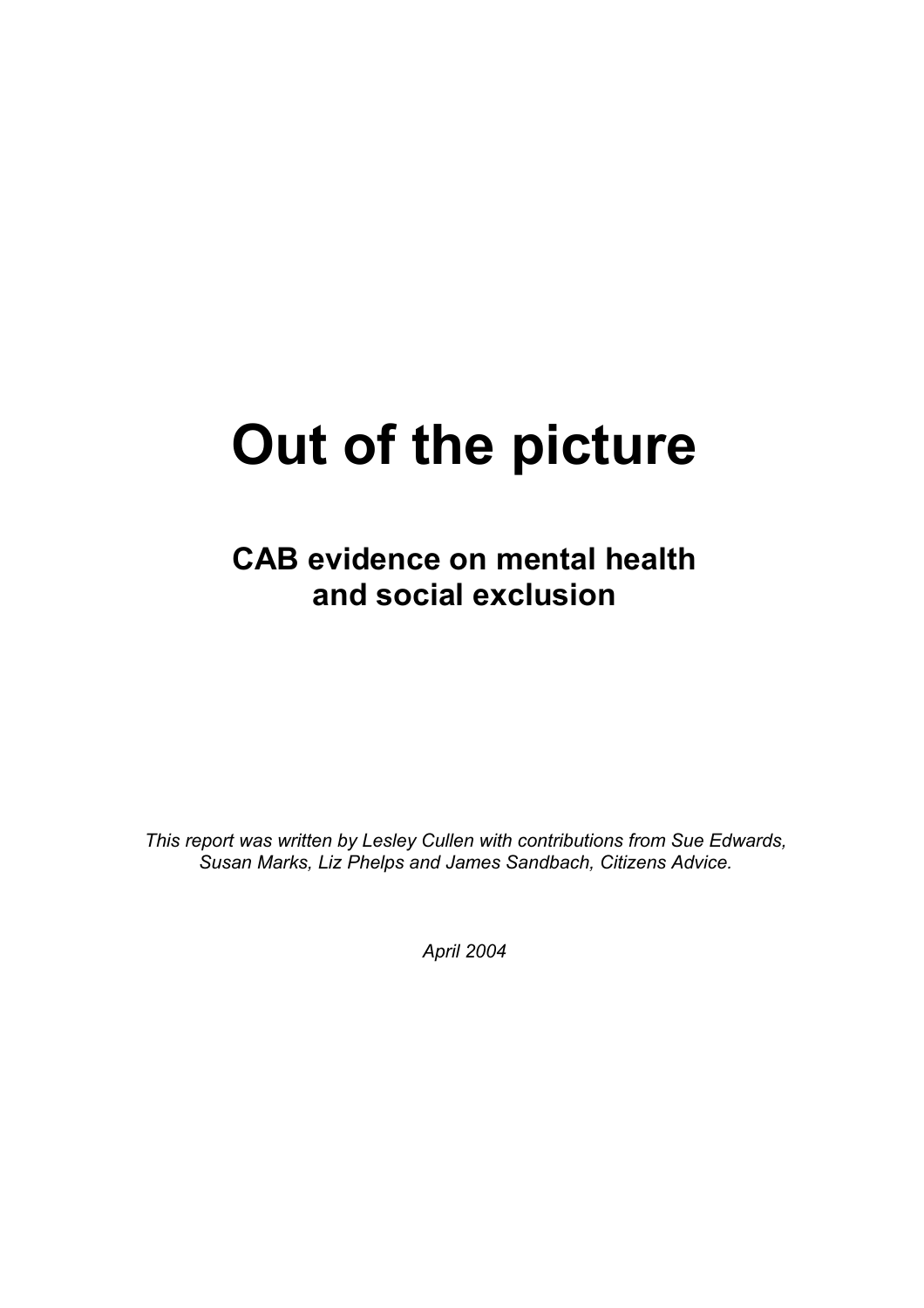# Out of the picture

## CAB evidence on mental health and social exclusion

*This report was written by Lesley Cullen with contributions from Sue Edwards, Susan Marks, Liz Phelps and James Sandbach, Citizens Advice.*

*April 2004*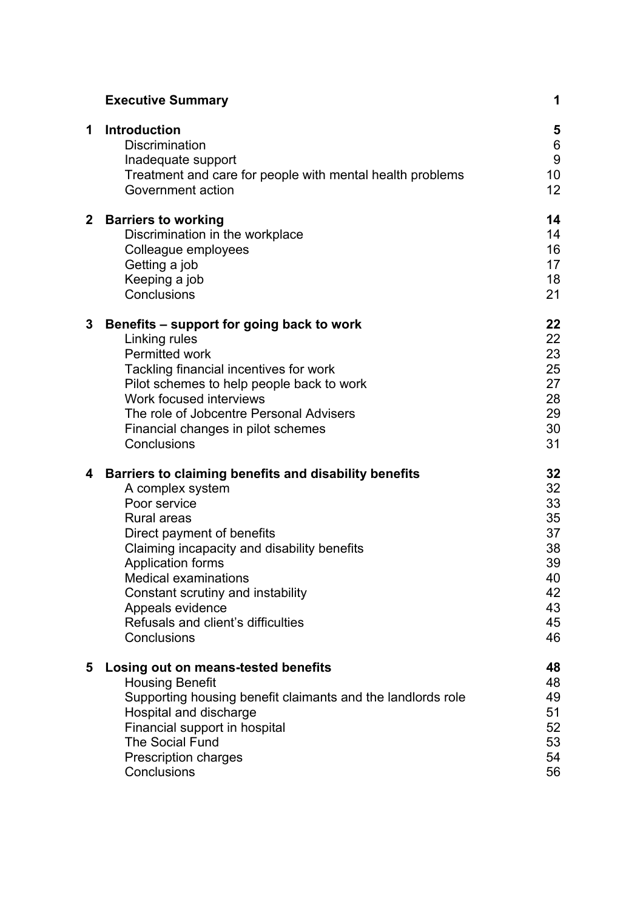| | | |
|---|---|---|
| | **Executive Summary** | **1** |
| **1** | **Introduction** | **5** |
| | Discrimination | 6 |
| | Inadequate support | 9 |
| | Treatment and care for people with mental health problems | 10 |
| | Government action | 12 |
| **2** | **Barriers to working** | **14** |
| | Discrimination in the workplace | 14 |
| | Colleague employees | 16 |
| | Getting a job | 17 |
| | Keeping a job | 18 |
| | Conclusions | 21 |
| **3** | **Benefits – support for going back to work** | **22** |
| | Linking rules | 22 |
| | Permitted work | 23 |
| | Tackling financial incentives for work | 25 |
| | Pilot schemes to help people back to work | 27 |
| | Work focused interviews | 28 |
| | The role of Jobcentre Personal Advisers | 29 |
| | Financial changes in pilot schemes | 30 |
| | Conclusions | 31 |
| **4** | **Barriers to claiming benefits and disability benefits** | **32** |
| | A complex system | 32 |
| | Poor service | 33 |
| | Rural areas | 35 |
| | Direct payment of benefits | 37 |
| | Claiming incapacity and disability benefits | 38 |
| | Application forms | 39 |
| | Medical examinations | 40 |
| | Constant scrutiny and instability | 42 |
| | Appeals evidence | 43 |
| | Refusals and client's difficulties | 45 |
| | Conclusions | 46 |
| **5** | **Losing out on means-tested benefits** | **48** |
| | Housing Benefit | 48 |
| | Supporting housing benefit claimants and the landlords role | 49 |
| | Hospital and discharge | 51 |
| | Financial support in hospital | 52 |
| | The Social Fund | 53 |
| | Prescription charges | 54 |
| | Conclusions | 56 |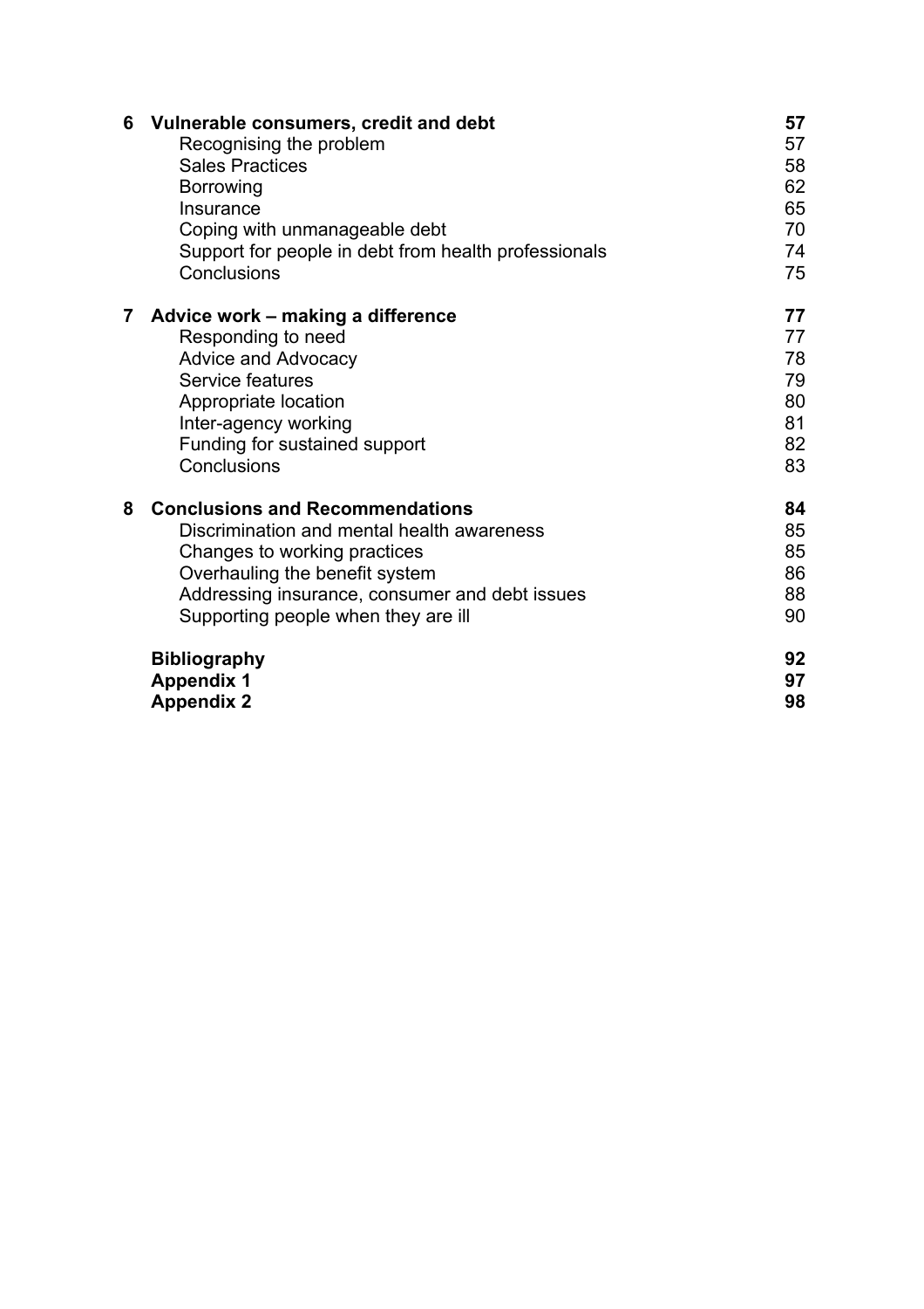| | | |
|---|---|---|
| **6** | **Vulnerable consumers, credit and debt** | **57** |
| | Recognising the problem | 57 |
| | Sales Practices | 58 |
| | Borrowing | 62 |
| | Insurance | 65 |
| | Coping with unmanageable debt | 70 |
| | Support for people in debt from health professionals | 74 |
| | Conclusions | 75 |
| **7** | **Advice work – making a difference** | **77** |
| | Responding to need | 77 |
| | Advice and Advocacy | 78 |
| | Service features | 79 |
| | Appropriate location | 80 |
| | Inter-agency working | 81 |
| | Funding for sustained support | 82 |
| | Conclusions | 83 |
| **8** | **Conclusions and Recommendations** | **84** |
| | Discrimination and mental health awareness | 85 |
| | Changes to working practices | 85 |
| | Overhauling the benefit system | 86 |
| | Addressing insurance, consumer and debt issues | 88 |
| | Supporting people when they are ill | 90 |
| | **Bibliography** | **92** |
| | **Appendix 1** | **97** |
| | **Appendix 2** | **98** |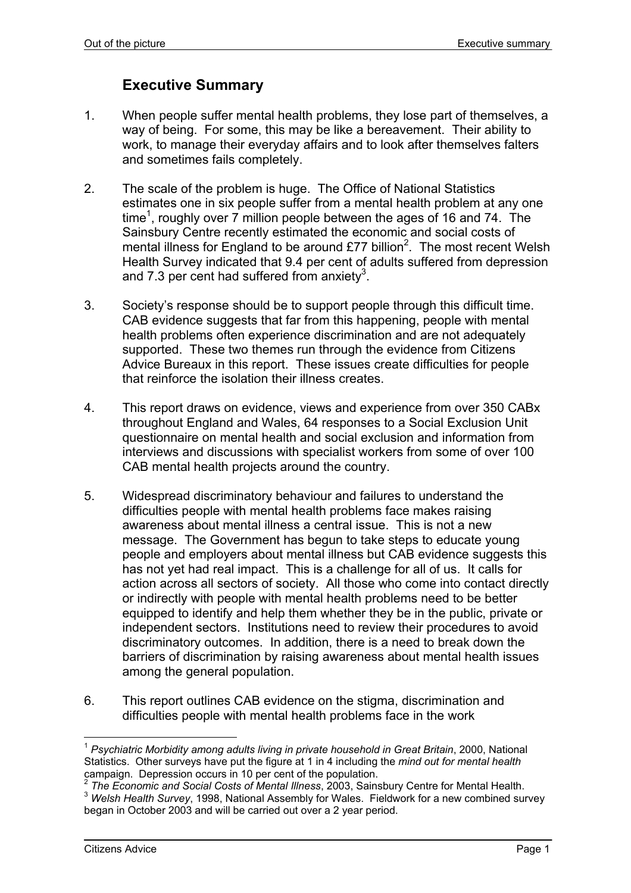## Executive Summary

1. When people suffer mental health problems, they lose part of themselves, a way of being. For some, this may be like a bereavement. Their ability to work, to manage their everyday affairs and to look after themselves falters and sometimes fails completely.

2. The scale of the problem is huge. The Office of National Statistics estimates one in six people suffer from a mental health problem at any one time[1], roughly over 7 million people between the ages of 16 and 74. The Sainsbury Centre recently estimated the economic and social costs of mental illness for England to be around £77 billion[2]. The most recent Welsh Health Survey indicated that 9.4 per cent of adults suffered from depression and 7.3 per cent had suffered from anxiety[3].

3. Society's response should be to support people through this difficult time. CAB evidence suggests that far from this happening, people with mental health problems often experience discrimination and are not adequately supported. These two themes run through the evidence from Citizens Advice Bureaux in this report. These issues create difficulties for people that reinforce the isolation their illness creates.

4. This report draws on evidence, views and experience from over 350 CABx throughout England and Wales, 64 responses to a Social Exclusion Unit questionnaire on mental health and social exclusion and information from interviews and discussions with specialist workers from some of over 100 CAB mental health projects around the country.

5. Widespread discriminatory behaviour and failures to understand the difficulties people with mental health problems face makes raising awareness about mental illness a central issue. This is not a new message. The Government has begun to take steps to educate young people and employers about mental illness but CAB evidence suggests this has not yet had real impact. This is a challenge for all of us. It calls for action across all sectors of society. All those who come into contact directly or indirectly with people with mental health problems need to be better equipped to identify and help them whether they be in the public, private or independent sectors. Institutions need to review their procedures to avoid discriminatory outcomes. In addition, there is a need to break down the barriers of discrimination by raising awareness about mental health issues among the general population.

6. This report outlines CAB evidence on the stigma, discrimination and difficulties people with mental health problems face in the work

---

[1] *Psychiatric Morbidity among adults living in private household in Great Britain*, 2000, National Statistics. Other surveys have put the figure at 1 in 4 including the *mind out for mental health* campaign. Depression occurs in 10 per cent of the population.

[2] *The Economic and Social Costs of Mental Illness*, 2003, Sainsbury Centre for Mental Health.

[3] *Welsh Health Survey*, 1998, National Assembly for Wales. Fieldwork for a new combined survey began in October 2003 and will be carried out over a 2 year period.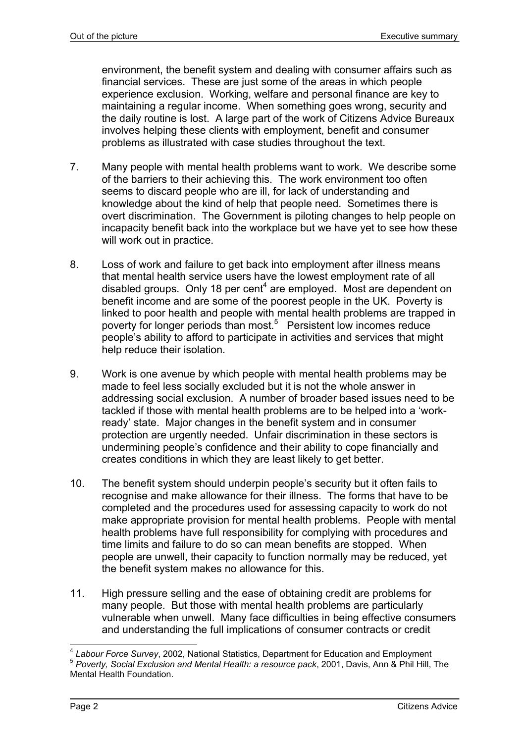environment, the benefit system and dealing with consumer affairs such as financial services. These are just some of the areas in which people experience exclusion. Working, welfare and personal finance are key to maintaining a regular income. When something goes wrong, security and the daily routine is lost. A large part of the work of Citizens Advice Bureaux involves helping these clients with employment, benefit and consumer problems as illustrated with case studies throughout the text.

7. Many people with mental health problems want to work. We describe some of the barriers to their achieving this. The work environment too often seems to discard people who are ill, for lack of understanding and knowledge about the kind of help that people need. Sometimes there is overt discrimination. The Government is piloting changes to help people on incapacity benefit back into the workplace but we have yet to see how these will work out in practice.

8. Loss of work and failure to get back into employment after illness means that mental health service users have the lowest employment rate of all disabled groups. Only 18 per cent[4] are employed. Most are dependent on benefit income and are some of the poorest people in the UK. Poverty is linked to poor health and people with mental health problems are trapped in poverty for longer periods than most.[5] Persistent low incomes reduce people's ability to afford to participate in activities and services that might help reduce their isolation.

9. Work is one avenue by which people with mental health problems may be made to feel less socially excluded but it is not the whole answer in addressing social exclusion. A number of broader based issues need to be tackled if those with mental health problems are to be helped into a 'work-ready' state. Major changes in the benefit system and in consumer protection are urgently needed. Unfair discrimination in these sectors is undermining people's confidence and their ability to cope financially and creates conditions in which they are least likely to get better.

10. The benefit system should underpin people's security but it often fails to recognise and make allowance for their illness. The forms that have to be completed and the procedures used for assessing capacity to work do not make appropriate provision for mental health problems. People with mental health problems have full responsibility for complying with procedures and time limits and failure to do so can mean benefits are stopped. When people are unwell, their capacity to function normally may be reduced, yet the benefit system makes no allowance for this.

11. High pressure selling and the ease of obtaining credit are problems for many people. But those with mental health problems are particularly vulnerable when unwell. Many face difficulties in being effective consumers and understanding the full implications of consumer contracts or credit

---

[4] *Labour Force Survey*, 2002, National Statistics, Department for Education and Employment

[5] *Poverty, Social Exclusion and Mental Health: a resource pack*, 2001, Davis, Ann & Phil Hill, The Mental Health Foundation.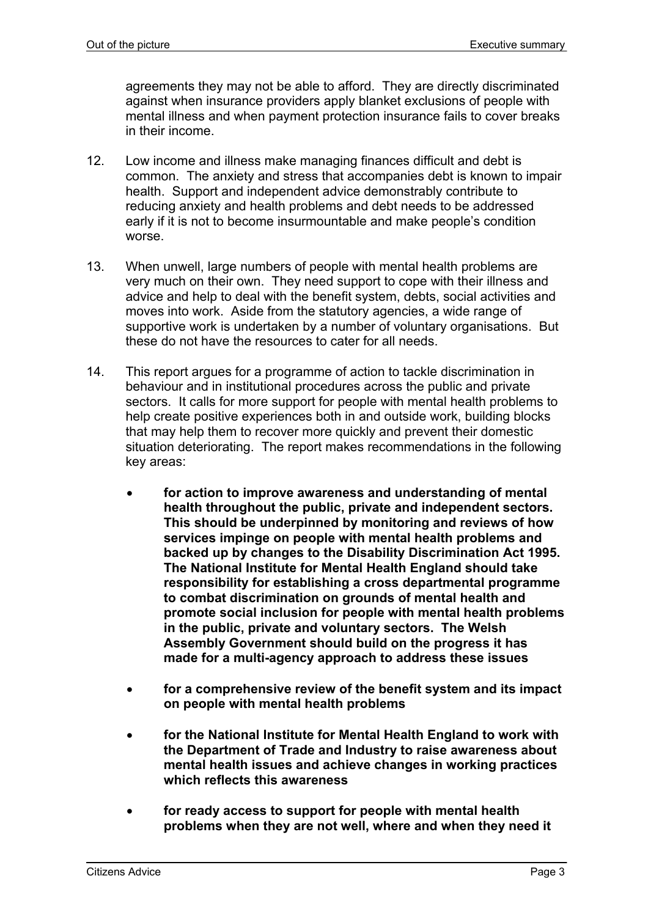agreements they may not be able to afford. They are directly discriminated against when insurance providers apply blanket exclusions of people with mental illness and when payment protection insurance fails to cover breaks in their income.

12. Low income and illness make managing finances difficult and debt is common. The anxiety and stress that accompanies debt is known to impair health. Support and independent advice demonstrably contribute to reducing anxiety and health problems and debt needs to be addressed early if it is not to become insurmountable and make people's condition worse.

13. When unwell, large numbers of people with mental health problems are very much on their own. They need support to cope with their illness and advice and help to deal with the benefit system, debts, social activities and moves into work. Aside from the statutory agencies, a wide range of supportive work is undertaken by a number of voluntary organisations. But these do not have the resources to cater for all needs.

14. This report argues for a programme of action to tackle discrimination in behaviour and in institutional procedures across the public and private sectors. It calls for more support for people with mental health problems to help create positive experiences both in and outside work, building blocks that may help them to recover more quickly and prevent their domestic situation deteriorating. The report makes recommendations in the following key areas:

   - **for action to improve awareness and understanding of mental health throughout the public, private and independent sectors. This should be underpinned by monitoring and reviews of how services impinge on people with mental health problems and backed up by changes to the Disability Discrimination Act 1995. The National Institute for Mental Health England should take responsibility for establishing a cross departmental programme to combat discrimination on grounds of mental health and promote social inclusion for people with mental health problems in the public, private and voluntary sectors. The Welsh Assembly Government should build on the progress it has made for a multi-agency approach to address these issues**

   - **for a comprehensive review of the benefit system and its impact on people with mental health problems**

   - **for the National Institute for Mental Health England to work with the Department of Trade and Industry to raise awareness about mental health issues and achieve changes in working practices which reflects this awareness**

   - **for ready access to support for people with mental health problems when they are not well, where and when they need it**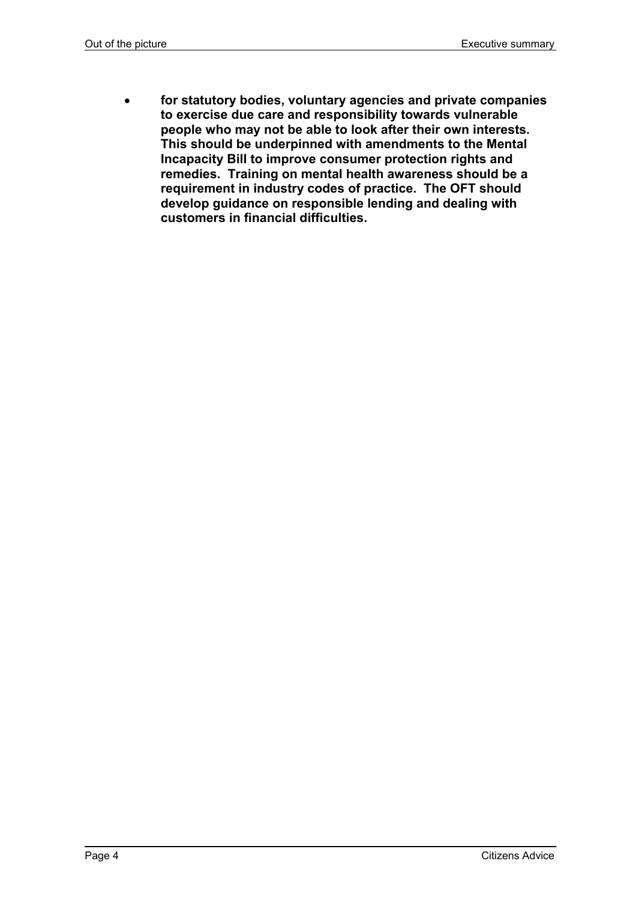- **for statutory bodies, voluntary agencies and private companies to exercise due care and responsibility towards vulnerable people who may not be able to look after their own interests. This should be underpinned with amendments to the Mental Incapacity Bill to improve consumer protection rights and remedies. Training on mental health awareness should be a requirement in industry codes of practice. The OFT should develop guidance on responsible lending and dealing with customers in financial difficulties.**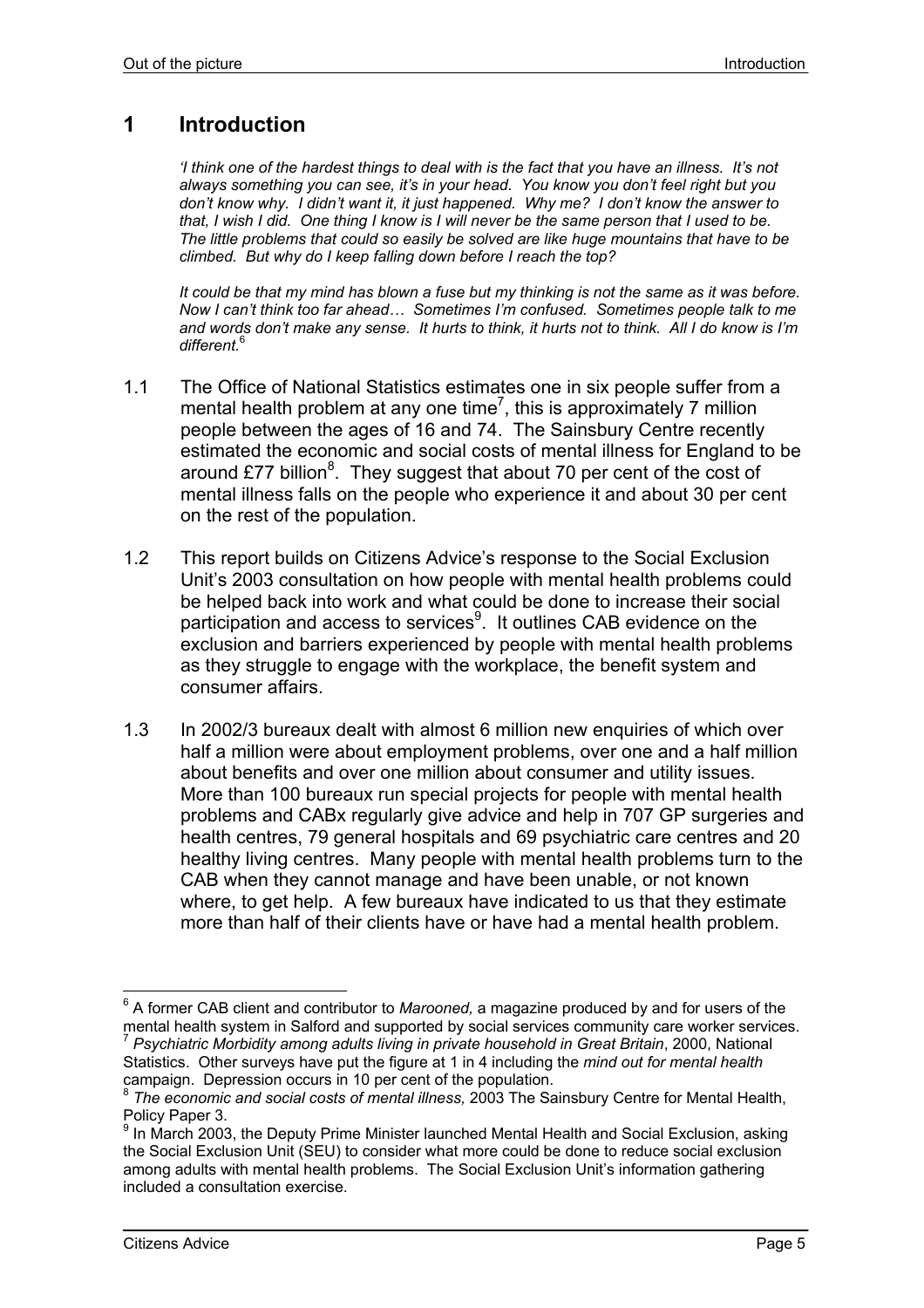# 1 Introduction

*'I think one of the hardest things to deal with is the fact that you have an illness. It's not always something you can see, it's in your head. You know you don't feel right but you don't know why. I didn't want it, it just happened. Why me? I don't know the answer to that, I wish I did. One thing I know is I will never be the same person that I used to be. The little problems that could so easily be solved are like huge mountains that have to be climbed. But why do I keep falling down before I reach the top?*

*It could be that my mind has blown a fuse but my thinking is not the same as it was before. Now I can't think too far ahead… Sometimes I'm confused. Sometimes people talk to me and words don't make any sense. It hurts to think, it hurts not to think. All I do know is I'm different.*[6]

1.1 The Office of National Statistics estimates one in six people suffer from a mental health problem at any one time[7], this is approximately 7 million people between the ages of 16 and 74. The Sainsbury Centre recently estimated the economic and social costs of mental illness for England to be around £77 billion[8]. They suggest that about 70 per cent of the cost of mental illness falls on the people who experience it and about 30 per cent on the rest of the population.

1.2 This report builds on Citizens Advice's response to the Social Exclusion Unit's 2003 consultation on how people with mental health problems could be helped back into work and what could be done to increase their social participation and access to services[9]. It outlines CAB evidence on the exclusion and barriers experienced by people with mental health problems as they struggle to engage with the workplace, the benefit system and consumer affairs.

1.3 In 2002/3 bureaux dealt with almost 6 million new enquiries of which over half a million were about employment problems, over one and a half million about benefits and over one million about consumer and utility issues. More than 100 bureaux run special projects for people with mental health problems and CABx regularly give advice and help in 707 GP surgeries and health centres, 79 general hospitals and 69 psychiatric care centres and 20 healthy living centres. Many people with mental health problems turn to the CAB when they cannot manage and have been unable, or not known where, to get help. A few bureaux have indicated to us that they estimate more than half of their clients have or have had a mental health problem.

---

[6] A former CAB client and contributor to *Marooned,* a magazine produced by and for users of the mental health system in Salford and supported by social services community care worker services.

[7] *Psychiatric Morbidity among adults living in private household in Great Britain*, 2000, National Statistics. Other surveys have put the figure at 1 in 4 including the *mind out for mental health* campaign. Depression occurs in 10 per cent of the population.

[8] *The economic and social costs of mental illness,* 2003 The Sainsbury Centre for Mental Health, Policy Paper 3.

[9] In March 2003, the Deputy Prime Minister launched Mental Health and Social Exclusion, asking the Social Exclusion Unit (SEU) to consider what more could be done to reduce social exclusion among adults with mental health problems. The Social Exclusion Unit's information gathering included a consultation exercise.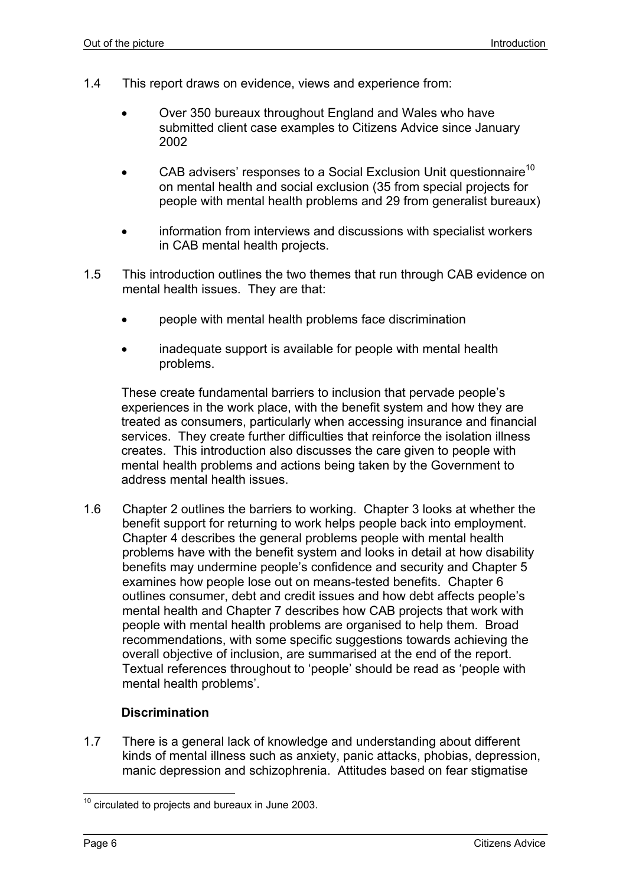1.4 This report draws on evidence, views and experience from:

- Over 350 bureaux throughout England and Wales who have submitted client case examples to Citizens Advice since January 2002
- CAB advisers' responses to a Social Exclusion Unit questionnaire[10] on mental health and social exclusion (35 from special projects for people with mental health problems and 29 from generalist bureaux)
- information from interviews and discussions with specialist workers in CAB mental health projects.

1.5 This introduction outlines the two themes that run through CAB evidence on mental health issues. They are that:

- people with mental health problems face discrimination
- inadequate support is available for people with mental health problems.

These create fundamental barriers to inclusion that pervade people's experiences in the work place, with the benefit system and how they are treated as consumers, particularly when accessing insurance and financial services. They create further difficulties that reinforce the isolation illness creates. This introduction also discusses the care given to people with mental health problems and actions being taken by the Government to address mental health issues.

1.6 Chapter 2 outlines the barriers to working. Chapter 3 looks at whether the benefit support for returning to work helps people back into employment. Chapter 4 describes the general problems people with mental health problems have with the benefit system and looks in detail at how disability benefits may undermine people's confidence and security and Chapter 5 examines how people lose out on means-tested benefits. Chapter 6 outlines consumer, debt and credit issues and how debt affects people's mental health and Chapter 7 describes how CAB projects that work with people with mental health problems are organised to help them. Broad recommendations, with some specific suggestions towards achieving the overall objective of inclusion, are summarised at the end of the report. Textual references throughout to 'people' should be read as 'people with mental health problems'.

### Discrimination

1.7 There is a general lack of knowledge and understanding about different kinds of mental illness such as anxiety, panic attacks, phobias, depression, manic depression and schizophrenia. Attitudes based on fear stigmatise

[10] circulated to projects and bureaux in June 2003.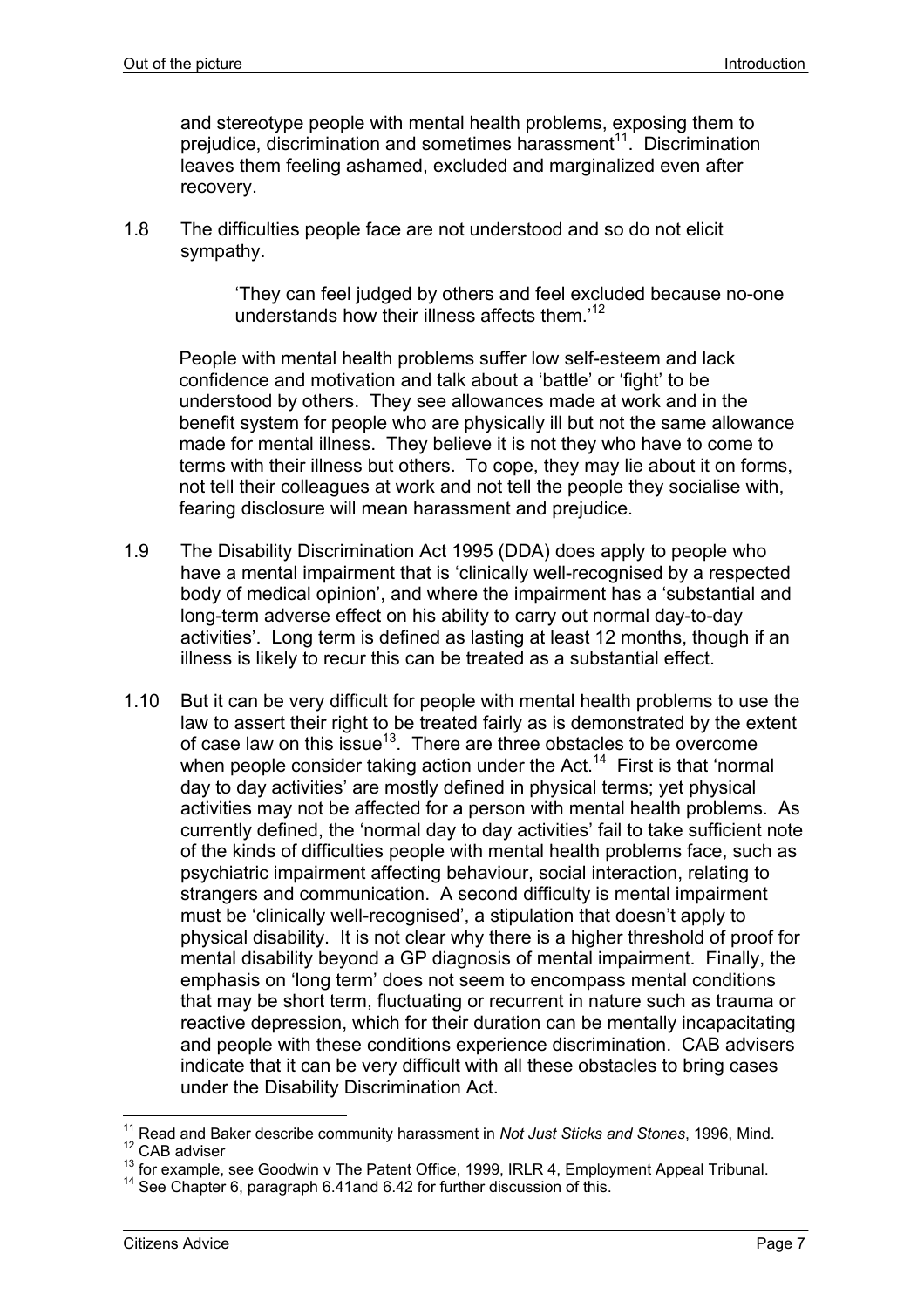and stereotype people with mental health problems, exposing them to prejudice, discrimination and sometimes harassment[11]. Discrimination leaves them feeling ashamed, excluded and marginalized even after recovery.

1.8 The difficulties people face are not understood and so do not elicit sympathy.

> 'They can feel judged by others and feel excluded because no-one understands how their illness affects them.'[12]

People with mental health problems suffer low self-esteem and lack confidence and motivation and talk about a 'battle' or 'fight' to be understood by others. They see allowances made at work and in the benefit system for people who are physically ill but not the same allowance made for mental illness. They believe it is not they who have to come to terms with their illness but others. To cope, they may lie about it on forms, not tell their colleagues at work and not tell the people they socialise with, fearing disclosure will mean harassment and prejudice.

1.9 The Disability Discrimination Act 1995 (DDA) does apply to people who have a mental impairment that is 'clinically well-recognised by a respected body of medical opinion', and where the impairment has a 'substantial and long-term adverse effect on his ability to carry out normal day-to-day activities'. Long term is defined as lasting at least 12 months, though if an illness is likely to recur this can be treated as a substantial effect.

1.10 But it can be very difficult for people with mental health problems to use the law to assert their right to be treated fairly as is demonstrated by the extent of case law on this issue[13]. There are three obstacles to be overcome when people consider taking action under the Act.[14] First is that 'normal day to day activities' are mostly defined in physical terms; yet physical activities may not be affected for a person with mental health problems. As currently defined, the 'normal day to day activities' fail to take sufficient note of the kinds of difficulties people with mental health problems face, such as psychiatric impairment affecting behaviour, social interaction, relating to strangers and communication. A second difficulty is mental impairment must be 'clinically well-recognised', a stipulation that doesn't apply to physical disability. It is not clear why there is a higher threshold of proof for mental disability beyond a GP diagnosis of mental impairment. Finally, the emphasis on 'long term' does not seem to encompass mental conditions that may be short term, fluctuating or recurrent in nature such as trauma or reactive depression, which for their duration can be mentally incapacitating and people with these conditions experience discrimination. CAB advisers indicate that it can be very difficult with all these obstacles to bring cases under the Disability Discrimination Act.

---

[11] Read and Baker describe community harassment in *Not Just Sticks and Stones*, 1996, Mind.
[12] CAB adviser
[13] for example, see Goodwin v The Patent Office, 1999, IRLR 4, Employment Appeal Tribunal.
[14] See Chapter 6, paragraph 6.41and 6.42 for further discussion of this.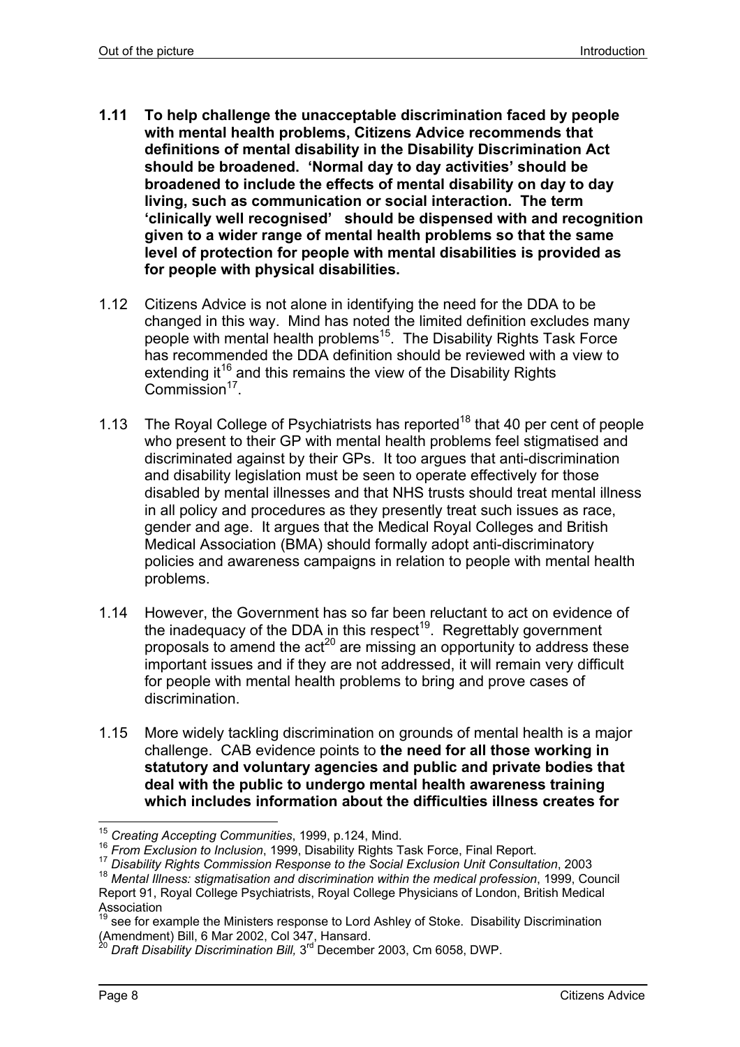**1.11 To help challenge the unacceptable discrimination faced by people with mental health problems, Citizens Advice recommends that definitions of mental disability in the Disability Discrimination Act should be broadened. 'Normal day to day activities' should be broadened to include the effects of mental disability on day to day living, such as communication or social interaction. The term 'clinically well recognised' should be dispensed with and recognition given to a wider range of mental health problems so that the same level of protection for people with mental disabilities is provided as for people with physical disabilities.**

1.12 Citizens Advice is not alone in identifying the need for the DDA to be changed in this way. Mind has noted the limited definition excludes many people with mental health problems[15]. The Disability Rights Task Force has recommended the DDA definition should be reviewed with a view to extending it[16] and this remains the view of the Disability Rights Commission[17].

1.13 The Royal College of Psychiatrists has reported[18] that 40 per cent of people who present to their GP with mental health problems feel stigmatised and discriminated against by their GPs. It too argues that anti-discrimination and disability legislation must be seen to operate effectively for those disabled by mental illnesses and that NHS trusts should treat mental illness in all policy and procedures as they presently treat such issues as race, gender and age. It argues that the Medical Royal Colleges and British Medical Association (BMA) should formally adopt anti-discriminatory policies and awareness campaigns in relation to people with mental health problems.

1.14 However, the Government has so far been reluctant to act on evidence of the inadequacy of the DDA in this respect[19]. Regrettably government proposals to amend the act[20] are missing an opportunity to address these important issues and if they are not addressed, it will remain very difficult for people with mental health problems to bring and prove cases of discrimination.

1.15 More widely tackling discrimination on grounds of mental health is a major challenge. CAB evidence points to **the need for all those working in statutory and voluntary agencies and public and private bodies that deal with the public to undergo mental health awareness training which includes information about the difficulties illness creates for**

---

[15] *Creating Accepting Communities*, 1999, p.124, Mind.

[16] *From Exclusion to Inclusion*, 1999, Disability Rights Task Force, Final Report.

[17] *Disability Rights Commission Response to the Social Exclusion Unit Consultation*, 2003

[18] *Mental Illness: stigmatisation and discrimination within the medical profession*, 1999, Council Report 91, Royal College Psychiatrists, Royal College Physicians of London, British Medical Association

[19] see for example the Ministers response to Lord Ashley of Stoke. Disability Discrimination (Amendment) Bill, 6 Mar 2002, Col 347, Hansard.

[20] *Draft Disability Discrimination Bill,* 3rd December 2003, Cm 6058, DWP.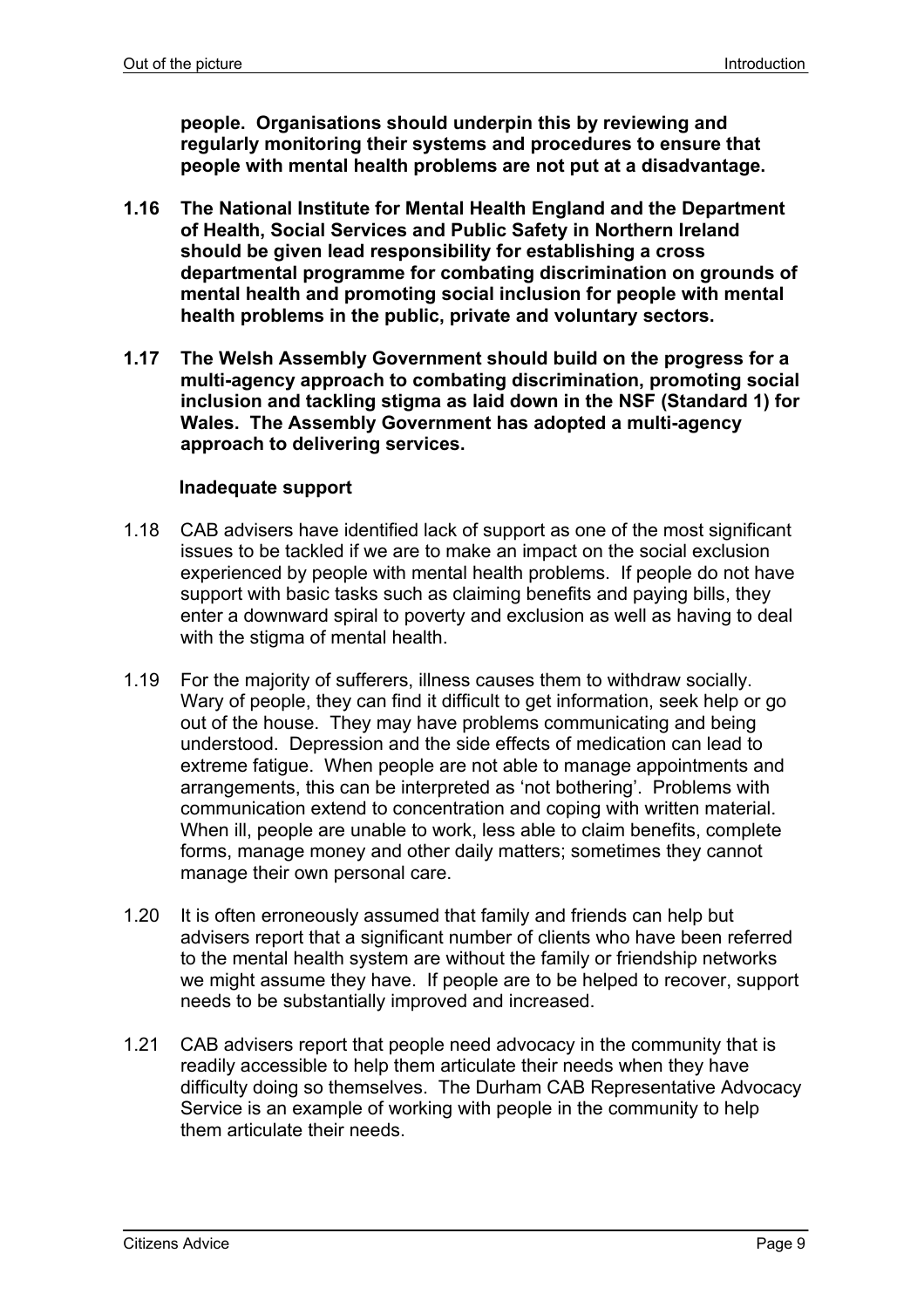**people. Organisations should underpin this by reviewing and regularly monitoring their systems and procedures to ensure that people with mental health problems are not put at a disadvantage.**

**1.16 The National Institute for Mental Health England and the Department of Health, Social Services and Public Safety in Northern Ireland should be given lead responsibility for establishing a cross departmental programme for combating discrimination on grounds of mental health and promoting social inclusion for people with mental health problems in the public, private and voluntary sectors.**

**1.17 The Welsh Assembly Government should build on the progress for a multi-agency approach to combating discrimination, promoting social inclusion and tackling stigma as laid down in the NSF (Standard 1) for Wales. The Assembly Government has adopted a multi-agency approach to delivering services.**

**Inadequate support**

1.18 CAB advisers have identified lack of support as one of the most significant issues to be tackled if we are to make an impact on the social exclusion experienced by people with mental health problems. If people do not have support with basic tasks such as claiming benefits and paying bills, they enter a downward spiral to poverty and exclusion as well as having to deal with the stigma of mental health.

1.19 For the majority of sufferers, illness causes them to withdraw socially. Wary of people, they can find it difficult to get information, seek help or go out of the house. They may have problems communicating and being understood. Depression and the side effects of medication can lead to extreme fatigue. When people are not able to manage appointments and arrangements, this can be interpreted as 'not bothering'. Problems with communication extend to concentration and coping with written material. When ill, people are unable to work, less able to claim benefits, complete forms, manage money and other daily matters; sometimes they cannot manage their own personal care.

1.20 It is often erroneously assumed that family and friends can help but advisers report that a significant number of clients who have been referred to the mental health system are without the family or friendship networks we might assume they have. If people are to be helped to recover, support needs to be substantially improved and increased.

1.21 CAB advisers report that people need advocacy in the community that is readily accessible to help them articulate their needs when they have difficulty doing so themselves. The Durham CAB Representative Advocacy Service is an example of working with people in the community to help them articulate their needs.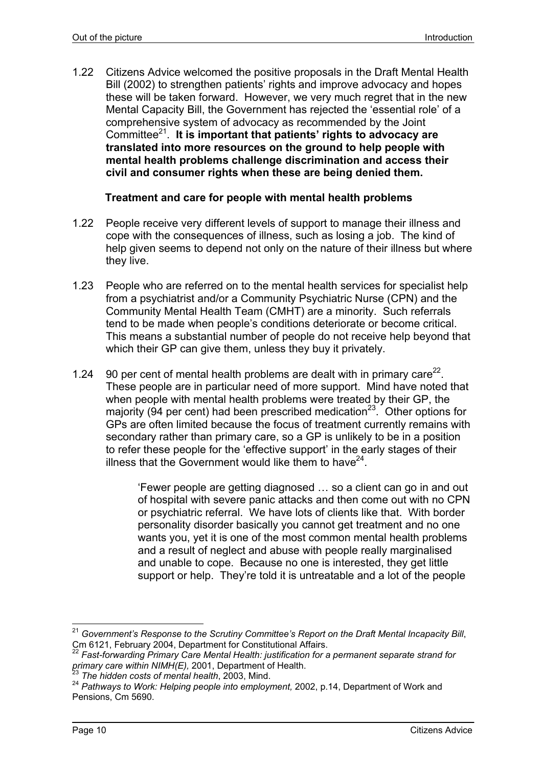1.22 Citizens Advice welcomed the positive proposals in the Draft Mental Health Bill (2002) to strengthen patients' rights and improve advocacy and hopes these will be taken forward. However, we very much regret that in the new Mental Capacity Bill, the Government has rejected the 'essential role' of a comprehensive system of advocacy as recommended by the Joint Committee[21]. **It is important that patients' rights to advocacy are translated into more resources on the ground to help people with mental health problems challenge discrimination and access their civil and consumer rights when these are being denied them.**

**Treatment and care for people with mental health problems**

1.22 People receive very different levels of support to manage their illness and cope with the consequences of illness, such as losing a job. The kind of help given seems to depend not only on the nature of their illness but where they live.

1.23 People who are referred on to the mental health services for specialist help from a psychiatrist and/or a Community Psychiatric Nurse (CPN) and the Community Mental Health Team (CMHT) are a minority. Such referrals tend to be made when people's conditions deteriorate or become critical. This means a substantial number of people do not receive help beyond that which their GP can give them, unless they buy it privately.

1.24 90 per cent of mental health problems are dealt with in primary care[22]. These people are in particular need of more support. Mind have noted that when people with mental health problems were treated by their GP, the majority (94 per cent) had been prescribed medication[23]. Other options for GPs are often limited because the focus of treatment currently remains with secondary rather than primary care, so a GP is unlikely to be in a position to refer these people for the 'effective support' in the early stages of their illness that the Government would like them to have[24].

> 'Fewer people are getting diagnosed … so a client can go in and out of hospital with severe panic attacks and then come out with no CPN or psychiatric referral. We have lots of clients like that. With border personality disorder basically you cannot get treatment and no one wants you, yet it is one of the most common mental health problems and a result of neglect and abuse with people really marginalised and unable to cope. Because no one is interested, they get little support or help. They're told it is untreatable and a lot of the people

---

[21] *Government's Response to the Scrutiny Committee's Report on the Draft Mental Incapacity Bill*, Cm 6121, February 2004, Department for Constitutional Affairs.

[22] *Fast-forwarding Primary Care Mental Health: justification for a permanent separate strand for primary care within NIMH(E),* 2001, Department of Health.

[23] *The hidden costs of mental health*, 2003, Mind.

[24] *Pathways to Work: Helping people into employment,* 2002, p.14, Department of Work and Pensions, Cm 5690.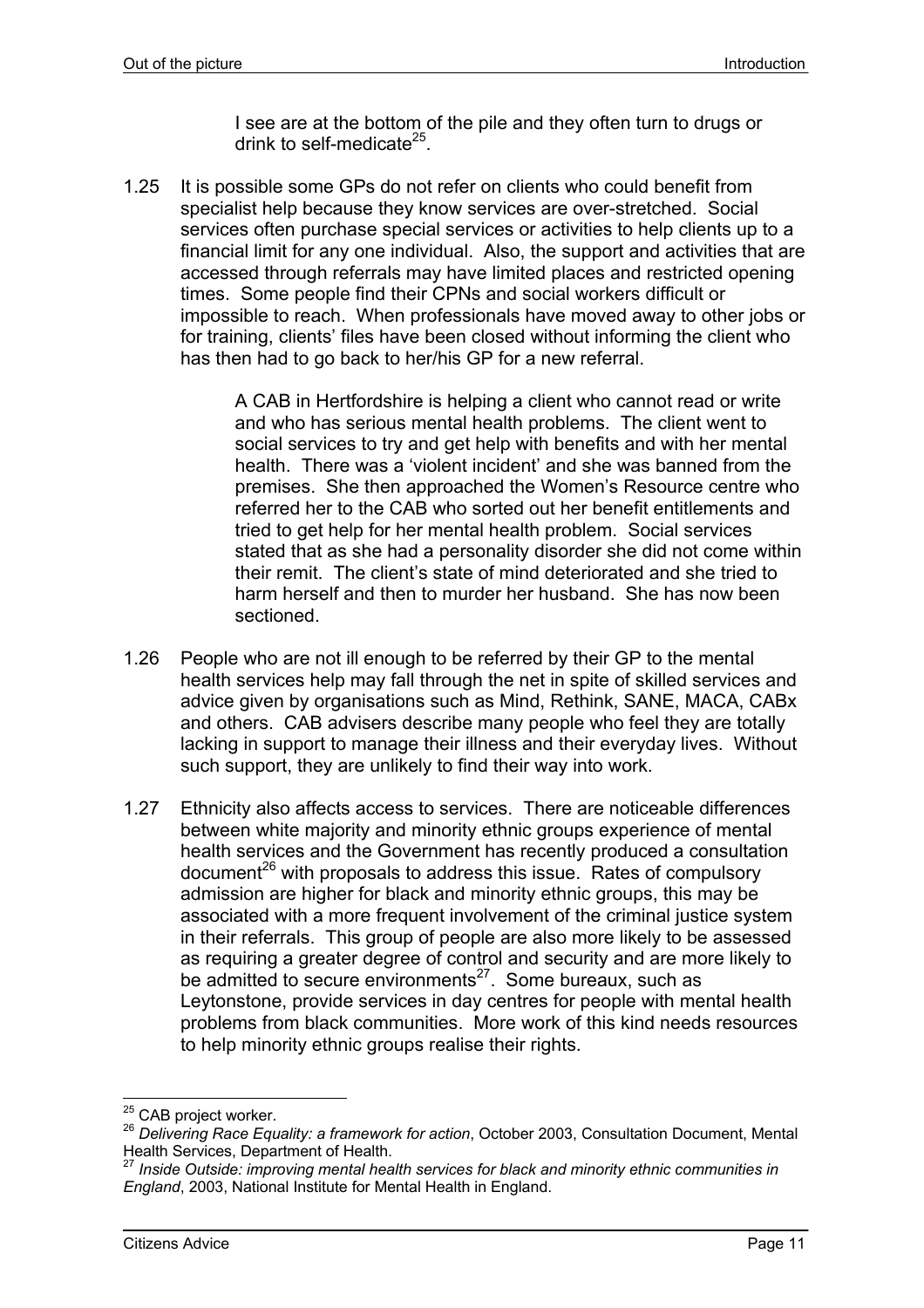> I see are at the bottom of the pile and they often turn to drugs or drink to self-medicate[25].

1.25 It is possible some GPs do not refer on clients who could benefit from specialist help because they know services are over-stretched. Social services often purchase special services or activities to help clients up to a financial limit for any one individual. Also, the support and activities that are accessed through referrals may have limited places and restricted opening times. Some people find their CPNs and social workers difficult or impossible to reach. When professionals have moved away to other jobs or for training, clients' files have been closed without informing the client who has then had to go back to her/his GP for a new referral.

> A CAB in Hertfordshire is helping a client who cannot read or write and who has serious mental health problems. The client went to social services to try and get help with benefits and with her mental health. There was a 'violent incident' and she was banned from the premises. She then approached the Women's Resource centre who referred her to the CAB who sorted out her benefit entitlements and tried to get help for her mental health problem. Social services stated that as she had a personality disorder she did not come within their remit. The client's state of mind deteriorated and she tried to harm herself and then to murder her husband. She has now been sectioned.

1.26 People who are not ill enough to be referred by their GP to the mental health services help may fall through the net in spite of skilled services and advice given by organisations such as Mind, Rethink, SANE, MACA, CABx and others. CAB advisers describe many people who feel they are totally lacking in support to manage their illness and their everyday lives. Without such support, they are unlikely to find their way into work.

1.27 Ethnicity also affects access to services. There are noticeable differences between white majority and minority ethnic groups experience of mental health services and the Government has recently produced a consultation document[26] with proposals to address this issue. Rates of compulsory admission are higher for black and minority ethnic groups, this may be associated with a more frequent involvement of the criminal justice system in their referrals. This group of people are also more likely to be assessed as requiring a greater degree of control and security and are more likely to be admitted to secure environments[27]. Some bureaux, such as Leytonstone, provide services in day centres for people with mental health problems from black communities. More work of this kind needs resources to help minority ethnic groups realise their rights.

---

[25] CAB project worker.

[26] *Delivering Race Equality: a framework for action*, October 2003, Consultation Document, Mental Health Services, Department of Health.

[27] *Inside Outside: improving mental health services for black and minority ethnic communities in England*, 2003, National Institute for Mental Health in England.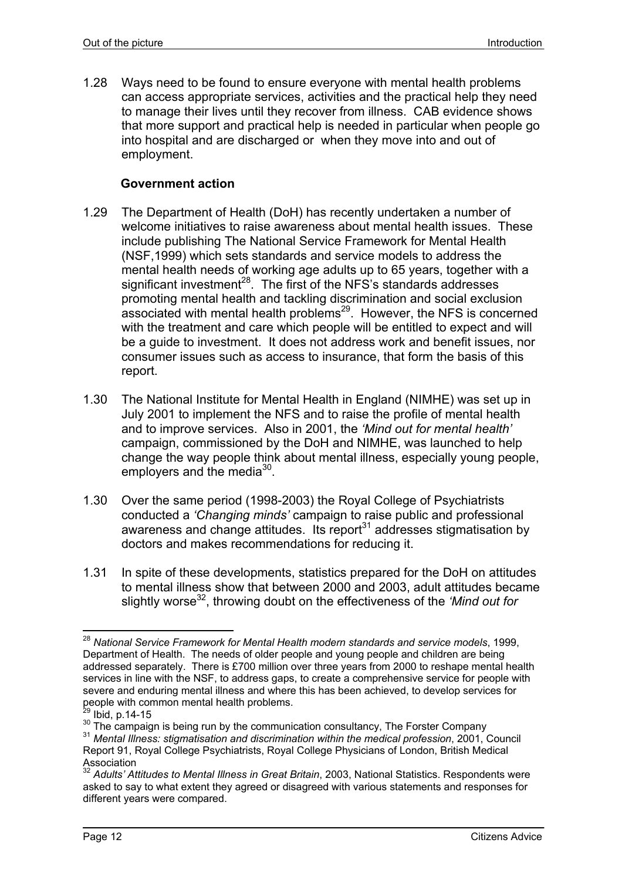1.28 Ways need to be found to ensure everyone with mental health problems can access appropriate services, activities and the practical help they need to manage their lives until they recover from illness. CAB evidence shows that more support and practical help is needed in particular when people go into hospital and are discharged or when they move into and out of employment.

### Government action

1.29 The Department of Health (DoH) has recently undertaken a number of welcome initiatives to raise awareness about mental health issues. These include publishing The National Service Framework for Mental Health (NSF,1999) which sets standards and service models to address the mental health needs of working age adults up to 65 years, together with a significant investment[28]. The first of the NFS's standards addresses promoting mental health and tackling discrimination and social exclusion associated with mental health problems[29]. However, the NFS is concerned with the treatment and care which people will be entitled to expect and will be a guide to investment. It does not address work and benefit issues, nor consumer issues such as access to insurance, that form the basis of this report.

1.30 The National Institute for Mental Health in England (NIMHE) was set up in July 2001 to implement the NFS and to raise the profile of mental health and to improve services. Also in 2001, the *'Mind out for mental health'* campaign, commissioned by the DoH and NIMHE, was launched to help change the way people think about mental illness, especially young people, employers and the media[30].

1.30 Over the same period (1998-2003) the Royal College of Psychiatrists conducted a *'Changing minds'* campaign to raise public and professional awareness and change attitudes. Its report[31] addresses stigmatisation by doctors and makes recommendations for reducing it.

1.31 In spite of these developments, statistics prepared for the DoH on attitudes to mental illness show that between 2000 and 2003, adult attitudes became slightly worse[32], throwing doubt on the effectiveness of the *'Mind out for*

---

[28] *National Service Framework for Mental Health modern standards and service models*, 1999, Department of Health. The needs of older people and young people and children are being addressed separately. There is £700 million over three years from 2000 to reshape mental health services in line with the NSF, to address gaps, to create a comprehensive service for people with severe and enduring mental illness and where this has been achieved, to develop services for people with common mental health problems.

[29] Ibid, p.14-15

[30] The campaign is being run by the communication consultancy, The Forster Company

[31] *Mental Illness: stigmatisation and discrimination within the medical profession*, 2001, Council Report 91, Royal College Psychiatrists, Royal College Physicians of London, British Medical Association

[32] *Adults' Attitudes to Mental Illness in Great Britain*, 2003, National Statistics. Respondents were asked to say to what extent they agreed or disagreed with various statements and responses for different years were compared.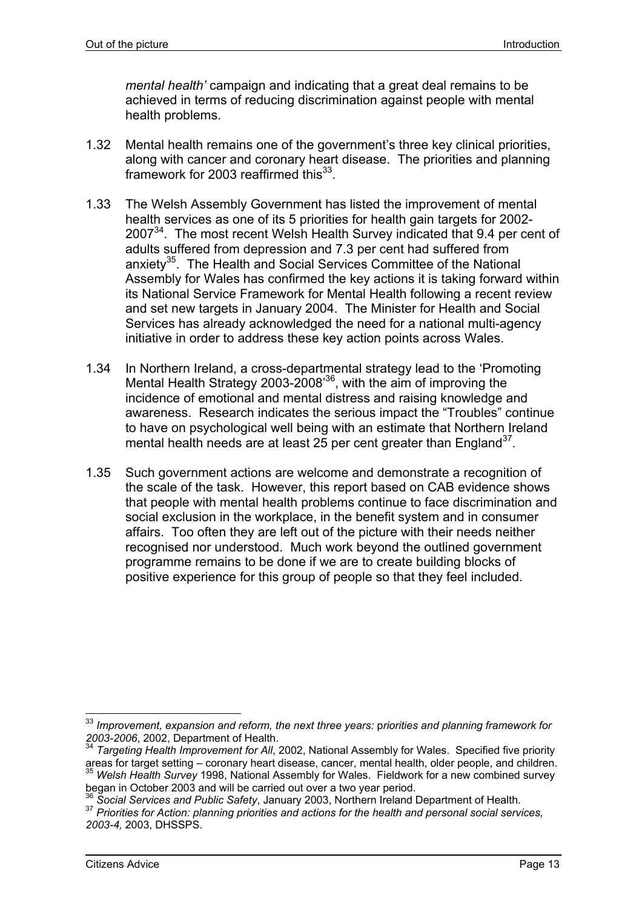*mental health'* campaign and indicating that a great deal remains to be achieved in terms of reducing discrimination against people with mental health problems.

1.32 Mental health remains one of the government's three key clinical priorities, along with cancer and coronary heart disease. The priorities and planning framework for 2003 reaffirmed this[33].

1.33 The Welsh Assembly Government has listed the improvement of mental health services as one of its 5 priorities for health gain targets for 2002-2007[34]. The most recent Welsh Health Survey indicated that 9.4 per cent of adults suffered from depression and 7.3 per cent had suffered from anxiety[35]. The Health and Social Services Committee of the National Assembly for Wales has confirmed the key actions it is taking forward within its National Service Framework for Mental Health following a recent review and set new targets in January 2004. The Minister for Health and Social Services has already acknowledged the need for a national multi-agency initiative in order to address these key action points across Wales.

1.34 In Northern Ireland, a cross-departmental strategy lead to the 'Promoting Mental Health Strategy 2003-2008'[36], with the aim of improving the incidence of emotional and mental distress and raising knowledge and awareness. Research indicates the serious impact the "Troubles" continue to have on psychological well being with an estimate that Northern Ireland mental health needs are at least 25 per cent greater than England[37].

1.35 Such government actions are welcome and demonstrate a recognition of the scale of the task. However, this report based on CAB evidence shows that people with mental health problems continue to face discrimination and social exclusion in the workplace, in the benefit system and in consumer affairs. Too often they are left out of the picture with their needs neither recognised nor understood. Much work beyond the outlined government programme remains to be done if we are to create building blocks of positive experience for this group of people so that they feel included.

---

[33] *Improvement, expansion and reform, the next three years:* p*riorities and planning framework for 2003-2006*, 2002, Department of Health.

[34] *Targeting Health Improvement for All*, 2002, National Assembly for Wales. Specified five priority areas for target setting – coronary heart disease, cancer, mental health, older people, and children.

[35] *Welsh Health Survey* 1998, National Assembly for Wales. Fieldwork for a new combined survey began in October 2003 and will be carried out over a two year period.

[36] *Social Services and Public Safety*, January 2003, Northern Ireland Department of Health.

[37] *Priorities for Action: planning priorities and actions for the health and personal social services, 2003-4,* 2003, DHSSPS.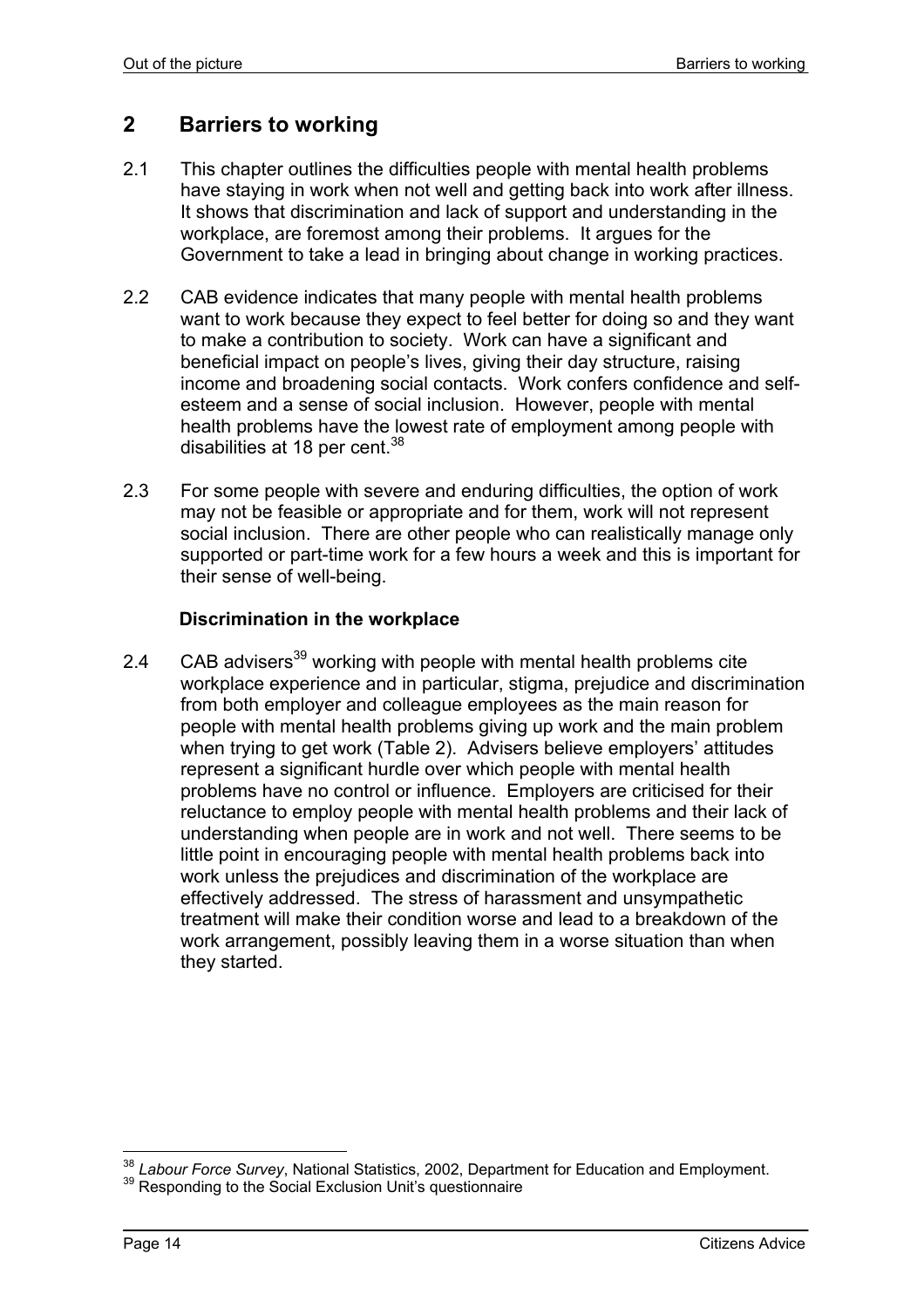## 2 Barriers to working

2.1 This chapter outlines the difficulties people with mental health problems have staying in work when not well and getting back into work after illness. It shows that discrimination and lack of support and understanding in the workplace, are foremost among their problems. It argues for the Government to take a lead in bringing about change in working practices.

2.2 CAB evidence indicates that many people with mental health problems want to work because they expect to feel better for doing so and they want to make a contribution to society. Work can have a significant and beneficial impact on people's lives, giving their day structure, raising income and broadening social contacts. Work confers confidence and self-esteem and a sense of social inclusion. However, people with mental health problems have the lowest rate of employment among people with disabilities at 18 per cent.[38]

2.3 For some people with severe and enduring difficulties, the option of work may not be feasible or appropriate and for them, work will not represent social inclusion. There are other people who can realistically manage only supported or part-time work for a few hours a week and this is important for their sense of well-being.

### Discrimination in the workplace

2.4 CAB advisers[39] working with people with mental health problems cite workplace experience and in particular, stigma, prejudice and discrimination from both employer and colleague employees as the main reason for people with mental health problems giving up work and the main problem when trying to get work (Table 2). Advisers believe employers' attitudes represent a significant hurdle over which people with mental health problems have no control or influence. Employers are criticised for their reluctance to employ people with mental health problems and their lack of understanding when people are in work and not well. There seems to be little point in encouraging people with mental health problems back into work unless the prejudices and discrimination of the workplace are effectively addressed. The stress of harassment and unsympathetic treatment will make their condition worse and lead to a breakdown of the work arrangement, possibly leaving them in a worse situation than when they started.

---

[38] *Labour Force Survey*, National Statistics, 2002, Department for Education and Employment.

[39] Responding to the Social Exclusion Unit's questionnaire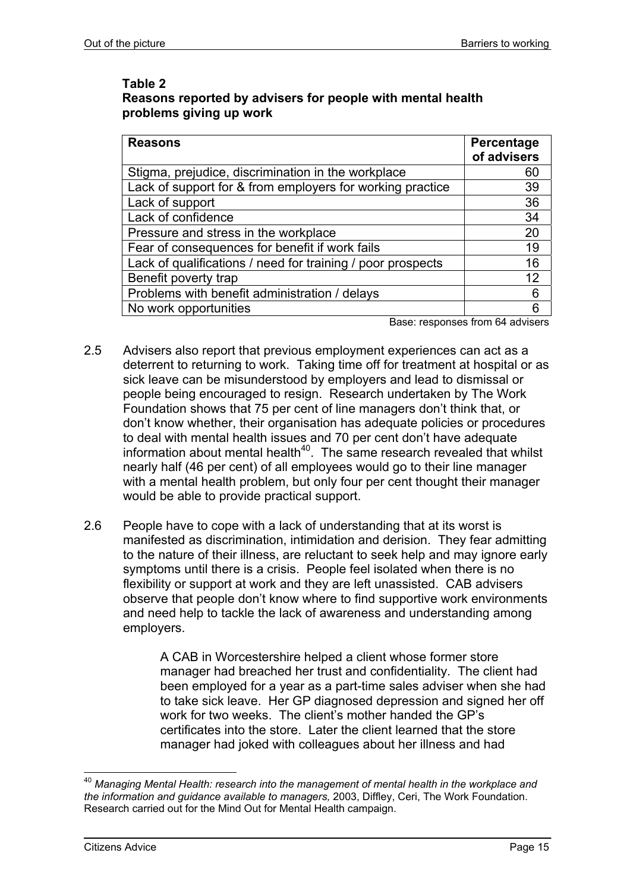**Table 2**
**Reasons reported by advisers for people with mental health problems giving up work**

| Reasons | Percentage of advisers |
|---|---|
| Stigma, prejudice, discrimination in the workplace | 60 |
| Lack of support for & from employers for working practice | 39 |
| Lack of support | 36 |
| Lack of confidence | 34 |
| Pressure and stress in the workplace | 20 |
| Fear of consequences for benefit if work fails | 19 |
| Lack of qualifications / need for training / poor prospects | 16 |
| Benefit poverty trap | 12 |
| Problems with benefit administration / delays | 6 |
| No work opportunities | 6 |

Base: responses from 64 advisers

2.5 Advisers also report that previous employment experiences can act as a deterrent to returning to work. Taking time off for treatment at hospital or as sick leave can be misunderstood by employers and lead to dismissal or people being encouraged to resign. Research undertaken by The Work Foundation shows that 75 per cent of line managers don't think that, or don't know whether, their organisation has adequate policies or procedures to deal with mental health issues and 70 per cent don't have adequate information about mental health[40]. The same research revealed that whilst nearly half (46 per cent) of all employees would go to their line manager with a mental health problem, but only four per cent thought their manager would be able to provide practical support.

2.6 People have to cope with a lack of understanding that at its worst is manifested as discrimination, intimidation and derision. They fear admitting to the nature of their illness, are reluctant to seek help and may ignore early symptoms until there is a crisis. People feel isolated when there is no flexibility or support at work and they are left unassisted. CAB advisers observe that people don't know where to find supportive work environments and need help to tackle the lack of awareness and understanding among employers.

> A CAB in Worcestershire helped a client whose former store manager had breached her trust and confidentiality. The client had been employed for a year as a part-time sales adviser when she had to take sick leave. Her GP diagnosed depression and signed her off work for two weeks. The client's mother handed the GP's certificates into the store. Later the client learned that the store manager had joked with colleagues about her illness and had

[40] *Managing Mental Health: research into the management of mental health in the workplace and the information and guidance available to managers,* 2003, Diffley, Ceri, The Work Foundation. Research carried out for the Mind Out for Mental Health campaign.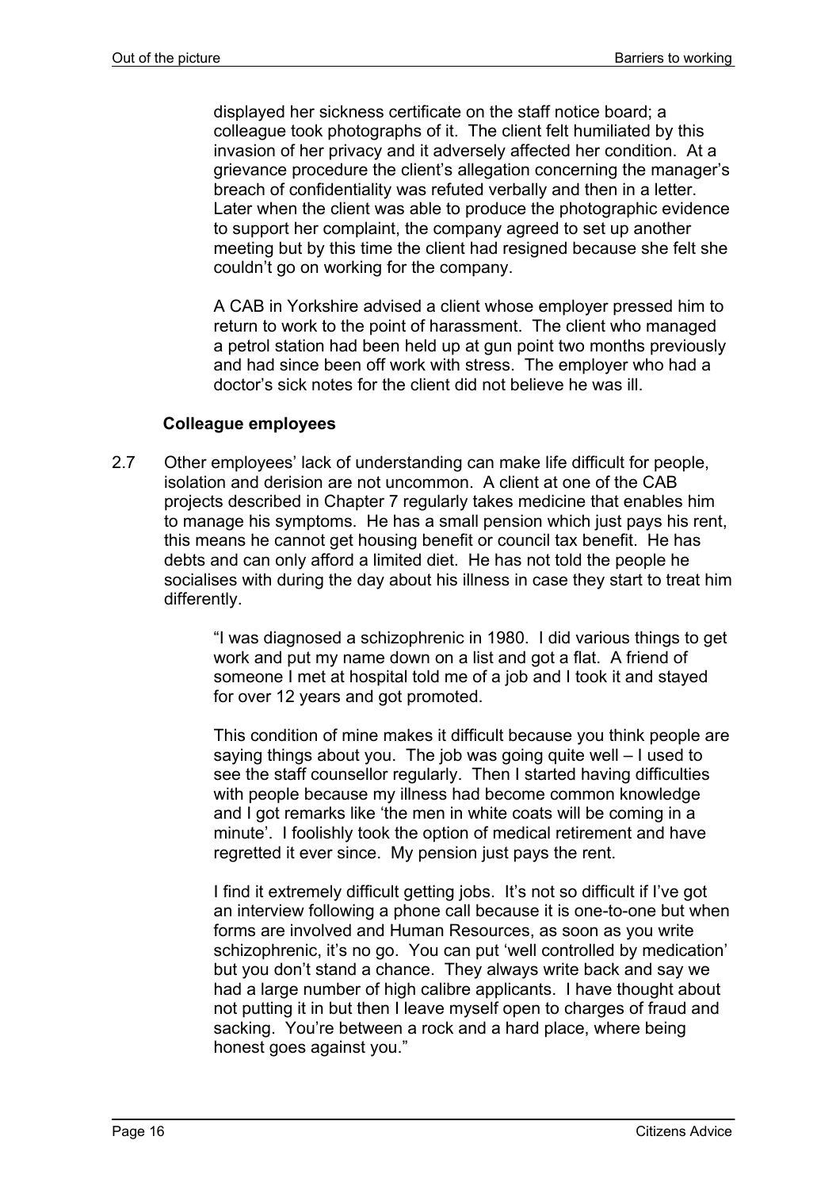displayed her sickness certificate on the staff notice board; a colleague took photographs of it. The client felt humiliated by this invasion of her privacy and it adversely affected her condition. At a grievance procedure the client's allegation concerning the manager's breach of confidentiality was refuted verbally and then in a letter. Later when the client was able to produce the photographic evidence to support her complaint, the company agreed to set up another meeting but by this time the client had resigned because she felt she couldn't go on working for the company.

A CAB in Yorkshire advised a client whose employer pressed him to return to work to the point of harassment. The client who managed a petrol station had been held up at gun point two months previously and had since been off work with stress. The employer who had a doctor's sick notes for the client did not believe he was ill.

### Colleague employees

2.7 Other employees' lack of understanding can make life difficult for people, isolation and derision are not uncommon. A client at one of the CAB projects described in Chapter 7 regularly takes medicine that enables him to manage his symptoms. He has a small pension which just pays his rent, this means he cannot get housing benefit or council tax benefit. He has debts and can only afford a limited diet. He has not told the people he socialises with during the day about his illness in case they start to treat him differently.

> "I was diagnosed a schizophrenic in 1980. I did various things to get work and put my name down on a list and got a flat. A friend of someone I met at hospital told me of a job and I took it and stayed for over 12 years and got promoted.
>
> This condition of mine makes it difficult because you think people are saying things about you. The job was going quite well – I used to see the staff counsellor regularly. Then I started having difficulties with people because my illness had become common knowledge and I got remarks like 'the men in white coats will be coming in a minute'. I foolishly took the option of medical retirement and have regretted it ever since. My pension just pays the rent.
>
> I find it extremely difficult getting jobs. It's not so difficult if I've got an interview following a phone call because it is one-to-one but when forms are involved and Human Resources, as soon as you write schizophrenic, it's no go. You can put 'well controlled by medication' but you don't stand a chance. They always write back and say we had a large number of high calibre applicants. I have thought about not putting it in but then I leave myself open to charges of fraud and sacking. You're between a rock and a hard place, where being honest goes against you."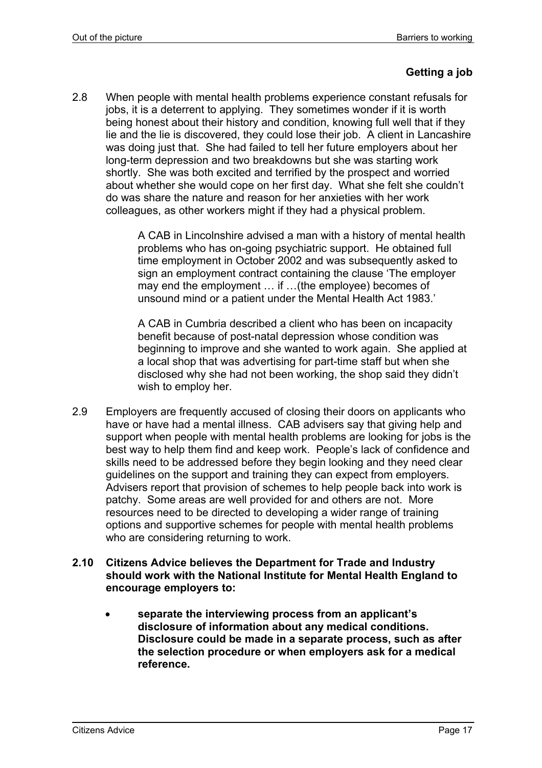### Getting a job

2.8 When people with mental health problems experience constant refusals for jobs, it is a deterrent to applying. They sometimes wonder if it is worth being honest about their history and condition, knowing full well that if they lie and the lie is discovered, they could lose their job. A client in Lancashire was doing just that. She had failed to tell her future employers about her long-term depression and two breakdowns but she was starting work shortly. She was both excited and terrified by the prospect and worried about whether she would cope on her first day. What she felt she couldn't do was share the nature and reason for her anxieties with her work colleagues, as other workers might if they had a physical problem.

> A CAB in Lincolnshire advised a man with a history of mental health problems who has on-going psychiatric support. He obtained full time employment in October 2002 and was subsequently asked to sign an employment contract containing the clause 'The employer may end the employment … if …(the employee) becomes of unsound mind or a patient under the Mental Health Act 1983.'

> A CAB in Cumbria described a client who has been on incapacity benefit because of post-natal depression whose condition was beginning to improve and she wanted to work again. She applied at a local shop that was advertising for part-time staff but when she disclosed why she had not been working, the shop said they didn't wish to employ her.

2.9 Employers are frequently accused of closing their doors on applicants who have or have had a mental illness. CAB advisers say that giving help and support when people with mental health problems are looking for jobs is the best way to help them find and keep work. People's lack of confidence and skills need to be addressed before they begin looking and they need clear guidelines on the support and training they can expect from employers. Advisers report that provision of schemes to help people back into work is patchy. Some areas are well provided for and others are not. More resources need to be directed to developing a wider range of training options and supportive schemes for people with mental health problems who are considering returning to work.

**2.10 Citizens Advice believes the Department for Trade and Industry should work with the National Institute for Mental Health England to encourage employers to:**

- **separate the interviewing process from an applicant's disclosure of information about any medical conditions. Disclosure could be made in a separate process, such as after the selection procedure or when employers ask for a medical reference.**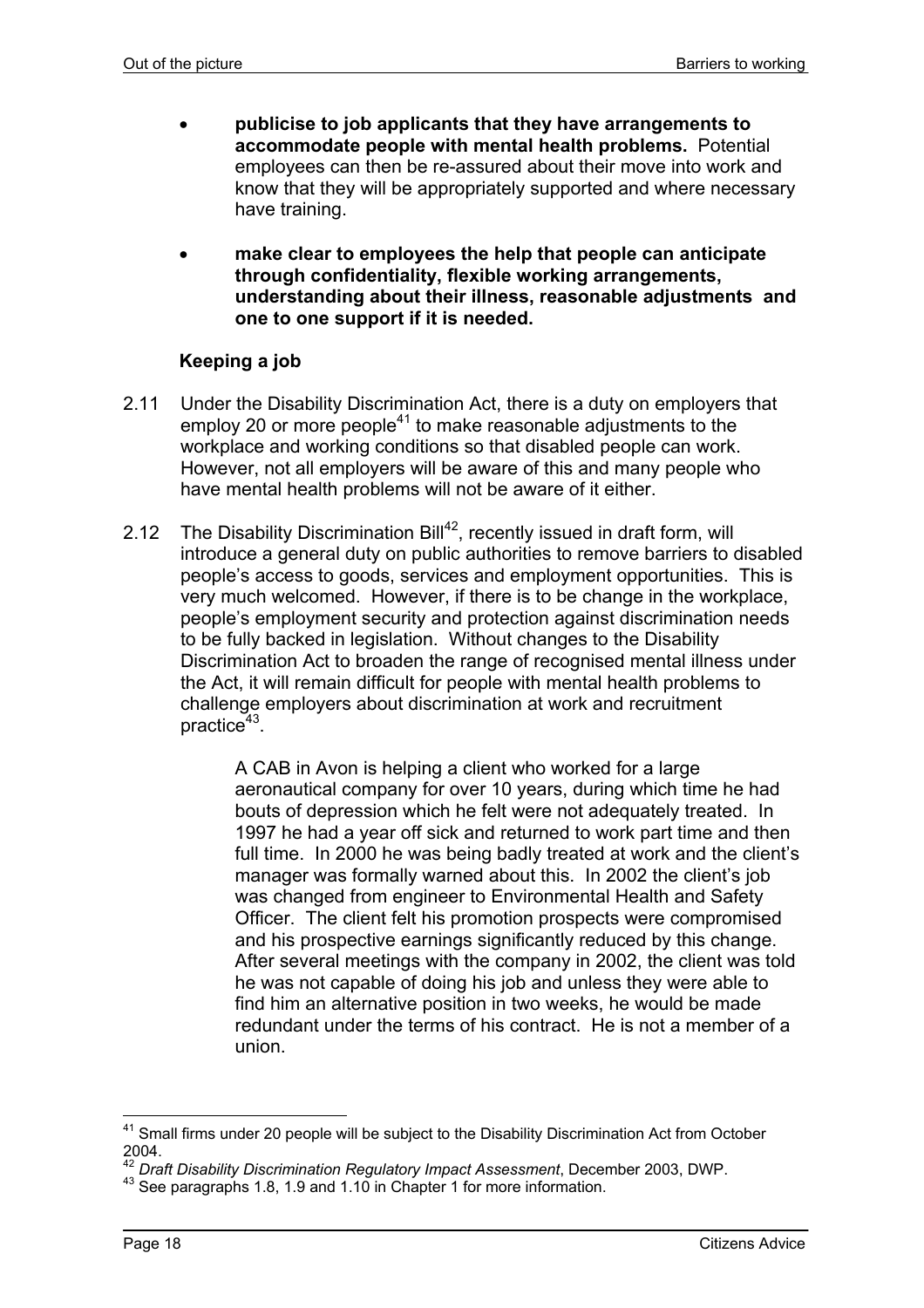- **publicise to job applicants that they have arrangements to accommodate people with mental health problems.** Potential employees can then be re-assured about their move into work and know that they will be appropriately supported and where necessary have training.

- **make clear to employees the help that people can anticipate through confidentiality, flexible working arrangements, understanding about their illness, reasonable adjustments and one to one support if it is needed.**

### Keeping a job

2.11 Under the Disability Discrimination Act, there is a duty on employers that employ 20 or more people[41] to make reasonable adjustments to the workplace and working conditions so that disabled people can work. However, not all employers will be aware of this and many people who have mental health problems will not be aware of it either.

2.12 The Disability Discrimination Bill[42], recently issued in draft form, will introduce a general duty on public authorities to remove barriers to disabled people's access to goods, services and employment opportunities. This is very much welcomed. However, if there is to be change in the workplace, people's employment security and protection against discrimination needs to be fully backed in legislation. Without changes to the Disability Discrimination Act to broaden the range of recognised mental illness under the Act, it will remain difficult for people with mental health problems to challenge employers about discrimination at work and recruitment practice[43].

> A CAB in Avon is helping a client who worked for a large aeronautical company for over 10 years, during which time he had bouts of depression which he felt were not adequately treated. In 1997 he had a year off sick and returned to work part time and then full time. In 2000 he was being badly treated at work and the client's manager was formally warned about this. In 2002 the client's job was changed from engineer to Environmental Health and Safety Officer. The client felt his promotion prospects were compromised and his prospective earnings significantly reduced by this change. After several meetings with the company in 2002, the client was told he was not capable of doing his job and unless they were able to find him an alternative position in two weeks, he would be made redundant under the terms of his contract. He is not a member of a union.

---

[41] Small firms under 20 people will be subject to the Disability Discrimination Act from October 2004.

[42] *Draft Disability Discrimination Regulatory Impact Assessment*, December 2003, DWP.

[43] See paragraphs 1.8, 1.9 and 1.10 in Chapter 1 for more information.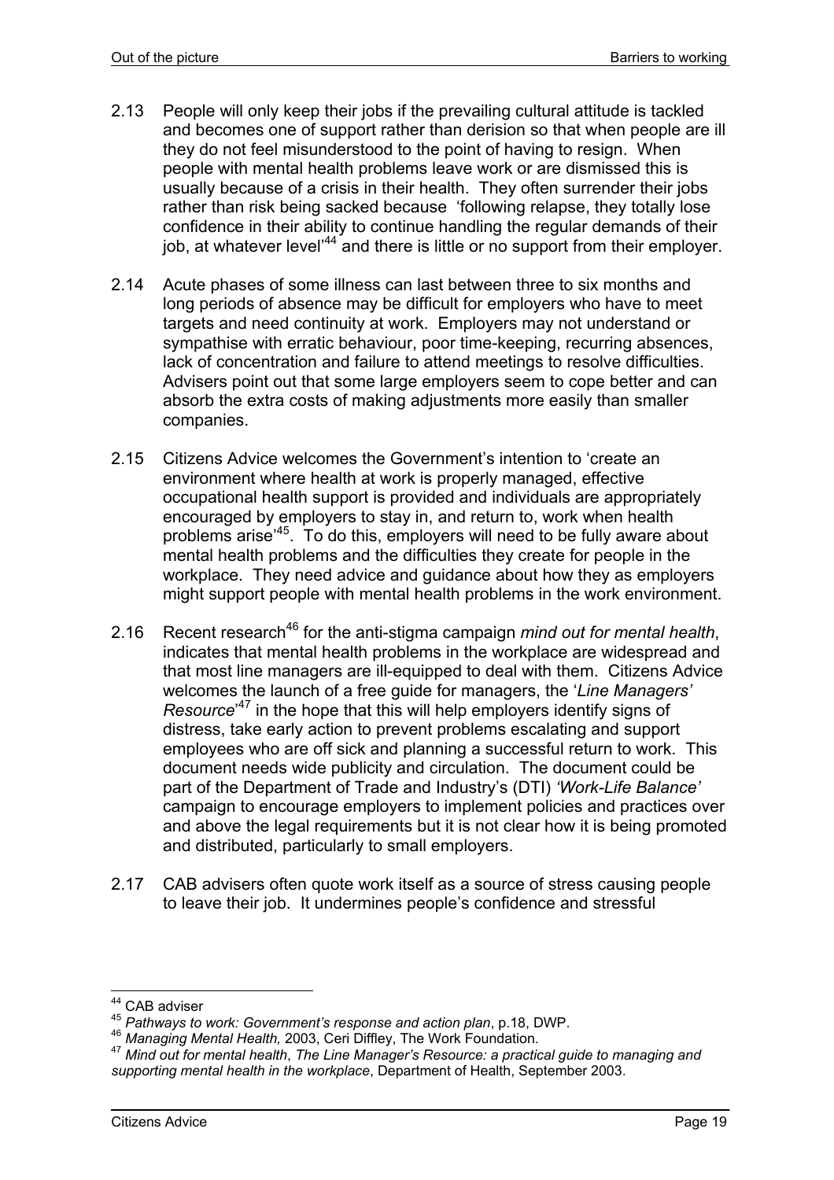2.13 People will only keep their jobs if the prevailing cultural attitude is tackled and becomes one of support rather than derision so that when people are ill they do not feel misunderstood to the point of having to resign. When people with mental health problems leave work or are dismissed this is usually because of a crisis in their health. They often surrender their jobs rather than risk being sacked because 'following relapse, they totally lose confidence in their ability to continue handling the regular demands of their job, at whatever level'[44] and there is little or no support from their employer.

2.14 Acute phases of some illness can last between three to six months and long periods of absence may be difficult for employers who have to meet targets and need continuity at work. Employers may not understand or sympathise with erratic behaviour, poor time-keeping, recurring absences, lack of concentration and failure to attend meetings to resolve difficulties. Advisers point out that some large employers seem to cope better and can absorb the extra costs of making adjustments more easily than smaller companies.

2.15 Citizens Advice welcomes the Government's intention to 'create an environment where health at work is properly managed, effective occupational health support is provided and individuals are appropriately encouraged by employers to stay in, and return to, work when health problems arise'[45]. To do this, employers will need to be fully aware about mental health problems and the difficulties they create for people in the workplace. They need advice and guidance about how they as employers might support people with mental health problems in the work environment.

2.16 Recent research[46] for the anti-stigma campaign *mind out for mental health*, indicates that mental health problems in the workplace are widespread and that most line managers are ill-equipped to deal with them. Citizens Advice welcomes the launch of a free guide for managers, the '*Line Managers' Resource*'[47] in the hope that this will help employers identify signs of distress, take early action to prevent problems escalating and support employees who are off sick and planning a successful return to work. This document needs wide publicity and circulation. The document could be part of the Department of Trade and Industry's (DTI) *'Work-Life Balance'* campaign to encourage employers to implement policies and practices over and above the legal requirements but it is not clear how it is being promoted and distributed, particularly to small employers.

2.17 CAB advisers often quote work itself as a source of stress causing people to leave their job. It undermines people's confidence and stressful

---

[44] CAB adviser

[45] *Pathways to work: Government's response and action plan*, p.18, DWP.

[46] *Managing Mental Health,* 2003, Ceri Diffley, The Work Foundation.

[47] *Mind out for mental health*, *The Line Manager's Resource: a practical guide to managing and supporting mental health in the workplace*, Department of Health, September 2003.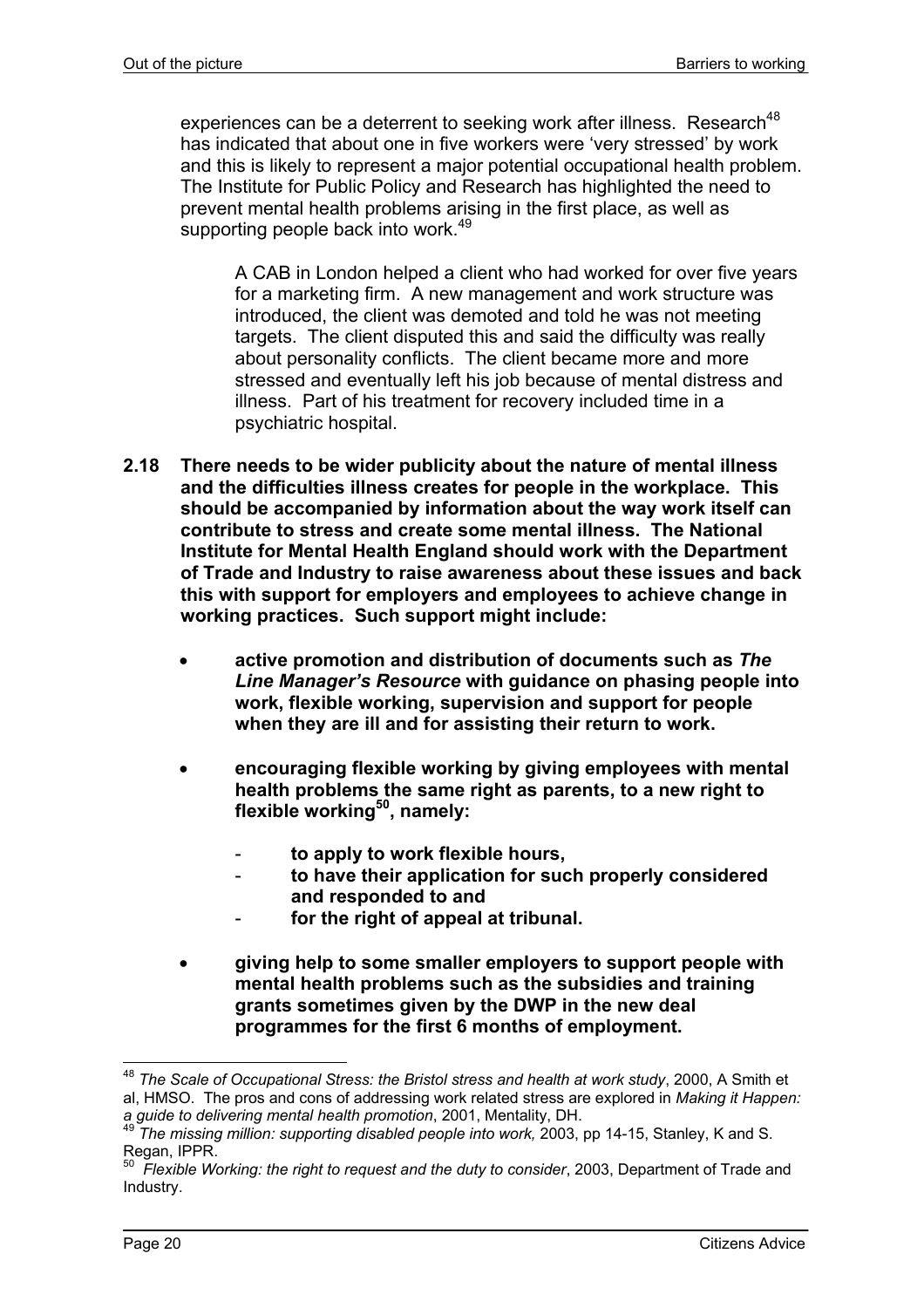experiences can be a deterrent to seeking work after illness. Research[48] has indicated that about one in five workers were 'very stressed' by work and this is likely to represent a major potential occupational health problem. The Institute for Public Policy and Research has highlighted the need to prevent mental health problems arising in the first place, as well as supporting people back into work.[49]

> A CAB in London helped a client who had worked for over five years for a marketing firm. A new management and work structure was introduced, the client was demoted and told he was not meeting targets. The client disputed this and said the difficulty was really about personality conflicts. The client became more and more stressed and eventually left his job because of mental distress and illness. Part of his treatment for recovery included time in a psychiatric hospital.

**2.18 There needs to be wider publicity about the nature of mental illness and the difficulties illness creates for people in the workplace. This should be accompanied by information about the way work itself can contribute to stress and create some mental illness. The National Institute for Mental Health England should work with the Department of Trade and Industry to raise awareness about these issues and back this with support for employers and employees to achieve change in working practices. Such support might include:**

- **active promotion and distribution of documents such as *The Line Manager's Resource* with guidance on phasing people into work, flexible working, supervision and support for people when they are ill and for assisting their return to work.**
- **encouraging flexible working by giving employees with mental health problems the same right as parents, to a new right to flexible working[50], namely:**
  - **to apply to work flexible hours,**
  - **to have their application for such properly considered and responded to and**
  - **for the right of appeal at tribunal.**
- **giving help to some smaller employers to support people with mental health problems such as the subsidies and training grants sometimes given by the DWP in the new deal programmes for the first 6 months of employment.**

---

[48] *The Scale of Occupational Stress: the Bristol stress and health at work study*, 2000, A Smith et al, HMSO. The pros and cons of addressing work related stress are explored in *Making it Happen: a guide to delivering mental health promotion*, 2001, Mentality, DH.

[49] *The missing million: supporting disabled people into work,* 2003, pp 14-15, Stanley, K and S. Regan, IPPR.

[50] *Flexible Working: the right to request and the duty to consider*, 2003, Department of Trade and Industry.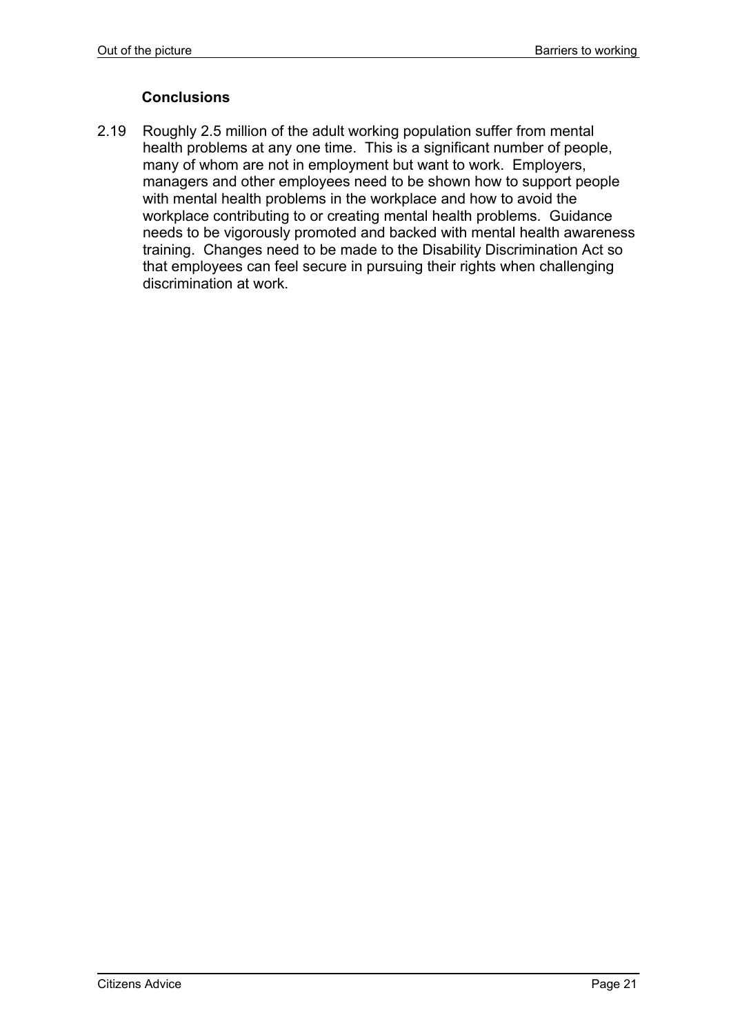### Conclusions

2.19 Roughly 2.5 million of the adult working population suffer from mental health problems at any one time. This is a significant number of people, many of whom are not in employment but want to work. Employers, managers and other employees need to be shown how to support people with mental health problems in the workplace and how to avoid the workplace contributing to or creating mental health problems. Guidance needs to be vigorously promoted and backed with mental health awareness training. Changes need to be made to the Disability Discrimination Act so that employees can feel secure in pursuing their rights when challenging discrimination at work.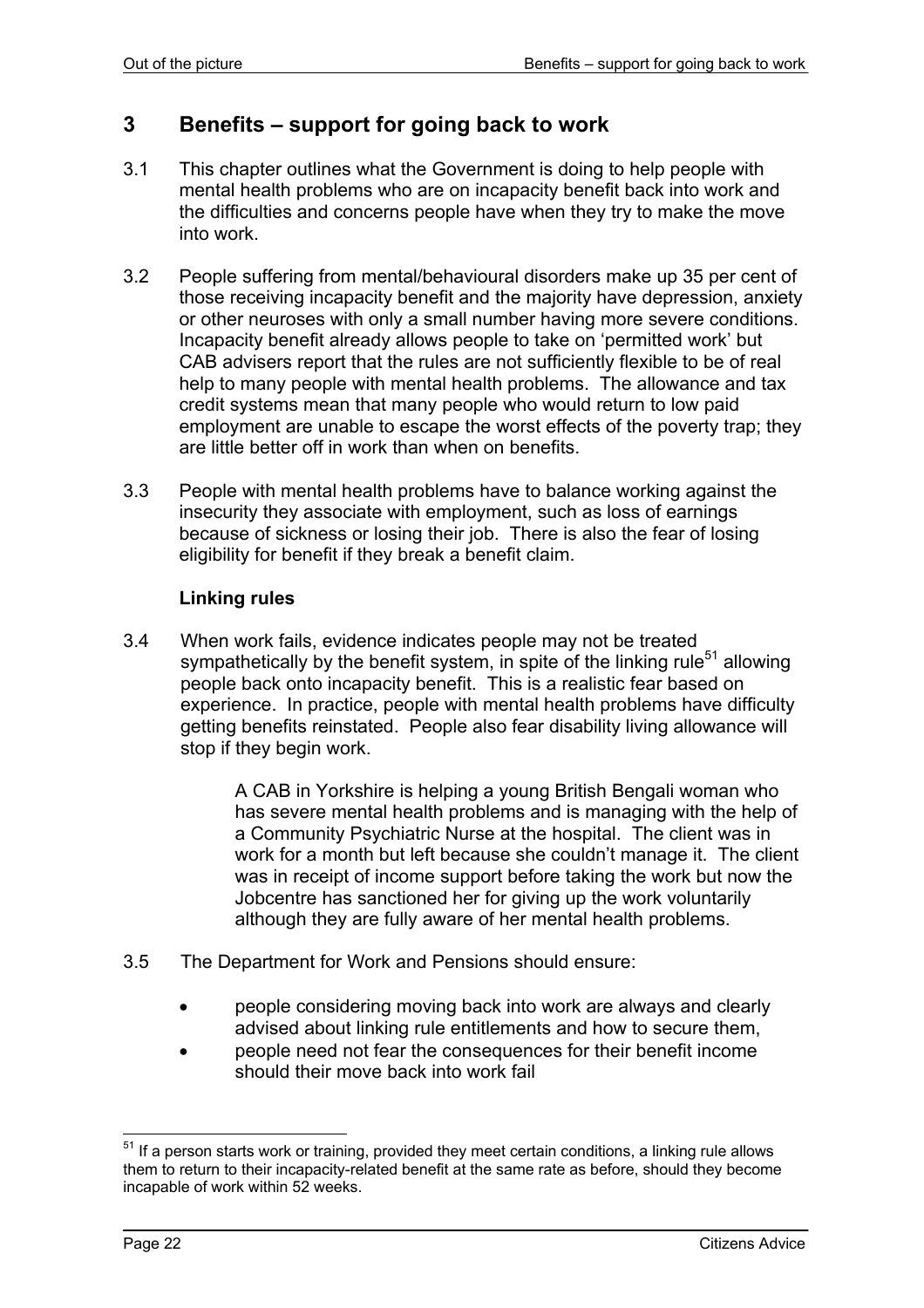# 3 Benefits – support for going back to work

3.1 This chapter outlines what the Government is doing to help people with mental health problems who are on incapacity benefit back into work and the difficulties and concerns people have when they try to make the move into work.

3.2 People suffering from mental/behavioural disorders make up 35 per cent of those receiving incapacity benefit and the majority have depression, anxiety or other neuroses with only a small number having more severe conditions. Incapacity benefit already allows people to take on 'permitted work' but CAB advisers report that the rules are not sufficiently flexible to be of real help to many people with mental health problems. The allowance and tax credit systems mean that many people who would return to low paid employment are unable to escape the worst effects of the poverty trap; they are little better off in work than when on benefits.

3.3 People with mental health problems have to balance working against the insecurity they associate with employment, such as loss of earnings because of sickness or losing their job. There is also the fear of losing eligibility for benefit if they break a benefit claim.

**Linking rules**

3.4 When work fails, evidence indicates people may not be treated sympathetically by the benefit system, in spite of the linking rule[51] allowing people back onto incapacity benefit. This is a realistic fear based on experience. In practice, people with mental health problems have difficulty getting benefits reinstated. People also fear disability living allowance will stop if they begin work.

> A CAB in Yorkshire is helping a young British Bengali woman who has severe mental health problems and is managing with the help of a Community Psychiatric Nurse at the hospital. The client was in work for a month but left because she couldn't manage it. The client was in receipt of income support before taking the work but now the Jobcentre has sanctioned her for giving up the work voluntarily although they are fully aware of her mental health problems.

3.5 The Department for Work and Pensions should ensure:

- people considering moving back into work are always and clearly advised about linking rule entitlements and how to secure them,
- people need not fear the consequences for their benefit income should their move back into work fail

---

[51] If a person starts work or training, provided they meet certain conditions, a linking rule allows them to return to their incapacity-related benefit at the same rate as before, should they become incapable of work within 52 weeks.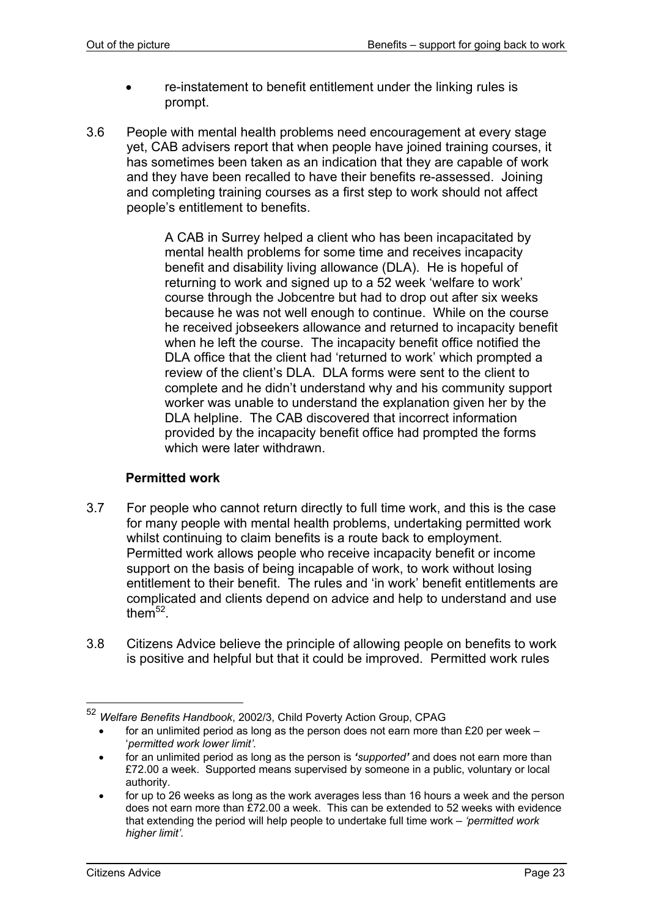- re-instatement to benefit entitlement under the linking rules is prompt.

3.6 People with mental health problems need encouragement at every stage yet, CAB advisers report that when people have joined training courses, it has sometimes been taken as an indication that they are capable of work and they have been recalled to have their benefits re-assessed. Joining and completing training courses as a first step to work should not affect people's entitlement to benefits.

> A CAB in Surrey helped a client who has been incapacitated by mental health problems for some time and receives incapacity benefit and disability living allowance (DLA). He is hopeful of returning to work and signed up to a 52 week 'welfare to work' course through the Jobcentre but had to drop out after six weeks because he was not well enough to continue. While on the course he received jobseekers allowance and returned to incapacity benefit when he left the course. The incapacity benefit office notified the DLA office that the client had 'returned to work' which prompted a review of the client's DLA. DLA forms were sent to the client to complete and he didn't understand why and his community support worker was unable to understand the explanation given her by the DLA helpline. The CAB discovered that incorrect information provided by the incapacity benefit office had prompted the forms which were later withdrawn.

### Permitted work

3.7 For people who cannot return directly to full time work, and this is the case for many people with mental health problems, undertaking permitted work whilst continuing to claim benefits is a route back to employment. Permitted work allows people who receive incapacity benefit or income support on the basis of being incapable of work, to work without losing entitlement to their benefit. The rules and 'in work' benefit entitlements are complicated and clients depend on advice and help to understand and use them[52].

3.8 Citizens Advice believe the principle of allowing people on benefits to work is positive and helpful but that it could be improved. Permitted work rules

---

[52] *Welfare Benefits Handbook*, 2002/3, Child Poverty Action Group, CPAG

- for an unlimited period as long as the person does not earn more than £20 per week – '*permitted work lower limit'.*
- for an unlimited period as long as the person is ***'supported'*** and does not earn more than £72.00 a week. Supported means supervised by someone in a public, voluntary or local authority.
- for up to 26 weeks as long as the work averages less than 16 hours a week and the person does not earn more than £72.00 a week. This can be extended to 52 weeks with evidence that extending the period will help people to undertake full time work – *'permitted work higher limit'.*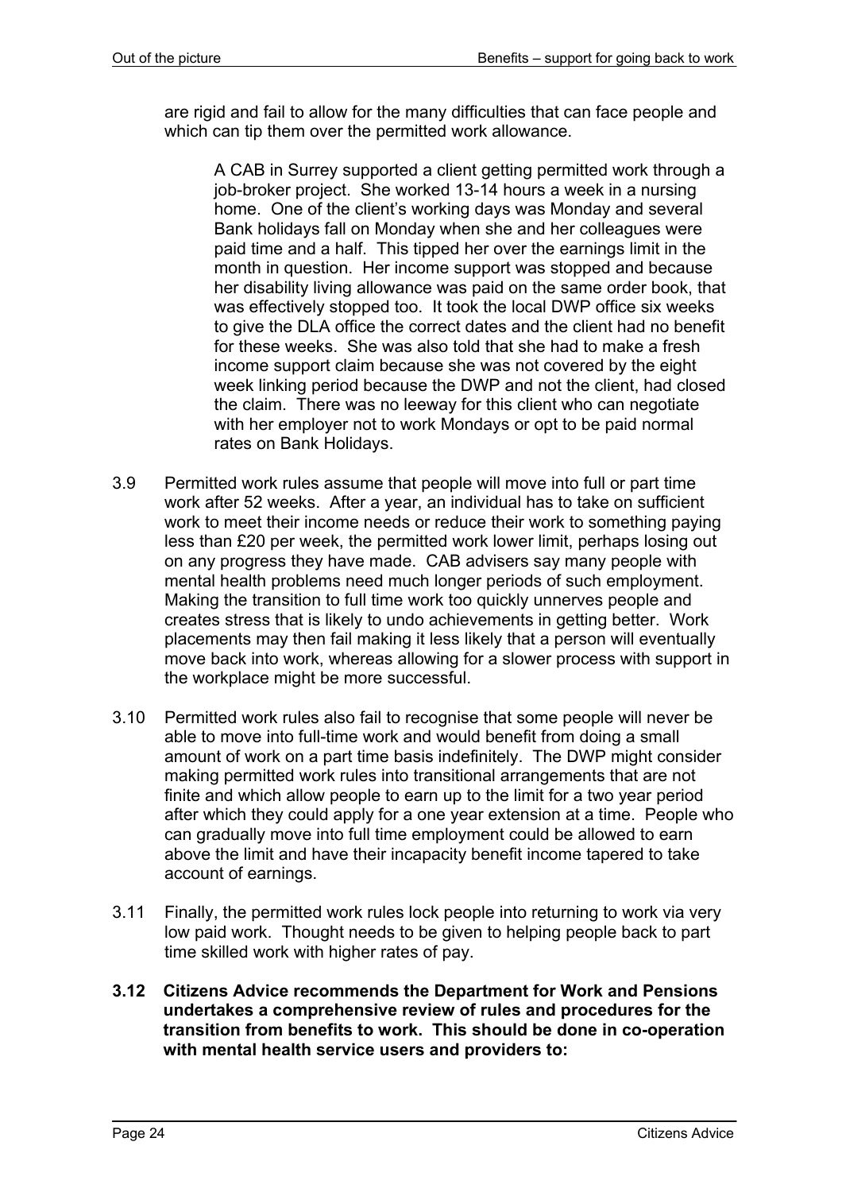are rigid and fail to allow for the many difficulties that can face people and which can tip them over the permitted work allowance.

> A CAB in Surrey supported a client getting permitted work through a job-broker project. She worked 13-14 hours a week in a nursing home. One of the client's working days was Monday and several Bank holidays fall on Monday when she and her colleagues were paid time and a half. This tipped her over the earnings limit in the month in question. Her income support was stopped and because her disability living allowance was paid on the same order book, that was effectively stopped too. It took the local DWP office six weeks to give the DLA office the correct dates and the client had no benefit for these weeks. She was also told that she had to make a fresh income support claim because she was not covered by the eight week linking period because the DWP and not the client, had closed the claim. There was no leeway for this client who can negotiate with her employer not to work Mondays or opt to be paid normal rates on Bank Holidays.

3.9 Permitted work rules assume that people will move into full or part time work after 52 weeks. After a year, an individual has to take on sufficient work to meet their income needs or reduce their work to something paying less than £20 per week, the permitted work lower limit, perhaps losing out on any progress they have made. CAB advisers say many people with mental health problems need much longer periods of such employment. Making the transition to full time work too quickly unnerves people and creates stress that is likely to undo achievements in getting better. Work placements may then fail making it less likely that a person will eventually move back into work, whereas allowing for a slower process with support in the workplace might be more successful.

3.10 Permitted work rules also fail to recognise that some people will never be able to move into full-time work and would benefit from doing a small amount of work on a part time basis indefinitely. The DWP might consider making permitted work rules into transitional arrangements that are not finite and which allow people to earn up to the limit for a two year period after which they could apply for a one year extension at a time. People who can gradually move into full time employment could be allowed to earn above the limit and have their incapacity benefit income tapered to take account of earnings.

3.11 Finally, the permitted work rules lock people into returning to work via very low paid work. Thought needs to be given to helping people back to part time skilled work with higher rates of pay.

**3.12 Citizens Advice recommends the Department for Work and Pensions undertakes a comprehensive review of rules and procedures for the transition from benefits to work. This should be done in co-operation with mental health service users and providers to:**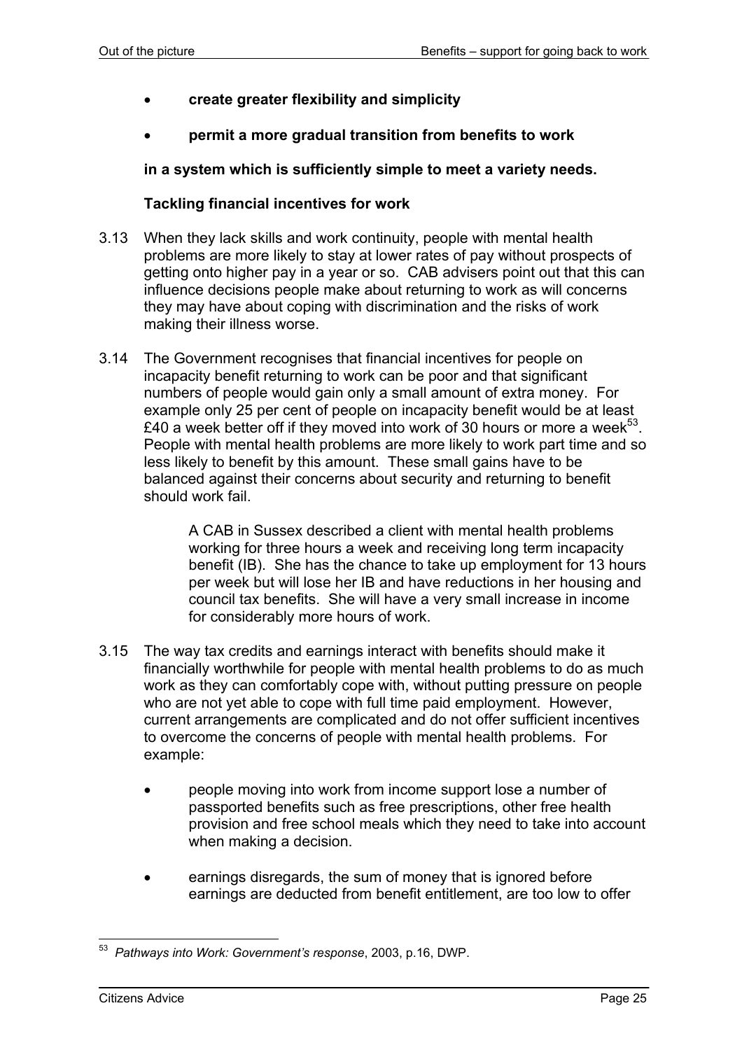- **create greater flexibility and simplicity**
- **permit a more gradual transition from benefits to work**

**in a system which is sufficiently simple to meet a variety needs.**

### Tackling financial incentives for work

3.13 When they lack skills and work continuity, people with mental health problems are more likely to stay at lower rates of pay without prospects of getting onto higher pay in a year or so. CAB advisers point out that this can influence decisions people make about returning to work as will concerns they may have about coping with discrimination and the risks of work making their illness worse.

3.14 The Government recognises that financial incentives for people on incapacity benefit returning to work can be poor and that significant numbers of people would gain only a small amount of extra money. For example only 25 per cent of people on incapacity benefit would be at least £40 a week better off if they moved into work of 30 hours or more a week[53]. People with mental health problems are more likely to work part time and so less likely to benefit by this amount. These small gains have to be balanced against their concerns about security and returning to benefit should work fail.

> A CAB in Sussex described a client with mental health problems working for three hours a week and receiving long term incapacity benefit (IB). She has the chance to take up employment for 13 hours per week but will lose her IB and have reductions in her housing and council tax benefits. She will have a very small increase in income for considerably more hours of work.

3.15 The way tax credits and earnings interact with benefits should make it financially worthwhile for people with mental health problems to do as much work as they can comfortably cope with, without putting pressure on people who are not yet able to cope with full time paid employment. However, current arrangements are complicated and do not offer sufficient incentives to overcome the concerns of people with mental health problems. For example:

- people moving into work from income support lose a number of passported benefits such as free prescriptions, other free health provision and free school meals which they need to take into account when making a decision.
- earnings disregards, the sum of money that is ignored before earnings are deducted from benefit entitlement, are too low to offer

[53] *Pathways into Work: Government's response*, 2003, p.16, DWP.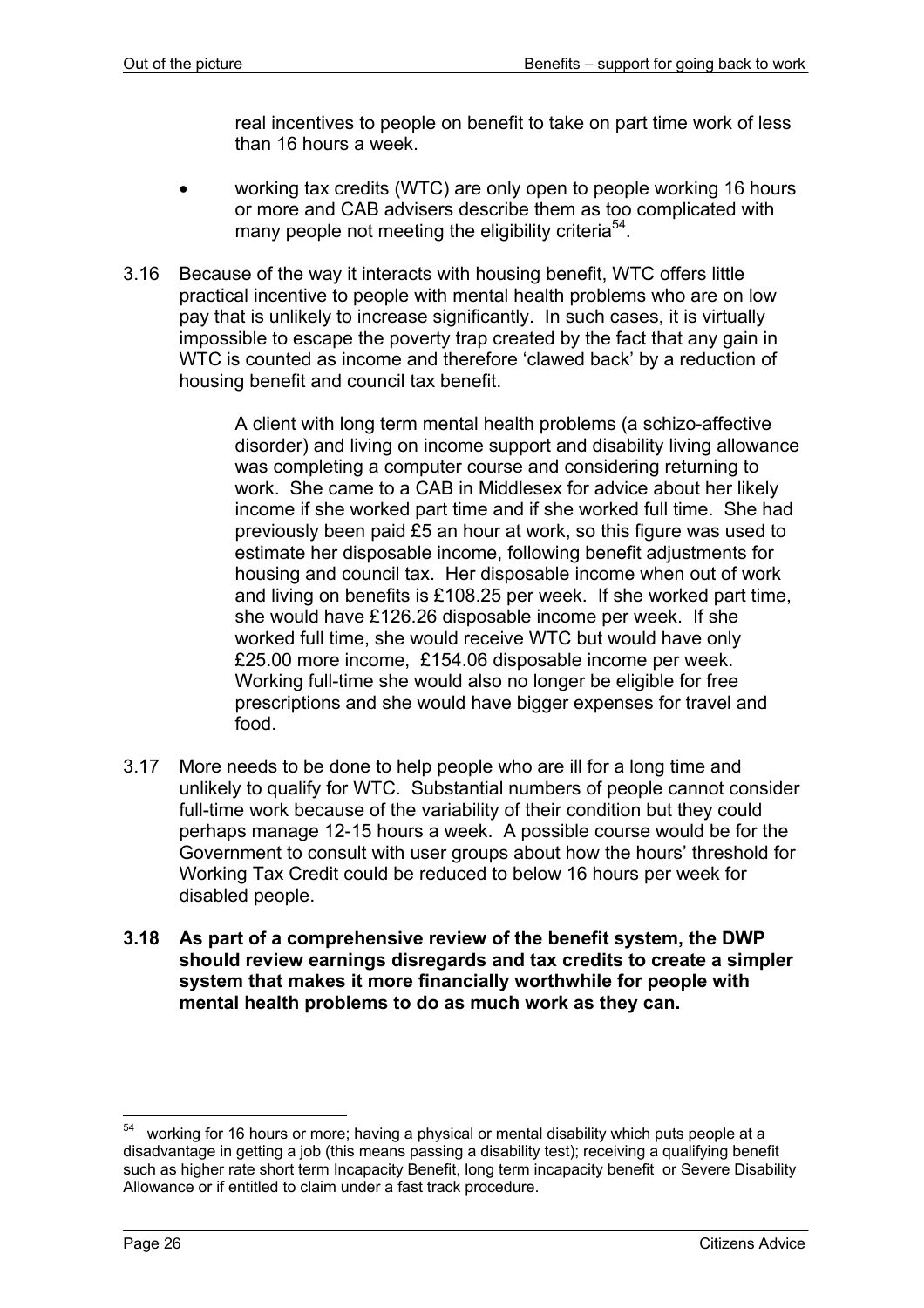real incentives to people on benefit to take on part time work of less than 16 hours a week.

- working tax credits (WTC) are only open to people working 16 hours or more and CAB advisers describe them as too complicated with many people not meeting the eligibility criteria[54].

3.16 Because of the way it interacts with housing benefit, WTC offers little practical incentive to people with mental health problems who are on low pay that is unlikely to increase significantly. In such cases, it is virtually impossible to escape the poverty trap created by the fact that any gain in WTC is counted as income and therefore 'clawed back' by a reduction of housing benefit and council tax benefit.

> A client with long term mental health problems (a schizo-affective disorder) and living on income support and disability living allowance was completing a computer course and considering returning to work. She came to a CAB in Middlesex for advice about her likely income if she worked part time and if she worked full time. She had previously been paid £5 an hour at work, so this figure was used to estimate her disposable income, following benefit adjustments for housing and council tax. Her disposable income when out of work and living on benefits is £108.25 per week. If she worked part time, she would have £126.26 disposable income per week. If she worked full time, she would receive WTC but would have only £25.00 more income, £154.06 disposable income per week. Working full-time she would also no longer be eligible for free prescriptions and she would have bigger expenses for travel and food.

3.17 More needs to be done to help people who are ill for a long time and unlikely to qualify for WTC. Substantial numbers of people cannot consider full-time work because of the variability of their condition but they could perhaps manage 12-15 hours a week. A possible course would be for the Government to consult with user groups about how the hours' threshold for Working Tax Credit could be reduced to below 16 hours per week for disabled people.

**3.18 As part of a comprehensive review of the benefit system, the DWP should review earnings disregards and tax credits to create a simpler system that makes it more financially worthwhile for people with mental health problems to do as much work as they can.**

---

[54] working for 16 hours or more; having a physical or mental disability which puts people at a disadvantage in getting a job (this means passing a disability test); receiving a qualifying benefit such as higher rate short term Incapacity Benefit, long term incapacity benefit or Severe Disability Allowance or if entitled to claim under a fast track procedure.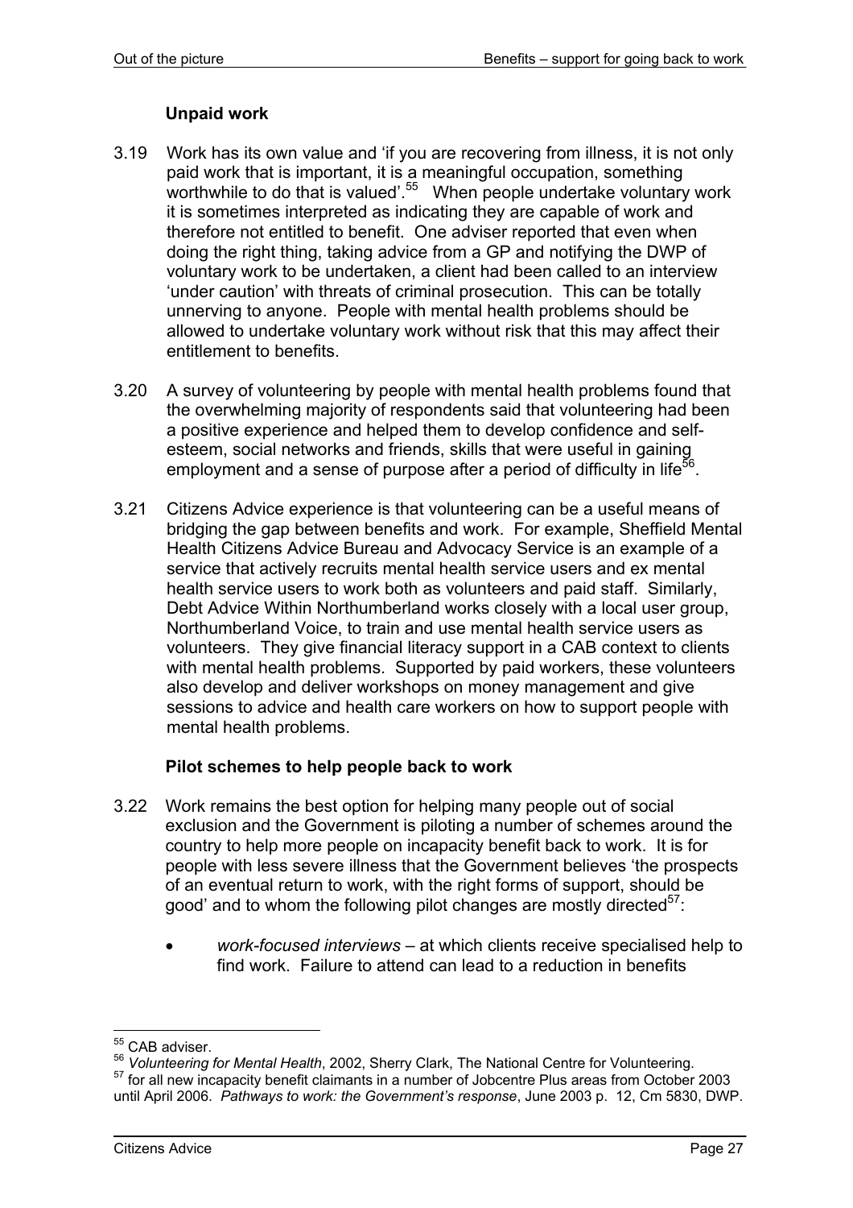### Unpaid work

3.19 Work has its own value and 'if you are recovering from illness, it is not only paid work that is important, it is a meaningful occupation, something worthwhile to do that is valued'.[55] When people undertake voluntary work it is sometimes interpreted as indicating they are capable of work and therefore not entitled to benefit. One adviser reported that even when doing the right thing, taking advice from a GP and notifying the DWP of voluntary work to be undertaken, a client had been called to an interview 'under caution' with threats of criminal prosecution. This can be totally unnerving to anyone. People with mental health problems should be allowed to undertake voluntary work without risk that this may affect their entitlement to benefits.

3.20 A survey of volunteering by people with mental health problems found that the overwhelming majority of respondents said that volunteering had been a positive experience and helped them to develop confidence and self-esteem, social networks and friends, skills that were useful in gaining employment and a sense of purpose after a period of difficulty in life[56].

3.21 Citizens Advice experience is that volunteering can be a useful means of bridging the gap between benefits and work. For example, Sheffield Mental Health Citizens Advice Bureau and Advocacy Service is an example of a service that actively recruits mental health service users and ex mental health service users to work both as volunteers and paid staff. Similarly, Debt Advice Within Northumberland works closely with a local user group, Northumberland Voice, to train and use mental health service users as volunteers. They give financial literacy support in a CAB context to clients with mental health problems. Supported by paid workers, these volunteers also develop and deliver workshops on money management and give sessions to advice and health care workers on how to support people with mental health problems.

### Pilot schemes to help people back to work

3.22 Work remains the best option for helping many people out of social exclusion and the Government is piloting a number of schemes around the country to help more people on incapacity benefit back to work. It is for people with less severe illness that the Government believes 'the prospects of an eventual return to work, with the right forms of support, should be good' and to whom the following pilot changes are mostly directed[57]:

- *work-focused interviews* – at which clients receive specialised help to find work. Failure to attend can lead to a reduction in benefits

---

[55] CAB adviser.

[56] *Volunteering for Mental Health*, 2002, Sherry Clark, The National Centre for Volunteering.

[57] for all new incapacity benefit claimants in a number of Jobcentre Plus areas from October 2003 until April 2006. *Pathways to work: the Government's response*, June 2003 p. 12, Cm 5830, DWP.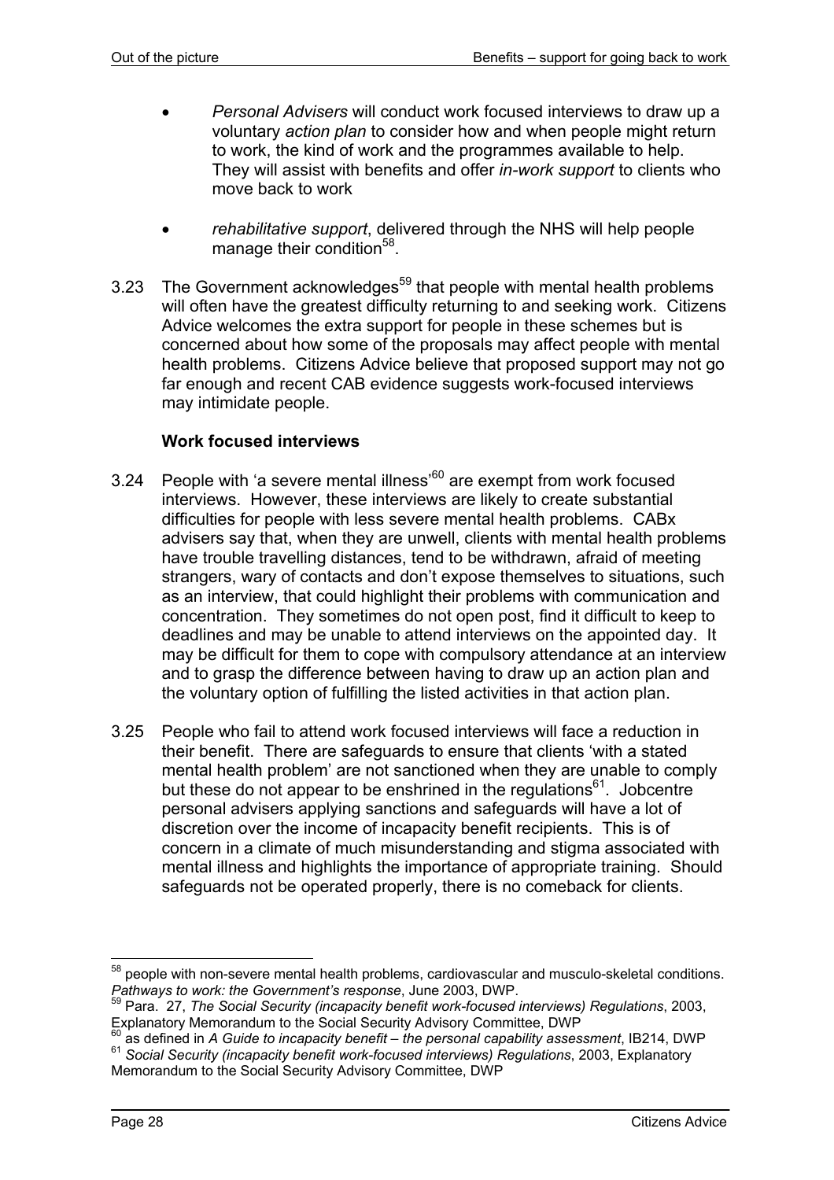- *Personal Advisers* will conduct work focused interviews to draw up a voluntary *action plan* to consider how and when people might return to work, the kind of work and the programmes available to help. They will assist with benefits and offer *in-work support* to clients who move back to work

- *rehabilitative support*, delivered through the NHS will help people manage their condition[58].

3.23 The Government acknowledges[59] that people with mental health problems will often have the greatest difficulty returning to and seeking work. Citizens Advice welcomes the extra support for people in these schemes but is concerned about how some of the proposals may affect people with mental health problems. Citizens Advice believe that proposed support may not go far enough and recent CAB evidence suggests work-focused interviews may intimidate people.

**Work focused interviews**

3.24 People with 'a severe mental illness'[60] are exempt from work focused interviews. However, these interviews are likely to create substantial difficulties for people with less severe mental health problems. CABx advisers say that, when they are unwell, clients with mental health problems have trouble travelling distances, tend to be withdrawn, afraid of meeting strangers, wary of contacts and don't expose themselves to situations, such as an interview, that could highlight their problems with communication and concentration. They sometimes do not open post, find it difficult to keep to deadlines and may be unable to attend interviews on the appointed day. It may be difficult for them to cope with compulsory attendance at an interview and to grasp the difference between having to draw up an action plan and the voluntary option of fulfilling the listed activities in that action plan.

3.25 People who fail to attend work focused interviews will face a reduction in their benefit. There are safeguards to ensure that clients 'with a stated mental health problem' are not sanctioned when they are unable to comply but these do not appear to be enshrined in the regulations[61]. Jobcentre personal advisers applying sanctions and safeguards will have a lot of discretion over the income of incapacity benefit recipients. This is of concern in a climate of much misunderstanding and stigma associated with mental illness and highlights the importance of appropriate training. Should safeguards not be operated properly, there is no comeback for clients.

---

[58] people with non-severe mental health problems, cardiovascular and musculo-skeletal conditions. *Pathways to work: the Government's response*, June 2003, DWP.

[59] Para. 27, *The Social Security (incapacity benefit work-focused interviews) Regulations*, 2003, Explanatory Memorandum to the Social Security Advisory Committee, DWP

[60] as defined in *A Guide to incapacity benefit – the personal capability assessment*, IB214, DWP

[61] *Social Security (incapacity benefit work-focused interviews) Regulations*, 2003, Explanatory Memorandum to the Social Security Advisory Committee, DWP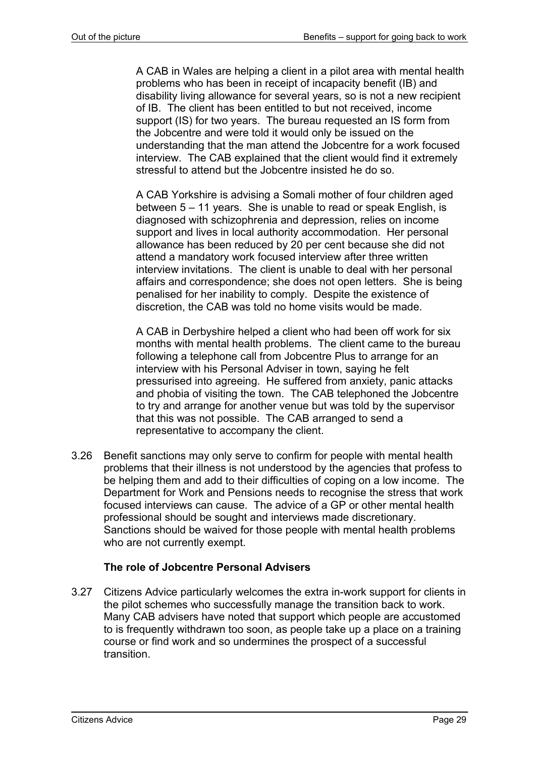A CAB in Wales are helping a client in a pilot area with mental health problems who has been in receipt of incapacity benefit (IB) and disability living allowance for several years, so is not a new recipient of IB. The client has been entitled to but not received, income support (IS) for two years. The bureau requested an IS form from the Jobcentre and were told it would only be issued on the understanding that the man attend the Jobcentre for a work focused interview. The CAB explained that the client would find it extremely stressful to attend but the Jobcentre insisted he do so.

A CAB Yorkshire is advising a Somali mother of four children aged between 5 – 11 years. She is unable to read or speak English, is diagnosed with schizophrenia and depression, relies on income support and lives in local authority accommodation. Her personal allowance has been reduced by 20 per cent because she did not attend a mandatory work focused interview after three written interview invitations. The client is unable to deal with her personal affairs and correspondence; she does not open letters. She is being penalised for her inability to comply. Despite the existence of discretion, the CAB was told no home visits would be made.

A CAB in Derbyshire helped a client who had been off work for six months with mental health problems. The client came to the bureau following a telephone call from Jobcentre Plus to arrange for an interview with his Personal Adviser in town, saying he felt pressurised into agreeing. He suffered from anxiety, panic attacks and phobia of visiting the town. The CAB telephoned the Jobcentre to try and arrange for another venue but was told by the supervisor that this was not possible. The CAB arranged to send a representative to accompany the client.

3.26 Benefit sanctions may only serve to confirm for people with mental health problems that their illness is not understood by the agencies that profess to be helping them and add to their difficulties of coping on a low income. The Department for Work and Pensions needs to recognise the stress that work focused interviews can cause. The advice of a GP or other mental health professional should be sought and interviews made discretionary. Sanctions should be waived for those people with mental health problems who are not currently exempt.

### The role of Jobcentre Personal Advisers

3.27 Citizens Advice particularly welcomes the extra in-work support for clients in the pilot schemes who successfully manage the transition back to work. Many CAB advisers have noted that support which people are accustomed to is frequently withdrawn too soon, as people take up a place on a training course or find work and so undermines the prospect of a successful transition.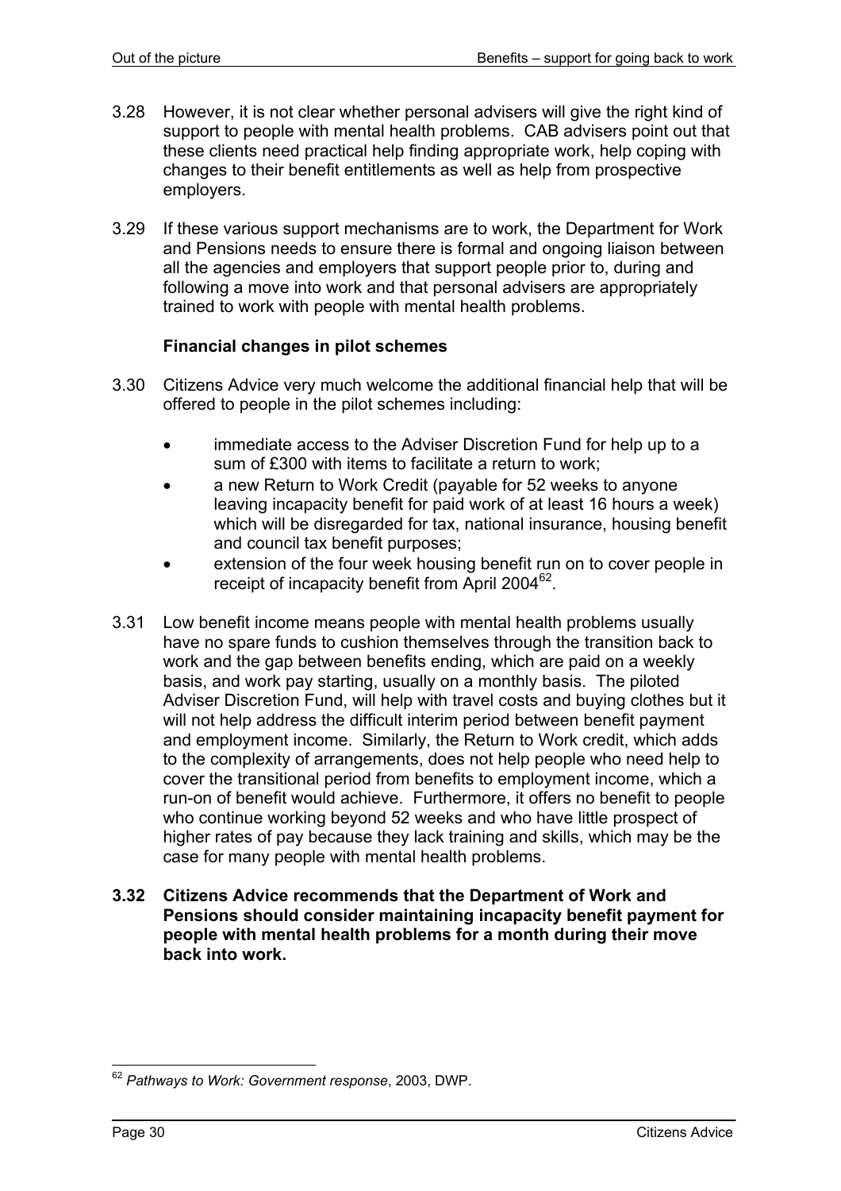3.28 However, it is not clear whether personal advisers will give the right kind of support to people with mental health problems. CAB advisers point out that these clients need practical help finding appropriate work, help coping with changes to their benefit entitlements as well as help from prospective employers.

3.29 If these various support mechanisms are to work, the Department for Work and Pensions needs to ensure there is formal and ongoing liaison between all the agencies and employers that support people prior to, during and following a move into work and that personal advisers are appropriately trained to work with people with mental health problems.

### Financial changes in pilot schemes

3.30 Citizens Advice very much welcome the additional financial help that will be offered to people in the pilot schemes including:

- immediate access to the Adviser Discretion Fund for help up to a sum of £300 with items to facilitate a return to work;
- a new Return to Work Credit (payable for 52 weeks to anyone leaving incapacity benefit for paid work of at least 16 hours a week) which will be disregarded for tax, national insurance, housing benefit and council tax benefit purposes;
- extension of the four week housing benefit run on to cover people in receipt of incapacity benefit from April 2004[62].

3.31 Low benefit income means people with mental health problems usually have no spare funds to cushion themselves through the transition back to work and the gap between benefits ending, which are paid on a weekly basis, and work pay starting, usually on a monthly basis. The piloted Adviser Discretion Fund, will help with travel costs and buying clothes but it will not help address the difficult interim period between benefit payment and employment income. Similarly, the Return to Work credit, which adds to the complexity of arrangements, does not help people who need help to cover the transitional period from benefits to employment income, which a run-on of benefit would achieve. Furthermore, it offers no benefit to people who continue working beyond 52 weeks and who have little prospect of higher rates of pay because they lack training and skills, which may be the case for many people with mental health problems.

**3.32 Citizens Advice recommends that the Department of Work and Pensions should consider maintaining incapacity benefit payment for people with mental health problems for a month during their move back into work.**

---

[62] *Pathways to Work: Government response*, 2003, DWP.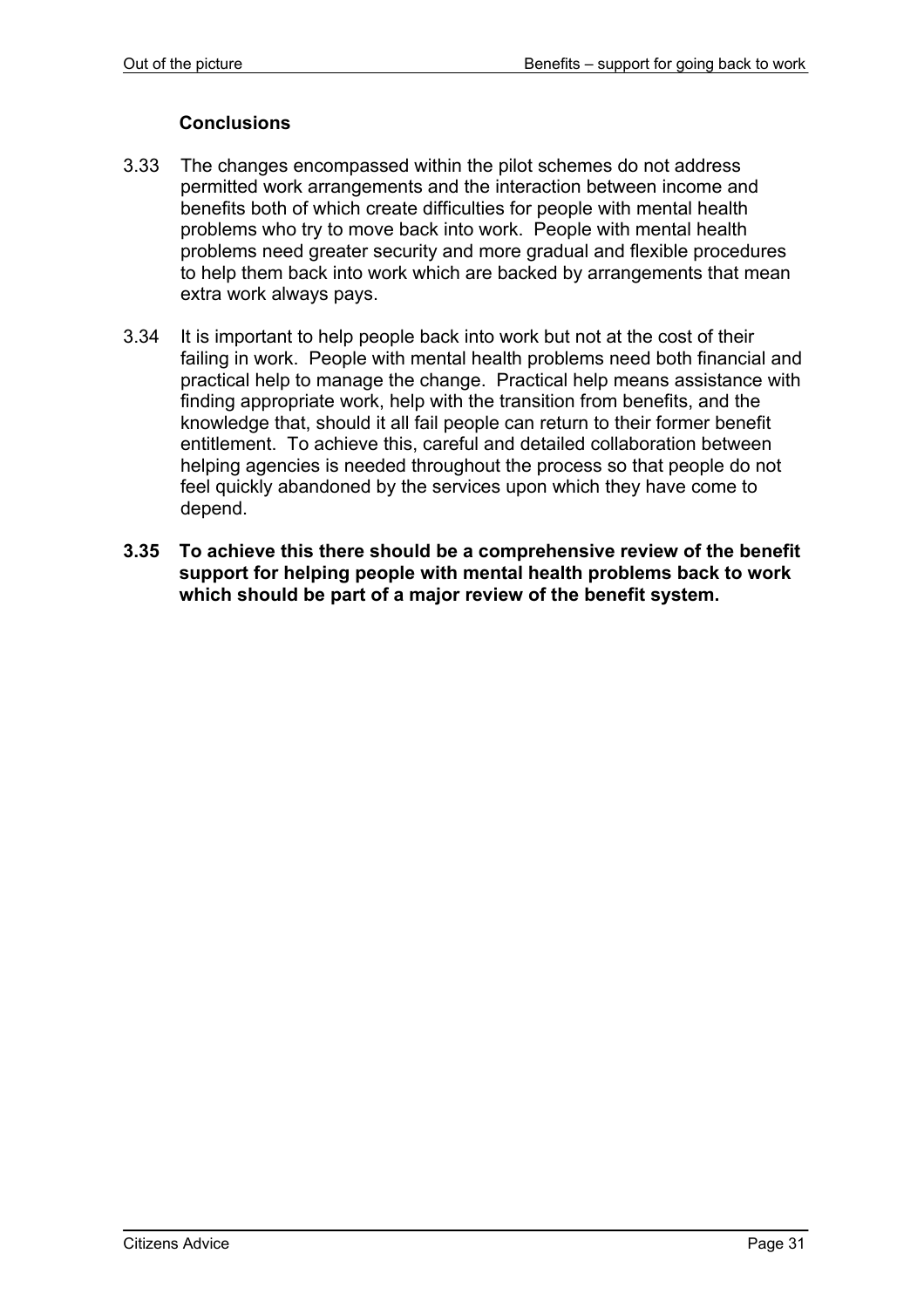### Conclusions

3.33 The changes encompassed within the pilot schemes do not address permitted work arrangements and the interaction between income and benefits both of which create difficulties for people with mental health problems who try to move back into work. People with mental health problems need greater security and more gradual and flexible procedures to help them back into work which are backed by arrangements that mean extra work always pays.

3.34 It is important to help people back into work but not at the cost of their failing in work. People with mental health problems need both financial and practical help to manage the change. Practical help means assistance with finding appropriate work, help with the transition from benefits, and the knowledge that, should it all fail people can return to their former benefit entitlement. To achieve this, careful and detailed collaboration between helping agencies is needed throughout the process so that people do not feel quickly abandoned by the services upon which they have come to depend.

**3.35 To achieve this there should be a comprehensive review of the benefit support for helping people with mental health problems back to work which should be part of a major review of the benefit system.**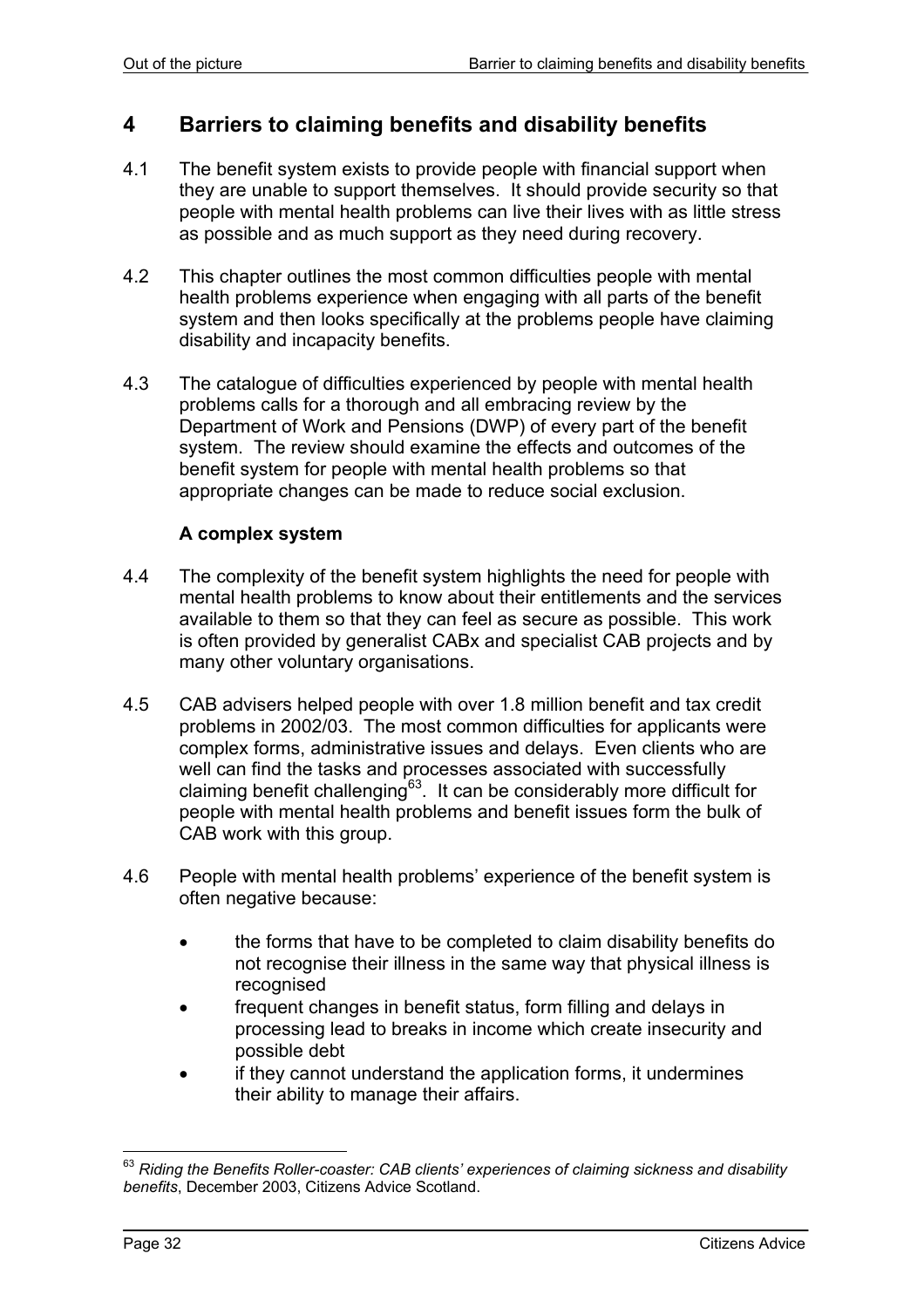## 4 Barriers to claiming benefits and disability benefits

4.1 The benefit system exists to provide people with financial support when they are unable to support themselves. It should provide security so that people with mental health problems can live their lives with as little stress as possible and as much support as they need during recovery.

4.2 This chapter outlines the most common difficulties people with mental health problems experience when engaging with all parts of the benefit system and then looks specifically at the problems people have claiming disability and incapacity benefits.

4.3 The catalogue of difficulties experienced by people with mental health problems calls for a thorough and all embracing review by the Department of Work and Pensions (DWP) of every part of the benefit system. The review should examine the effects and outcomes of the benefit system for people with mental health problems so that appropriate changes can be made to reduce social exclusion.

### A complex system

4.4 The complexity of the benefit system highlights the need for people with mental health problems to know about their entitlements and the services available to them so that they can feel as secure as possible. This work is often provided by generalist CABx and specialist CAB projects and by many other voluntary organisations.

4.5 CAB advisers helped people with over 1.8 million benefit and tax credit problems in 2002/03. The most common difficulties for applicants were complex forms, administrative issues and delays. Even clients who are well can find the tasks and processes associated with successfully claiming benefit challenging[63]. It can be considerably more difficult for people with mental health problems and benefit issues form the bulk of CAB work with this group.

4.6 People with mental health problems' experience of the benefit system is often negative because:

- the forms that have to be completed to claim disability benefits do not recognise their illness in the same way that physical illness is recognised
- frequent changes in benefit status, form filling and delays in processing lead to breaks in income which create insecurity and possible debt
- if they cannot understand the application forms, it undermines their ability to manage their affairs.

[63] *Riding the Benefits Roller-coaster: CAB clients' experiences of claiming sickness and disability benefits*, December 2003, Citizens Advice Scotland.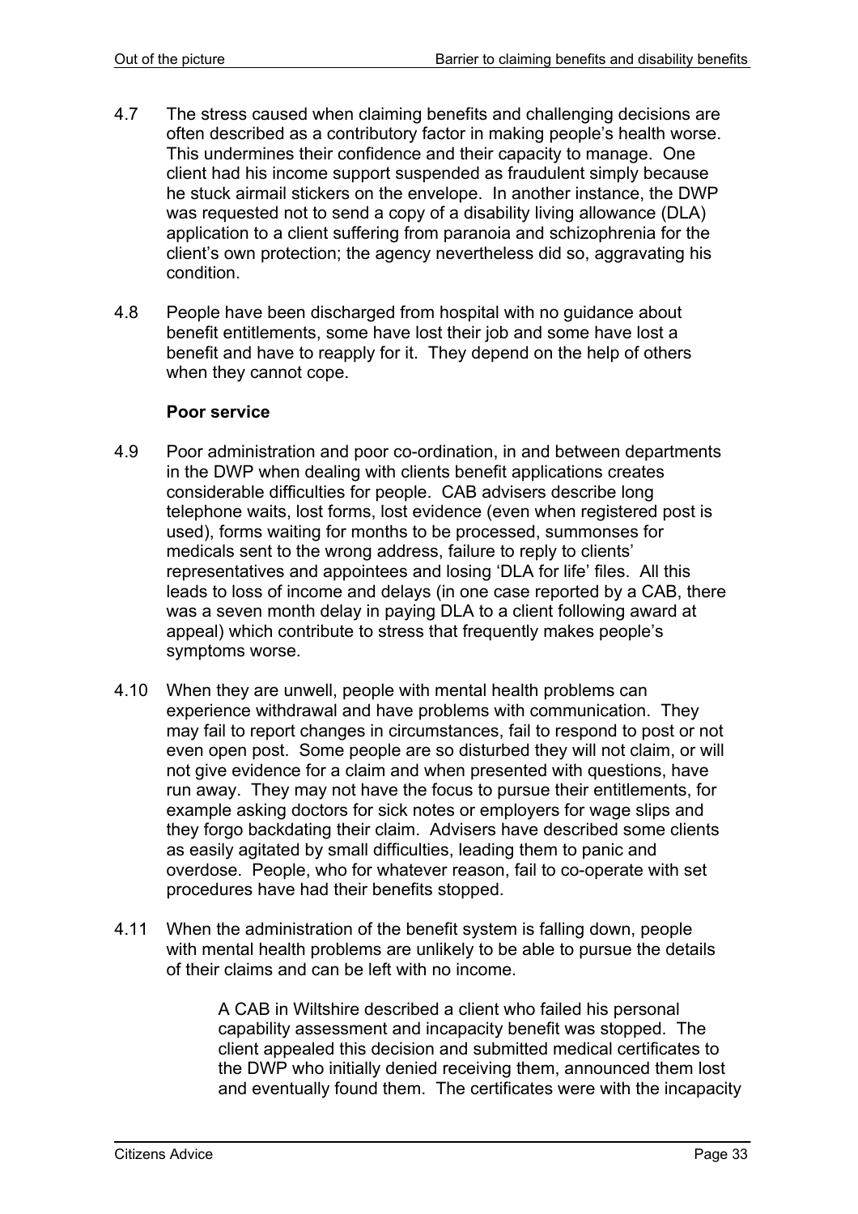4.7 The stress caused when claiming benefits and challenging decisions are often described as a contributory factor in making people's health worse. This undermines their confidence and their capacity to manage. One client had his income support suspended as fraudulent simply because he stuck airmail stickers on the envelope. In another instance, the DWP was requested not to send a copy of a disability living allowance (DLA) application to a client suffering from paranoia and schizophrenia for the client's own protection; the agency nevertheless did so, aggravating his condition.

4.8 People have been discharged from hospital with no guidance about benefit entitlements, some have lost their job and some have lost a benefit and have to reapply for it. They depend on the help of others when they cannot cope.

**Poor service**

4.9 Poor administration and poor co-ordination, in and between departments in the DWP when dealing with clients benefit applications creates considerable difficulties for people. CAB advisers describe long telephone waits, lost forms, lost evidence (even when registered post is used), forms waiting for months to be processed, summonses for medicals sent to the wrong address, failure to reply to clients' representatives and appointees and losing 'DLA for life' files. All this leads to loss of income and delays (in one case reported by a CAB, there was a seven month delay in paying DLA to a client following award at appeal) which contribute to stress that frequently makes people's symptoms worse.

4.10 When they are unwell, people with mental health problems can experience withdrawal and have problems with communication. They may fail to report changes in circumstances, fail to respond to post or not even open post. Some people are so disturbed they will not claim, or will not give evidence for a claim and when presented with questions, have run away. They may not have the focus to pursue their entitlements, for example asking doctors for sick notes or employers for wage slips and they forgo backdating their claim. Advisers have described some clients as easily agitated by small difficulties, leading them to panic and overdose. People, who for whatever reason, fail to co-operate with set procedures have had their benefits stopped.

4.11 When the administration of the benefit system is falling down, people with mental health problems are unlikely to be able to pursue the details of their claims and can be left with no income.

> A CAB in Wiltshire described a client who failed his personal capability assessment and incapacity benefit was stopped. The client appealed this decision and submitted medical certificates to the DWP who initially denied receiving them, announced them lost and eventually found them. The certificates were with the incapacity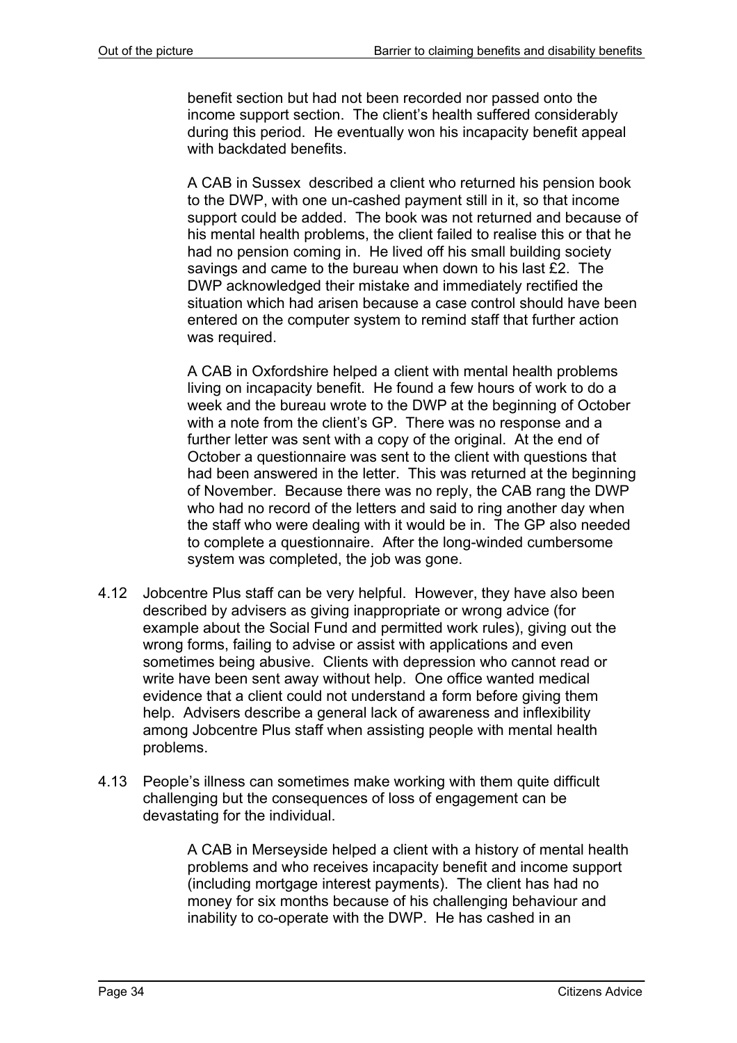benefit section but had not been recorded nor passed onto the income support section. The client's health suffered considerably during this period. He eventually won his incapacity benefit appeal with backdated benefits.

> A CAB in Sussex described a client who returned his pension book to the DWP, with one un-cashed payment still in it, so that income support could be added. The book was not returned and because of his mental health problems, the client failed to realise this or that he had no pension coming in. He lived off his small building society savings and came to the bureau when down to his last £2. The DWP acknowledged their mistake and immediately rectified the situation which had arisen because a case control should have been entered on the computer system to remind staff that further action was required.

> A CAB in Oxfordshire helped a client with mental health problems living on incapacity benefit. He found a few hours of work to do a week and the bureau wrote to the DWP at the beginning of October with a note from the client's GP. There was no response and a further letter was sent with a copy of the original. At the end of October a questionnaire was sent to the client with questions that had been answered in the letter. This was returned at the beginning of November. Because there was no reply, the CAB rang the DWP who had no record of the letters and said to ring another day when the staff who were dealing with it would be in. The GP also needed to complete a questionnaire. After the long-winded cumbersome system was completed, the job was gone.

4.12 Jobcentre Plus staff can be very helpful. However, they have also been described by advisers as giving inappropriate or wrong advice (for example about the Social Fund and permitted work rules), giving out the wrong forms, failing to advise or assist with applications and even sometimes being abusive. Clients with depression who cannot read or write have been sent away without help. One office wanted medical evidence that a client could not understand a form before giving them help. Advisers describe a general lack of awareness and inflexibility among Jobcentre Plus staff when assisting people with mental health problems.

4.13 People's illness can sometimes make working with them quite difficult challenging but the consequences of loss of engagement can be devastating for the individual.

> A CAB in Merseyside helped a client with a history of mental health problems and who receives incapacity benefit and income support (including mortgage interest payments). The client has had no money for six months because of his challenging behaviour and inability to co-operate with the DWP. He has cashed in an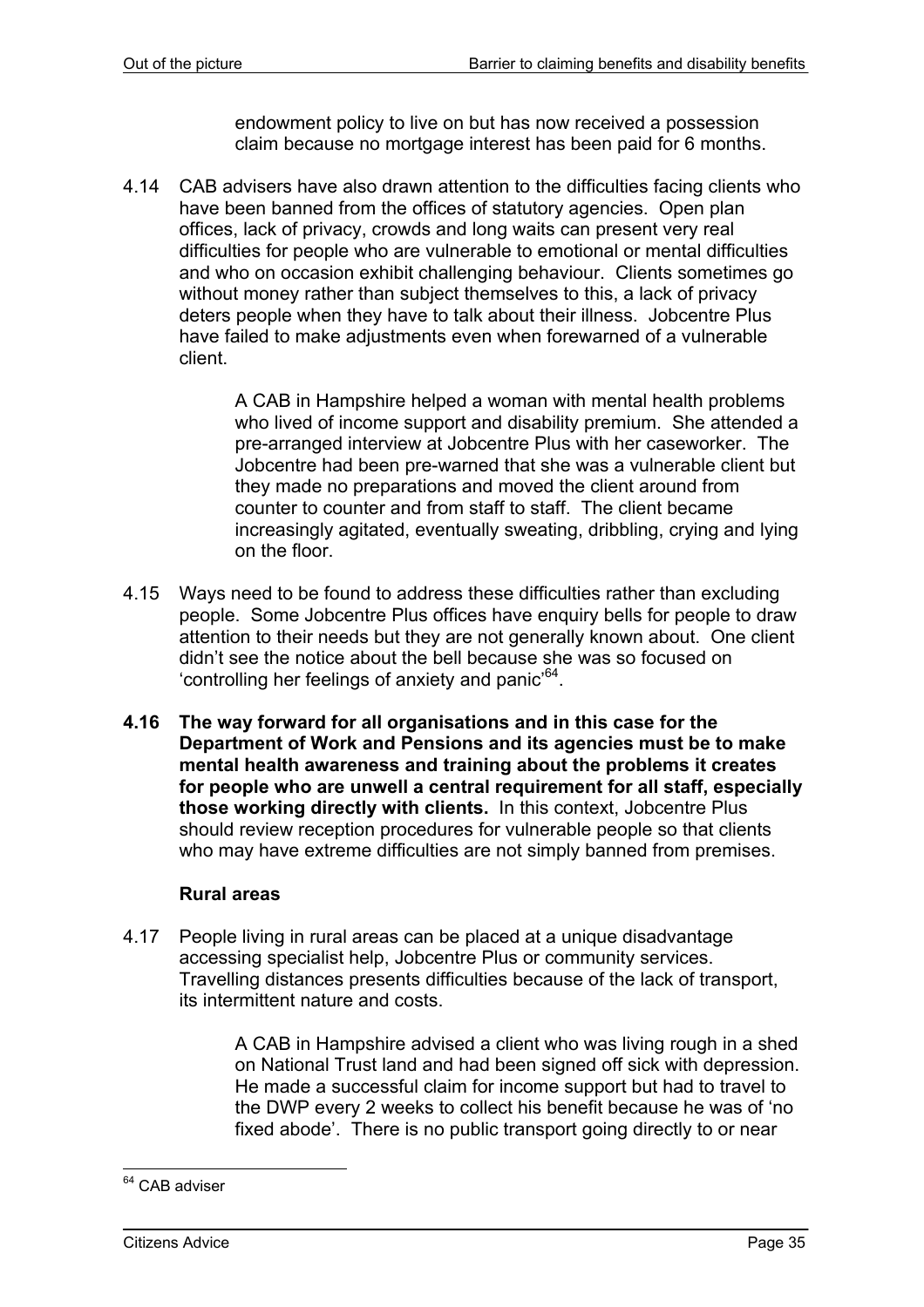endowment policy to live on but has now received a possession claim because no mortgage interest has been paid for 6 months.

4.14 CAB advisers have also drawn attention to the difficulties facing clients who have been banned from the offices of statutory agencies. Open plan offices, lack of privacy, crowds and long waits can present very real difficulties for people who are vulnerable to emotional or mental difficulties and who on occasion exhibit challenging behaviour. Clients sometimes go without money rather than subject themselves to this, a lack of privacy deters people when they have to talk about their illness. Jobcentre Plus have failed to make adjustments even when forewarned of a vulnerable client.

> A CAB in Hampshire helped a woman with mental health problems who lived of income support and disability premium. She attended a pre-arranged interview at Jobcentre Plus with her caseworker. The Jobcentre had been pre-warned that she was a vulnerable client but they made no preparations and moved the client around from counter to counter and from staff to staff. The client became increasingly agitated, eventually sweating, dribbling, crying and lying on the floor.

4.15 Ways need to be found to address these difficulties rather than excluding people. Some Jobcentre Plus offices have enquiry bells for people to draw attention to their needs but they are not generally known about. One client didn't see the notice about the bell because she was so focused on 'controlling her feelings of anxiety and panic'[64].

**4.16 The way forward for all organisations and in this case for the Department of Work and Pensions and its agencies must be to make mental health awareness and training about the problems it creates for people who are unwell a central requirement for all staff, especially those working directly with clients.** In this context, Jobcentre Plus should review reception procedures for vulnerable people so that clients who may have extreme difficulties are not simply banned from premises.

### Rural areas

4.17 People living in rural areas can be placed at a unique disadvantage accessing specialist help, Jobcentre Plus or community services. Travelling distances presents difficulties because of the lack of transport, its intermittent nature and costs.

> A CAB in Hampshire advised a client who was living rough in a shed on National Trust land and had been signed off sick with depression. He made a successful claim for income support but had to travel to the DWP every 2 weeks to collect his benefit because he was of 'no fixed abode'. There is no public transport going directly to or near

[64] CAB adviser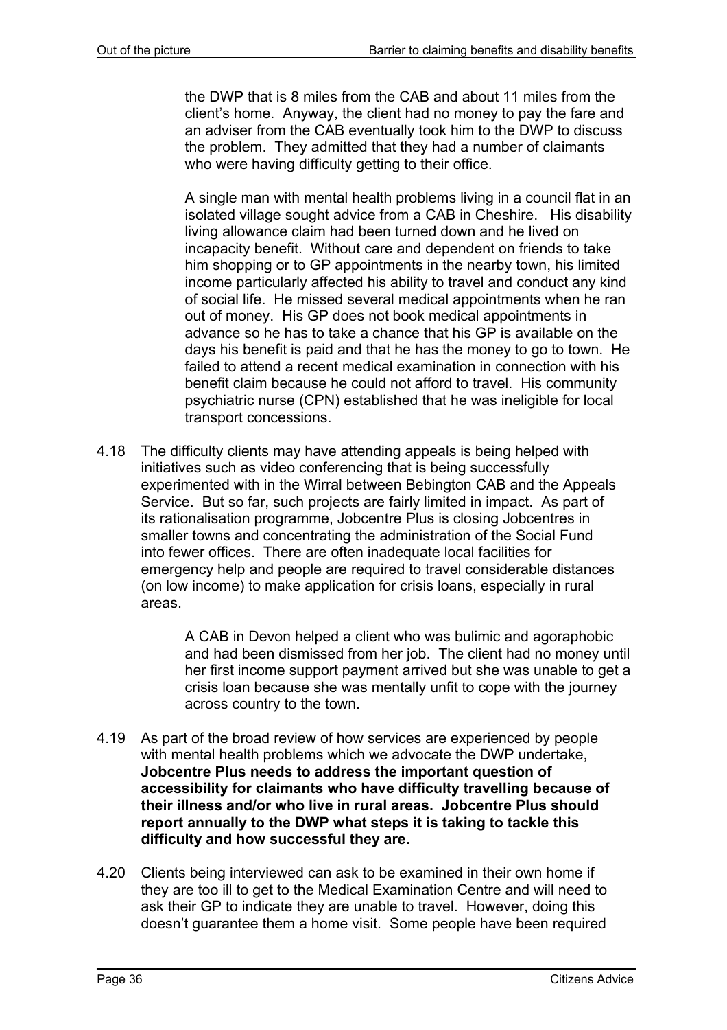> the DWP that is 8 miles from the CAB and about 11 miles from the client's home. Anyway, the client had no money to pay the fare and an adviser from the CAB eventually took him to the DWP to discuss the problem. They admitted that they had a number of claimants who were having difficulty getting to their office.

> A single man with mental health problems living in a council flat in an isolated village sought advice from a CAB in Cheshire. His disability living allowance claim had been turned down and he lived on incapacity benefit. Without care and dependent on friends to take him shopping or to GP appointments in the nearby town, his limited income particularly affected his ability to travel and conduct any kind of social life. He missed several medical appointments when he ran out of money. His GP does not book medical appointments in advance so he has to take a chance that his GP is available on the days his benefit is paid and that he has the money to go to town. He failed to attend a recent medical examination in connection with his benefit claim because he could not afford to travel. His community psychiatric nurse (CPN) established that he was ineligible for local transport concessions.

4.18 The difficulty clients may have attending appeals is being helped with initiatives such as video conferencing that is being successfully experimented with in the Wirral between Bebington CAB and the Appeals Service. But so far, such projects are fairly limited in impact. As part of its rationalisation programme, Jobcentre Plus is closing Jobcentres in smaller towns and concentrating the administration of the Social Fund into fewer offices. There are often inadequate local facilities for emergency help and people are required to travel considerable distances (on low income) to make application for crisis loans, especially in rural areas.

> A CAB in Devon helped a client who was bulimic and agoraphobic and had been dismissed from her job. The client had no money until her first income support payment arrived but she was unable to get a crisis loan because she was mentally unfit to cope with the journey across country to the town.

4.19 As part of the broad review of how services are experienced by people with mental health problems which we advocate the DWP undertake, **Jobcentre Plus needs to address the important question of accessibility for claimants who have difficulty travelling because of their illness and/or who live in rural areas. Jobcentre Plus should report annually to the DWP what steps it is taking to tackle this difficulty and how successful they are.**

4.20 Clients being interviewed can ask to be examined in their own home if they are too ill to get to the Medical Examination Centre and will need to ask their GP to indicate they are unable to travel. However, doing this doesn't guarantee them a home visit. Some people have been required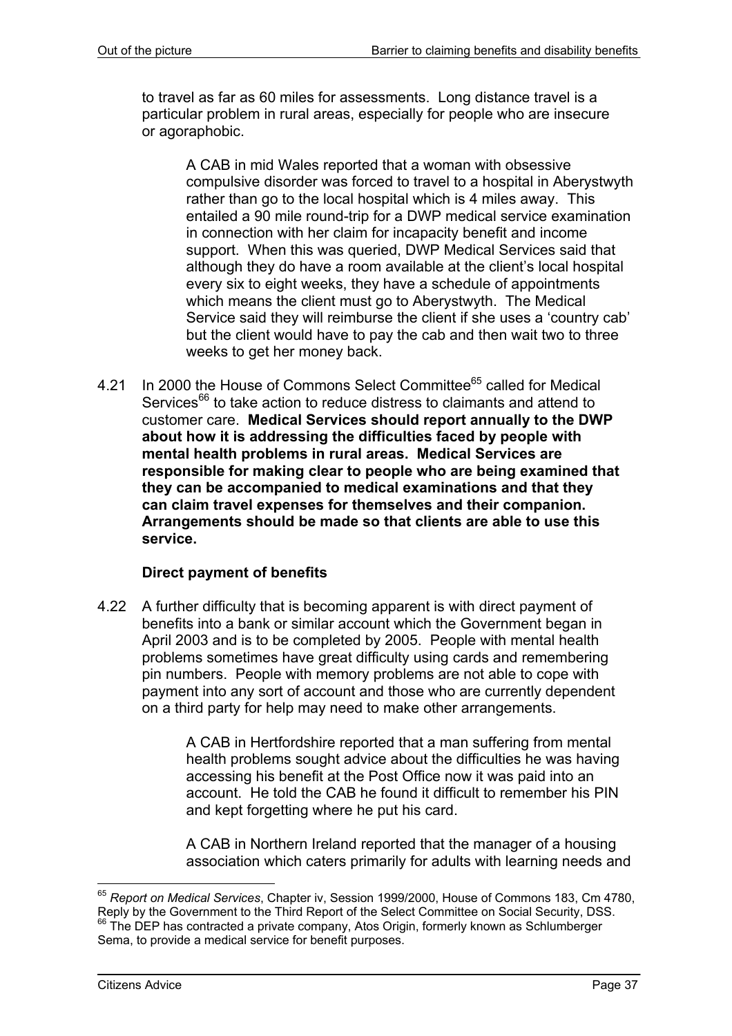to travel as far as 60 miles for assessments. Long distance travel is a particular problem in rural areas, especially for people who are insecure or agoraphobic.

> A CAB in mid Wales reported that a woman with obsessive compulsive disorder was forced to travel to a hospital in Aberystwyth rather than go to the local hospital which is 4 miles away. This entailed a 90 mile round-trip for a DWP medical service examination in connection with her claim for incapacity benefit and income support. When this was queried, DWP Medical Services said that although they do have a room available at the client's local hospital every six to eight weeks, they have a schedule of appointments which means the client must go to Aberystwyth. The Medical Service said they will reimburse the client if she uses a 'country cab' but the client would have to pay the cab and then wait two to three weeks to get her money back.

4.21 In 2000 the House of Commons Select Committee[65] called for Medical Services[66] to take action to reduce distress to claimants and attend to customer care. **Medical Services should report annually to the DWP about how it is addressing the difficulties faced by people with mental health problems in rural areas. Medical Services are responsible for making clear to people who are being examined that they can be accompanied to medical examinations and that they can claim travel expenses for themselves and their companion. Arrangements should be made so that clients are able to use this service.**

### Direct payment of benefits

4.22 A further difficulty that is becoming apparent is with direct payment of benefits into a bank or similar account which the Government began in April 2003 and is to be completed by 2005. People with mental health problems sometimes have great difficulty using cards and remembering pin numbers. People with memory problems are not able to cope with payment into any sort of account and those who are currently dependent on a third party for help may need to make other arrangements.

> A CAB in Hertfordshire reported that a man suffering from mental health problems sought advice about the difficulties he was having accessing his benefit at the Post Office now it was paid into an account. He told the CAB he found it difficult to remember his PIN and kept forgetting where he put his card.

> A CAB in Northern Ireland reported that the manager of a housing association which caters primarily for adults with learning needs and

---

[65] *Report on Medical Services*, Chapter iv, Session 1999/2000, House of Commons 183, Cm 4780, Reply by the Government to the Third Report of the Select Committee on Social Security, DSS.

[66] The DEP has contracted a private company, Atos Origin, formerly known as Schlumberger Sema, to provide a medical service for benefit purposes.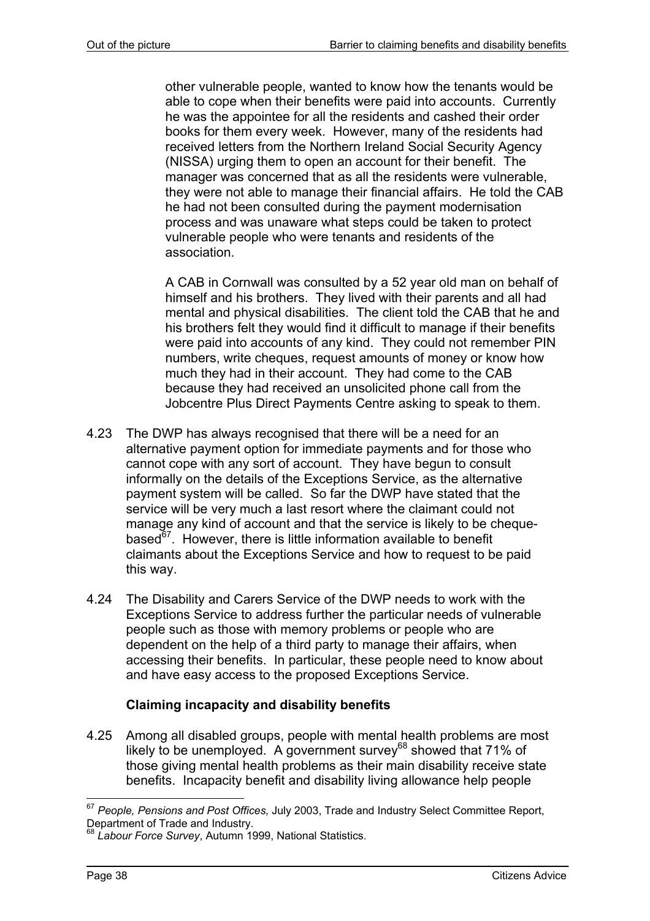other vulnerable people, wanted to know how the tenants would be able to cope when their benefits were paid into accounts. Currently he was the appointee for all the residents and cashed their order books for them every week. However, many of the residents had received letters from the Northern Ireland Social Security Agency (NISSA) urging them to open an account for their benefit. The manager was concerned that as all the residents were vulnerable, they were not able to manage their financial affairs. He told the CAB he had not been consulted during the payment modernisation process and was unaware what steps could be taken to protect vulnerable people who were tenants and residents of the association.

A CAB in Cornwall was consulted by a 52 year old man on behalf of himself and his brothers. They lived with their parents and all had mental and physical disabilities. The client told the CAB that he and his brothers felt they would find it difficult to manage if their benefits were paid into accounts of any kind. They could not remember PIN numbers, write cheques, request amounts of money or know how much they had in their account. They had come to the CAB because they had received an unsolicited phone call from the Jobcentre Plus Direct Payments Centre asking to speak to them.

4.23 The DWP has always recognised that there will be a need for an alternative payment option for immediate payments and for those who cannot cope with any sort of account. They have begun to consult informally on the details of the Exceptions Service, as the alternative payment system will be called. So far the DWP have stated that the service will be very much a last resort where the claimant could not manage any kind of account and that the service is likely to be cheque-based[67]. However, there is little information available to benefit claimants about the Exceptions Service and how to request to be paid this way.

4.24 The Disability and Carers Service of the DWP needs to work with the Exceptions Service to address further the particular needs of vulnerable people such as those with memory problems or people who are dependent on the help of a third party to manage their affairs, when accessing their benefits. In particular, these people need to know about and have easy access to the proposed Exceptions Service.

### Claiming incapacity and disability benefits

4.25 Among all disabled groups, people with mental health problems are most likely to be unemployed. A government survey[68] showed that 71% of those giving mental health problems as their main disability receive state benefits. Incapacity benefit and disability living allowance help people

---

[67] *People, Pensions and Post Offices,* July 2003, Trade and Industry Select Committee Report, Department of Trade and Industry.

[68] *Labour Force Survey*, Autumn 1999, National Statistics.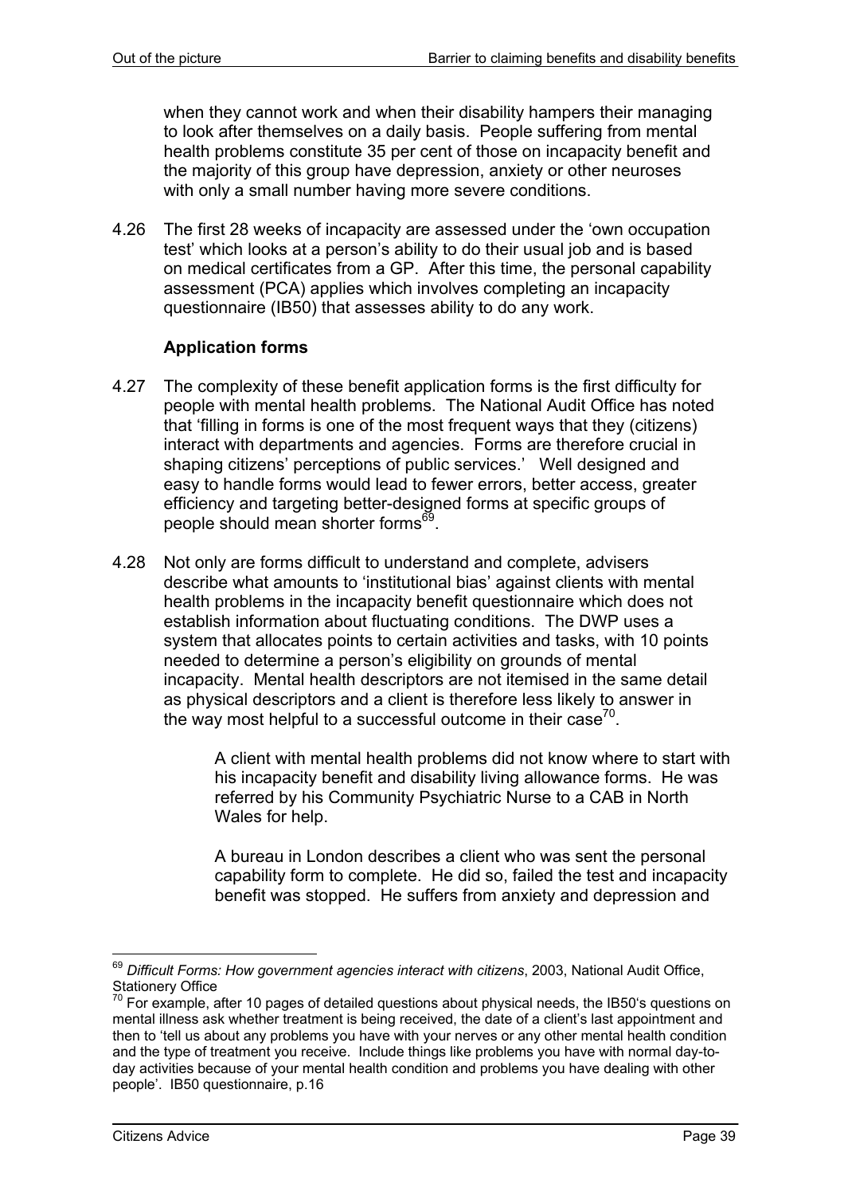when they cannot work and when their disability hampers their managing to look after themselves on a daily basis. People suffering from mental health problems constitute 35 per cent of those on incapacity benefit and the majority of this group have depression, anxiety or other neuroses with only a small number having more severe conditions.

4.26 The first 28 weeks of incapacity are assessed under the 'own occupation test' which looks at a person's ability to do their usual job and is based on medical certificates from a GP. After this time, the personal capability assessment (PCA) applies which involves completing an incapacity questionnaire (IB50) that assesses ability to do any work.

### Application forms

4.27 The complexity of these benefit application forms is the first difficulty for people with mental health problems. The National Audit Office has noted that 'filling in forms is one of the most frequent ways that they (citizens) interact with departments and agencies. Forms are therefore crucial in shaping citizens' perceptions of public services.' Well designed and easy to handle forms would lead to fewer errors, better access, greater efficiency and targeting better-designed forms at specific groups of people should mean shorter forms[69].

4.28 Not only are forms difficult to understand and complete, advisers describe what amounts to 'institutional bias' against clients with mental health problems in the incapacity benefit questionnaire which does not establish information about fluctuating conditions. The DWP uses a system that allocates points to certain activities and tasks, with 10 points needed to determine a person's eligibility on grounds of mental incapacity. Mental health descriptors are not itemised in the same detail as physical descriptors and a client is therefore less likely to answer in the way most helpful to a successful outcome in their case[70].

> A client with mental health problems did not know where to start with his incapacity benefit and disability living allowance forms. He was referred by his Community Psychiatric Nurse to a CAB in North Wales for help.
>
> A bureau in London describes a client who was sent the personal capability form to complete. He did so, failed the test and incapacity benefit was stopped. He suffers from anxiety and depression and

---

[69] *Difficult Forms: How government agencies interact with citizens*, 2003, National Audit Office, Stationery Office

[70] For example, after 10 pages of detailed questions about physical needs, the IB50's questions on mental illness ask whether treatment is being received, the date of a client's last appointment and then to 'tell us about any problems you have with your nerves or any other mental health condition and the type of treatment you receive. Include things like problems you have with normal day-to-day activities because of your mental health condition and problems you have dealing with other people'. IB50 questionnaire, p.16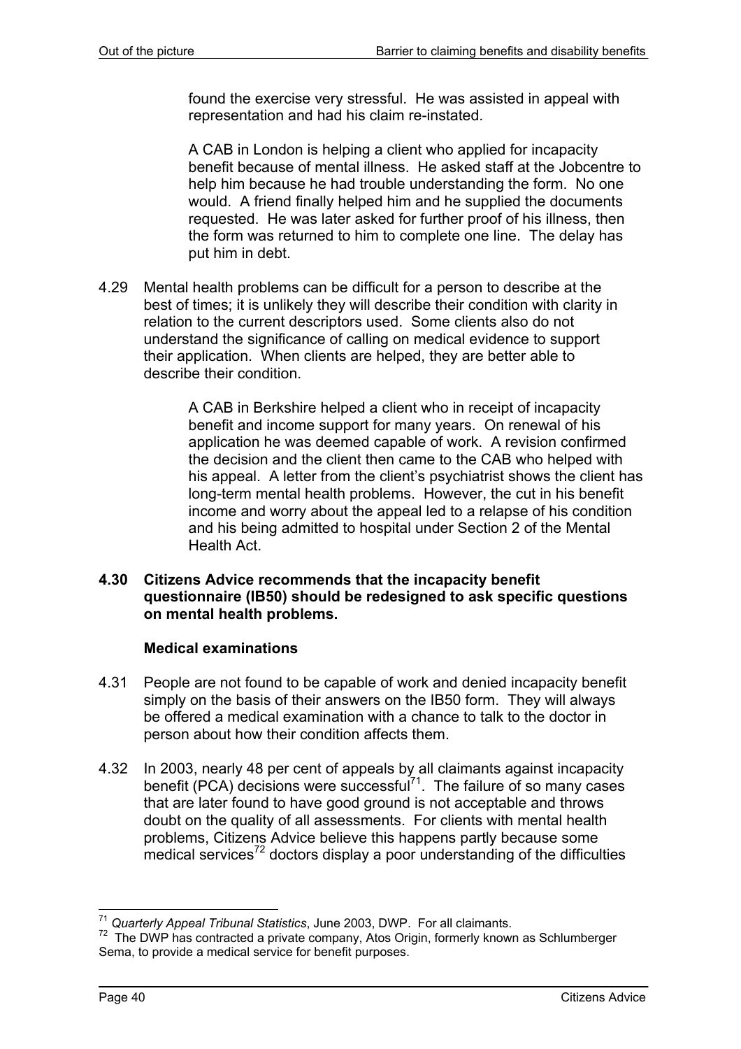found the exercise very stressful. He was assisted in appeal with representation and had his claim re-instated.

A CAB in London is helping a client who applied for incapacity benefit because of mental illness. He asked staff at the Jobcentre to help him because he had trouble understanding the form. No one would. A friend finally helped him and he supplied the documents requested. He was later asked for further proof of his illness, then the form was returned to him to complete one line. The delay has put him in debt.

4.29 Mental health problems can be difficult for a person to describe at the best of times; it is unlikely they will describe their condition with clarity in relation to the current descriptors used. Some clients also do not understand the significance of calling on medical evidence to support their application. When clients are helped, they are better able to describe their condition.

A CAB in Berkshire helped a client who in receipt of incapacity benefit and income support for many years. On renewal of his application he was deemed capable of work. A revision confirmed the decision and the client then came to the CAB who helped with his appeal. A letter from the client's psychiatrist shows the client has long-term mental health problems. However, the cut in his benefit income and worry about the appeal led to a relapse of his condition and his being admitted to hospital under Section 2 of the Mental Health Act.

**4.30 Citizens Advice recommends that the incapacity benefit questionnaire (IB50) should be redesigned to ask specific questions on mental health problems.**

### Medical examinations

4.31 People are not found to be capable of work and denied incapacity benefit simply on the basis of their answers on the IB50 form. They will always be offered a medical examination with a chance to talk to the doctor in person about how their condition affects them.

4.32 In 2003, nearly 48 per cent of appeals by all claimants against incapacity benefit (PCA) decisions were successful[71]. The failure of so many cases that are later found to have good ground is not acceptable and throws doubt on the quality of all assessments. For clients with mental health problems, Citizens Advice believe this happens partly because some medical services[72] doctors display a poor understanding of the difficulties

---

[71] *Quarterly Appeal Tribunal Statistics*, June 2003, DWP. For all claimants.

[72] The DWP has contracted a private company, Atos Origin, formerly known as Schlumberger Sema, to provide a medical service for benefit purposes.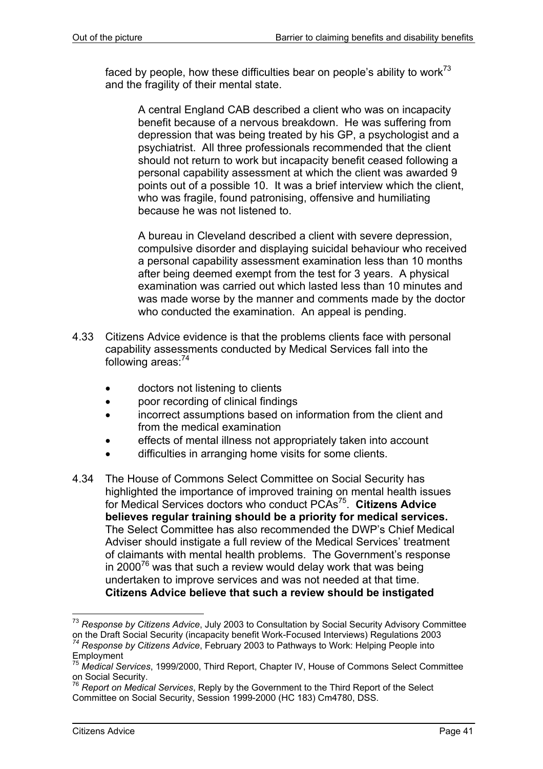faced by people, how these difficulties bear on people's ability to work[73] and the fragility of their mental state.

> A central England CAB described a client who was on incapacity benefit because of a nervous breakdown. He was suffering from depression that was being treated by his GP, a psychologist and a psychiatrist. All three professionals recommended that the client should not return to work but incapacity benefit ceased following a personal capability assessment at which the client was awarded 9 points out of a possible 10. It was a brief interview which the client, who was fragile, found patronising, offensive and humiliating because he was not listened to.
>
> A bureau in Cleveland described a client with severe depression, compulsive disorder and displaying suicidal behaviour who received a personal capability assessment examination less than 10 months after being deemed exempt from the test for 3 years. A physical examination was carried out which lasted less than 10 minutes and was made worse by the manner and comments made by the doctor who conducted the examination. An appeal is pending.

4.33 Citizens Advice evidence is that the problems clients face with personal capability assessments conducted by Medical Services fall into the following areas:[74]

- doctors not listening to clients
- poor recording of clinical findings
- incorrect assumptions based on information from the client and from the medical examination
- effects of mental illness not appropriately taken into account
- difficulties in arranging home visits for some clients.

4.34 The House of Commons Select Committee on Social Security has highlighted the importance of improved training on mental health issues for Medical Services doctors who conduct PCAs[75]. **Citizens Advice believes regular training should be a priority for medical services.** The Select Committee has also recommended the DWP's Chief Medical Adviser should instigate a full review of the Medical Services' treatment of claimants with mental health problems. The Government's response in 2000[76] was that such a review would delay work that was being undertaken to improve services and was not needed at that time. **Citizens Advice believe that such a review should be instigated**

---

[73] *Response by Citizens Advice*, July 2003 to Consultation by Social Security Advisory Committee on the Draft Social Security (incapacity benefit Work-Focused Interviews) Regulations 2003

[74] *Response by Citizens Advice*, February 2003 to Pathways to Work: Helping People into Employment

[75] *Medical Services*, 1999/2000, Third Report, Chapter IV, House of Commons Select Committee on Social Security.

[76] *Report on Medical Services*, Reply by the Government to the Third Report of the Select Committee on Social Security, Session 1999-2000 (HC 183) Cm4780, DSS.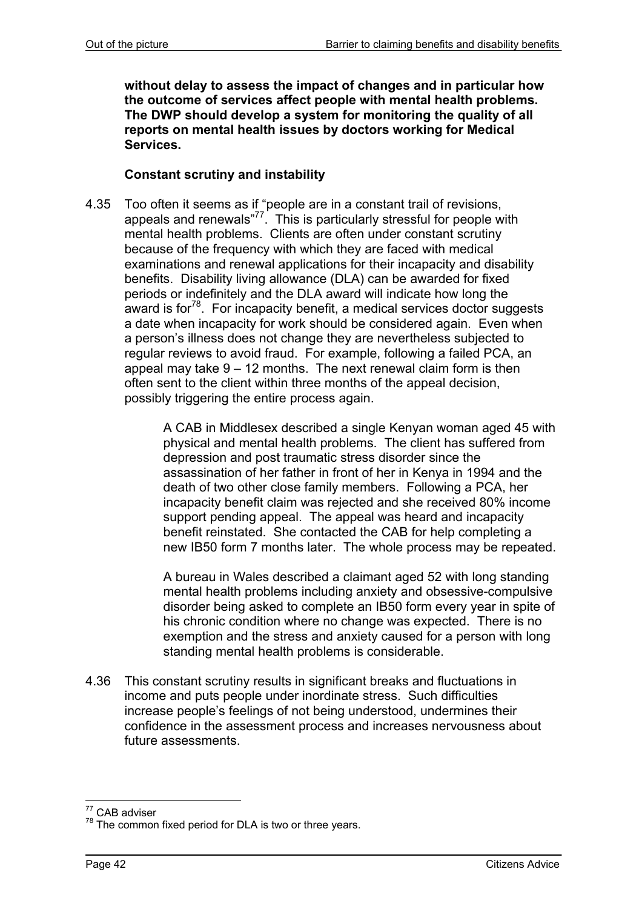**without delay to assess the impact of changes and in particular how the outcome of services affect people with mental health problems. The DWP should develop a system for monitoring the quality of all reports on mental health issues by doctors working for Medical Services.**

**Constant scrutiny and instability**

4.35 Too often it seems as if "people are in a constant trail of revisions, appeals and renewals"[77]. This is particularly stressful for people with mental health problems. Clients are often under constant scrutiny because of the frequency with which they are faced with medical examinations and renewal applications for their incapacity and disability benefits. Disability living allowance (DLA) can be awarded for fixed periods or indefinitely and the DLA award will indicate how long the award is for[78]. For incapacity benefit, a medical services doctor suggests a date when incapacity for work should be considered again. Even when a person's illness does not change they are nevertheless subjected to regular reviews to avoid fraud. For example, following a failed PCA, an appeal may take 9 – 12 months. The next renewal claim form is then often sent to the client within three months of the appeal decision, possibly triggering the entire process again.

> A CAB in Middlesex described a single Kenyan woman aged 45 with physical and mental health problems. The client has suffered from depression and post traumatic stress disorder since the assassination of her father in front of her in Kenya in 1994 and the death of two other close family members. Following a PCA, her incapacity benefit claim was rejected and she received 80% income support pending appeal. The appeal was heard and incapacity benefit reinstated. She contacted the CAB for help completing a new IB50 form 7 months later. The whole process may be repeated.
>
> A bureau in Wales described a claimant aged 52 with long standing mental health problems including anxiety and obsessive-compulsive disorder being asked to complete an IB50 form every year in spite of his chronic condition where no change was expected. There is no exemption and the stress and anxiety caused for a person with long standing mental health problems is considerable.

4.36 This constant scrutiny results in significant breaks and fluctuations in income and puts people under inordinate stress. Such difficulties increase people's feelings of not being understood, undermines their confidence in the assessment process and increases nervousness about future assessments.

---

[77] CAB adviser

[78] The common fixed period for DLA is two or three years.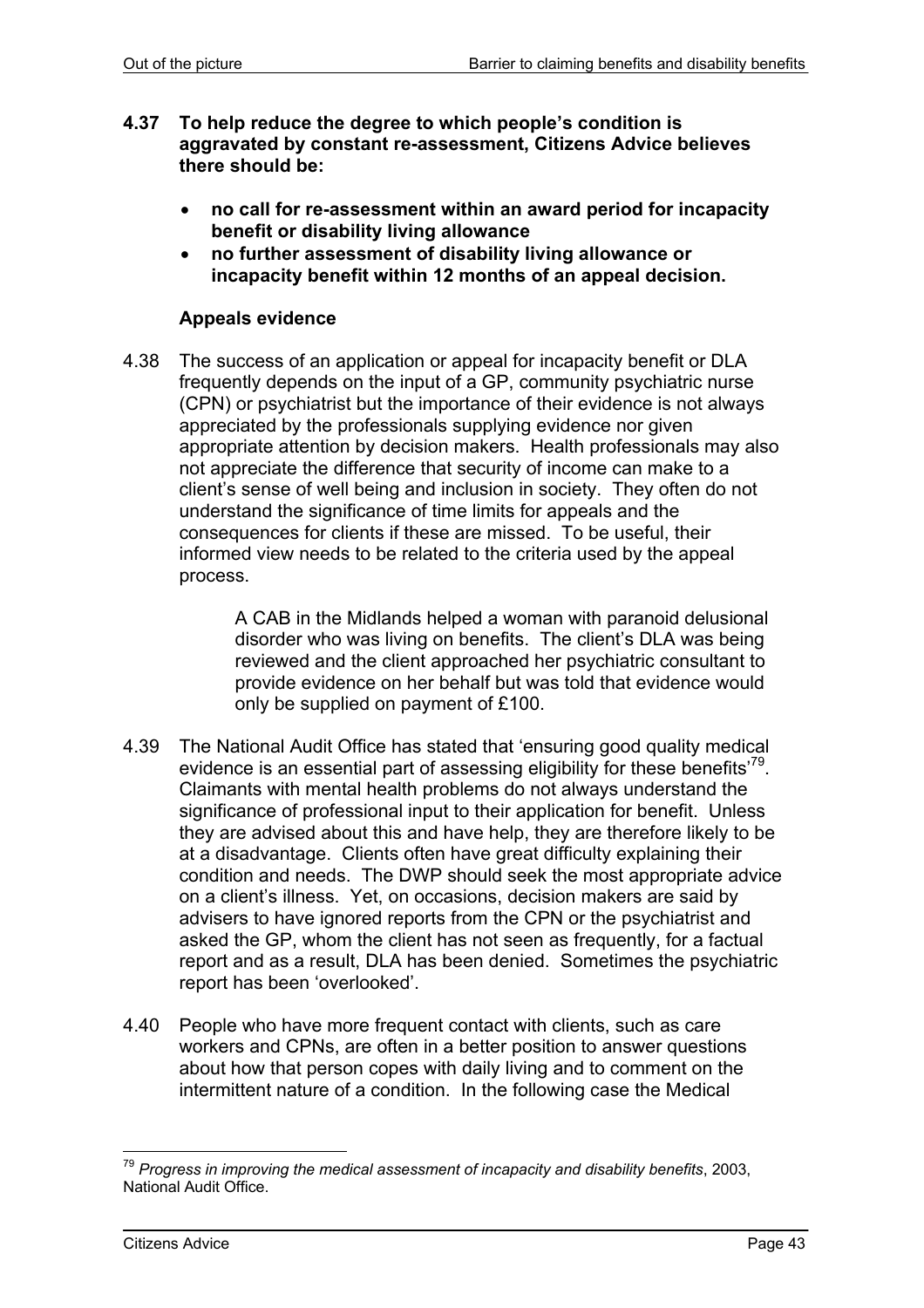**4.37 To help reduce the degree to which people's condition is aggravated by constant re-assessment, Citizens Advice believes there should be:**

- **no call for re-assessment within an award period for incapacity benefit or disability living allowance**
- **no further assessment of disability living allowance or incapacity benefit within 12 months of an appeal decision.**

### Appeals evidence

4.38 The success of an application or appeal for incapacity benefit or DLA frequently depends on the input of a GP, community psychiatric nurse (CPN) or psychiatrist but the importance of their evidence is not always appreciated by the professionals supplying evidence nor given appropriate attention by decision makers. Health professionals may also not appreciate the difference that security of income can make to a client's sense of well being and inclusion in society. They often do not understand the significance of time limits for appeals and the consequences for clients if these are missed. To be useful, their informed view needs to be related to the criteria used by the appeal process.

> A CAB in the Midlands helped a woman with paranoid delusional disorder who was living on benefits. The client's DLA was being reviewed and the client approached her psychiatric consultant to provide evidence on her behalf but was told that evidence would only be supplied on payment of £100.

4.39 The National Audit Office has stated that 'ensuring good quality medical evidence is an essential part of assessing eligibility for these benefits'[79]. Claimants with mental health problems do not always understand the significance of professional input to their application for benefit. Unless they are advised about this and have help, they are therefore likely to be at a disadvantage. Clients often have great difficulty explaining their condition and needs. The DWP should seek the most appropriate advice on a client's illness. Yet, on occasions, decision makers are said by advisers to have ignored reports from the CPN or the psychiatrist and asked the GP, whom the client has not seen as frequently, for a factual report and as a result, DLA has been denied. Sometimes the psychiatric report has been 'overlooked'.

4.40 People who have more frequent contact with clients, such as care workers and CPNs, are often in a better position to answer questions about how that person copes with daily living and to comment on the intermittent nature of a condition. In the following case the Medical

---

[79] *Progress in improving the medical assessment of incapacity and disability benefits*, 2003, National Audit Office.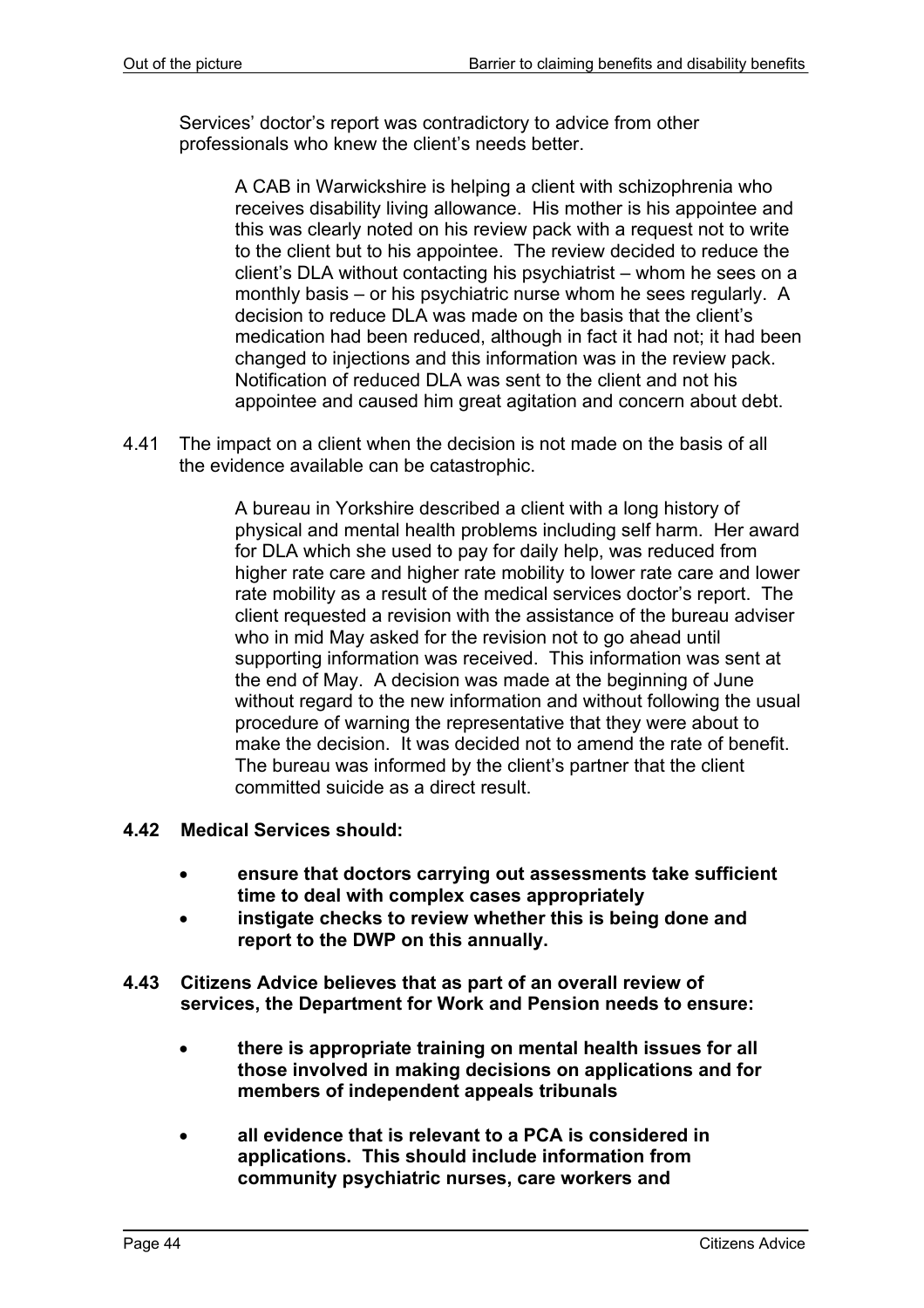Services' doctor's report was contradictory to advice from other professionals who knew the client's needs better.

> A CAB in Warwickshire is helping a client with schizophrenia who receives disability living allowance. His mother is his appointee and this was clearly noted on his review pack with a request not to write to the client but to his appointee. The review decided to reduce the client's DLA without contacting his psychiatrist – whom he sees on a monthly basis – or his psychiatric nurse whom he sees regularly. A decision to reduce DLA was made on the basis that the client's medication had been reduced, although in fact it had not; it had been changed to injections and this information was in the review pack. Notification of reduced DLA was sent to the client and not his appointee and caused him great agitation and concern about debt.

4.41 The impact on a client when the decision is not made on the basis of all the evidence available can be catastrophic.

> A bureau in Yorkshire described a client with a long history of physical and mental health problems including self harm. Her award for DLA which she used to pay for daily help, was reduced from higher rate care and higher rate mobility to lower rate care and lower rate mobility as a result of the medical services doctor's report. The client requested a revision with the assistance of the bureau adviser who in mid May asked for the revision not to go ahead until supporting information was received. This information was sent at the end of May. A decision was made at the beginning of June without regard to the new information and without following the usual procedure of warning the representative that they were about to make the decision. It was decided not to amend the rate of benefit. The bureau was informed by the client's partner that the client committed suicide as a direct result.

**4.42 Medical Services should:**

- **ensure that doctors carrying out assessments take sufficient time to deal with complex cases appropriately**
- **instigate checks to review whether this is being done and report to the DWP on this annually.**

**4.43 Citizens Advice believes that as part of an overall review of services, the Department for Work and Pension needs to ensure:**

- **there is appropriate training on mental health issues for all those involved in making decisions on applications and for members of independent appeals tribunals**
- **all evidence that is relevant to a PCA is considered in applications. This should include information from community psychiatric nurses, care workers and**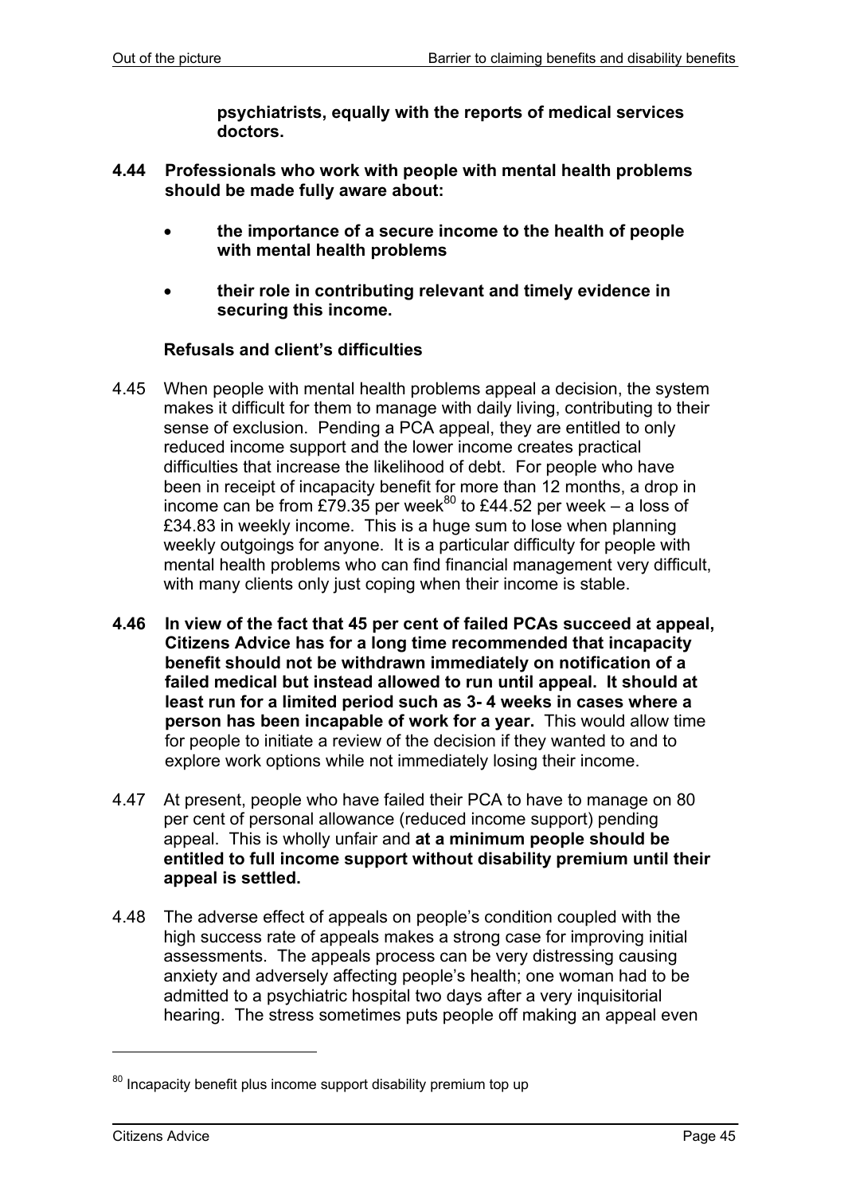**psychiatrists, equally with the reports of medical services doctors.**

**4.44 Professionals who work with people with mental health problems should be made fully aware about:**

- **the importance of a secure income to the health of people with mental health problems**
- **their role in contributing relevant and timely evidence in securing this income.**

### Refusals and client's difficulties

4.45 When people with mental health problems appeal a decision, the system makes it difficult for them to manage with daily living, contributing to their sense of exclusion. Pending a PCA appeal, they are entitled to only reduced income support and the lower income creates practical difficulties that increase the likelihood of debt. For people who have been in receipt of incapacity benefit for more than 12 months, a drop in income can be from £79.35 per week[80] to £44.52 per week – a loss of £34.83 in weekly income. This is a huge sum to lose when planning weekly outgoings for anyone. It is a particular difficulty for people with mental health problems who can find financial management very difficult, with many clients only just coping when their income is stable.

**4.46 In view of the fact that 45 per cent of failed PCAs succeed at appeal, Citizens Advice has for a long time recommended that incapacity benefit should not be withdrawn immediately on notification of a failed medical but instead allowed to run until appeal. It should at least run for a limited period such as 3- 4 weeks in cases where a person has been incapable of work for a year.** This would allow time for people to initiate a review of the decision if they wanted to and to explore work options while not immediately losing their income.

4.47 At present, people who have failed their PCA to have to manage on 80 per cent of personal allowance (reduced income support) pending appeal. This is wholly unfair and **at a minimum people should be entitled to full income support without disability premium until their appeal is settled.**

4.48 The adverse effect of appeals on people's condition coupled with the high success rate of appeals makes a strong case for improving initial assessments. The appeals process can be very distressing causing anxiety and adversely affecting people's health; one woman had to be admitted to a psychiatric hospital two days after a very inquisitorial hearing. The stress sometimes puts people off making an appeal even

[80] Incapacity benefit plus income support disability premium top up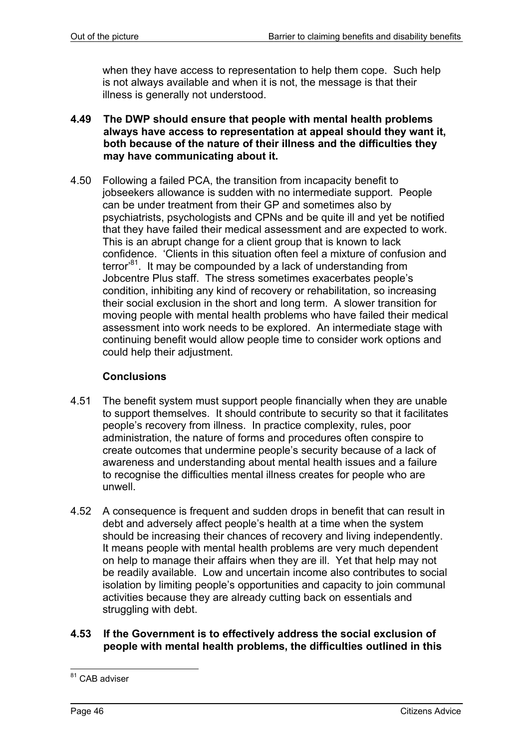when they have access to representation to help them cope. Such help is not always available and when it is not, the message is that their illness is generally not understood.

**4.49 The DWP should ensure that people with mental health problems always have access to representation at appeal should they want it, both because of the nature of their illness and the difficulties they may have communicating about it.**

4.50 Following a failed PCA, the transition from incapacity benefit to jobseekers allowance is sudden with no intermediate support. People can be under treatment from their GP and sometimes also by psychiatrists, psychologists and CPNs and be quite ill and yet be notified that they have failed their medical assessment and are expected to work. This is an abrupt change for a client group that is known to lack confidence. 'Clients in this situation often feel a mixture of confusion and terror'[81]. It may be compounded by a lack of understanding from Jobcentre Plus staff. The stress sometimes exacerbates people's condition, inhibiting any kind of recovery or rehabilitation, so increasing their social exclusion in the short and long term. A slower transition for moving people with mental health problems who have failed their medical assessment into work needs to be explored. An intermediate stage with continuing benefit would allow people time to consider work options and could help their adjustment.

### Conclusions

4.51 The benefit system must support people financially when they are unable to support themselves. It should contribute to security so that it facilitates people's recovery from illness. In practice complexity, rules, poor administration, the nature of forms and procedures often conspire to create outcomes that undermine people's security because of a lack of awareness and understanding about mental health issues and a failure to recognise the difficulties mental illness creates for people who are unwell.

4.52 A consequence is frequent and sudden drops in benefit that can result in debt and adversely affect people's health at a time when the system should be increasing their chances of recovery and living independently. It means people with mental health problems are very much dependent on help to manage their affairs when they are ill. Yet that help may not be readily available. Low and uncertain income also contributes to social isolation by limiting people's opportunities and capacity to join communal activities because they are already cutting back on essentials and struggling with debt.

**4.53 If the Government is to effectively address the social exclusion of people with mental health problems, the difficulties outlined in this**

[81] CAB adviser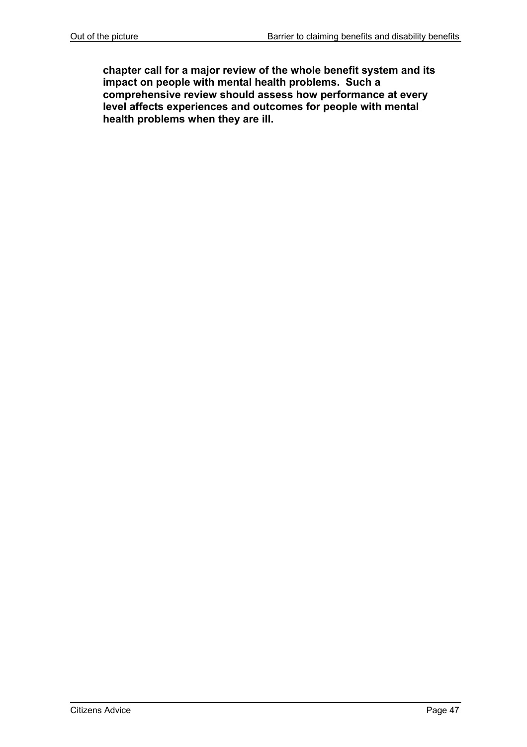**chapter call for a major review of the whole benefit system and its impact on people with mental health problems. Such a comprehensive review should assess how performance at every level affects experiences and outcomes for people with mental health problems when they are ill.**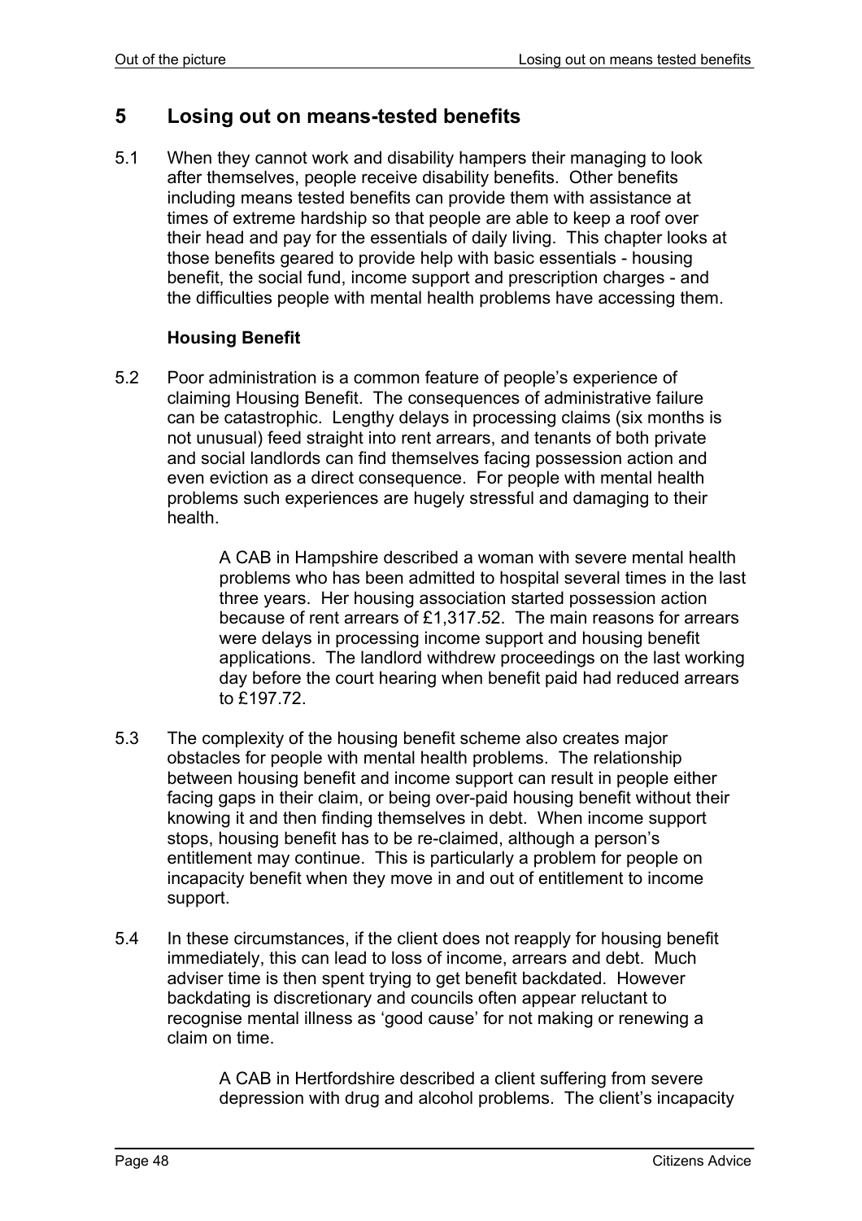## 5 Losing out on means-tested benefits

5.1 When they cannot work and disability hampers their managing to look after themselves, people receive disability benefits. Other benefits including means tested benefits can provide them with assistance at times of extreme hardship so that people are able to keep a roof over their head and pay for the essentials of daily living. This chapter looks at those benefits geared to provide help with basic essentials - housing benefit, the social fund, income support and prescription charges - and the difficulties people with mental health problems have accessing them.

### Housing Benefit

5.2 Poor administration is a common feature of people's experience of claiming Housing Benefit. The consequences of administrative failure can be catastrophic. Lengthy delays in processing claims (six months is not unusual) feed straight into rent arrears, and tenants of both private and social landlords can find themselves facing possession action and even eviction as a direct consequence. For people with mental health problems such experiences are hugely stressful and damaging to their health.

> A CAB in Hampshire described a woman with severe mental health problems who has been admitted to hospital several times in the last three years. Her housing association started possession action because of rent arrears of £1,317.52. The main reasons for arrears were delays in processing income support and housing benefit applications. The landlord withdrew proceedings on the last working day before the court hearing when benefit paid had reduced arrears to £197.72.

5.3 The complexity of the housing benefit scheme also creates major obstacles for people with mental health problems. The relationship between housing benefit and income support can result in people either facing gaps in their claim, or being over-paid housing benefit without their knowing it and then finding themselves in debt. When income support stops, housing benefit has to be re-claimed, although a person's entitlement may continue. This is particularly a problem for people on incapacity benefit when they move in and out of entitlement to income support.

5.4 In these circumstances, if the client does not reapply for housing benefit immediately, this can lead to loss of income, arrears and debt. Much adviser time is then spent trying to get benefit backdated. However backdating is discretionary and councils often appear reluctant to recognise mental illness as 'good cause' for not making or renewing a claim on time.

> A CAB in Hertfordshire described a client suffering from severe depression with drug and alcohol problems. The client's incapacity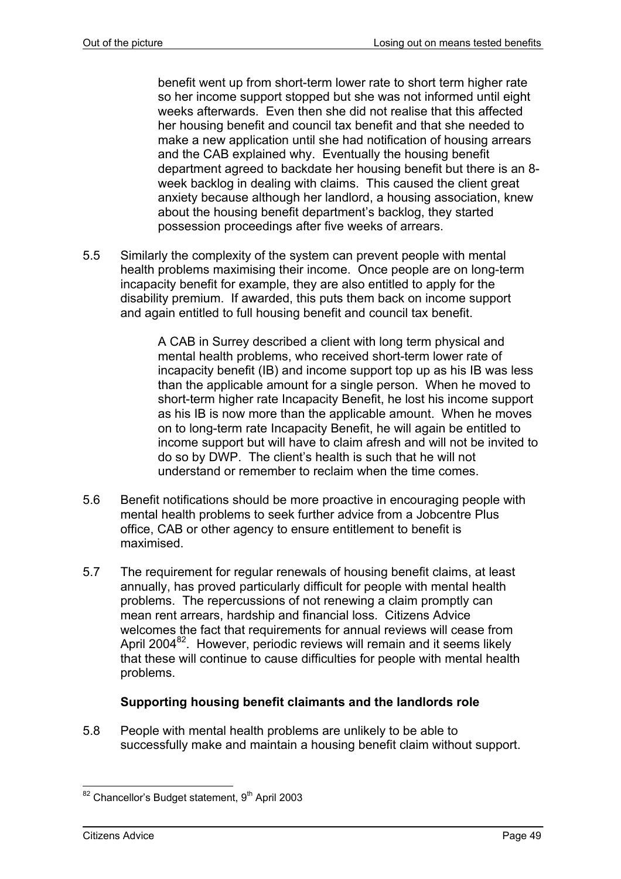benefit went up from short-term lower rate to short term higher rate so her income support stopped but she was not informed until eight weeks afterwards. Even then she did not realise that this affected her housing benefit and council tax benefit and that she needed to make a new application until she had notification of housing arrears and the CAB explained why. Eventually the housing benefit department agreed to backdate her housing benefit but there is an 8-week backlog in dealing with claims. This caused the client great anxiety because although her landlord, a housing association, knew about the housing benefit department's backlog, they started possession proceedings after five weeks of arrears.

5.5 Similarly the complexity of the system can prevent people with mental health problems maximising their income. Once people are on long-term incapacity benefit for example, they are also entitled to apply for the disability premium. If awarded, this puts them back on income support and again entitled to full housing benefit and council tax benefit.

> A CAB in Surrey described a client with long term physical and mental health problems, who received short-term lower rate of incapacity benefit (IB) and income support top up as his IB was less than the applicable amount for a single person. When he moved to short-term higher rate Incapacity Benefit, he lost his income support as his IB is now more than the applicable amount. When he moves on to long-term rate Incapacity Benefit, he will again be entitled to income support but will have to claim afresh and will not be invited to do so by DWP. The client's health is such that he will not understand or remember to reclaim when the time comes.

5.6 Benefit notifications should be more proactive in encouraging people with mental health problems to seek further advice from a Jobcentre Plus office, CAB or other agency to ensure entitlement to benefit is maximised.

5.7 The requirement for regular renewals of housing benefit claims, at least annually, has proved particularly difficult for people with mental health problems. The repercussions of not renewing a claim promptly can mean rent arrears, hardship and financial loss. Citizens Advice welcomes the fact that requirements for annual reviews will cease from April 2004[82]. However, periodic reviews will remain and it seems likely that these will continue to cause difficulties for people with mental health problems.

### Supporting housing benefit claimants and the landlords role

5.8 People with mental health problems are unlikely to be able to successfully make and maintain a housing benefit claim without support.

---

[82] Chancellor's Budget statement, 9th April 2003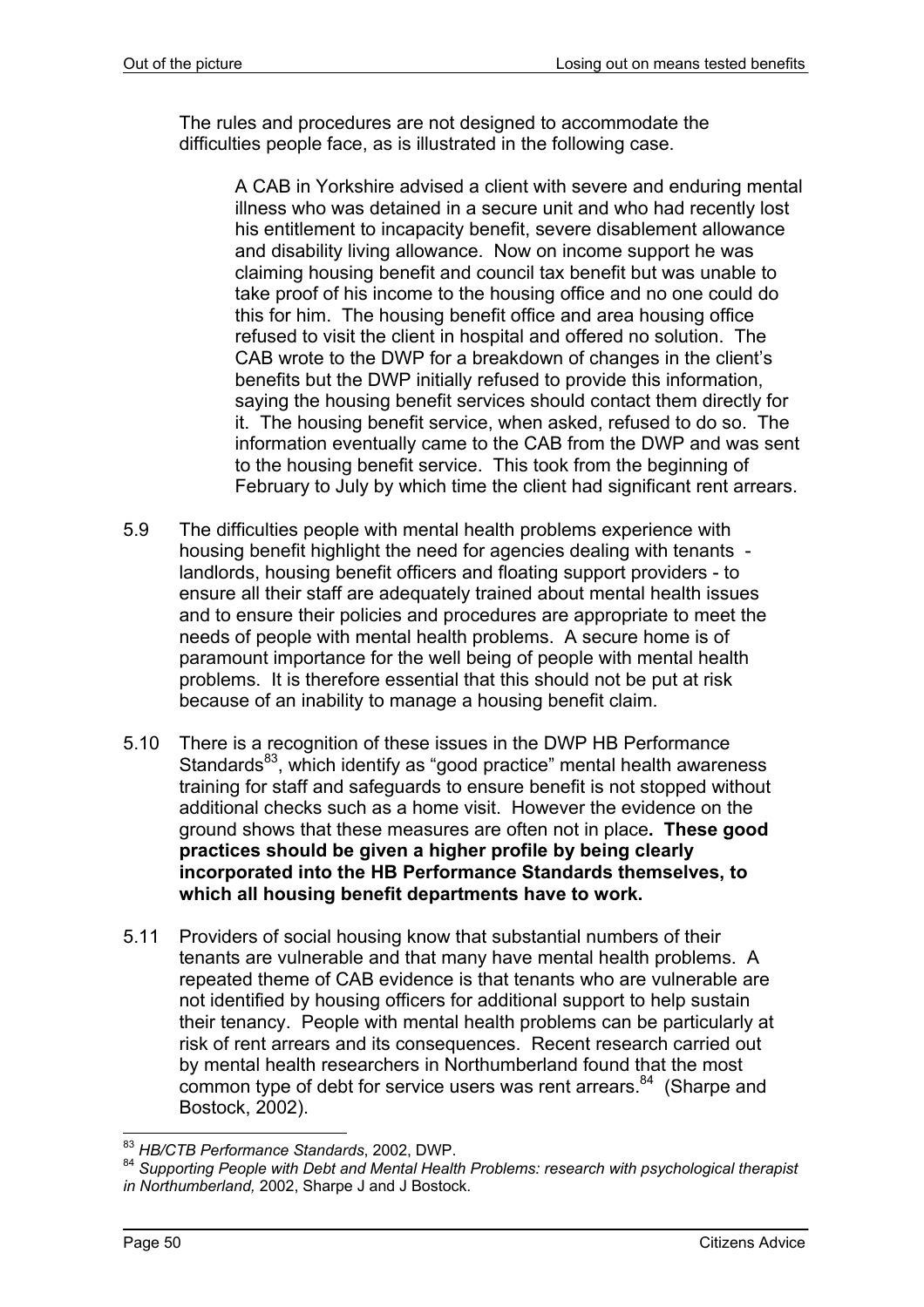The rules and procedures are not designed to accommodate the difficulties people face, as is illustrated in the following case.

> A CAB in Yorkshire advised a client with severe and enduring mental illness who was detained in a secure unit and who had recently lost his entitlement to incapacity benefit, severe disablement allowance and disability living allowance. Now on income support he was claiming housing benefit and council tax benefit but was unable to take proof of his income to the housing office and no one could do this for him. The housing benefit office and area housing office refused to visit the client in hospital and offered no solution. The CAB wrote to the DWP for a breakdown of changes in the client's benefits but the DWP initially refused to provide this information, saying the housing benefit services should contact them directly for it. The housing benefit service, when asked, refused to do so. The information eventually came to the CAB from the DWP and was sent to the housing benefit service. This took from the beginning of February to July by which time the client had significant rent arrears.

5.9 The difficulties people with mental health problems experience with housing benefit highlight the need for agencies dealing with tenants - landlords, housing benefit officers and floating support providers - to ensure all their staff are adequately trained about mental health issues and to ensure their policies and procedures are appropriate to meet the needs of people with mental health problems. A secure home is of paramount importance for the well being of people with mental health problems. It is therefore essential that this should not be put at risk because of an inability to manage a housing benefit claim.

5.10 There is a recognition of these issues in the DWP HB Performance Standards[83], which identify as "good practice" mental health awareness training for staff and safeguards to ensure benefit is not stopped without additional checks such as a home visit. However the evidence on the ground shows that these measures are often not in place**. These good practices should be given a higher profile by being clearly incorporated into the HB Performance Standards themselves, to which all housing benefit departments have to work.**

5.11 Providers of social housing know that substantial numbers of their tenants are vulnerable and that many have mental health problems. A repeated theme of CAB evidence is that tenants who are vulnerable are not identified by housing officers for additional support to help sustain their tenancy. People with mental health problems can be particularly at risk of rent arrears and its consequences. Recent research carried out by mental health researchers in Northumberland found that the most common type of debt for service users was rent arrears.[84] (Sharpe and Bostock, 2002).

---

[83] *HB/CTB Performance Standards*, 2002, DWP.

[84] *Supporting People with Debt and Mental Health Problems: research with psychological therapist in Northumberland,* 2002, Sharpe J and J Bostock.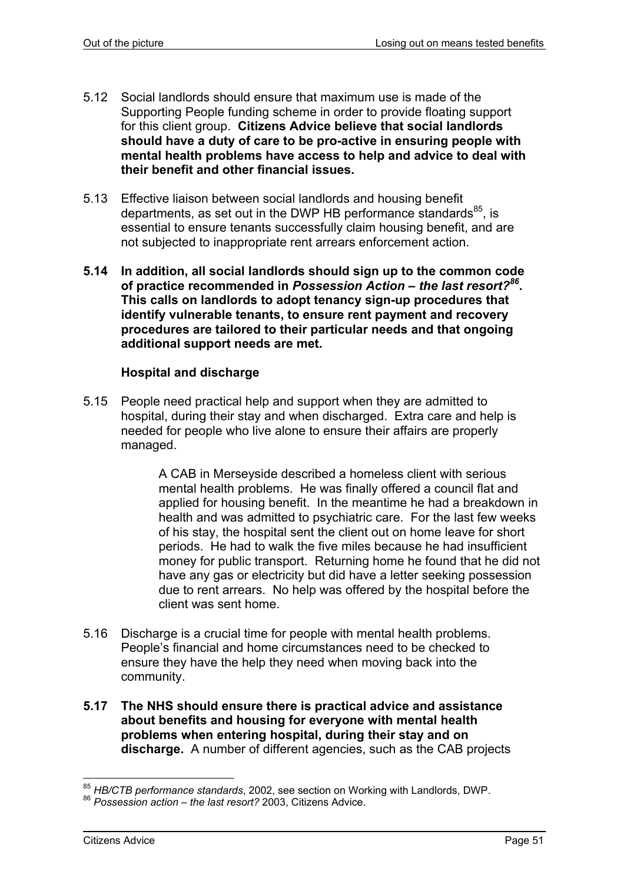5.12 Social landlords should ensure that maximum use is made of the Supporting People funding scheme in order to provide floating support for this client group. **Citizens Advice believe that social landlords should have a duty of care to be pro-active in ensuring people with mental health problems have access to help and advice to deal with their benefit and other financial issues.**

5.13 Effective liaison between social landlords and housing benefit departments, as set out in the DWP HB performance standards[85], is essential to ensure tenants successfully claim housing benefit, and are not subjected to inappropriate rent arrears enforcement action.

**5.14 In addition, all social landlords should sign up to the common code of practice recommended in *Possession Action – the last resort?*[86]. This calls on landlords to adopt tenancy sign-up procedures that identify vulnerable tenants, to ensure rent payment and recovery procedures are tailored to their particular needs and that ongoing additional support needs are met.**

### Hospital and discharge

5.15 People need practical help and support when they are admitted to hospital, during their stay and when discharged. Extra care and help is needed for people who live alone to ensure their affairs are properly managed.

> A CAB in Merseyside described a homeless client with serious mental health problems. He was finally offered a council flat and applied for housing benefit. In the meantime he had a breakdown in health and was admitted to psychiatric care. For the last few weeks of his stay, the hospital sent the client out on home leave for short periods. He had to walk the five miles because he had insufficient money for public transport. Returning home he found that he did not have any gas or electricity but did have a letter seeking possession due to rent arrears. No help was offered by the hospital before the client was sent home.

5.16 Discharge is a crucial time for people with mental health problems. People's financial and home circumstances need to be checked to ensure they have the help they need when moving back into the community.

**5.17 The NHS should ensure there is practical advice and assistance about benefits and housing for everyone with mental health problems when entering hospital, during their stay and on discharge.** A number of different agencies, such as the CAB projects

---

[85] *HB/CTB performance standards*, 2002, see section on Working with Landlords, DWP.

[86] *Possession action – the last resort?* 2003, Citizens Advice.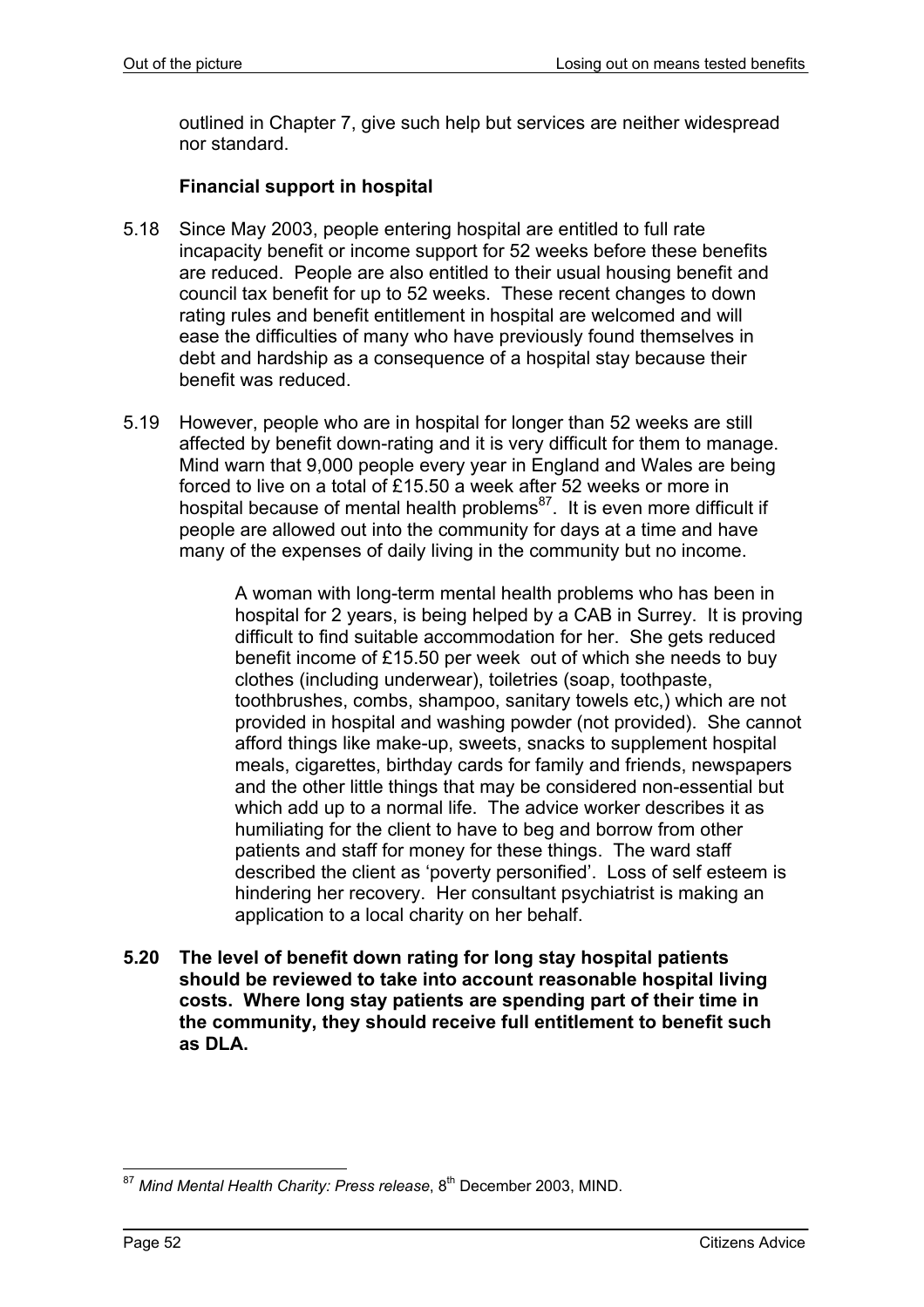outlined in Chapter 7, give such help but services are neither widespread nor standard.

### Financial support in hospital

5.18 Since May 2003, people entering hospital are entitled to full rate incapacity benefit or income support for 52 weeks before these benefits are reduced. People are also entitled to their usual housing benefit and council tax benefit for up to 52 weeks. These recent changes to down rating rules and benefit entitlement in hospital are welcomed and will ease the difficulties of many who have previously found themselves in debt and hardship as a consequence of a hospital stay because their benefit was reduced.

5.19 However, people who are in hospital for longer than 52 weeks are still affected by benefit down-rating and it is very difficult for them to manage. Mind warn that 9,000 people every year in England and Wales are being forced to live on a total of £15.50 a week after 52 weeks or more in hospital because of mental health problems[87]. It is even more difficult if people are allowed out into the community for days at a time and have many of the expenses of daily living in the community but no income.

> A woman with long-term mental health problems who has been in hospital for 2 years, is being helped by a CAB in Surrey. It is proving difficult to find suitable accommodation for her. She gets reduced benefit income of £15.50 per week out of which she needs to buy clothes (including underwear), toiletries (soap, toothpaste, toothbrushes, combs, shampoo, sanitary towels etc,) which are not provided in hospital and washing powder (not provided). She cannot afford things like make-up, sweets, snacks to supplement hospital meals, cigarettes, birthday cards for family and friends, newspapers and the other little things that may be considered non-essential but which add up to a normal life. The advice worker describes it as humiliating for the client to have to beg and borrow from other patients and staff for money for these things. The ward staff described the client as 'poverty personified'. Loss of self esteem is hindering her recovery. Her consultant psychiatrist is making an application to a local charity on her behalf.

**5.20 The level of benefit down rating for long stay hospital patients should be reviewed to take into account reasonable hospital living costs. Where long stay patients are spending part of their time in the community, they should receive full entitlement to benefit such as DLA.**

---

[87] *Mind Mental Health Charity: Press release*, 8th December 2003, MIND.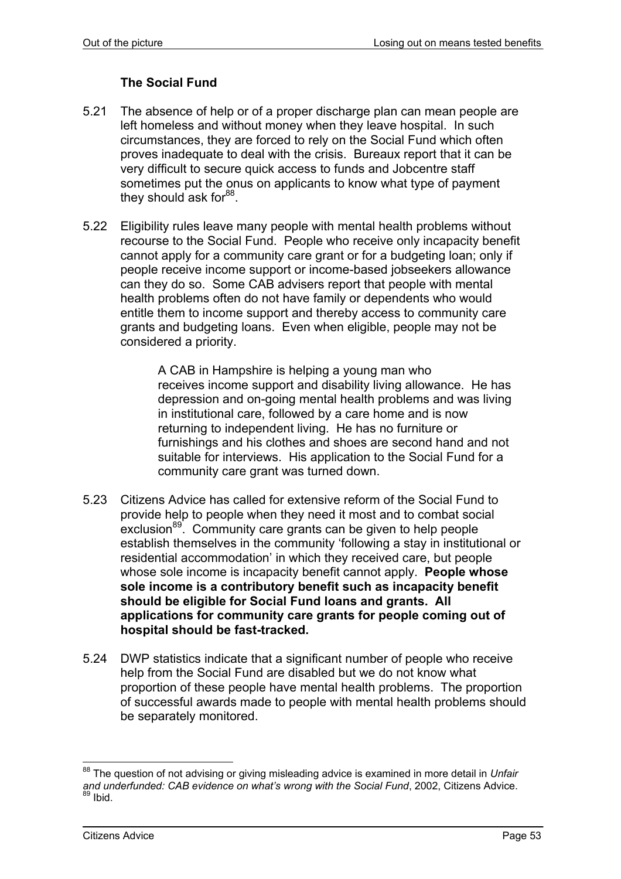### The Social Fund

5.21 The absence of help or of a proper discharge plan can mean people are left homeless and without money when they leave hospital. In such circumstances, they are forced to rely on the Social Fund which often proves inadequate to deal with the crisis. Bureaux report that it can be very difficult to secure quick access to funds and Jobcentre staff sometimes put the onus on applicants to know what type of payment they should ask for[88].

5.22 Eligibility rules leave many people with mental health problems without recourse to the Social Fund. People who receive only incapacity benefit cannot apply for a community care grant or for a budgeting loan; only if people receive income support or income-based jobseekers allowance can they do so. Some CAB advisers report that people with mental health problems often do not have family or dependents who would entitle them to income support and thereby access to community care grants and budgeting loans. Even when eligible, people may not be considered a priority.

> A CAB in Hampshire is helping a young man who receives income support and disability living allowance. He has depression and on-going mental health problems and was living in institutional care, followed by a care home and is now returning to independent living. He has no furniture or furnishings and his clothes and shoes are second hand and not suitable for interviews. His application to the Social Fund for a community care grant was turned down.

5.23 Citizens Advice has called for extensive reform of the Social Fund to provide help to people when they need it most and to combat social exclusion[89]. Community care grants can be given to help people establish themselves in the community 'following a stay in institutional or residential accommodation' in which they received care, but people whose sole income is incapacity benefit cannot apply. **People whose sole income is a contributory benefit such as incapacity benefit should be eligible for Social Fund loans and grants. All applications for community care grants for people coming out of hospital should be fast-tracked.**

5.24 DWP statistics indicate that a significant number of people who receive help from the Social Fund are disabled but we do not know what proportion of these people have mental health problems. The proportion of successful awards made to people with mental health problems should be separately monitored.

---

[88] The question of not advising or giving misleading advice is examined in more detail in *Unfair and underfunded: CAB evidence on what's wrong with the Social Fund*, 2002, Citizens Advice.
[89] Ibid.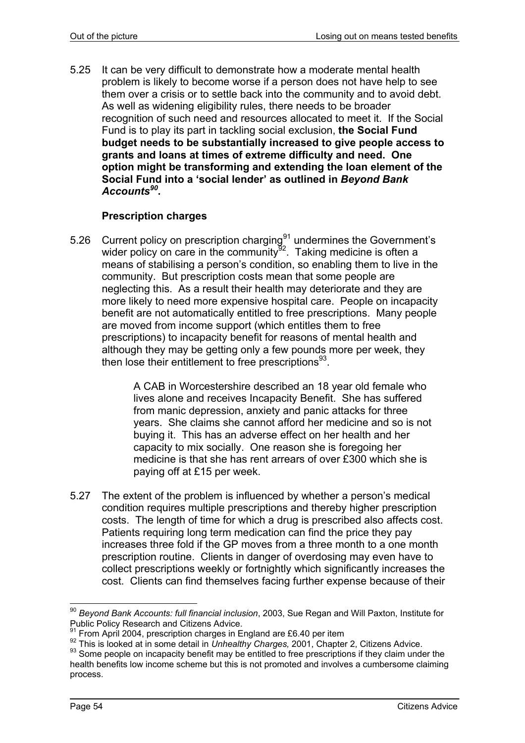5.25 It can be very difficult to demonstrate how a moderate mental health problem is likely to become worse if a person does not have help to see them over a crisis or to settle back into the community and to avoid debt. As well as widening eligibility rules, there needs to be broader recognition of such need and resources allocated to meet it. If the Social Fund is to play its part in tackling social exclusion, **the Social Fund budget needs to be substantially increased to give people access to grants and loans at times of extreme difficulty and need. One option might be transforming and extending the loan element of the Social Fund into a 'social lender' as outlined in *Beyond Bank Accounts*[90].**

### Prescription charges

5.26 Current policy on prescription charging[91] undermines the Government's wider policy on care in the community[92]. Taking medicine is often a means of stabilising a person's condition, so enabling them to live in the community. But prescription costs mean that some people are neglecting this. As a result their health may deteriorate and they are more likely to need more expensive hospital care. People on incapacity benefit are not automatically entitled to free prescriptions. Many people are moved from income support (which entitles them to free prescriptions) to incapacity benefit for reasons of mental health and although they may be getting only a few pounds more per week, they then lose their entitlement to free prescriptions[93].

> A CAB in Worcestershire described an 18 year old female who lives alone and receives Incapacity Benefit. She has suffered from manic depression, anxiety and panic attacks for three years. She claims she cannot afford her medicine and so is not buying it. This has an adverse effect on her health and her capacity to mix socially. One reason she is foregoing her medicine is that she has rent arrears of over £300 which she is paying off at £15 per week.

5.27 The extent of the problem is influenced by whether a person's medical condition requires multiple prescriptions and thereby higher prescription costs. The length of time for which a drug is prescribed also affects cost. Patients requiring long term medication can find the price they pay increases three fold if the GP moves from a three month to a one month prescription routine. Clients in danger of overdosing may even have to collect prescriptions weekly or fortnightly which significantly increases the cost. Clients can find themselves facing further expense because of their

---

[90] *Beyond Bank Accounts: full financial inclusion*, 2003, Sue Regan and Will Paxton, Institute for Public Policy Research and Citizens Advice.

[91] From April 2004, prescription charges in England are £6.40 per item

[92] This is looked at in some detail in *Unhealthy Charges,* 2001, Chapter 2, Citizens Advice.

[93] Some people on incapacity benefit may be entitled to free prescriptions if they claim under the health benefits low income scheme but this is not promoted and involves a cumbersome claiming process.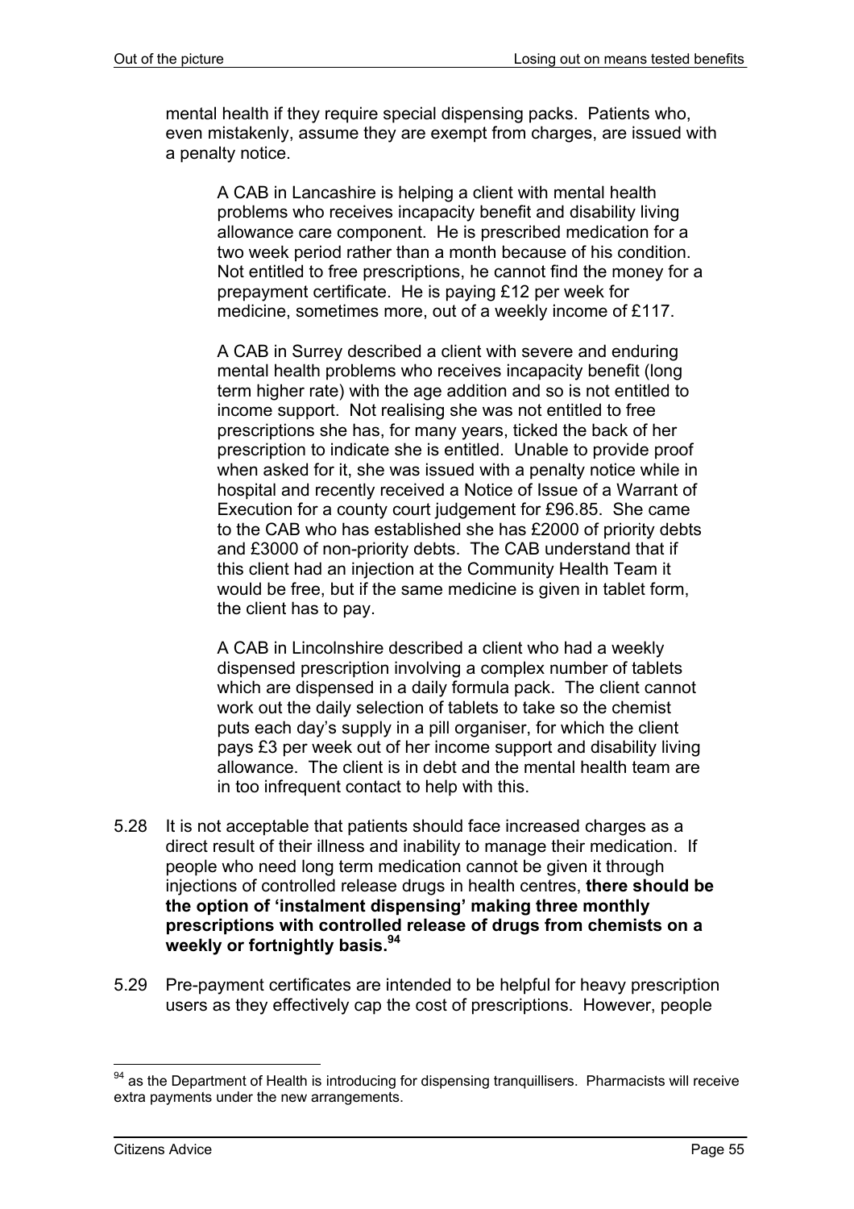mental health if they require special dispensing packs. Patients who, even mistakenly, assume they are exempt from charges, are issued with a penalty notice.

> A CAB in Lancashire is helping a client with mental health problems who receives incapacity benefit and disability living allowance care component. He is prescribed medication for a two week period rather than a month because of his condition. Not entitled to free prescriptions, he cannot find the money for a prepayment certificate. He is paying £12 per week for medicine, sometimes more, out of a weekly income of £117.
>
> A CAB in Surrey described a client with severe and enduring mental health problems who receives incapacity benefit (long term higher rate) with the age addition and so is not entitled to income support. Not realising she was not entitled to free prescriptions she has, for many years, ticked the back of her prescription to indicate she is entitled. Unable to provide proof when asked for it, she was issued with a penalty notice while in hospital and recently received a Notice of Issue of a Warrant of Execution for a county court judgement for £96.85. She came to the CAB who has established she has £2000 of priority debts and £3000 of non-priority debts. The CAB understand that if this client had an injection at the Community Health Team it would be free, but if the same medicine is given in tablet form, the client has to pay.
>
> A CAB in Lincolnshire described a client who had a weekly dispensed prescription involving a complex number of tablets which are dispensed in a daily formula pack. The client cannot work out the daily selection of tablets to take so the chemist puts each day's supply in a pill organiser, for which the client pays £3 per week out of her income support and disability living allowance. The client is in debt and the mental health team are in too infrequent contact to help with this.

5.28 It is not acceptable that patients should face increased charges as a direct result of their illness and inability to manage their medication. If people who need long term medication cannot be given it through injections of controlled release drugs in health centres, **there should be the option of 'instalment dispensing' making three monthly prescriptions with controlled release of drugs from chemists on a weekly or fortnightly basis.**[94]

5.29 Pre-payment certificates are intended to be helpful for heavy prescription users as they effectively cap the cost of prescriptions. However, people

---

[94] as the Department of Health is introducing for dispensing tranquillisers. Pharmacists will receive extra payments under the new arrangements.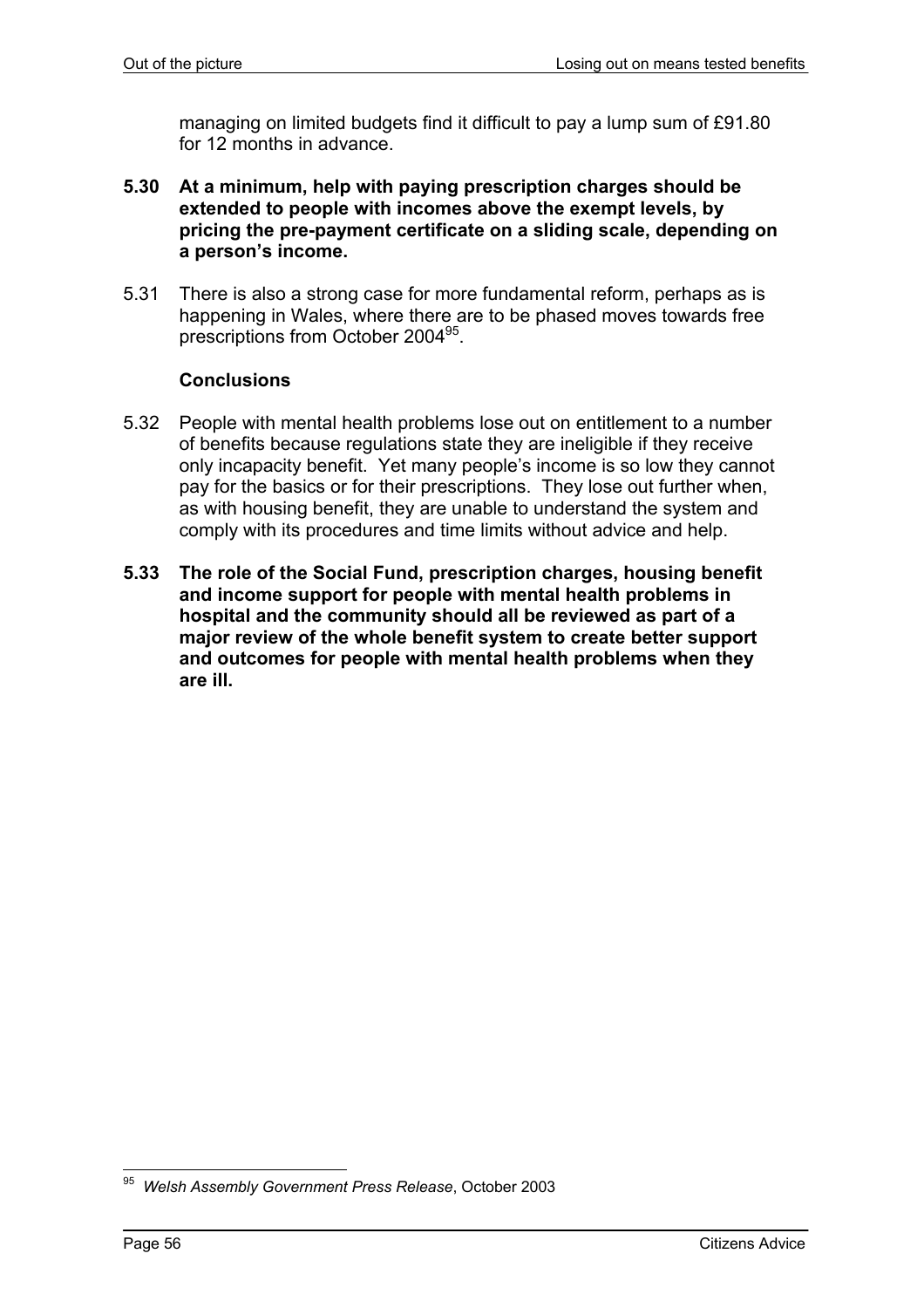managing on limited budgets find it difficult to pay a lump sum of £91.80 for 12 months in advance.

**5.30 At a minimum, help with paying prescription charges should be extended to people with incomes above the exempt levels, by pricing the pre-payment certificate on a sliding scale, depending on a person's income.**

5.31 There is also a strong case for more fundamental reform, perhaps as is happening in Wales, where there are to be phased moves towards free prescriptions from October 2004[95].

### Conclusions

5.32 People with mental health problems lose out on entitlement to a number of benefits because regulations state they are ineligible if they receive only incapacity benefit. Yet many people's income is so low they cannot pay for the basics or for their prescriptions. They lose out further when, as with housing benefit, they are unable to understand the system and comply with its procedures and time limits without advice and help.

**5.33 The role of the Social Fund, prescription charges, housing benefit and income support for people with mental health problems in hospital and the community should all be reviewed as part of a major review of the whole benefit system to create better support and outcomes for people with mental health problems when they are ill.**

---

[95] *Welsh Assembly Government Press Release*, October 2003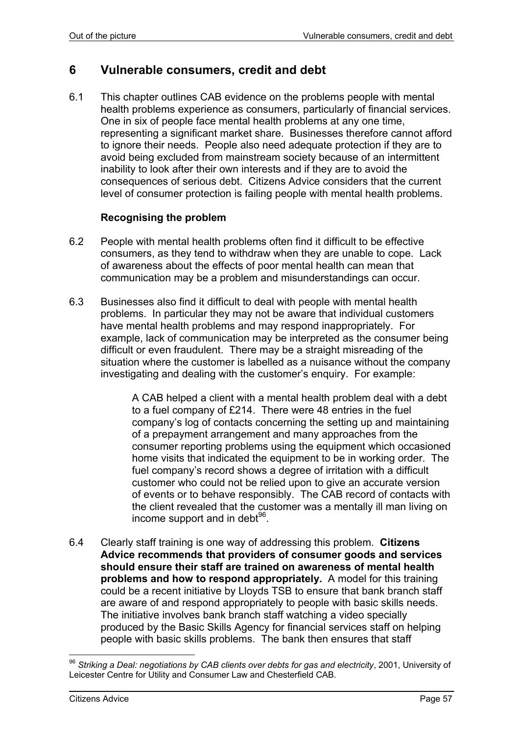# 6 Vulnerable consumers, credit and debt

6.1 This chapter outlines CAB evidence on the problems people with mental health problems experience as consumers, particularly of financial services. One in six of people face mental health problems at any one time, representing a significant market share. Businesses therefore cannot afford to ignore their needs. People also need adequate protection if they are to avoid being excluded from mainstream society because of an intermittent inability to look after their own interests and if they are to avoid the consequences of serious debt. Citizens Advice considers that the current level of consumer protection is failing people with mental health problems.

**Recognising the problem**

6.2 People with mental health problems often find it difficult to be effective consumers, as they tend to withdraw when they are unable to cope. Lack of awareness about the effects of poor mental health can mean that communication may be a problem and misunderstandings can occur.

6.3 Businesses also find it difficult to deal with people with mental health problems. In particular they may not be aware that individual customers have mental health problems and may respond inappropriately. For example, lack of communication may be interpreted as the consumer being difficult or even fraudulent. There may be a straight misreading of the situation where the customer is labelled as a nuisance without the company investigating and dealing with the customer's enquiry. For example:

> A CAB helped a client with a mental health problem deal with a debt to a fuel company of £214. There were 48 entries in the fuel company's log of contacts concerning the setting up and maintaining of a prepayment arrangement and many approaches from the consumer reporting problems using the equipment which occasioned home visits that indicated the equipment to be in working order. The fuel company's record shows a degree of irritation with a difficult customer who could not be relied upon to give an accurate version of events or to behave responsibly. The CAB record of contacts with the client revealed that the customer was a mentally ill man living on income support and in debt[96].

6.4 Clearly staff training is one way of addressing this problem. **Citizens Advice recommends that providers of consumer goods and services should ensure their staff are trained on awareness of mental health problems and how to respond appropriately.** A model for this training could be a recent initiative by Lloyds TSB to ensure that bank branch staff are aware of and respond appropriately to people with basic skills needs. The initiative involves bank branch staff watching a video specially produced by the Basic Skills Agency for financial services staff on helping people with basic skills problems. The bank then ensures that staff

---

[96] *Striking a Deal: negotiations by CAB clients over debts for gas and electricity*, 2001, University of Leicester Centre for Utility and Consumer Law and Chesterfield CAB.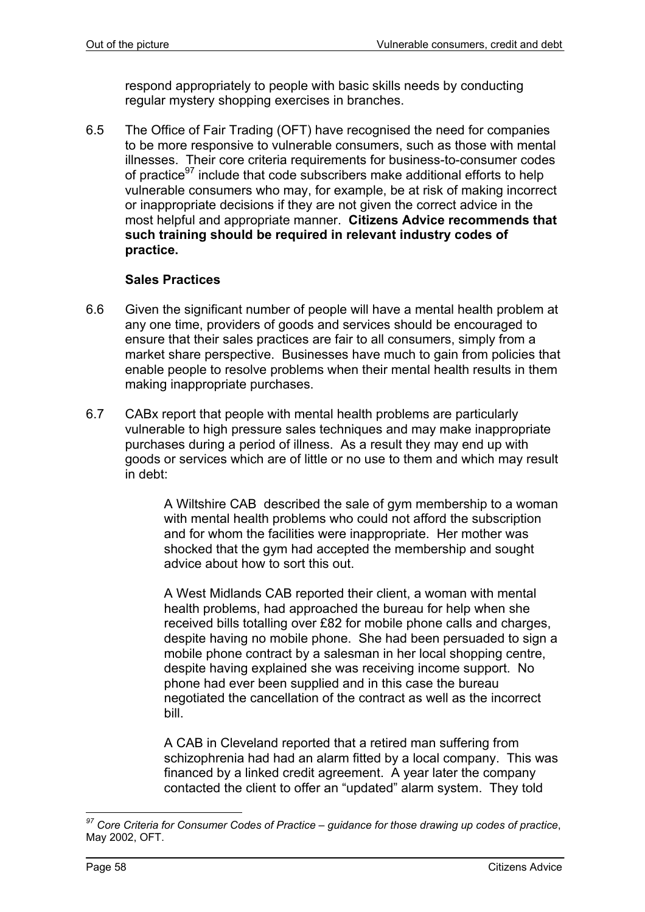respond appropriately to people with basic skills needs by conducting regular mystery shopping exercises in branches.

6.5 The Office of Fair Trading (OFT) have recognised the need for companies to be more responsive to vulnerable consumers, such as those with mental illnesses. Their core criteria requirements for business-to-consumer codes of practice[97] include that code subscribers make additional efforts to help vulnerable consumers who may, for example, be at risk of making incorrect or inappropriate decisions if they are not given the correct advice in the most helpful and appropriate manner. **Citizens Advice recommends that such training should be required in relevant industry codes of practice.**

### Sales Practices

6.6 Given the significant number of people will have a mental health problem at any one time, providers of goods and services should be encouraged to ensure that their sales practices are fair to all consumers, simply from a market share perspective. Businesses have much to gain from policies that enable people to resolve problems when their mental health results in them making inappropriate purchases.

6.7 CABx report that people with mental health problems are particularly vulnerable to high pressure sales techniques and may make inappropriate purchases during a period of illness. As a result they may end up with goods or services which are of little or no use to them and which may result in debt:

> A Wiltshire CAB described the sale of gym membership to a woman with mental health problems who could not afford the subscription and for whom the facilities were inappropriate. Her mother was shocked that the gym had accepted the membership and sought advice about how to sort this out.
>
> A West Midlands CAB reported their client, a woman with mental health problems, had approached the bureau for help when she received bills totalling over £82 for mobile phone calls and charges, despite having no mobile phone. She had been persuaded to sign a mobile phone contract by a salesman in her local shopping centre, despite having explained she was receiving income support. No phone had ever been supplied and in this case the bureau negotiated the cancellation of the contract as well as the incorrect bill.
>
> A CAB in Cleveland reported that a retired man suffering from schizophrenia had had an alarm fitted by a local company. This was financed by a linked credit agreement. A year later the company contacted the client to offer an "updated" alarm system. They told

---

[97] *Core Criteria for Consumer Codes of Practice – guidance for those drawing up codes of practice*, May 2002, OFT.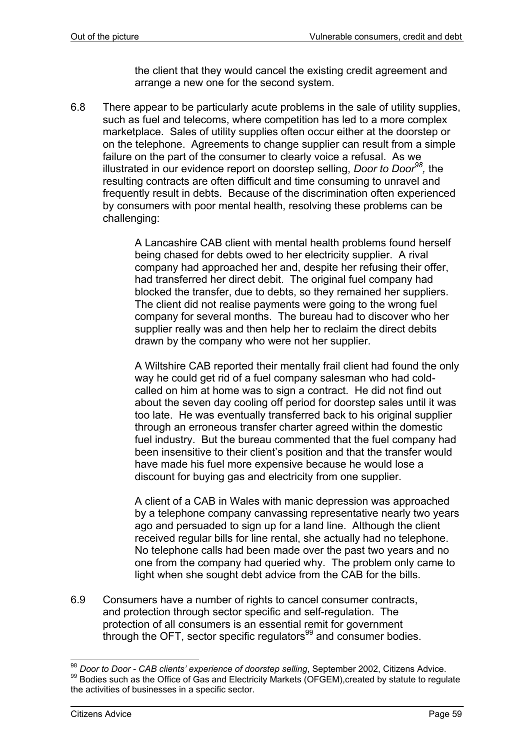the client that they would cancel the existing credit agreement and arrange a new one for the second system.

6.8 There appear to be particularly acute problems in the sale of utility supplies, such as fuel and telecoms, where competition has led to a more complex marketplace. Sales of utility supplies often occur either at the doorstep or on the telephone. Agreements to change supplier can result from a simple failure on the part of the consumer to clearly voice a refusal. As we illustrated in our evidence report on doorstep selling, *Door to Door*[98], the resulting contracts are often difficult and time consuming to unravel and frequently result in debts. Because of the discrimination often experienced by consumers with poor mental health, resolving these problems can be challenging:

> A Lancashire CAB client with mental health problems found herself being chased for debts owed to her electricity supplier. A rival company had approached her and, despite her refusing their offer, had transferred her direct debit. The original fuel company had blocked the transfer, due to debts, so they remained her suppliers. The client did not realise payments were going to the wrong fuel company for several months. The bureau had to discover who her supplier really was and then help her to reclaim the direct debits drawn by the company who were not her supplier.

> A Wiltshire CAB reported their mentally frail client had found the only way he could get rid of a fuel company salesman who had cold-called on him at home was to sign a contract. He did not find out about the seven day cooling off period for doorstep sales until it was too late. He was eventually transferred back to his original supplier through an erroneous transfer charter agreed within the domestic fuel industry. But the bureau commented that the fuel company had been insensitive to their client's position and that the transfer would have made his fuel more expensive because he would lose a discount for buying gas and electricity from one supplier.

> A client of a CAB in Wales with manic depression was approached by a telephone company canvassing representative nearly two years ago and persuaded to sign up for a land line. Although the client received regular bills for line rental, she actually had no telephone. No telephone calls had been made over the past two years and no one from the company had queried why. The problem only came to light when she sought debt advice from the CAB for the bills.

6.9 Consumers have a number of rights to cancel consumer contracts, and protection through sector specific and self-regulation. The protection of all consumers is an essential remit for government through the OFT, sector specific regulators[99] and consumer bodies.

---

[98] *Door to Door - CAB clients' experience of doorstep selling*, September 2002, Citizens Advice.

[99] Bodies such as the Office of Gas and Electricity Markets (OFGEM),created by statute to regulate the activities of businesses in a specific sector.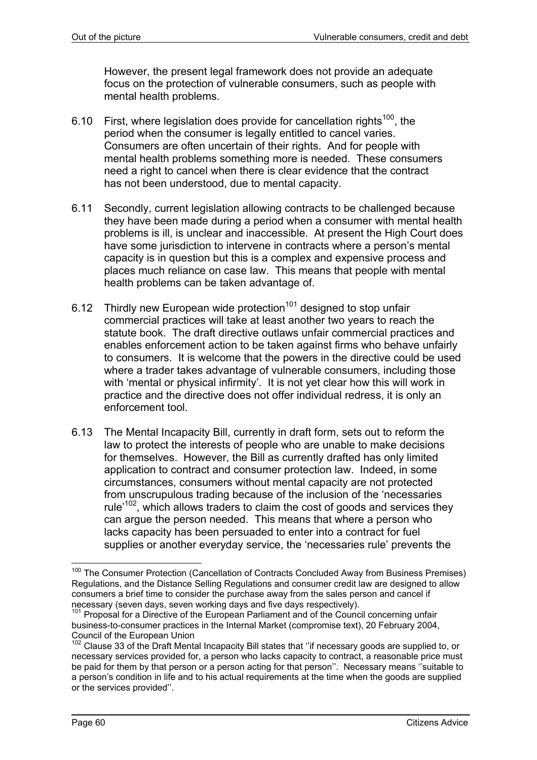However, the present legal framework does not provide an adequate focus on the protection of vulnerable consumers, such as people with mental health problems.

6.10 First, where legislation does provide for cancellation rights[100], the period when the consumer is legally entitled to cancel varies. Consumers are often uncertain of their rights. And for people with mental health problems something more is needed. These consumers need a right to cancel when there is clear evidence that the contract has not been understood, due to mental capacity.

6.11 Secondly, current legislation allowing contracts to be challenged because they have been made during a period when a consumer with mental health problems is ill, is unclear and inaccessible. At present the High Court does have some jurisdiction to intervene in contracts where a person's mental capacity is in question but this is a complex and expensive process and places much reliance on case law. This means that people with mental health problems can be taken advantage of.

6.12 Thirdly new European wide protection[101] designed to stop unfair commercial practices will take at least another two years to reach the statute book. The draft directive outlaws unfair commercial practices and enables enforcement action to be taken against firms who behave unfairly to consumers. It is welcome that the powers in the directive could be used where a trader takes advantage of vulnerable consumers, including those with 'mental or physical infirmity'. It is not yet clear how this will work in practice and the directive does not offer individual redress, it is only an enforcement tool.

6.13 The Mental Incapacity Bill, currently in draft form, sets out to reform the law to protect the interests of people who are unable to make decisions for themselves. However, the Bill as currently drafted has only limited application to contract and consumer protection law. Indeed, in some circumstances, consumers without mental capacity are not protected from unscrupulous trading because of the inclusion of the 'necessaries rule'[102], which allows traders to claim the cost of goods and services they can argue the person needed. This means that where a person who lacks capacity has been persuaded to enter into a contract for fuel supplies or another everyday service, the 'necessaries rule' prevents the

---

[100] The Consumer Protection (Cancellation of Contracts Concluded Away from Business Premises) Regulations, and the Distance Selling Regulations and consumer credit law are designed to allow consumers a brief time to consider the purchase away from the sales person and cancel if necessary (seven days, seven working days and five days respectively).

[101] Proposal for a Directive of the European Parliament and of the Council concerning unfair business-to-consumer practices in the Internal Market (compromise text), 20 February 2004, Council of the European Union

[102] Clause 33 of the Draft Mental Incapacity Bill states that ''if necessary goods are supplied to, or necessary services provided for, a person who lacks capacity to contract, a reasonable price must be paid for them by that person or a person acting for that person''. Necessary means ''suitable to a person's condition in life and to his actual requirements at the time when the goods are supplied or the services provided''.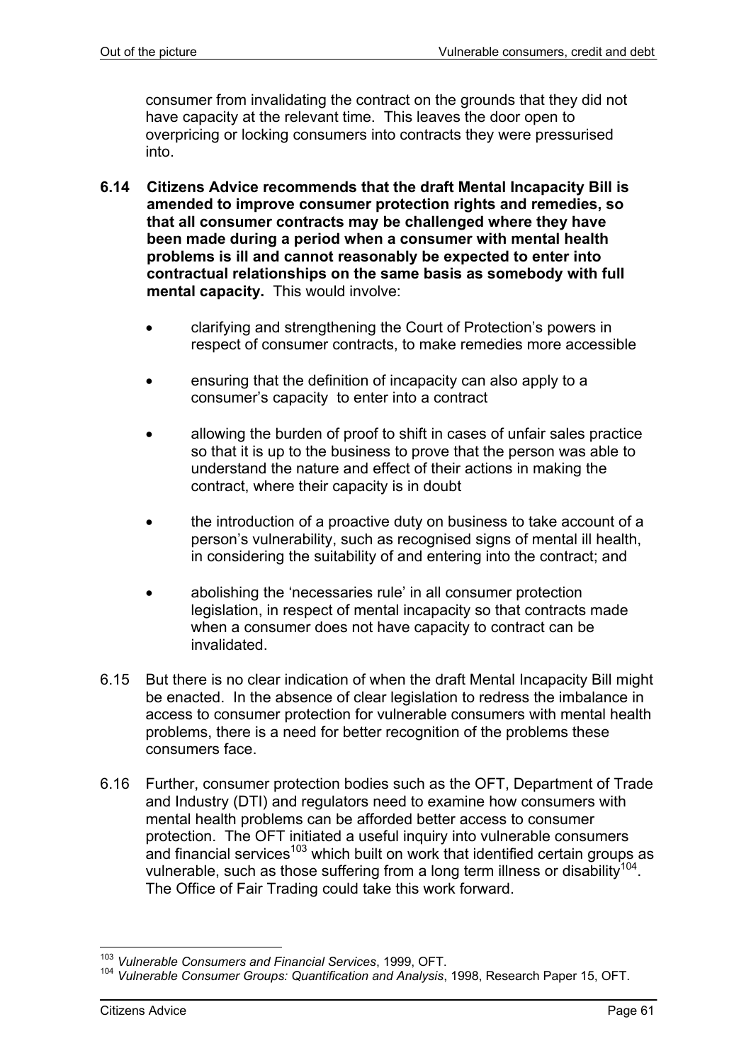consumer from invalidating the contract on the grounds that they did not have capacity at the relevant time. This leaves the door open to overpricing or locking consumers into contracts they were pressurised into.

**6.14 Citizens Advice recommends that the draft Mental Incapacity Bill is amended to improve consumer protection rights and remedies, so that all consumer contracts may be challenged where they have been made during a period when a consumer with mental health problems is ill and cannot reasonably be expected to enter into contractual relationships on the same basis as somebody with full mental capacity.** This would involve:

- clarifying and strengthening the Court of Protection's powers in respect of consumer contracts, to make remedies more accessible
- ensuring that the definition of incapacity can also apply to a consumer's capacity to enter into a contract
- allowing the burden of proof to shift in cases of unfair sales practice so that it is up to the business to prove that the person was able to understand the nature and effect of their actions in making the contract, where their capacity is in doubt
- the introduction of a proactive duty on business to take account of a person's vulnerability, such as recognised signs of mental ill health, in considering the suitability of and entering into the contract; and
- abolishing the 'necessaries rule' in all consumer protection legislation, in respect of mental incapacity so that contracts made when a consumer does not have capacity to contract can be invalidated.

6.15 But there is no clear indication of when the draft Mental Incapacity Bill might be enacted. In the absence of clear legislation to redress the imbalance in access to consumer protection for vulnerable consumers with mental health problems, there is a need for better recognition of the problems these consumers face.

6.16 Further, consumer protection bodies such as the OFT, Department of Trade and Industry (DTI) and regulators need to examine how consumers with mental health problems can be afforded better access to consumer protection. The OFT initiated a useful inquiry into vulnerable consumers and financial services[103] which built on work that identified certain groups as vulnerable, such as those suffering from a long term illness or disability[104]. The Office of Fair Trading could take this work forward.

---

[103] *Vulnerable Consumers and Financial Services*, 1999, OFT.

[104] *Vulnerable Consumer Groups: Quantification and Analysis*, 1998, Research Paper 15, OFT.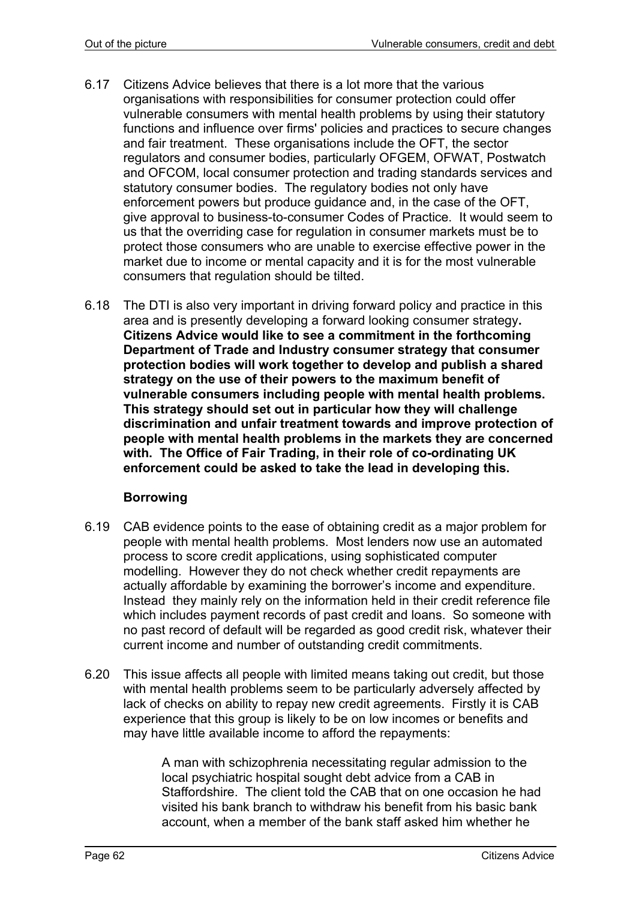6.17 Citizens Advice believes that there is a lot more that the various organisations with responsibilities for consumer protection could offer vulnerable consumers with mental health problems by using their statutory functions and influence over firms' policies and practices to secure changes and fair treatment. These organisations include the OFT, the sector regulators and consumer bodies, particularly OFGEM, OFWAT, Postwatch and OFCOM, local consumer protection and trading standards services and statutory consumer bodies. The regulatory bodies not only have enforcement powers but produce guidance and, in the case of the OFT, give approval to business-to-consumer Codes of Practice. It would seem to us that the overriding case for regulation in consumer markets must be to protect those consumers who are unable to exercise effective power in the market due to income or mental capacity and it is for the most vulnerable consumers that regulation should be tilted.

6.18 The DTI is also very important in driving forward policy and practice in this area and is presently developing a forward looking consumer strategy**.** **Citizens Advice would like to see a commitment in the forthcoming Department of Trade and Industry consumer strategy that consumer protection bodies will work together to develop and publish a shared strategy on the use of their powers to the maximum benefit of vulnerable consumers including people with mental health problems. This strategy should set out in particular how they will challenge discrimination and unfair treatment towards and improve protection of people with mental health problems in the markets they are concerned with. The Office of Fair Trading, in their role of co-ordinating UK enforcement could be asked to take the lead in developing this.**

### Borrowing

6.19 CAB evidence points to the ease of obtaining credit as a major problem for people with mental health problems. Most lenders now use an automated process to score credit applications, using sophisticated computer modelling. However they do not check whether credit repayments are actually affordable by examining the borrower's income and expenditure. Instead they mainly rely on the information held in their credit reference file which includes payment records of past credit and loans. So someone with no past record of default will be regarded as good credit risk, whatever their current income and number of outstanding credit commitments.

6.20 This issue affects all people with limited means taking out credit, but those with mental health problems seem to be particularly adversely affected by lack of checks on ability to repay new credit agreements. Firstly it is CAB experience that this group is likely to be on low incomes or benefits and may have little available income to afford the repayments:

> A man with schizophrenia necessitating regular admission to the local psychiatric hospital sought debt advice from a CAB in Staffordshire. The client told the CAB that on one occasion he had visited his bank branch to withdraw his benefit from his basic bank account, when a member of the bank staff asked him whether he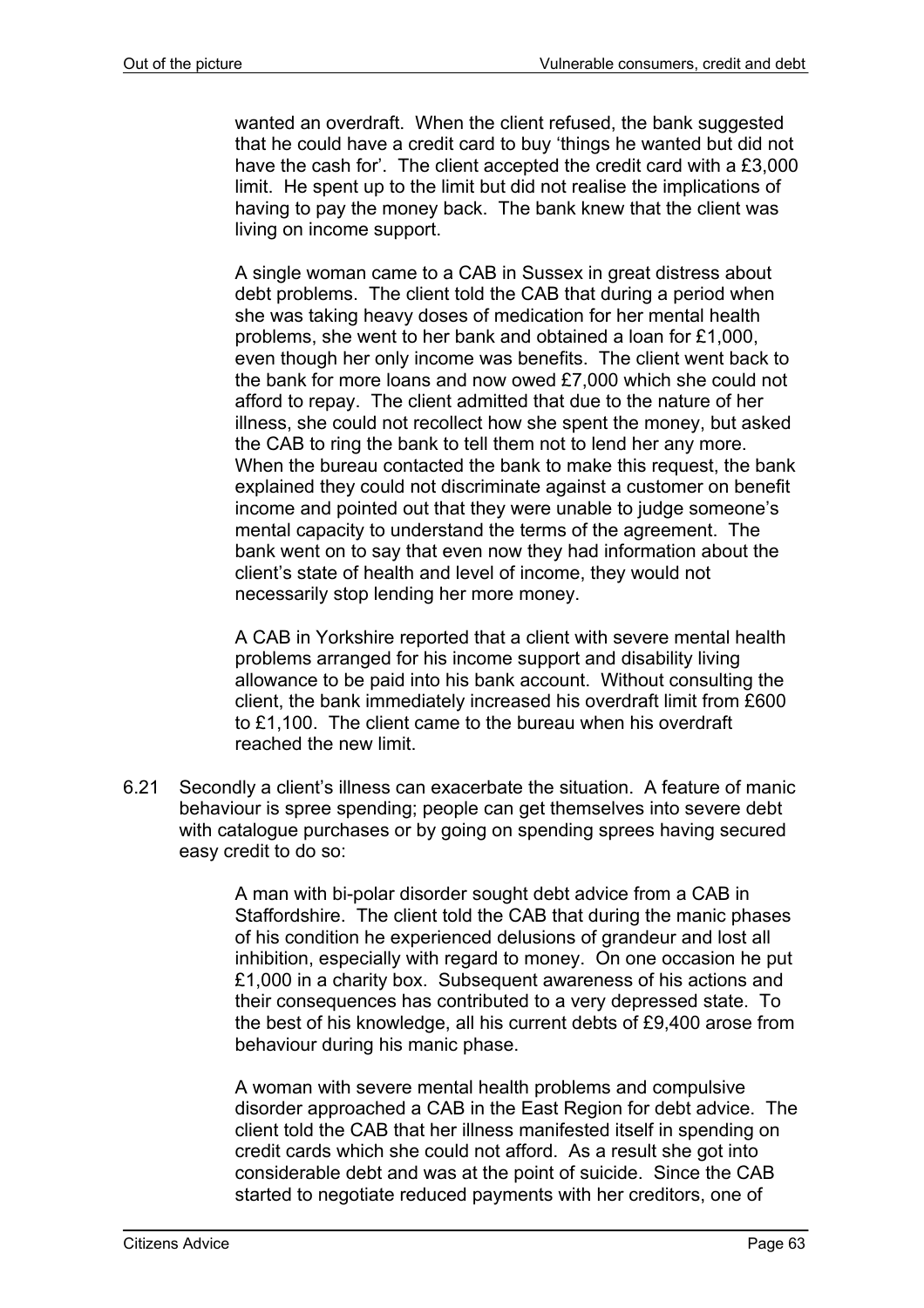wanted an overdraft. When the client refused, the bank suggested that he could have a credit card to buy 'things he wanted but did not have the cash for'. The client accepted the credit card with a £3,000 limit. He spent up to the limit but did not realise the implications of having to pay the money back. The bank knew that the client was living on income support.

A single woman came to a CAB in Sussex in great distress about debt problems. The client told the CAB that during a period when she was taking heavy doses of medication for her mental health problems, she went to her bank and obtained a loan for £1,000, even though her only income was benefits. The client went back to the bank for more loans and now owed £7,000 which she could not afford to repay. The client admitted that due to the nature of her illness, she could not recollect how she spent the money, but asked the CAB to ring the bank to tell them not to lend her any more. When the bureau contacted the bank to make this request, the bank explained they could not discriminate against a customer on benefit income and pointed out that they were unable to judge someone's mental capacity to understand the terms of the agreement. The bank went on to say that even now they had information about the client's state of health and level of income, they would not necessarily stop lending her more money.

A CAB in Yorkshire reported that a client with severe mental health problems arranged for his income support and disability living allowance to be paid into his bank account. Without consulting the client, the bank immediately increased his overdraft limit from £600 to £1,100. The client came to the bureau when his overdraft reached the new limit.

6.21 Secondly a client's illness can exacerbate the situation. A feature of manic behaviour is spree spending; people can get themselves into severe debt with catalogue purchases or by going on spending sprees having secured easy credit to do so:

A man with bi-polar disorder sought debt advice from a CAB in Staffordshire. The client told the CAB that during the manic phases of his condition he experienced delusions of grandeur and lost all inhibition, especially with regard to money. On one occasion he put £1,000 in a charity box. Subsequent awareness of his actions and their consequences has contributed to a very depressed state. To the best of his knowledge, all his current debts of £9,400 arose from behaviour during his manic phase.

A woman with severe mental health problems and compulsive disorder approached a CAB in the East Region for debt advice. The client told the CAB that her illness manifested itself in spending on credit cards which she could not afford. As a result she got into considerable debt and was at the point of suicide. Since the CAB started to negotiate reduced payments with her creditors, one of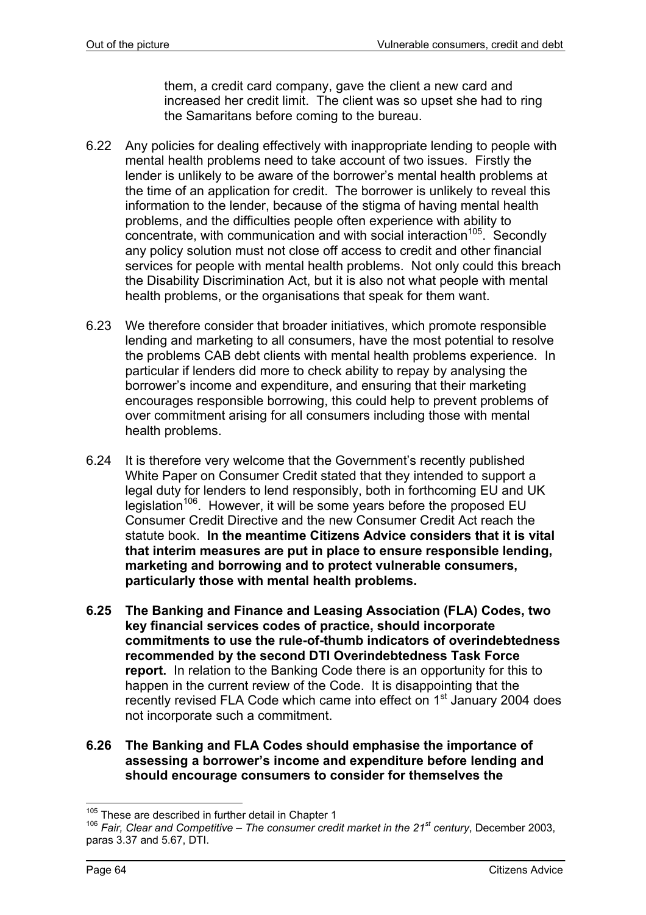them, a credit card company, gave the client a new card and increased her credit limit. The client was so upset she had to ring the Samaritans before coming to the bureau.

6.22 Any policies for dealing effectively with inappropriate lending to people with mental health problems need to take account of two issues. Firstly the lender is unlikely to be aware of the borrower's mental health problems at the time of an application for credit. The borrower is unlikely to reveal this information to the lender, because of the stigma of having mental health problems, and the difficulties people often experience with ability to concentrate, with communication and with social interaction[105]. Secondly any policy solution must not close off access to credit and other financial services for people with mental health problems. Not only could this breach the Disability Discrimination Act, but it is also not what people with mental health problems, or the organisations that speak for them want.

6.23 We therefore consider that broader initiatives, which promote responsible lending and marketing to all consumers, have the most potential to resolve the problems CAB debt clients with mental health problems experience. In particular if lenders did more to check ability to repay by analysing the borrower's income and expenditure, and ensuring that their marketing encourages responsible borrowing, this could help to prevent problems of over commitment arising for all consumers including those with mental health problems.

6.24 It is therefore very welcome that the Government's recently published White Paper on Consumer Credit stated that they intended to support a legal duty for lenders to lend responsibly, both in forthcoming EU and UK legislation[106]. However, it will be some years before the proposed EU Consumer Credit Directive and the new Consumer Credit Act reach the statute book. **In the meantime Citizens Advice considers that it is vital that interim measures are put in place to ensure responsible lending, marketing and borrowing and to protect vulnerable consumers, particularly those with mental health problems.**

**6.25 The Banking and Finance and Leasing Association (FLA) Codes, two key financial services codes of practice, should incorporate commitments to use the rule-of-thumb indicators of overindebtedness recommended by the second DTI Overindebtedness Task Force report.** In relation to the Banking Code there is an opportunity for this to happen in the current review of the Code. It is disappointing that the recently revised FLA Code which came into effect on 1st January 2004 does not incorporate such a commitment.

**6.26 The Banking and FLA Codes should emphasise the importance of assessing a borrower's income and expenditure before lending and should encourage consumers to consider for themselves the**

---

[105] These are described in further detail in Chapter 1

[106] *Fair, Clear and Competitive – The consumer credit market in the 21st century*, December 2003, paras 3.37 and 5.67, DTI.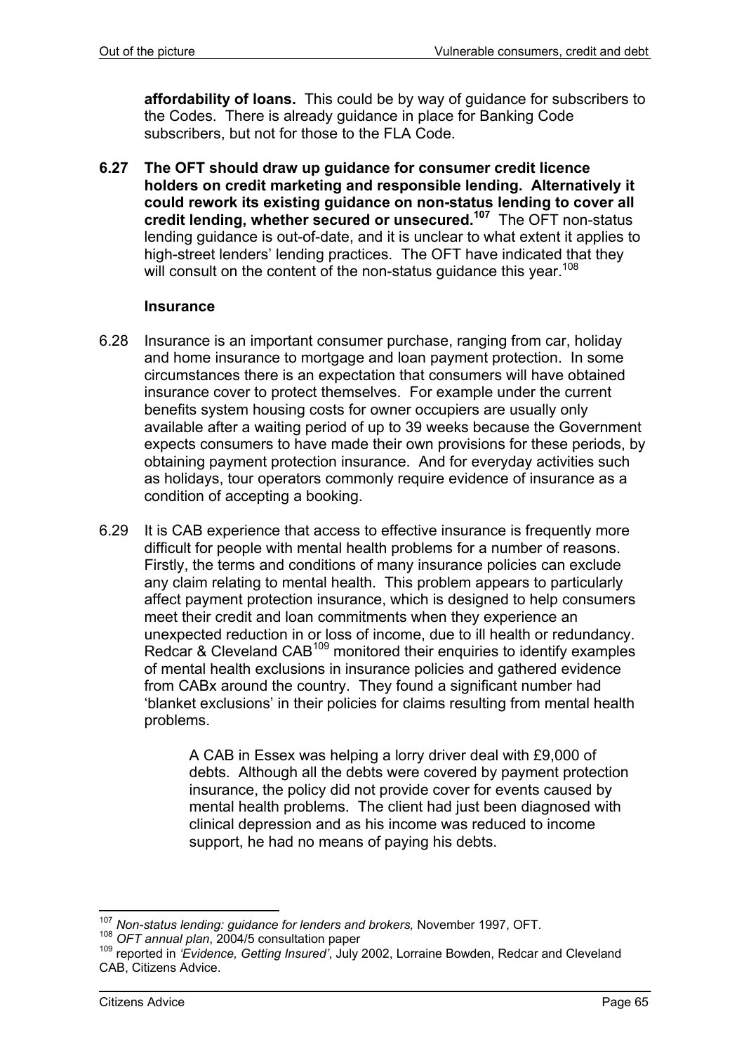**affordability of loans.** This could be by way of guidance for subscribers to the Codes. There is already guidance in place for Banking Code subscribers, but not for those to the FLA Code.

**6.27 The OFT should draw up guidance for consumer credit licence holders on credit marketing and responsible lending. Alternatively it could rework its existing guidance on non-status lending to cover all credit lending, whether secured or unsecured.**[107] The OFT non-status lending guidance is out-of-date, and it is unclear to what extent it applies to high-street lenders' lending practices. The OFT have indicated that they will consult on the content of the non-status guidance this year.[108]

### Insurance

6.28 Insurance is an important consumer purchase, ranging from car, holiday and home insurance to mortgage and loan payment protection. In some circumstances there is an expectation that consumers will have obtained insurance cover to protect themselves. For example under the current benefits system housing costs for owner occupiers are usually only available after a waiting period of up to 39 weeks because the Government expects consumers to have made their own provisions for these periods, by obtaining payment protection insurance. And for everyday activities such as holidays, tour operators commonly require evidence of insurance as a condition of accepting a booking.

6.29 It is CAB experience that access to effective insurance is frequently more difficult for people with mental health problems for a number of reasons. Firstly, the terms and conditions of many insurance policies can exclude any claim relating to mental health. This problem appears to particularly affect payment protection insurance, which is designed to help consumers meet their credit and loan commitments when they experience an unexpected reduction in or loss of income, due to ill health or redundancy. Redcar & Cleveland CAB[109] monitored their enquiries to identify examples of mental health exclusions in insurance policies and gathered evidence from CABx around the country. They found a significant number had 'blanket exclusions' in their policies for claims resulting from mental health problems.

> A CAB in Essex was helping a lorry driver deal with £9,000 of debts. Although all the debts were covered by payment protection insurance, the policy did not provide cover for events caused by mental health problems. The client had just been diagnosed with clinical depression and as his income was reduced to income support, he had no means of paying his debts.

---

[107] *Non-status lending: guidance for lenders and brokers,* November 1997, OFT.

[108] *OFT annual plan*, 2004/5 consultation paper

[109] reported in *'Evidence, Getting Insured'*, July 2002, Lorraine Bowden, Redcar and Cleveland CAB, Citizens Advice.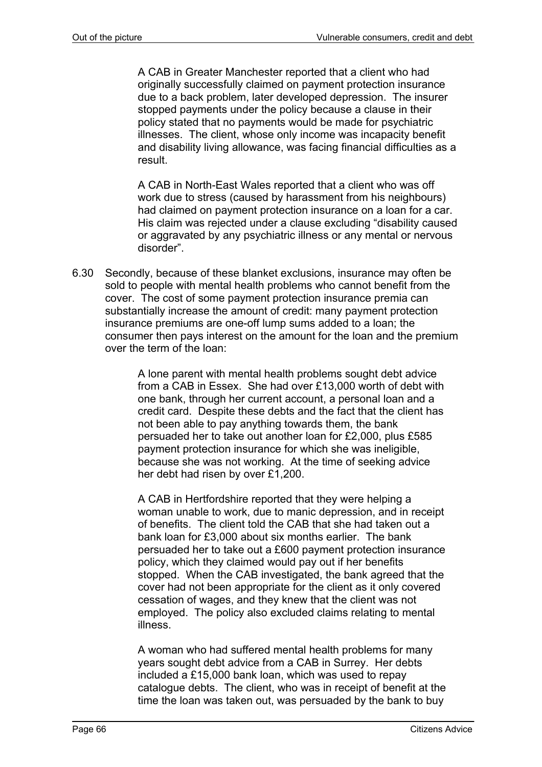> A CAB in Greater Manchester reported that a client who had originally successfully claimed on payment protection insurance due to a back problem, later developed depression. The insurer stopped payments under the policy because a clause in their policy stated that no payments would be made for psychiatric illnesses. The client, whose only income was incapacity benefit and disability living allowance, was facing financial difficulties as a result.

> A CAB in North-East Wales reported that a client who was off work due to stress (caused by harassment from his neighbours) had claimed on payment protection insurance on a loan for a car. His claim was rejected under a clause excluding "disability caused or aggravated by any psychiatric illness or any mental or nervous disorder".

6.30 Secondly, because of these blanket exclusions, insurance may often be sold to people with mental health problems who cannot benefit from the cover. The cost of some payment protection insurance premia can substantially increase the amount of credit: many payment protection insurance premiums are one-off lump sums added to a loan; the consumer then pays interest on the amount for the loan and the premium over the term of the loan:

> A lone parent with mental health problems sought debt advice from a CAB in Essex. She had over £13,000 worth of debt with one bank, through her current account, a personal loan and a credit card. Despite these debts and the fact that the client has not been able to pay anything towards them, the bank persuaded her to take out another loan for £2,000, plus £585 payment protection insurance for which she was ineligible, because she was not working. At the time of seeking advice her debt had risen by over £1,200.

> A CAB in Hertfordshire reported that they were helping a woman unable to work, due to manic depression, and in receipt of benefits. The client told the CAB that she had taken out a bank loan for £3,000 about six months earlier. The bank persuaded her to take out a £600 payment protection insurance policy, which they claimed would pay out if her benefits stopped. When the CAB investigated, the bank agreed that the cover had not been appropriate for the client as it only covered cessation of wages, and they knew that the client was not employed. The policy also excluded claims relating to mental illness.

> A woman who had suffered mental health problems for many years sought debt advice from a CAB in Surrey. Her debts included a £15,000 bank loan, which was used to repay catalogue debts. The client, who was in receipt of benefit at the time the loan was taken out, was persuaded by the bank to buy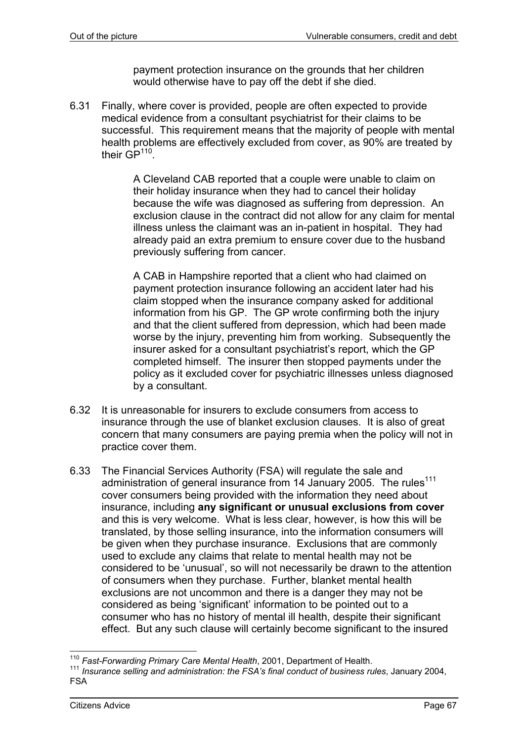payment protection insurance on the grounds that her children would otherwise have to pay off the debt if she died.

6.31 Finally, where cover is provided, people are often expected to provide medical evidence from a consultant psychiatrist for their claims to be successful. This requirement means that the majority of people with mental health problems are effectively excluded from cover, as 90% are treated by their GP[110].

> A Cleveland CAB reported that a couple were unable to claim on their holiday insurance when they had to cancel their holiday because the wife was diagnosed as suffering from depression. An exclusion clause in the contract did not allow for any claim for mental illness unless the claimant was an in-patient in hospital. They had already paid an extra premium to ensure cover due to the husband previously suffering from cancer.

> A CAB in Hampshire reported that a client who had claimed on payment protection insurance following an accident later had his claim stopped when the insurance company asked for additional information from his GP. The GP wrote confirming both the injury and that the client suffered from depression, which had been made worse by the injury, preventing him from working. Subsequently the insurer asked for a consultant psychiatrist's report, which the GP completed himself. The insurer then stopped payments under the policy as it excluded cover for psychiatric illnesses unless diagnosed by a consultant.

6.32 It is unreasonable for insurers to exclude consumers from access to insurance through the use of blanket exclusion clauses. It is also of great concern that many consumers are paying premia when the policy will not in practice cover them.

6.33 The Financial Services Authority (FSA) will regulate the sale and administration of general insurance from 14 January 2005. The rules[111] cover consumers being provided with the information they need about insurance, including **any significant or unusual exclusions from cover** and this is very welcome. What is less clear, however, is how this will be translated, by those selling insurance, into the information consumers will be given when they purchase insurance. Exclusions that are commonly used to exclude any claims that relate to mental health may not be considered to be 'unusual', so will not necessarily be drawn to the attention of consumers when they purchase. Further, blanket mental health exclusions are not uncommon and there is a danger they may not be considered as being 'significant' information to be pointed out to a consumer who has no history of mental ill health, despite their significant effect. But any such clause will certainly become significant to the insured

---

[110] *Fast-Forwarding Primary Care Mental Health*, 2001, Department of Health.

[111] *Insurance selling and administration: the FSA's final conduct of business rules*, January 2004, FSA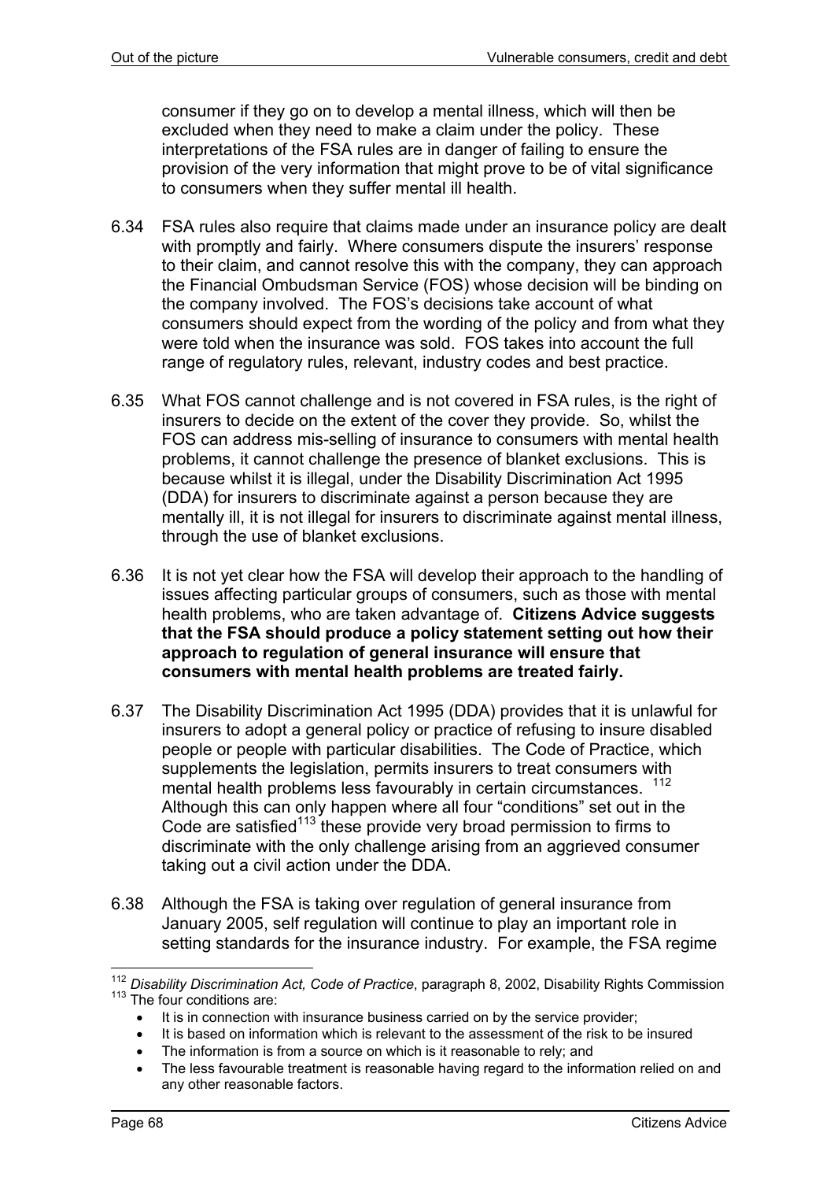consumer if they go on to develop a mental illness, which will then be excluded when they need to make a claim under the policy. These interpretations of the FSA rules are in danger of failing to ensure the provision of the very information that might prove to be of vital significance to consumers when they suffer mental ill health.

6.34 FSA rules also require that claims made under an insurance policy are dealt with promptly and fairly. Where consumers dispute the insurers' response to their claim, and cannot resolve this with the company, they can approach the Financial Ombudsman Service (FOS) whose decision will be binding on the company involved. The FOS's decisions take account of what consumers should expect from the wording of the policy and from what they were told when the insurance was sold. FOS takes into account the full range of regulatory rules, relevant, industry codes and best practice.

6.35 What FOS cannot challenge and is not covered in FSA rules, is the right of insurers to decide on the extent of the cover they provide. So, whilst the FOS can address mis-selling of insurance to consumers with mental health problems, it cannot challenge the presence of blanket exclusions. This is because whilst it is illegal, under the Disability Discrimination Act 1995 (DDA) for insurers to discriminate against a person because they are mentally ill, it is not illegal for insurers to discriminate against mental illness, through the use of blanket exclusions.

6.36 It is not yet clear how the FSA will develop their approach to the handling of issues affecting particular groups of consumers, such as those with mental health problems, who are taken advantage of. **Citizens Advice suggests that the FSA should produce a policy statement setting out how their approach to regulation of general insurance will ensure that consumers with mental health problems are treated fairly.**

6.37 The Disability Discrimination Act 1995 (DDA) provides that it is unlawful for insurers to adopt a general policy or practice of refusing to insure disabled people or people with particular disabilities. The Code of Practice, which supplements the legislation, permits insurers to treat consumers with mental health problems less favourably in certain circumstances. [112] Although this can only happen where all four "conditions" set out in the Code are satisfied[113] these provide very broad permission to firms to discriminate with the only challenge arising from an aggrieved consumer taking out a civil action under the DDA.

6.38 Although the FSA is taking over regulation of general insurance from January 2005, self regulation will continue to play an important role in setting standards for the insurance industry. For example, the FSA regime

---

[112] *Disability Discrimination Act, Code of Practice*, paragraph 8, 2002, Disability Rights Commission

[113] The four conditions are:

- It is in connection with insurance business carried on by the service provider;
- It is based on information which is relevant to the assessment of the risk to be insured
- The information is from a source on which is it reasonable to rely; and
- The less favourable treatment is reasonable having regard to the information relied on and any other reasonable factors.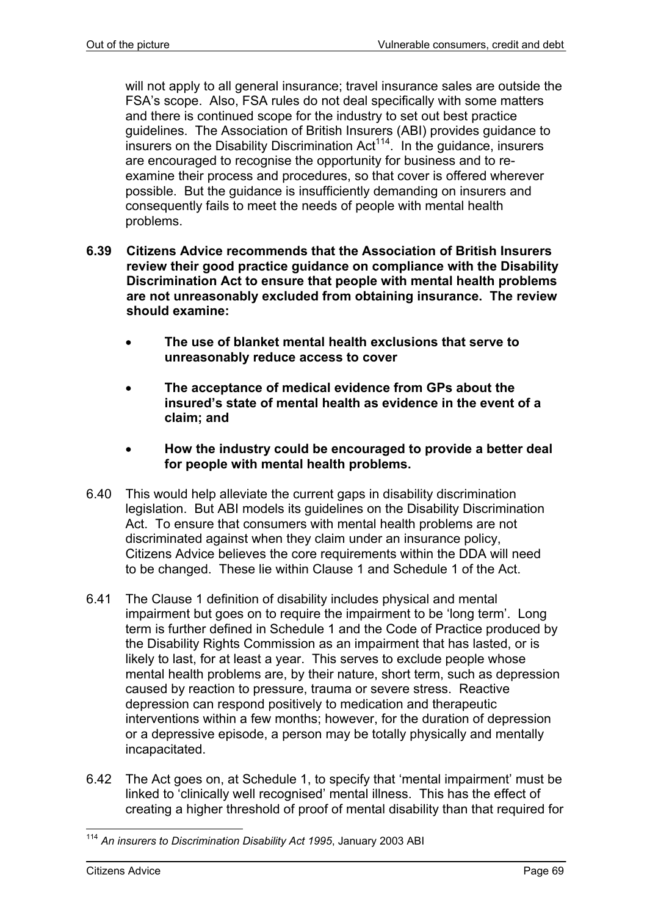will not apply to all general insurance; travel insurance sales are outside the FSA's scope. Also, FSA rules do not deal specifically with some matters and there is continued scope for the industry to set out best practice guidelines. The Association of British Insurers (ABI) provides guidance to insurers on the Disability Discrimination Act[114]. In the guidance, insurers are encouraged to recognise the opportunity for business and to re-examine their process and procedures, so that cover is offered wherever possible. But the guidance is insufficiently demanding on insurers and consequently fails to meet the needs of people with mental health problems.

**6.39 Citizens Advice recommends that the Association of British Insurers review their good practice guidance on compliance with the Disability Discrimination Act to ensure that people with mental health problems are not unreasonably excluded from obtaining insurance. The review should examine:**

- **The use of blanket mental health exclusions that serve to unreasonably reduce access to cover**
- **The acceptance of medical evidence from GPs about the insured's state of mental health as evidence in the event of a claim; and**
- **How the industry could be encouraged to provide a better deal for people with mental health problems.**

6.40 This would help alleviate the current gaps in disability discrimination legislation. But ABI models its guidelines on the Disability Discrimination Act. To ensure that consumers with mental health problems are not discriminated against when they claim under an insurance policy, Citizens Advice believes the core requirements within the DDA will need to be changed. These lie within Clause 1 and Schedule 1 of the Act.

6.41 The Clause 1 definition of disability includes physical and mental impairment but goes on to require the impairment to be 'long term'. Long term is further defined in Schedule 1 and the Code of Practice produced by the Disability Rights Commission as an impairment that has lasted, or is likely to last, for at least a year. This serves to exclude people whose mental health problems are, by their nature, short term, such as depression caused by reaction to pressure, trauma or severe stress. Reactive depression can respond positively to medication and therapeutic interventions within a few months; however, for the duration of depression or a depressive episode, a person may be totally physically and mentally incapacitated.

6.42 The Act goes on, at Schedule 1, to specify that 'mental impairment' must be linked to 'clinically well recognised' mental illness. This has the effect of creating a higher threshold of proof of mental disability than that required for

---

[114] *An insurers to Discrimination Disability Act 1995*, January 2003 ABI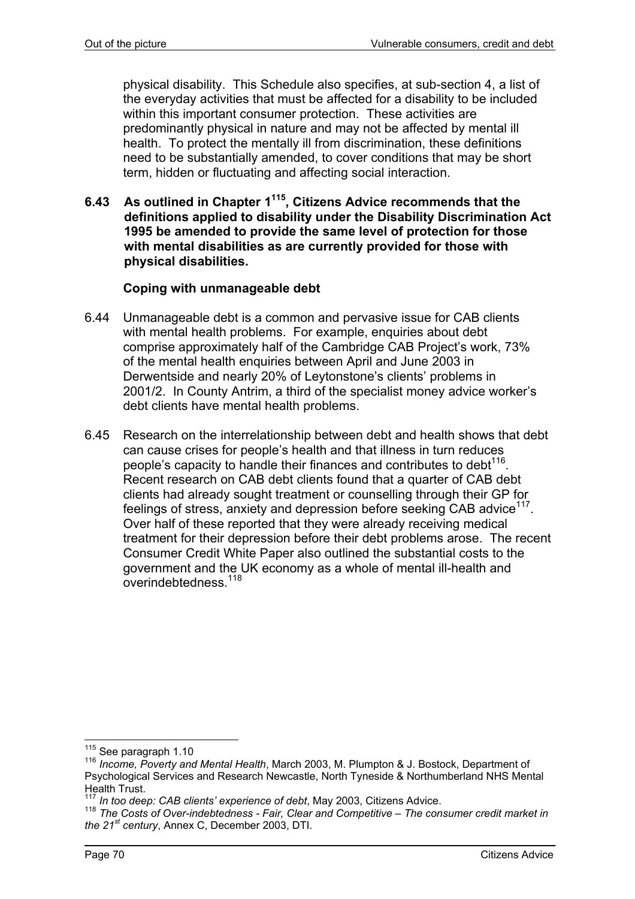physical disability. This Schedule also specifies, at sub-section 4, a list of the everyday activities that must be affected for a disability to be included within this important consumer protection. These activities are predominantly physical in nature and may not be affected by mental ill health. To protect the mentally ill from discrimination, these definitions need to be substantially amended, to cover conditions that may be short term, hidden or fluctuating and affecting social interaction.

**6.43 As outlined in Chapter 1[115], Citizens Advice recommends that the definitions applied to disability under the Disability Discrimination Act 1995 be amended to provide the same level of protection for those with mental disabilities as are currently provided for those with physical disabilities.**

**Coping with unmanageable debt**

6.44 Unmanageable debt is a common and pervasive issue for CAB clients with mental health problems. For example, enquiries about debt comprise approximately half of the Cambridge CAB Project's work, 73% of the mental health enquiries between April and June 2003 in Derwentside and nearly 20% of Leytonstone's clients' problems in 2001/2. In County Antrim, a third of the specialist money advice worker's debt clients have mental health problems.

6.45 Research on the interrelationship between debt and health shows that debt can cause crises for people's health and that illness in turn reduces people's capacity to handle their finances and contributes to debt[116]. Recent research on CAB debt clients found that a quarter of CAB debt clients had already sought treatment or counselling through their GP for feelings of stress, anxiety and depression before seeking CAB advice[117]. Over half of these reported that they were already receiving medical treatment for their depression before their debt problems arose. The recent Consumer Credit White Paper also outlined the substantial costs to the government and the UK economy as a whole of mental ill-health and overindebtedness.[118]

---

[115] See paragraph 1.10

[116] *Income, Poverty and Mental Health*, March 2003, M. Plumpton & J. Bostock, Department of Psychological Services and Research Newcastle, North Tyneside & Northumberland NHS Mental Health Trust.

[117] *In too deep: CAB clients' experience of debt*, May 2003, Citizens Advice.

[118] *The Costs of Over-indebtedness - Fair, Clear and Competitive – The consumer credit market in the 21st century*, Annex C, December 2003, DTI.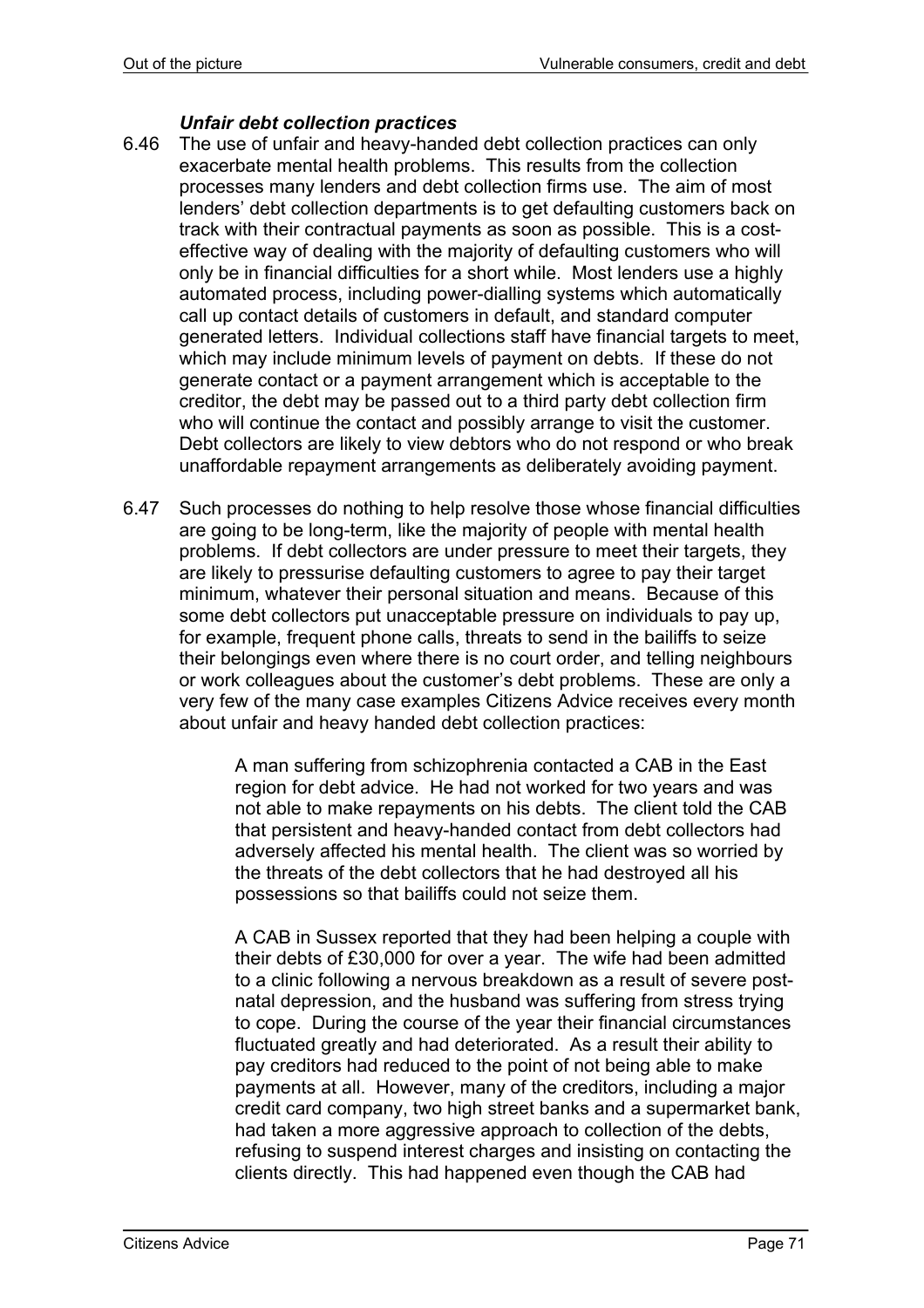### *Unfair debt collection practices*

6.46 The use of unfair and heavy-handed debt collection practices can only exacerbate mental health problems. This results from the collection processes many lenders and debt collection firms use. The aim of most lenders' debt collection departments is to get defaulting customers back on track with their contractual payments as soon as possible. This is a cost-effective way of dealing with the majority of defaulting customers who will only be in financial difficulties for a short while. Most lenders use a highly automated process, including power-dialling systems which automatically call up contact details of customers in default, and standard computer generated letters. Individual collections staff have financial targets to meet, which may include minimum levels of payment on debts. If these do not generate contact or a payment arrangement which is acceptable to the creditor, the debt may be passed out to a third party debt collection firm who will continue the contact and possibly arrange to visit the customer. Debt collectors are likely to view debtors who do not respond or who break unaffordable repayment arrangements as deliberately avoiding payment.

6.47 Such processes do nothing to help resolve those whose financial difficulties are going to be long-term, like the majority of people with mental health problems. If debt collectors are under pressure to meet their targets, they are likely to pressurise defaulting customers to agree to pay their target minimum, whatever their personal situation and means. Because of this some debt collectors put unacceptable pressure on individuals to pay up, for example, frequent phone calls, threats to send in the bailiffs to seize their belongings even where there is no court order, and telling neighbours or work colleagues about the customer's debt problems. These are only a very few of the many case examples Citizens Advice receives every month about unfair and heavy handed debt collection practices:

> A man suffering from schizophrenia contacted a CAB in the East region for debt advice. He had not worked for two years and was not able to make repayments on his debts. The client told the CAB that persistent and heavy-handed contact from debt collectors had adversely affected his mental health. The client was so worried by the threats of the debt collectors that he had destroyed all his possessions so that bailiffs could not seize them.
>
> A CAB in Sussex reported that they had been helping a couple with their debts of £30,000 for over a year. The wife had been admitted to a clinic following a nervous breakdown as a result of severe post-natal depression, and the husband was suffering from stress trying to cope. During the course of the year their financial circumstances fluctuated greatly and had deteriorated. As a result their ability to pay creditors had reduced to the point of not being able to make payments at all. However, many of the creditors, including a major credit card company, two high street banks and a supermarket bank, had taken a more aggressive approach to collection of the debts, refusing to suspend interest charges and insisting on contacting the clients directly. This had happened even though the CAB had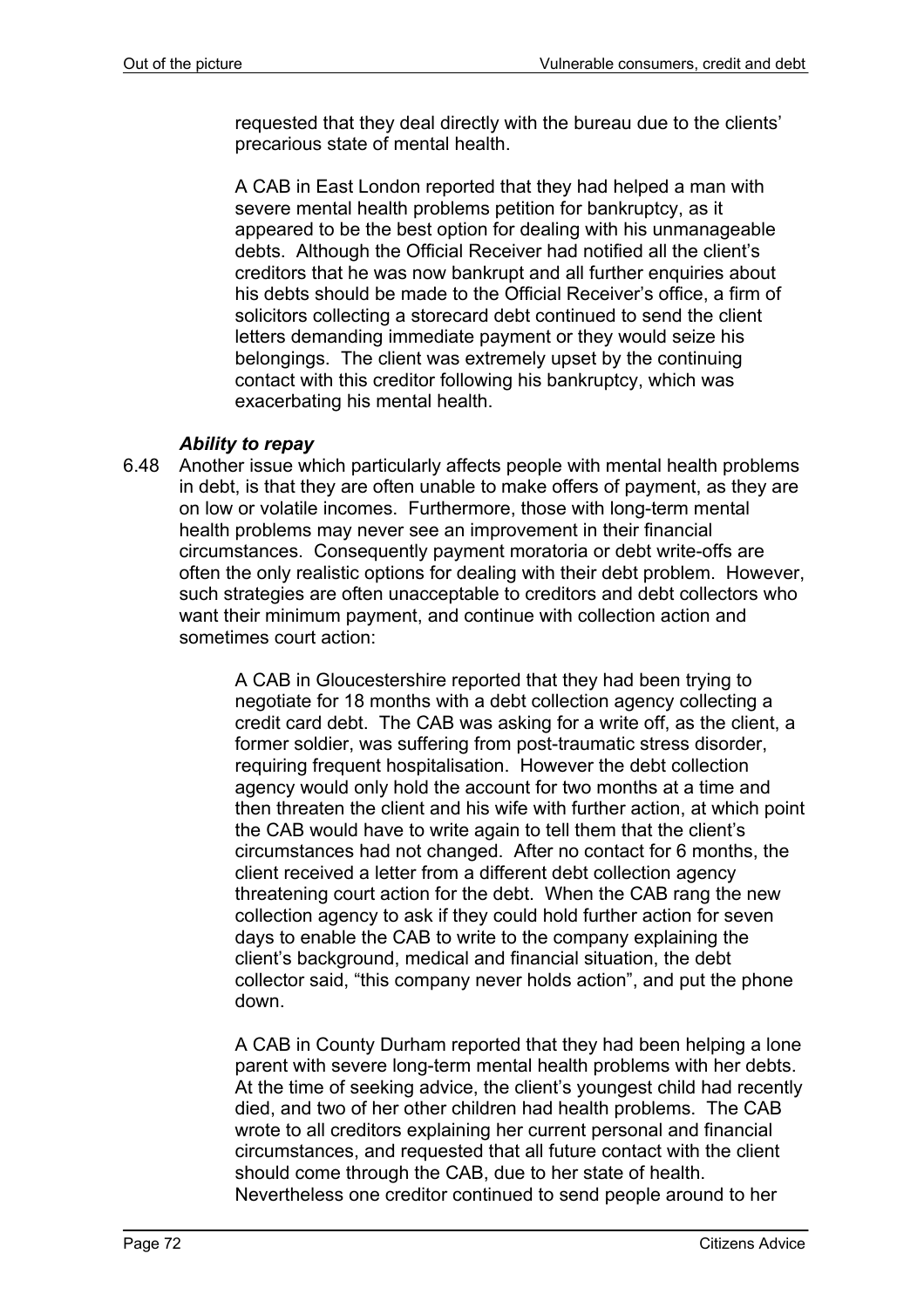requested that they deal directly with the bureau due to the clients' precarious state of mental health.

A CAB in East London reported that they had helped a man with severe mental health problems petition for bankruptcy, as it appeared to be the best option for dealing with his unmanageable debts. Although the Official Receiver had notified all the client's creditors that he was now bankrupt and all further enquiries about his debts should be made to the Official Receiver's office, a firm of solicitors collecting a storecard debt continued to send the client letters demanding immediate payment or they would seize his belongings. The client was extremely upset by the continuing contact with this creditor following his bankruptcy, which was exacerbating his mental health.

***Ability to repay***

6.48 Another issue which particularly affects people with mental health problems in debt, is that they are often unable to make offers of payment, as they are on low or volatile incomes. Furthermore, those with long-term mental health problems may never see an improvement in their financial circumstances. Consequently payment moratoria or debt write-offs are often the only realistic options for dealing with their debt problem. However, such strategies are often unacceptable to creditors and debt collectors who want their minimum payment, and continue with collection action and sometimes court action:

> A CAB in Gloucestershire reported that they had been trying to negotiate for 18 months with a debt collection agency collecting a credit card debt. The CAB was asking for a write off, as the client, a former soldier, was suffering from post-traumatic stress disorder, requiring frequent hospitalisation. However the debt collection agency would only hold the account for two months at a time and then threaten the client and his wife with further action, at which point the CAB would have to write again to tell them that the client's circumstances had not changed. After no contact for 6 months, the client received a letter from a different debt collection agency threatening court action for the debt. When the CAB rang the new collection agency to ask if they could hold further action for seven days to enable the CAB to write to the company explaining the client's background, medical and financial situation, the debt collector said, "this company never holds action", and put the phone down.
>
> A CAB in County Durham reported that they had been helping a lone parent with severe long-term mental health problems with her debts. At the time of seeking advice, the client's youngest child had recently died, and two of her other children had health problems. The CAB wrote to all creditors explaining her current personal and financial circumstances, and requested that all future contact with the client should come through the CAB, due to her state of health. Nevertheless one creditor continued to send people around to her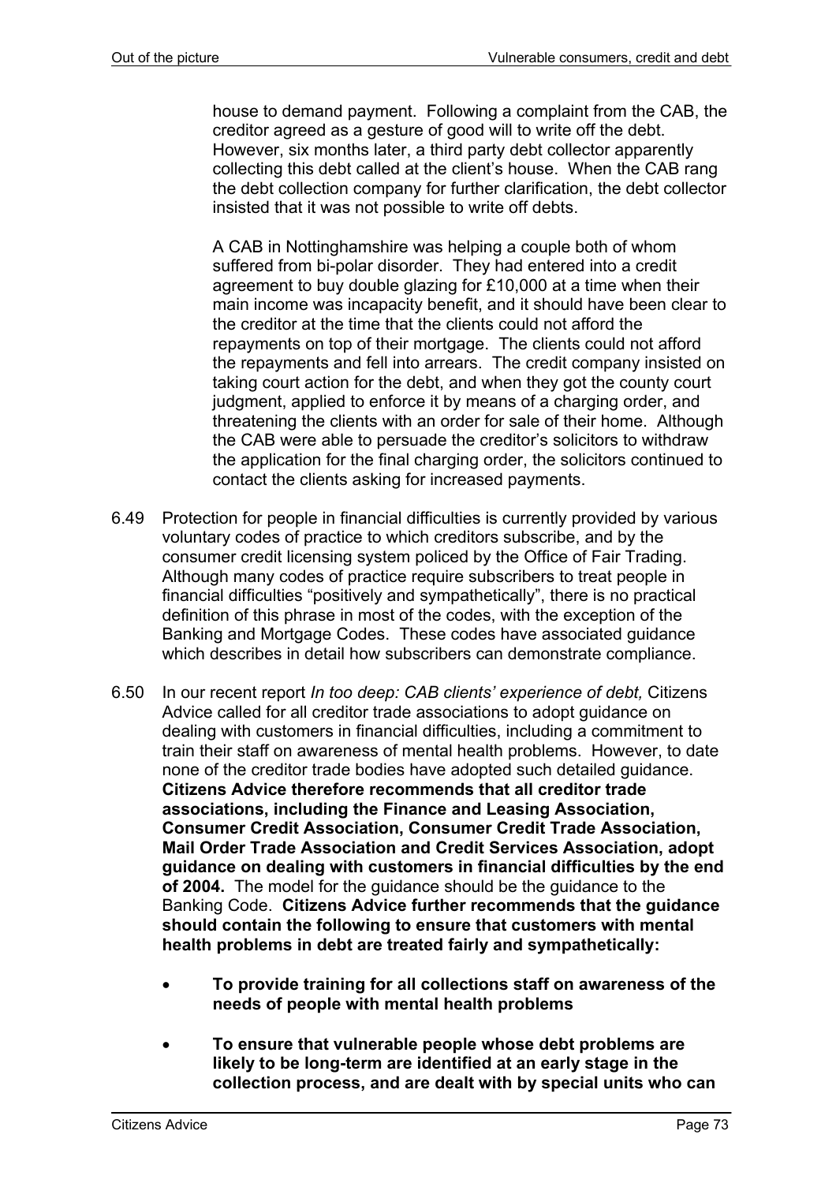house to demand payment. Following a complaint from the CAB, the creditor agreed as a gesture of good will to write off the debt. However, six months later, a third party debt collector apparently collecting this debt called at the client's house. When the CAB rang the debt collection company for further clarification, the debt collector insisted that it was not possible to write off debts.

A CAB in Nottinghamshire was helping a couple both of whom suffered from bi-polar disorder. They had entered into a credit agreement to buy double glazing for £10,000 at a time when their main income was incapacity benefit, and it should have been clear to the creditor at the time that the clients could not afford the repayments on top of their mortgage. The clients could not afford the repayments and fell into arrears. The credit company insisted on taking court action for the debt, and when they got the county court judgment, applied to enforce it by means of a charging order, and threatening the clients with an order for sale of their home. Although the CAB were able to persuade the creditor's solicitors to withdraw the application for the final charging order, the solicitors continued to contact the clients asking for increased payments.

6.49 Protection for people in financial difficulties is currently provided by various voluntary codes of practice to which creditors subscribe, and by the consumer credit licensing system policed by the Office of Fair Trading. Although many codes of practice require subscribers to treat people in financial difficulties "positively and sympathetically", there is no practical definition of this phrase in most of the codes, with the exception of the Banking and Mortgage Codes. These codes have associated guidance which describes in detail how subscribers can demonstrate compliance.

6.50 In our recent report *In too deep: CAB clients' experience of debt,* Citizens Advice called for all creditor trade associations to adopt guidance on dealing with customers in financial difficulties, including a commitment to train their staff on awareness of mental health problems. However, to date none of the creditor trade bodies have adopted such detailed guidance. **Citizens Advice therefore recommends that all creditor trade associations, including the Finance and Leasing Association, Consumer Credit Association, Consumer Credit Trade Association, Mail Order Trade Association and Credit Services Association, adopt guidance on dealing with customers in financial difficulties by the end of 2004.** The model for the guidance should be the guidance to the Banking Code. **Citizens Advice further recommends that the guidance should contain the following to ensure that customers with mental health problems in debt are treated fairly and sympathetically:**

- **To provide training for all collections staff on awareness of the needs of people with mental health problems**
- **To ensure that vulnerable people whose debt problems are likely to be long-term are identified at an early stage in the collection process, and are dealt with by special units who can**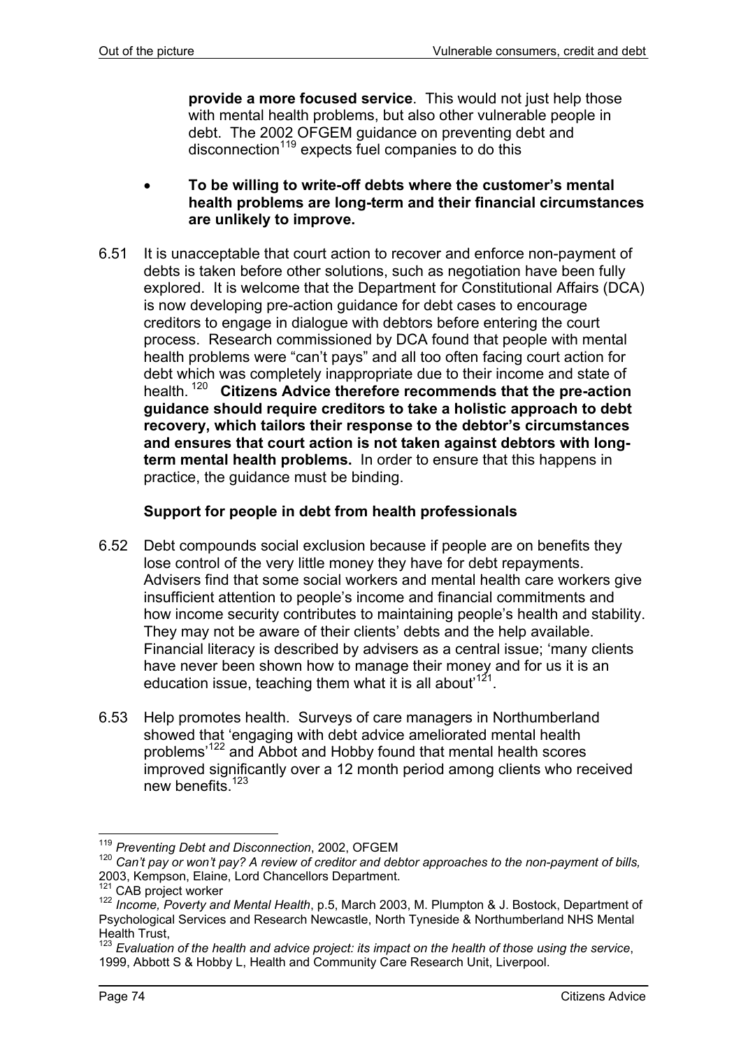**provide a more focused service**. This would not just help those with mental health problems, but also other vulnerable people in debt. The 2002 OFGEM guidance on preventing debt and disconnection[119] expects fuel companies to do this

- **To be willing to write-off debts where the customer's mental health problems are long-term and their financial circumstances are unlikely to improve.**

6.51 It is unacceptable that court action to recover and enforce non-payment of debts is taken before other solutions, such as negotiation have been fully explored. It is welcome that the Department for Constitutional Affairs (DCA) is now developing pre-action guidance for debt cases to encourage creditors to engage in dialogue with debtors before entering the court process. Research commissioned by DCA found that people with mental health problems were "can't pays" and all too often facing court action for debt which was completely inappropriate due to their income and state of health.[120] **Citizens Advice therefore recommends that the pre-action guidance should require creditors to take a holistic approach to debt recovery, which tailors their response to the debtor's circumstances and ensures that court action is not taken against debtors with long-term mental health problems.** In order to ensure that this happens in practice, the guidance must be binding.

**Support for people in debt from health professionals**

6.52 Debt compounds social exclusion because if people are on benefits they lose control of the very little money they have for debt repayments. Advisers find that some social workers and mental health care workers give insufficient attention to people's income and financial commitments and how income security contributes to maintaining people's health and stability. They may not be aware of their clients' debts and the help available. Financial literacy is described by advisers as a central issue; 'many clients have never been shown how to manage their money and for us it is an education issue, teaching them what it is all about'[121].

6.53 Help promotes health. Surveys of care managers in Northumberland showed that 'engaging with debt advice ameliorated mental health problems'[122] and Abbot and Hobby found that mental health scores improved significantly over a 12 month period among clients who received new benefits.[123]

---

[119] *Preventing Debt and Disconnection*, 2002, OFGEM

[120] *Can't pay or won't pay? A review of creditor and debtor approaches to the non-payment of bills,* 2003, Kempson, Elaine, Lord Chancellors Department.

[121] CAB project worker

[122] *Income, Poverty and Mental Health*, p.5, March 2003, M. Plumpton & J. Bostock, Department of Psychological Services and Research Newcastle, North Tyneside & Northumberland NHS Mental Health Trust,

[123] *Evaluation of the health and advice project: its impact on the health of those using the service*, 1999, Abbott S & Hobby L, Health and Community Care Research Unit, Liverpool.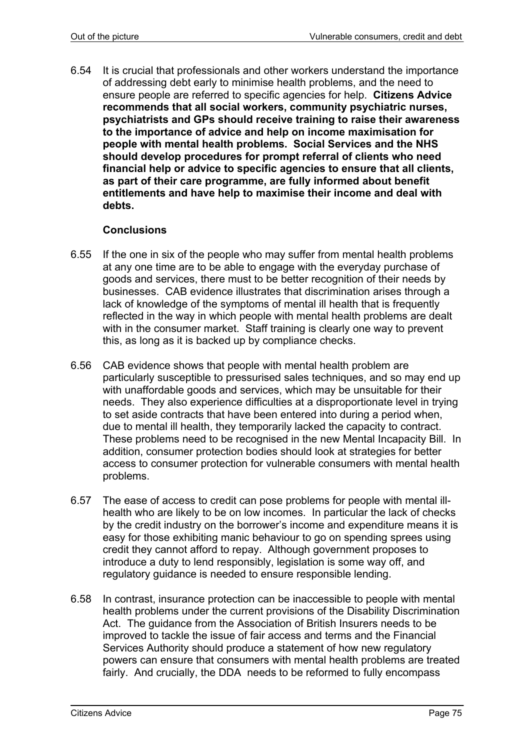6.54 It is crucial that professionals and other workers understand the importance of addressing debt early to minimise health problems, and the need to ensure people are referred to specific agencies for help. **Citizens Advice recommends that all social workers, community psychiatric nurses, psychiatrists and GPs should receive training to raise their awareness to the importance of advice and help on income maximisation for people with mental health problems. Social Services and the NHS should develop procedures for prompt referral of clients who need financial help or advice to specific agencies to ensure that all clients, as part of their care programme, are fully informed about benefit entitlements and have help to maximise their income and deal with debts.**

### Conclusions

6.55 If the one in six of the people who may suffer from mental health problems at any one time are to be able to engage with the everyday purchase of goods and services, there must to be better recognition of their needs by businesses. CAB evidence illustrates that discrimination arises through a lack of knowledge of the symptoms of mental ill health that is frequently reflected in the way in which people with mental health problems are dealt with in the consumer market. Staff training is clearly one way to prevent this, as long as it is backed up by compliance checks.

6.56 CAB evidence shows that people with mental health problem are particularly susceptible to pressurised sales techniques, and so may end up with unaffordable goods and services, which may be unsuitable for their needs. They also experience difficulties at a disproportionate level in trying to set aside contracts that have been entered into during a period when, due to mental ill health, they temporarily lacked the capacity to contract. These problems need to be recognised in the new Mental Incapacity Bill. In addition, consumer protection bodies should look at strategies for better access to consumer protection for vulnerable consumers with mental health problems.

6.57 The ease of access to credit can pose problems for people with mental ill-health who are likely to be on low incomes. In particular the lack of checks by the credit industry on the borrower's income and expenditure means it is easy for those exhibiting manic behaviour to go on spending sprees using credit they cannot afford to repay. Although government proposes to introduce a duty to lend responsibly, legislation is some way off, and regulatory guidance is needed to ensure responsible lending.

6.58 In contrast, insurance protection can be inaccessible to people with mental health problems under the current provisions of the Disability Discrimination Act. The guidance from the Association of British Insurers needs to be improved to tackle the issue of fair access and terms and the Financial Services Authority should produce a statement of how new regulatory powers can ensure that consumers with mental health problems are treated fairly. And crucially, the DDA needs to be reformed to fully encompass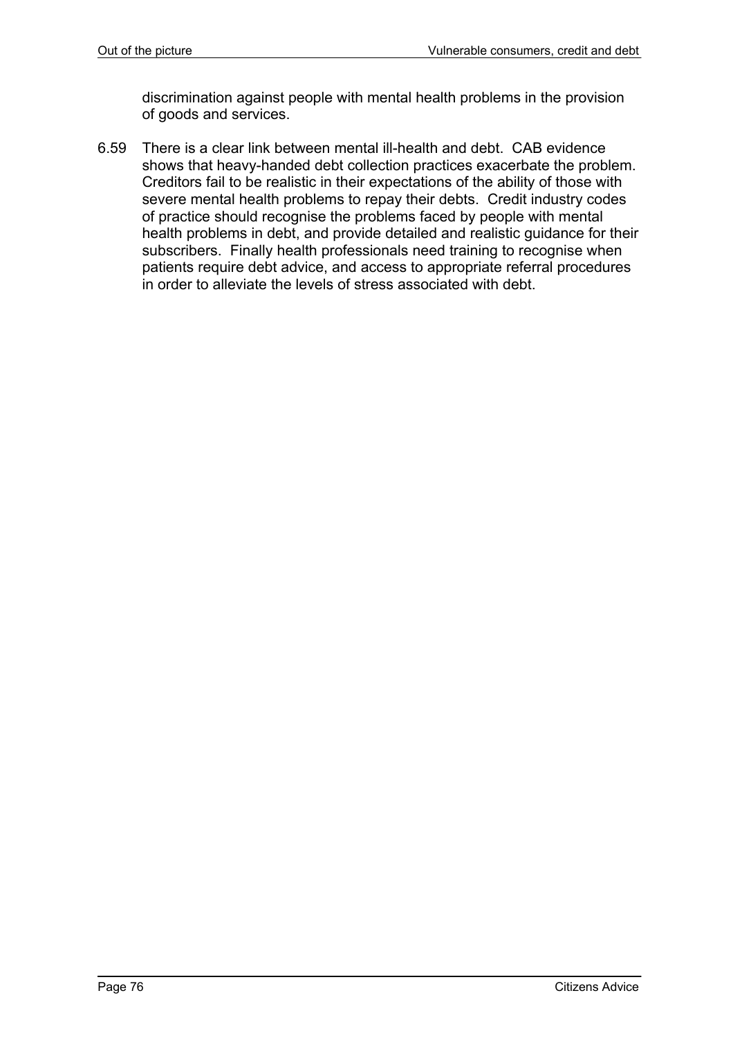discrimination against people with mental health problems in the provision of goods and services.

6.59 There is a clear link between mental ill-health and debt. CAB evidence shows that heavy-handed debt collection practices exacerbate the problem. Creditors fail to be realistic in their expectations of the ability of those with severe mental health problems to repay their debts. Credit industry codes of practice should recognise the problems faced by people with mental health problems in debt, and provide detailed and realistic guidance for their subscribers. Finally health professionals need training to recognise when patients require debt advice, and access to appropriate referral procedures in order to alleviate the levels of stress associated with debt.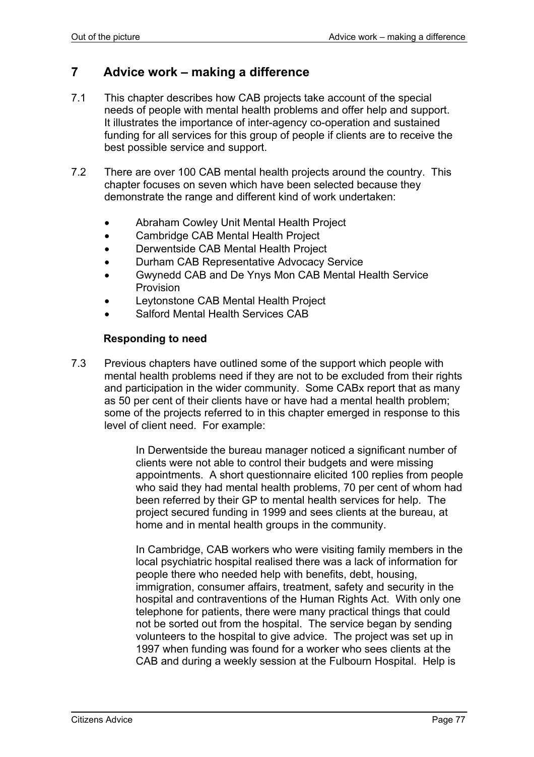# 7 Advice work – making a difference

7.1 This chapter describes how CAB projects take account of the special needs of people with mental health problems and offer help and support. It illustrates the importance of inter-agency co-operation and sustained funding for all services for this group of people if clients are to receive the best possible service and support.

7.2 There are over 100 CAB mental health projects around the country. This chapter focuses on seven which have been selected because they demonstrate the range and different kind of work undertaken:

- Abraham Cowley Unit Mental Health Project
- Cambridge CAB Mental Health Project
- Derwentside CAB Mental Health Project
- Durham CAB Representative Advocacy Service
- Gwynedd CAB and De Ynys Mon CAB Mental Health Service Provision
- Leytonstone CAB Mental Health Project
- Salford Mental Health Services CAB

### Responding to need

7.3 Previous chapters have outlined some of the support which people with mental health problems need if they are not to be excluded from their rights and participation in the wider community. Some CABx report that as many as 50 per cent of their clients have or have had a mental health problem; some of the projects referred to in this chapter emerged in response to this level of client need. For example:

> In Derwentside the bureau manager noticed a significant number of clients were not able to control their budgets and were missing appointments. A short questionnaire elicited 100 replies from people who said they had mental health problems, 70 per cent of whom had been referred by their GP to mental health services for help. The project secured funding in 1999 and sees clients at the bureau, at home and in mental health groups in the community.
>
> In Cambridge, CAB workers who were visiting family members in the local psychiatric hospital realised there was a lack of information for people there who needed help with benefits, debt, housing, immigration, consumer affairs, treatment, safety and security in the hospital and contraventions of the Human Rights Act. With only one telephone for patients, there were many practical things that could not be sorted out from the hospital. The service began by sending volunteers to the hospital to give advice. The project was set up in 1997 when funding was found for a worker who sees clients at the CAB and during a weekly session at the Fulbourn Hospital. Help is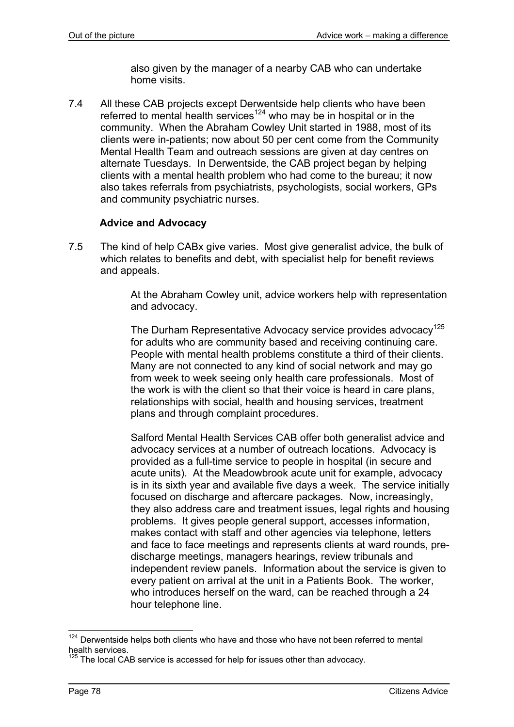also given by the manager of a nearby CAB who can undertake home visits.

7.4 All these CAB projects except Derwentside help clients who have been referred to mental health services[124] who may be in hospital or in the community. When the Abraham Cowley Unit started in 1988, most of its clients were in-patients; now about 50 per cent come from the Community Mental Health Team and outreach sessions are given at day centres on alternate Tuesdays. In Derwentside, the CAB project began by helping clients with a mental health problem who had come to the bureau; it now also takes referrals from psychiatrists, psychologists, social workers, GPs and community psychiatric nurses.

### Advice and Advocacy

7.5 The kind of help CABx give varies. Most give generalist advice, the bulk of which relates to benefits and debt, with specialist help for benefit reviews and appeals.

At the Abraham Cowley unit, advice workers help with representation and advocacy.

The Durham Representative Advocacy service provides advocacy[125] for adults who are community based and receiving continuing care. People with mental health problems constitute a third of their clients. Many are not connected to any kind of social network and may go from week to week seeing only health care professionals. Most of the work is with the client so that their voice is heard in care plans, relationships with social, health and housing services, treatment plans and through complaint procedures.

Salford Mental Health Services CAB offer both generalist advice and advocacy services at a number of outreach locations. Advocacy is provided as a full-time service to people in hospital (in secure and acute units). At the Meadowbrook acute unit for example, advocacy is in its sixth year and available five days a week. The service initially focused on discharge and aftercare packages. Now, increasingly, they also address care and treatment issues, legal rights and housing problems. It gives people general support, accesses information, makes contact with staff and other agencies via telephone, letters and face to face meetings and represents clients at ward rounds, pre-discharge meetings, managers hearings, review tribunals and independent review panels. Information about the service is given to every patient on arrival at the unit in a Patients Book. The worker, who introduces herself on the ward, can be reached through a 24 hour telephone line.

---

[124] Derwentside helps both clients who have and those who have not been referred to mental health services.

[125] The local CAB service is accessed for help for issues other than advocacy.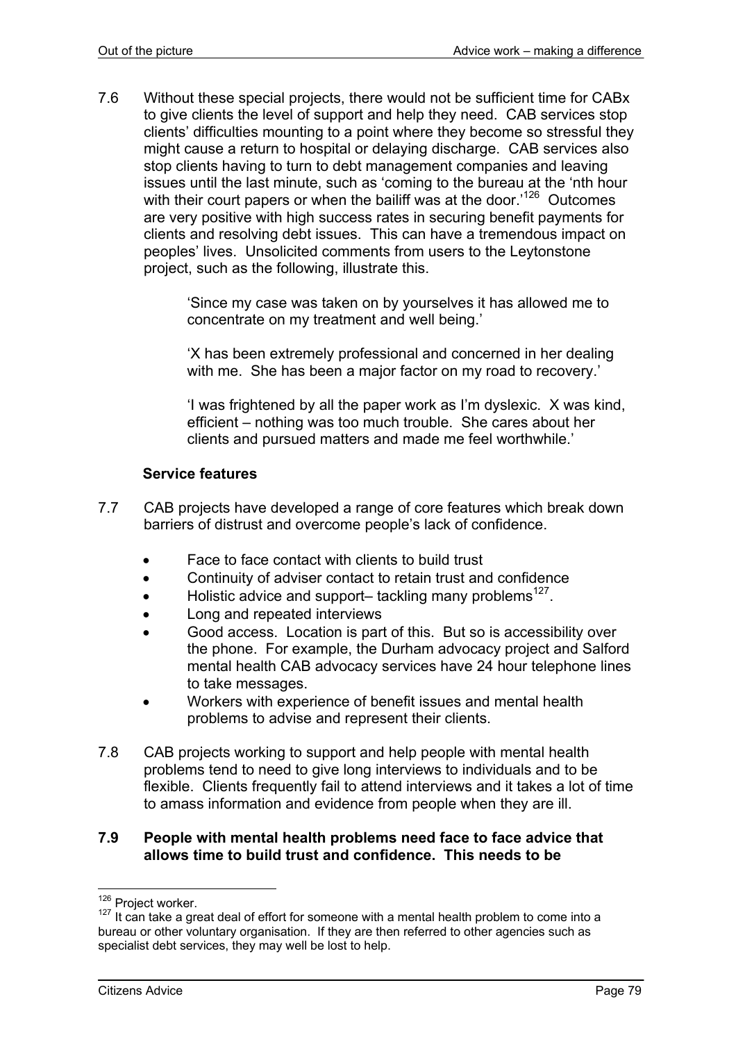7.6 Without these special projects, there would not be sufficient time for CABx to give clients the level of support and help they need. CAB services stop clients' difficulties mounting to a point where they become so stressful they might cause a return to hospital or delaying discharge. CAB services also stop clients having to turn to debt management companies and leaving issues until the last minute, such as 'coming to the bureau at the 'nth hour with their court papers or when the bailiff was at the door.'[126] Outcomes are very positive with high success rates in securing benefit payments for clients and resolving debt issues. This can have a tremendous impact on peoples' lives. Unsolicited comments from users to the Leytonstone project, such as the following, illustrate this.

> 'Since my case was taken on by yourselves it has allowed me to concentrate on my treatment and well being.'
>
> 'X has been extremely professional and concerned in her dealing with me. She has been a major factor on my road to recovery.'
>
> 'I was frightened by all the paper work as I'm dyslexic. X was kind, efficient – nothing was too much trouble. She cares about her clients and pursued matters and made me feel worthwhile.'

**Service features**

7.7 CAB projects have developed a range of core features which break down barriers of distrust and overcome people's lack of confidence.

- Face to face contact with clients to build trust
- Continuity of adviser contact to retain trust and confidence
- Holistic advice and support– tackling many problems[127].
- Long and repeated interviews
- Good access. Location is part of this. But so is accessibility over the phone. For example, the Durham advocacy project and Salford mental health CAB advocacy services have 24 hour telephone lines to take messages.
- Workers with experience of benefit issues and mental health problems to advise and represent their clients.

7.8 CAB projects working to support and help people with mental health problems tend to need to give long interviews to individuals and to be flexible. Clients frequently fail to attend interviews and it takes a lot of time to amass information and evidence from people when they are ill.

**7.9 People with mental health problems need face to face advice that allows time to build trust and confidence. This needs to be**

---

[126] Project worker.

[127] It can take a great deal of effort for someone with a mental health problem to come into a bureau or other voluntary organisation. If they are then referred to other agencies such as specialist debt services, they may well be lost to help.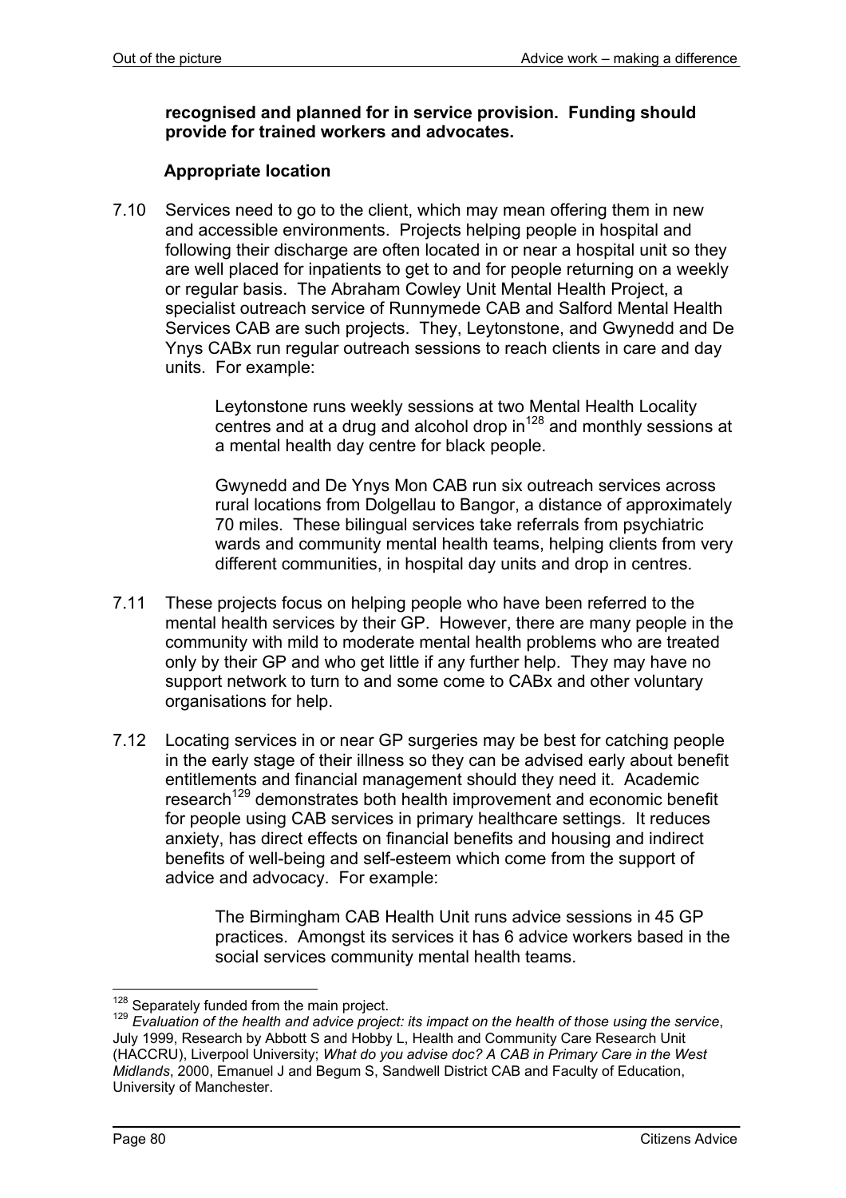**recognised and planned for in service provision. Funding should provide for trained workers and advocates.**

**Appropriate location**

7.10 Services need to go to the client, which may mean offering them in new and accessible environments. Projects helping people in hospital and following their discharge are often located in or near a hospital unit so they are well placed for inpatients to get to and for people returning on a weekly or regular basis. The Abraham Cowley Unit Mental Health Project, a specialist outreach service of Runnymede CAB and Salford Mental Health Services CAB are such projects. They, Leytonstone, and Gwynedd and De Ynys CABx run regular outreach sessions to reach clients in care and day units. For example:

> Leytonstone runs weekly sessions at two Mental Health Locality centres and at a drug and alcohol drop in[128] and monthly sessions at a mental health day centre for black people.
>
> Gwynedd and De Ynys Mon CAB run six outreach services across rural locations from Dolgellau to Bangor, a distance of approximately 70 miles. These bilingual services take referrals from psychiatric wards and community mental health teams, helping clients from very different communities, in hospital day units and drop in centres.

7.11 These projects focus on helping people who have been referred to the mental health services by their GP. However, there are many people in the community with mild to moderate mental health problems who are treated only by their GP and who get little if any further help. They may have no support network to turn to and some come to CABx and other voluntary organisations for help.

7.12 Locating services in or near GP surgeries may be best for catching people in the early stage of their illness so they can be advised early about benefit entitlements and financial management should they need it. Academic research[129] demonstrates both health improvement and economic benefit for people using CAB services in primary healthcare settings. It reduces anxiety, has direct effects on financial benefits and housing and indirect benefits of well-being and self-esteem which come from the support of advice and advocacy. For example:

> The Birmingham CAB Health Unit runs advice sessions in 45 GP practices. Amongst its services it has 6 advice workers based in the social services community mental health teams.

---

[128] Separately funded from the main project.

[129] *Evaluation of the health and advice project: its impact on the health of those using the service*, July 1999, Research by Abbott S and Hobby L, Health and Community Care Research Unit (HACCRU), Liverpool University; *What do you advise doc? A CAB in Primary Care in the West Midlands*, 2000, Emanuel J and Begum S, Sandwell District CAB and Faculty of Education, University of Manchester.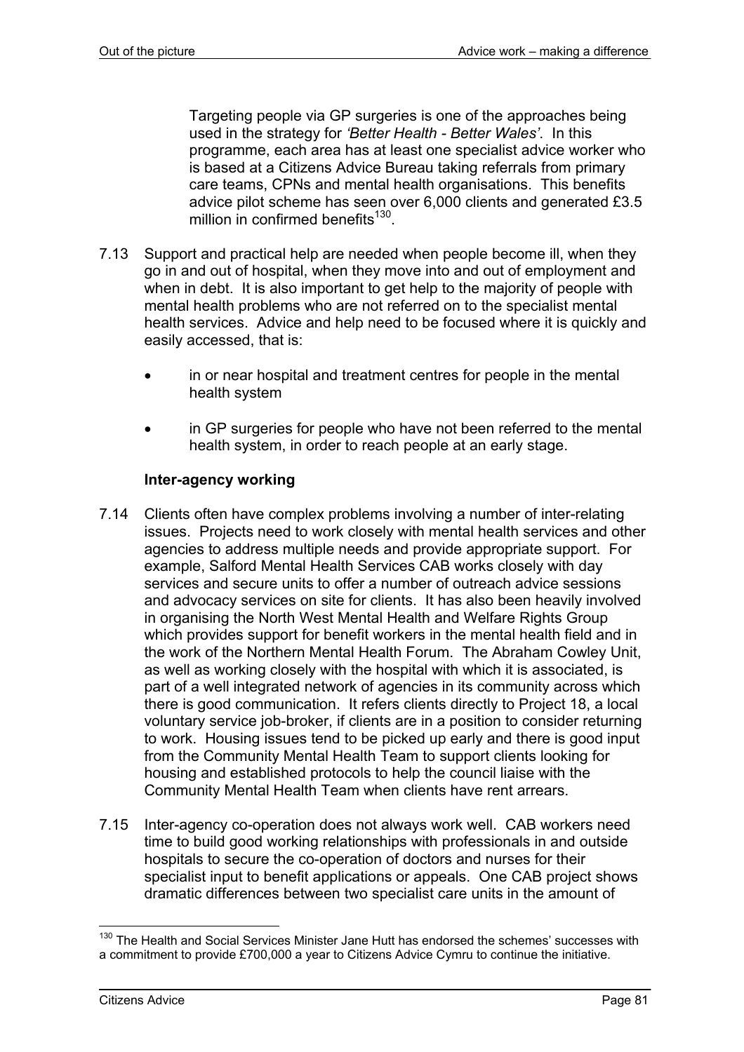Targeting people via GP surgeries is one of the approaches being used in the strategy for *'Better Health - Better Wales'*. In this programme, each area has at least one specialist advice worker who is based at a Citizens Advice Bureau taking referrals from primary care teams, CPNs and mental health organisations. This benefits advice pilot scheme has seen over 6,000 clients and generated £3.5 million in confirmed benefits[130].

7.13 Support and practical help are needed when people become ill, when they go in and out of hospital, when they move into and out of employment and when in debt. It is also important to get help to the majority of people with mental health problems who are not referred on to the specialist mental health services. Advice and help need to be focused where it is quickly and easily accessed, that is:

- in or near hospital and treatment centres for people in the mental health system
- in GP surgeries for people who have not been referred to the mental health system, in order to reach people at an early stage.

**Inter-agency working**

7.14 Clients often have complex problems involving a number of inter-relating issues. Projects need to work closely with mental health services and other agencies to address multiple needs and provide appropriate support. For example, Salford Mental Health Services CAB works closely with day services and secure units to offer a number of outreach advice sessions and advocacy services on site for clients. It has also been heavily involved in organising the North West Mental Health and Welfare Rights Group which provides support for benefit workers in the mental health field and in the work of the Northern Mental Health Forum. The Abraham Cowley Unit, as well as working closely with the hospital with which it is associated, is part of a well integrated network of agencies in its community across which there is good communication. It refers clients directly to Project 18, a local voluntary service job-broker, if clients are in a position to consider returning to work. Housing issues tend to be picked up early and there is good input from the Community Mental Health Team to support clients looking for housing and established protocols to help the council liaise with the Community Mental Health Team when clients have rent arrears.

7.15 Inter-agency co-operation does not always work well. CAB workers need time to build good working relationships with professionals in and outside hospitals to secure the co-operation of doctors and nurses for their specialist input to benefit applications or appeals. One CAB project shows dramatic differences between two specialist care units in the amount of

[130] The Health and Social Services Minister Jane Hutt has endorsed the schemes' successes with a commitment to provide £700,000 a year to Citizens Advice Cymru to continue the initiative.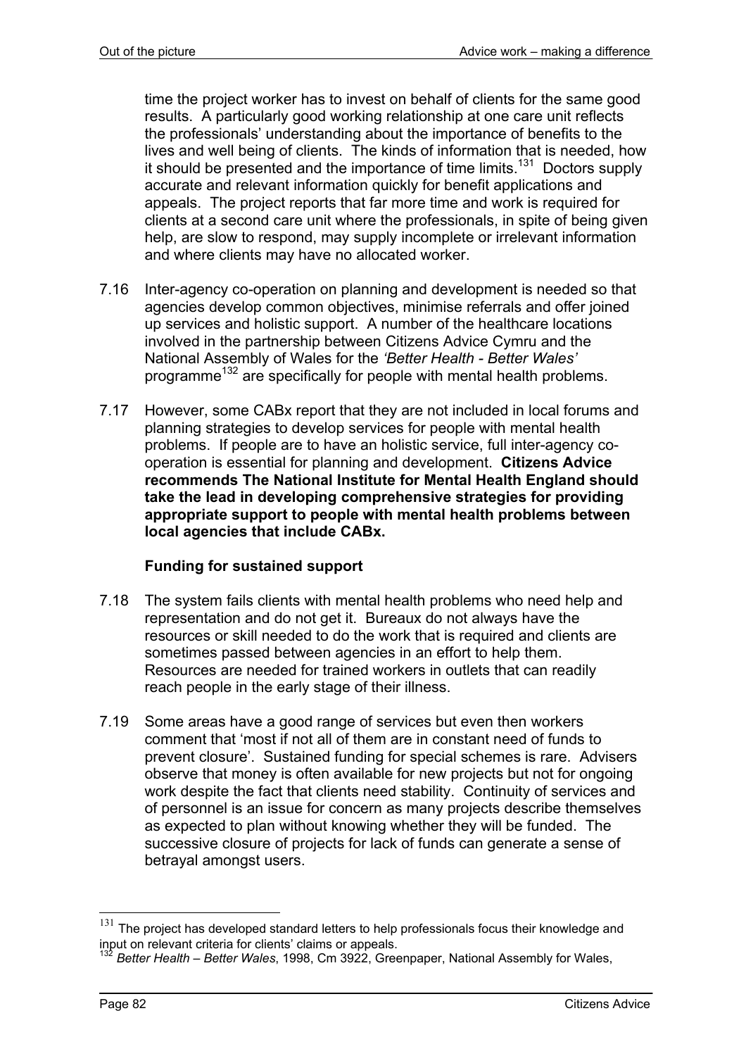time the project worker has to invest on behalf of clients for the same good results. A particularly good working relationship at one care unit reflects the professionals' understanding about the importance of benefits to the lives and well being of clients. The kinds of information that is needed, how it should be presented and the importance of time limits.[131] Doctors supply accurate and relevant information quickly for benefit applications and appeals. The project reports that far more time and work is required for clients at a second care unit where the professionals, in spite of being given help, are slow to respond, may supply incomplete or irrelevant information and where clients may have no allocated worker.

7.16 Inter-agency co-operation on planning and development is needed so that agencies develop common objectives, minimise referrals and offer joined up services and holistic support. A number of the healthcare locations involved in the partnership between Citizens Advice Cymru and the National Assembly of Wales for the *'Better Health - Better Wales'* programme[132] are specifically for people with mental health problems.

7.17 However, some CABx report that they are not included in local forums and planning strategies to develop services for people with mental health problems. If people are to have an holistic service, full inter-agency co-operation is essential for planning and development. **Citizens Advice recommends The National Institute for Mental Health England should take the lead in developing comprehensive strategies for providing appropriate support to people with mental health problems between local agencies that include CABx.**

**Funding for sustained support**

7.18 The system fails clients with mental health problems who need help and representation and do not get it. Bureaux do not always have the resources or skill needed to do the work that is required and clients are sometimes passed between agencies in an effort to help them. Resources are needed for trained workers in outlets that can readily reach people in the early stage of their illness.

7.19 Some areas have a good range of services but even then workers comment that 'most if not all of them are in constant need of funds to prevent closure'. Sustained funding for special schemes is rare. Advisers observe that money is often available for new projects but not for ongoing work despite the fact that clients need stability. Continuity of services and of personnel is an issue for concern as many projects describe themselves as expected to plan without knowing whether they will be funded. The successive closure of projects for lack of funds can generate a sense of betrayal amongst users.

---

[131] The project has developed standard letters to help professionals focus their knowledge and input on relevant criteria for clients' claims or appeals.

[132] *Better Health – Better Wales*, 1998, Cm 3922, Greenpaper, National Assembly for Wales,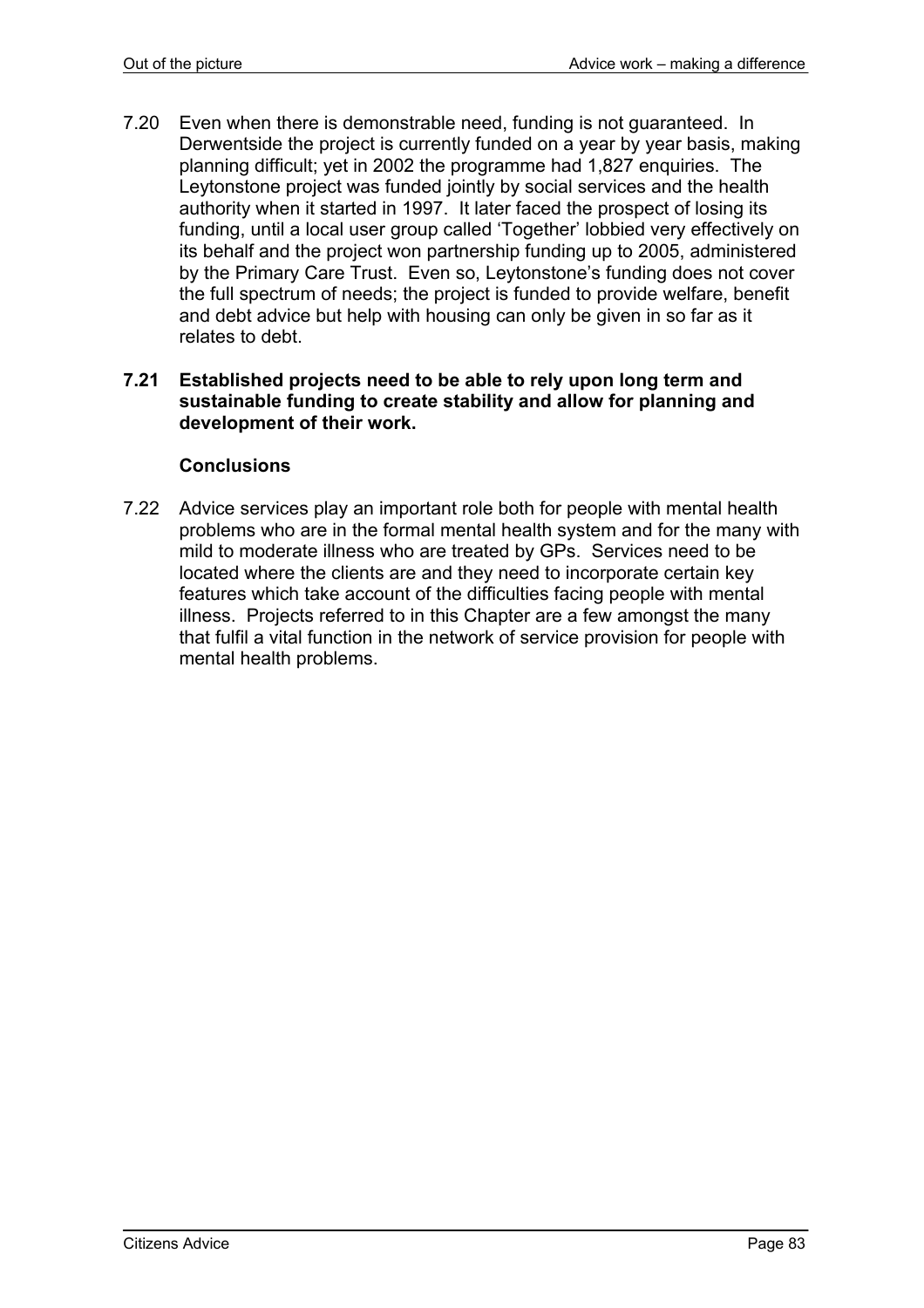7.20 Even when there is demonstrable need, funding is not guaranteed. In Derwentside the project is currently funded on a year by year basis, making planning difficult; yet in 2002 the programme had 1,827 enquiries. The Leytonstone project was funded jointly by social services and the health authority when it started in 1997. It later faced the prospect of losing its funding, until a local user group called 'Together' lobbied very effectively on its behalf and the project won partnership funding up to 2005, administered by the Primary Care Trust. Even so, Leytonstone's funding does not cover the full spectrum of needs; the project is funded to provide welfare, benefit and debt advice but help with housing can only be given in so far as it relates to debt.

**7.21 Established projects need to be able to rely upon long term and sustainable funding to create stability and allow for planning and development of their work.**

### Conclusions

7.22 Advice services play an important role both for people with mental health problems who are in the formal mental health system and for the many with mild to moderate illness who are treated by GPs. Services need to be located where the clients are and they need to incorporate certain key features which take account of the difficulties facing people with mental illness. Projects referred to in this Chapter are a few amongst the many that fulfil a vital function in the network of service provision for people with mental health problems.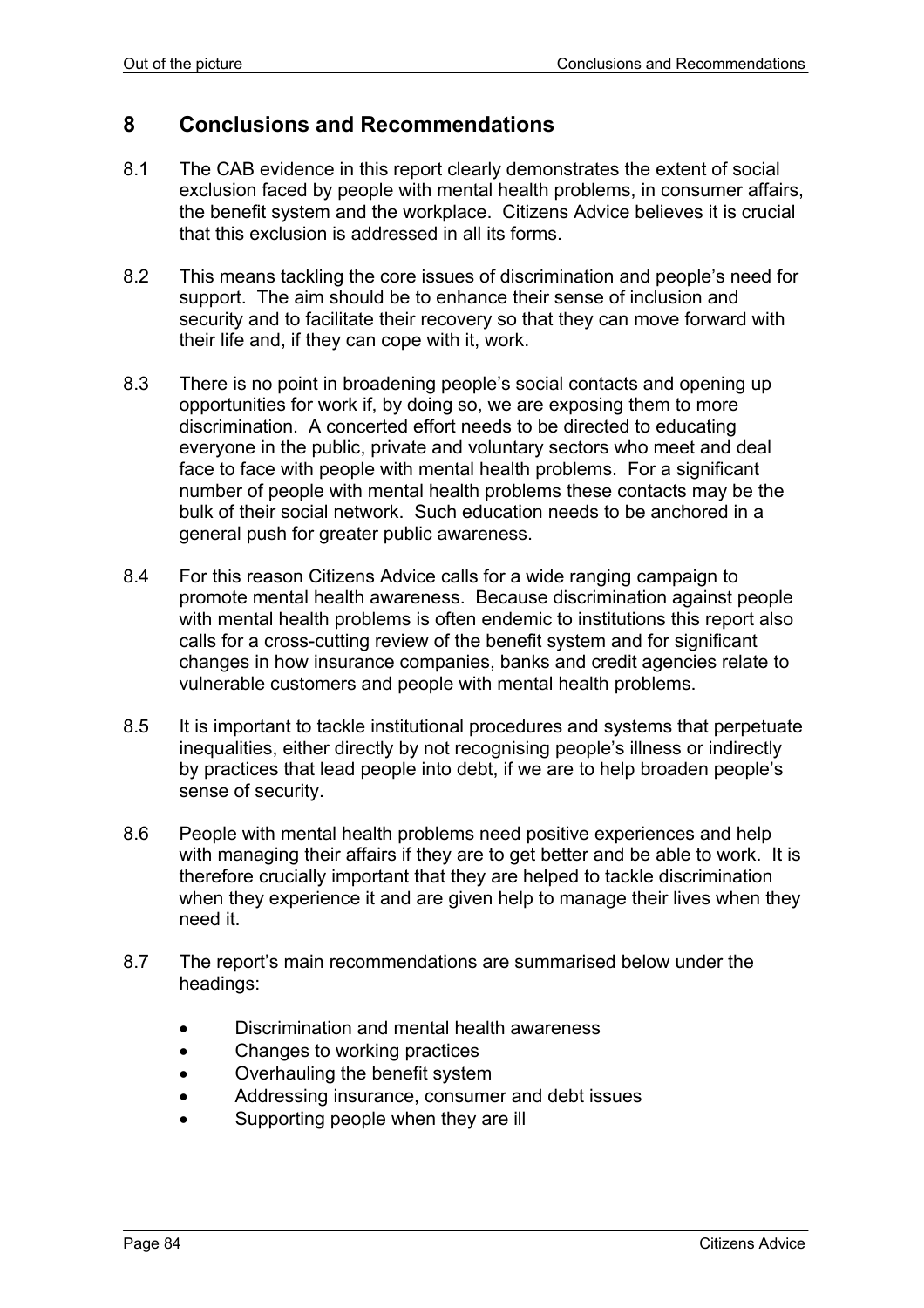## 8 Conclusions and Recommendations

8.1 The CAB evidence in this report clearly demonstrates the extent of social exclusion faced by people with mental health problems, in consumer affairs, the benefit system and the workplace. Citizens Advice believes it is crucial that this exclusion is addressed in all its forms.

8.2 This means tackling the core issues of discrimination and people's need for support. The aim should be to enhance their sense of inclusion and security and to facilitate their recovery so that they can move forward with their life and, if they can cope with it, work.

8.3 There is no point in broadening people's social contacts and opening up opportunities for work if, by doing so, we are exposing them to more discrimination. A concerted effort needs to be directed to educating everyone in the public, private and voluntary sectors who meet and deal face to face with people with mental health problems. For a significant number of people with mental health problems these contacts may be the bulk of their social network. Such education needs to be anchored in a general push for greater public awareness.

8.4 For this reason Citizens Advice calls for a wide ranging campaign to promote mental health awareness. Because discrimination against people with mental health problems is often endemic to institutions this report also calls for a cross-cutting review of the benefit system and for significant changes in how insurance companies, banks and credit agencies relate to vulnerable customers and people with mental health problems.

8.5 It is important to tackle institutional procedures and systems that perpetuate inequalities, either directly by not recognising people's illness or indirectly by practices that lead people into debt, if we are to help broaden people's sense of security.

8.6 People with mental health problems need positive experiences and help with managing their affairs if they are to get better and be able to work. It is therefore crucially important that they are helped to tackle discrimination when they experience it and are given help to manage their lives when they need it.

8.7 The report's main recommendations are summarised below under the headings:

- Discrimination and mental health awareness
- Changes to working practices
- Overhauling the benefit system
- Addressing insurance, consumer and debt issues
- Supporting people when they are ill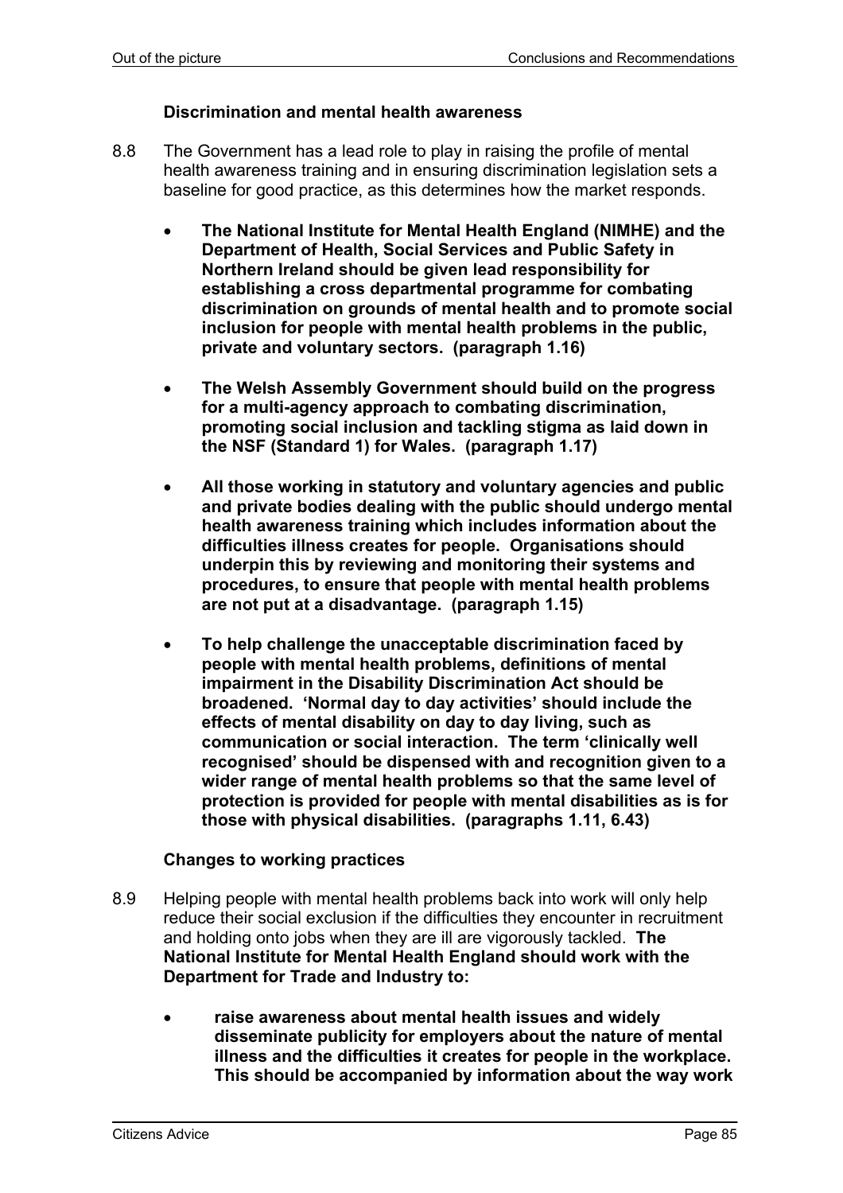### Discrimination and mental health awareness

8.8 The Government has a lead role to play in raising the profile of mental health awareness training and in ensuring discrimination legislation sets a baseline for good practice, as this determines how the market responds.

- **The National Institute for Mental Health England (NIMHE) and the Department of Health, Social Services and Public Safety in Northern Ireland should be given lead responsibility for establishing a cross departmental programme for combating discrimination on grounds of mental health and to promote social inclusion for people with mental health problems in the public, private and voluntary sectors. (paragraph 1.16)**

- **The Welsh Assembly Government should build on the progress for a multi-agency approach to combating discrimination, promoting social inclusion and tackling stigma as laid down in the NSF (Standard 1) for Wales. (paragraph 1.17)**

- **All those working in statutory and voluntary agencies and public and private bodies dealing with the public should undergo mental health awareness training which includes information about the difficulties illness creates for people. Organisations should underpin this by reviewing and monitoring their systems and procedures, to ensure that people with mental health problems are not put at a disadvantage. (paragraph 1.15)**

- **To help challenge the unacceptable discrimination faced by people with mental health problems, definitions of mental impairment in the Disability Discrimination Act should be broadened. 'Normal day to day activities' should include the effects of mental disability on day to day living, such as communication or social interaction. The term 'clinically well recognised' should be dispensed with and recognition given to a wider range of mental health problems so that the same level of protection is provided for people with mental disabilities as is for those with physical disabilities. (paragraphs 1.11, 6.43)**

### Changes to working practices

8.9 Helping people with mental health problems back into work will only help reduce their social exclusion if the difficulties they encounter in recruitment and holding onto jobs when they are ill are vigorously tackled. **The National Institute for Mental Health England should work with the Department for Trade and Industry to:**

- **raise awareness about mental health issues and widely disseminate publicity for employers about the nature of mental illness and the difficulties it creates for people in the workplace. This should be accompanied by information about the way work**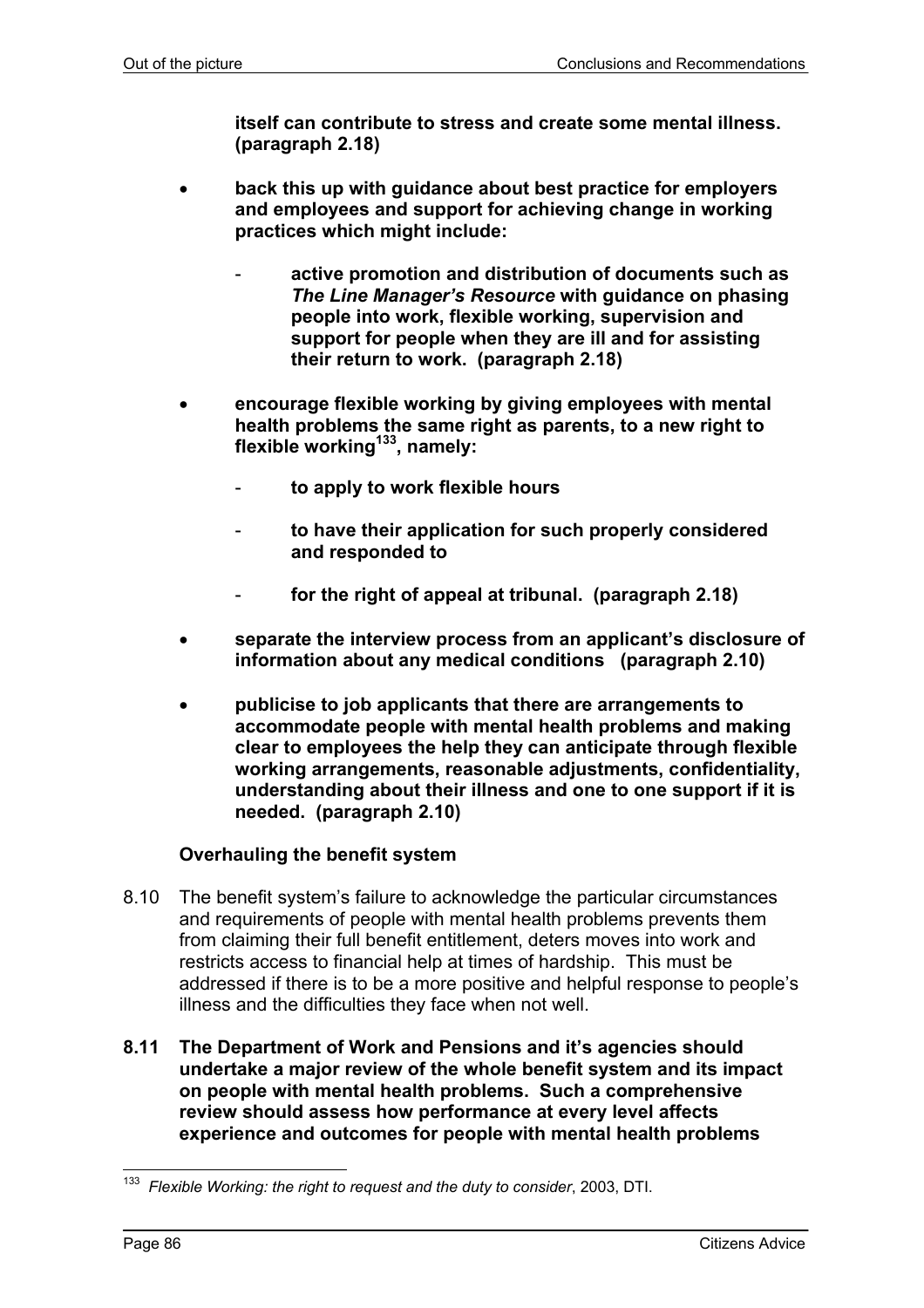**itself can contribute to stress and create some mental illness. (paragraph 2.18)**

- **back this up with guidance about best practice for employers and employees and support for achieving change in working practices which might include:**
  - **active promotion and distribution of documents such as *The Line Manager's Resource* with guidance on phasing people into work, flexible working, supervision and support for people when they are ill and for assisting their return to work. (paragraph 2.18)**
- **encourage flexible working by giving employees with mental health problems the same right as parents, to a new right to flexible working[133], namely:**
  - **to apply to work flexible hours**
  - **to have their application for such properly considered and responded to**
  - **for the right of appeal at tribunal. (paragraph 2.18)**
- **separate the interview process from an applicant's disclosure of information about any medical conditions (paragraph 2.10)**
- **publicise to job applicants that there are arrangements to accommodate people with mental health problems and making clear to employees the help they can anticipate through flexible working arrangements, reasonable adjustments, confidentiality, understanding about their illness and one to one support if it is needed. (paragraph 2.10)**

### Overhauling the benefit system

8.10 The benefit system's failure to acknowledge the particular circumstances and requirements of people with mental health problems prevents them from claiming their full benefit entitlement, deters moves into work and restricts access to financial help at times of hardship. This must be addressed if there is to be a more positive and helpful response to people's illness and the difficulties they face when not well.

**8.11 The Department of Work and Pensions and it's agencies should undertake a major review of the whole benefit system and its impact on people with mental health problems. Such a comprehensive review should assess how performance at every level affects experience and outcomes for people with mental health problems**

---

[133] *Flexible Working: the right to request and the duty to consider*, 2003, DTI.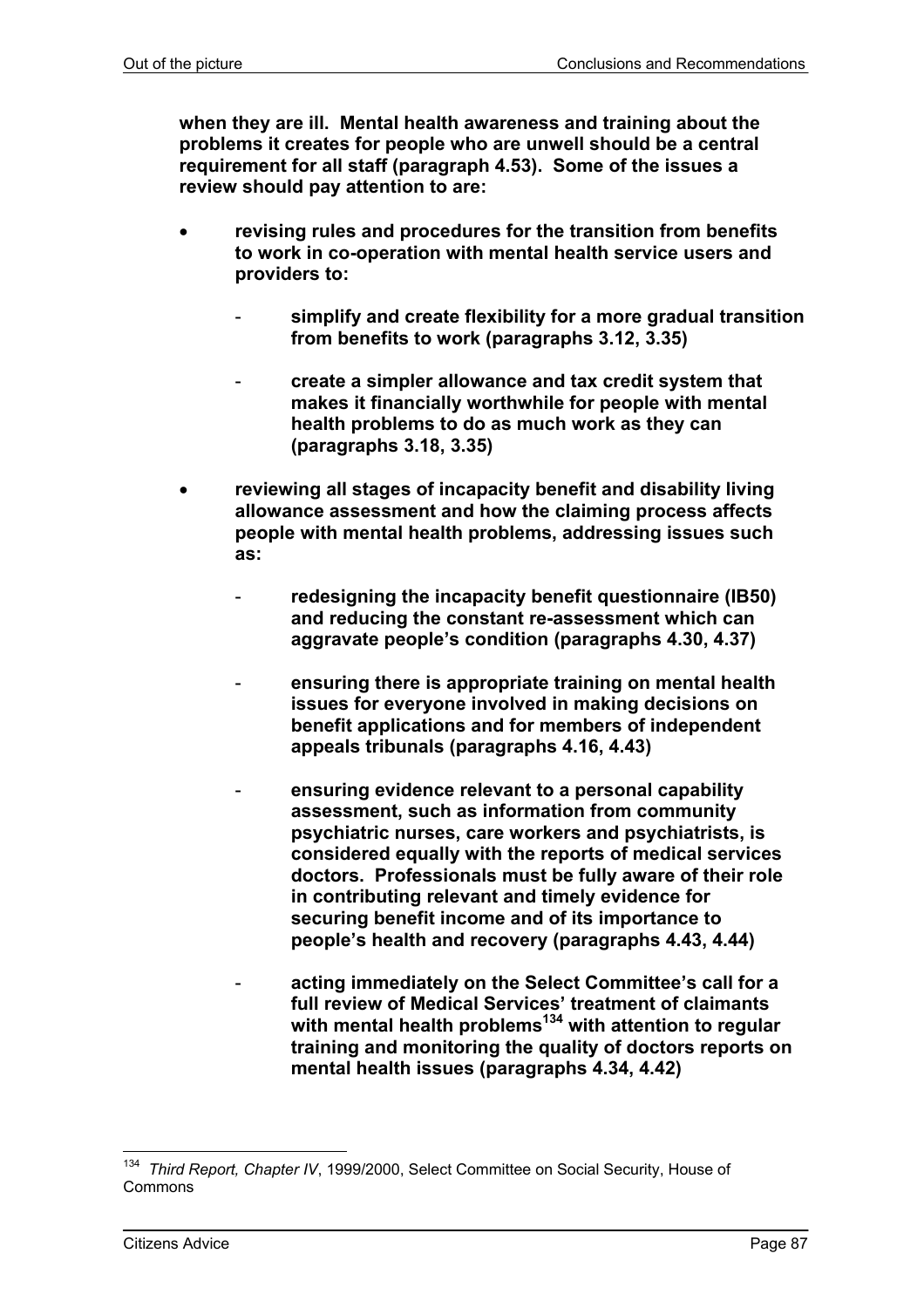**when they are ill. Mental health awareness and training about the problems it creates for people who are unwell should be a central requirement for all staff (paragraph 4.53). Some of the issues a review should pay attention to are:**

- **revising rules and procedures for the transition from benefits to work in co-operation with mental health service users and providers to:**
  - **simplify and create flexibility for a more gradual transition from benefits to work (paragraphs 3.12, 3.35)**
  - **create a simpler allowance and tax credit system that makes it financially worthwhile for people with mental health problems to do as much work as they can (paragraphs 3.18, 3.35)**
- **reviewing all stages of incapacity benefit and disability living allowance assessment and how the claiming process affects people with mental health problems, addressing issues such as:**
  - **redesigning the incapacity benefit questionnaire (IB50) and reducing the constant re-assessment which can aggravate people's condition (paragraphs 4.30, 4.37)**
  - **ensuring there is appropriate training on mental health issues for everyone involved in making decisions on benefit applications and for members of independent appeals tribunals (paragraphs 4.16, 4.43)**
  - **ensuring evidence relevant to a personal capability assessment, such as information from community psychiatric nurses, care workers and psychiatrists, is considered equally with the reports of medical services doctors. Professionals must be fully aware of their role in contributing relevant and timely evidence for securing benefit income and of its importance to people's health and recovery (paragraphs 4.43, 4.44)**
  - **acting immediately on the Select Committee's call for a full review of Medical Services' treatment of claimants with mental health problems[134] with attention to regular training and monitoring the quality of doctors reports on mental health issues (paragraphs 4.34, 4.42)**

---

[134] *Third Report, Chapter IV*, 1999/2000, Select Committee on Social Security, House of Commons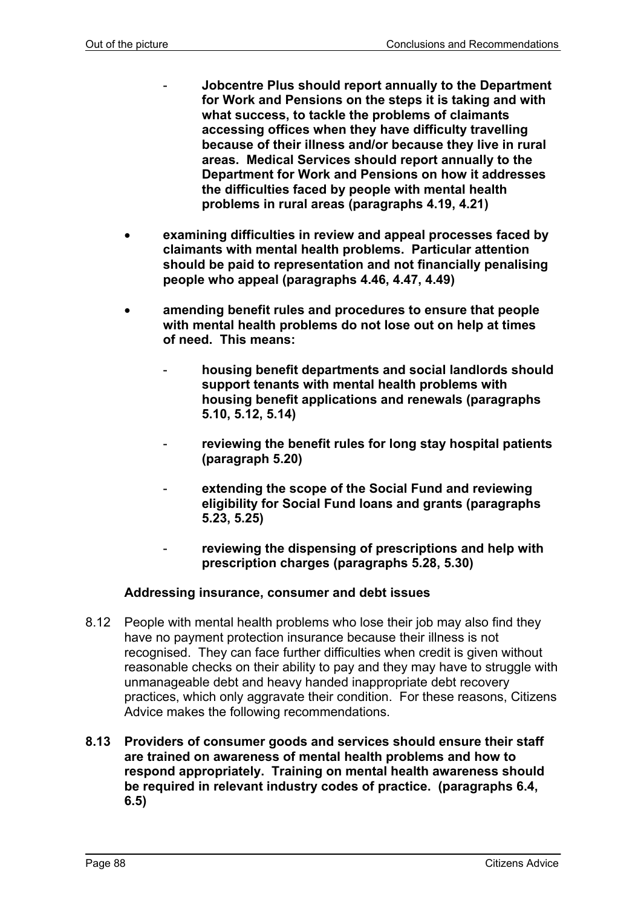- **Jobcentre Plus should report annually to the Department for Work and Pensions on the steps it is taking and with what success, to tackle the problems of claimants accessing offices when they have difficulty travelling because of their illness and/or because they live in rural areas. Medical Services should report annually to the Department for Work and Pensions on how it addresses the difficulties faced by people with mental health problems in rural areas (paragraphs 4.19, 4.21)**

- **examining difficulties in review and appeal processes faced by claimants with mental health problems. Particular attention should be paid to representation and not financially penalising people who appeal (paragraphs 4.46, 4.47, 4.49)**

- **amending benefit rules and procedures to ensure that people with mental health problems do not lose out on help at times of need. This means:**

    - **housing benefit departments and social landlords should support tenants with mental health problems with housing benefit applications and renewals (paragraphs 5.10, 5.12, 5.14)**

    - **reviewing the benefit rules for long stay hospital patients (paragraph 5.20)**

    - **extending the scope of the Social Fund and reviewing eligibility for Social Fund loans and grants (paragraphs 5.23, 5.25)**

    - **reviewing the dispensing of prescriptions and help with prescription charges (paragraphs 5.28, 5.30)**

### Addressing insurance, consumer and debt issues

8.12 People with mental health problems who lose their job may also find they have no payment protection insurance because their illness is not recognised. They can face further difficulties when credit is given without reasonable checks on their ability to pay and they may have to struggle with unmanageable debt and heavy handed inappropriate debt recovery practices, which only aggravate their condition. For these reasons, Citizens Advice makes the following recommendations.

**8.13 Providers of consumer goods and services should ensure their staff are trained on awareness of mental health problems and how to respond appropriately. Training on mental health awareness should be required in relevant industry codes of practice. (paragraphs 6.4, 6.5)**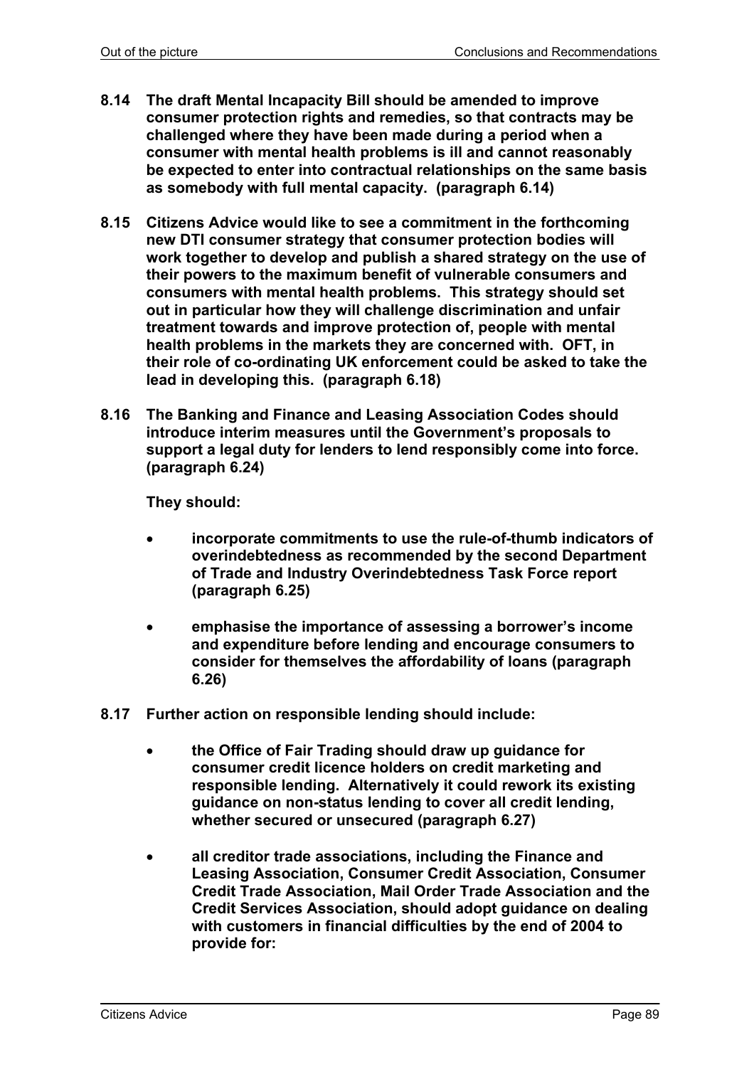**8.14 The draft Mental Incapacity Bill should be amended to improve consumer protection rights and remedies, so that contracts may be challenged where they have been made during a period when a consumer with mental health problems is ill and cannot reasonably be expected to enter into contractual relationships on the same basis as somebody with full mental capacity. (paragraph 6.14)**

**8.15 Citizens Advice would like to see a commitment in the forthcoming new DTI consumer strategy that consumer protection bodies will work together to develop and publish a shared strategy on the use of their powers to the maximum benefit of vulnerable consumers and consumers with mental health problems. This strategy should set out in particular how they will challenge discrimination and unfair treatment towards and improve protection of, people with mental health problems in the markets they are concerned with. OFT, in their role of co-ordinating UK enforcement could be asked to take the lead in developing this. (paragraph 6.18)**

**8.16 The Banking and Finance and Leasing Association Codes should introduce interim measures until the Government's proposals to support a legal duty for lenders to lend responsibly come into force. (paragraph 6.24)**

**They should:**

- **incorporate commitments to use the rule-of-thumb indicators of overindebtedness as recommended by the second Department of Trade and Industry Overindebtedness Task Force report (paragraph 6.25)**
- **emphasise the importance of assessing a borrower's income and expenditure before lending and encourage consumers to consider for themselves the affordability of loans (paragraph 6.26)**

**8.17 Further action on responsible lending should include:**

- **the Office of Fair Trading should draw up guidance for consumer credit licence holders on credit marketing and responsible lending. Alternatively it could rework its existing guidance on non-status lending to cover all credit lending, whether secured or unsecured (paragraph 6.27)**
- **all creditor trade associations, including the Finance and Leasing Association, Consumer Credit Association, Consumer Credit Trade Association, Mail Order Trade Association and the Credit Services Association, should adopt guidance on dealing with customers in financial difficulties by the end of 2004 to provide for:**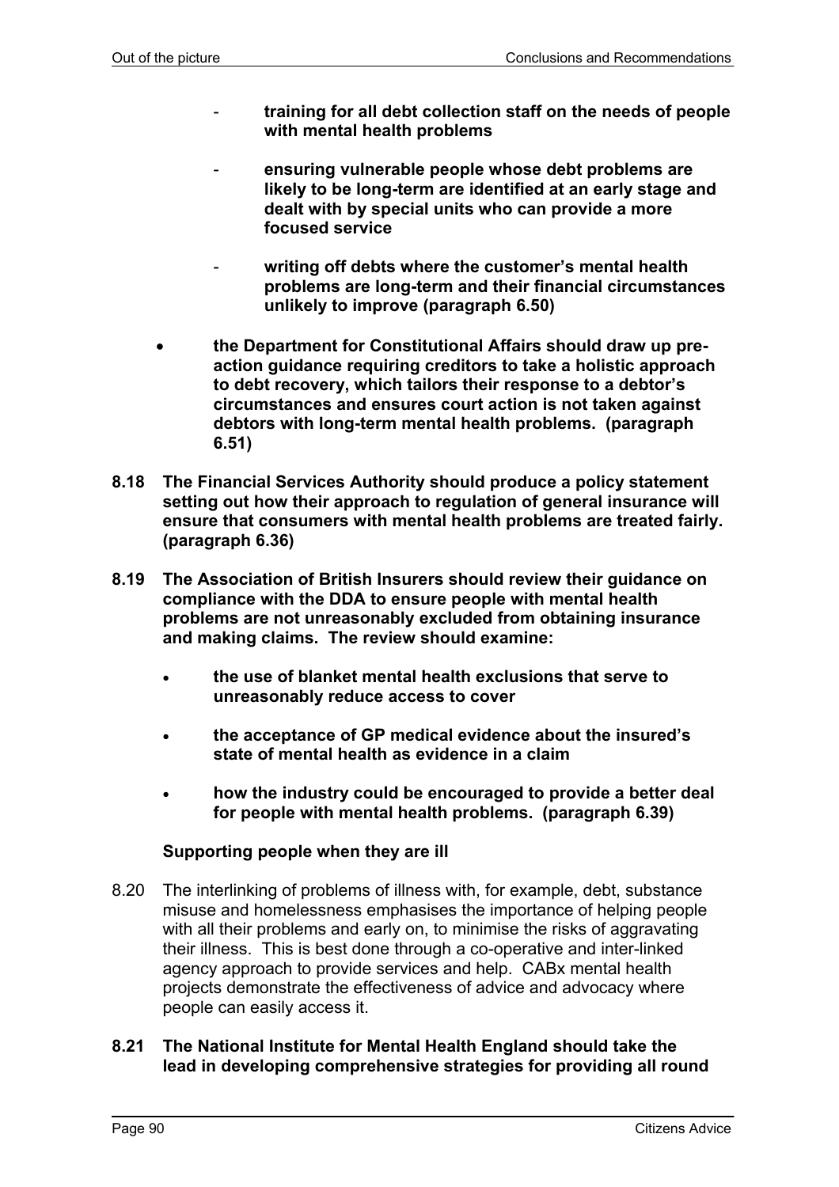- **training for all debt collection staff on the needs of people with mental health problems**

  - **ensuring vulnerable people whose debt problems are likely to be long-term are identified at an early stage and dealt with by special units who can provide a more focused service**

  - **writing off debts where the customer's mental health problems are long-term and their financial circumstances unlikely to improve (paragraph 6.50)**

- **the Department for Constitutional Affairs should draw up pre-action guidance requiring creditors to take a holistic approach to debt recovery, which tailors their response to a debtor's circumstances and ensures court action is not taken against debtors with long-term mental health problems. (paragraph 6.51)**

**8.18 The Financial Services Authority should produce a policy statement setting out how their approach to regulation of general insurance will ensure that consumers with mental health problems are treated fairly. (paragraph 6.36)**

**8.19 The Association of British Insurers should review their guidance on compliance with the DDA to ensure people with mental health problems are not unreasonably excluded from obtaining insurance and making claims. The review should examine:**

- **the use of blanket mental health exclusions that serve to unreasonably reduce access to cover**

- **the acceptance of GP medical evidence about the insured's state of mental health as evidence in a claim**

- **how the industry could be encouraged to provide a better deal for people with mental health problems. (paragraph 6.39)**

### Supporting people when they are ill

8.20 The interlinking of problems of illness with, for example, debt, substance misuse and homelessness emphasises the importance of helping people with all their problems and early on, to minimise the risks of aggravating their illness. This is best done through a co-operative and inter-linked agency approach to provide services and help. CABx mental health projects demonstrate the effectiveness of advice and advocacy where people can easily access it.

**8.21 The National Institute for Mental Health England should take the lead in developing comprehensive strategies for providing all round**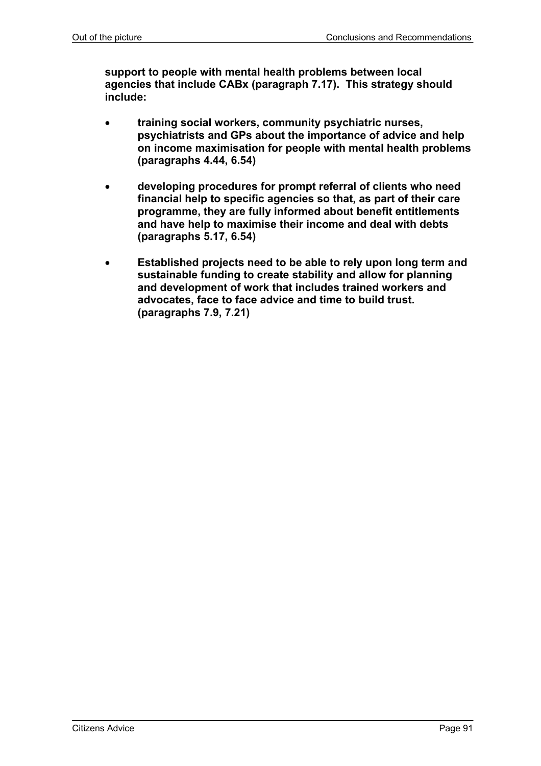**support to people with mental health problems between local agencies that include CABx (paragraph 7.17). This strategy should include:**

- **training social workers, community psychiatric nurses, psychiatrists and GPs about the importance of advice and help on income maximisation for people with mental health problems (paragraphs 4.44, 6.54)**

- **developing procedures for prompt referral of clients who need financial help to specific agencies so that, as part of their care programme, they are fully informed about benefit entitlements and have help to maximise their income and deal with debts (paragraphs 5.17, 6.54)**

- **Established projects need to be able to rely upon long term and sustainable funding to create stability and allow for planning and development of work that includes trained workers and advocates, face to face advice and time to build trust. (paragraphs 7.9, 7.21)**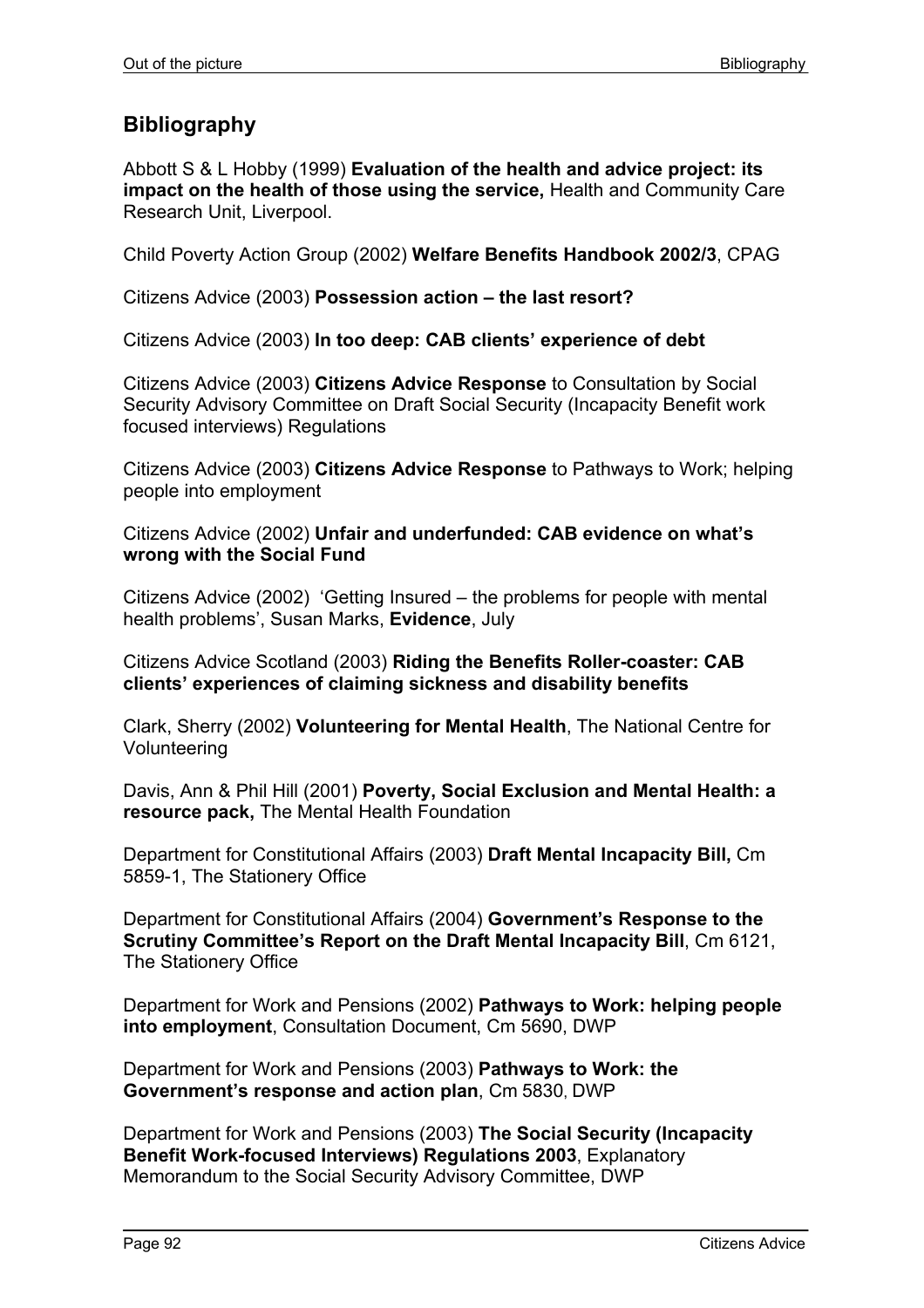## Bibliography

Abbott S & L Hobby (1999) **Evaluation of the health and advice project: its impact on the health of those using the service,** Health and Community Care Research Unit, Liverpool.

Child Poverty Action Group (2002) **Welfare Benefits Handbook 2002/3**, CPAG

Citizens Advice (2003) **Possession action – the last resort?**

Citizens Advice (2003) **In too deep: CAB clients' experience of debt**

Citizens Advice (2003) **Citizens Advice Response** to Consultation by Social Security Advisory Committee on Draft Social Security (Incapacity Benefit work focused interviews) Regulations

Citizens Advice (2003) **Citizens Advice Response** to Pathways to Work; helping people into employment

Citizens Advice (2002) **Unfair and underfunded: CAB evidence on what's wrong with the Social Fund**

Citizens Advice (2002) 'Getting Insured – the problems for people with mental health problems', Susan Marks, **Evidence**, July

Citizens Advice Scotland (2003) **Riding the Benefits Roller-coaster: CAB clients' experiences of claiming sickness and disability benefits**

Clark, Sherry (2002) **Volunteering for Mental Health**, The National Centre for Volunteering

Davis, Ann & Phil Hill (2001) **Poverty, Social Exclusion and Mental Health: a resource pack,** The Mental Health Foundation

Department for Constitutional Affairs (2003) **Draft Mental Incapacity Bill,** Cm 5859-1, The Stationery Office

Department for Constitutional Affairs (2004) **Government's Response to the Scrutiny Committee's Report on the Draft Mental Incapacity Bill**, Cm 6121, The Stationery Office

Department for Work and Pensions (2002) **Pathways to Work: helping people into employment**, Consultation Document, Cm 5690, DWP

Department for Work and Pensions (2003) **Pathways to Work: the Government's response and action plan**, Cm 5830, DWP

Department for Work and Pensions (2003) **The Social Security (Incapacity Benefit Work-focused Interviews) Regulations 2003**, Explanatory Memorandum to the Social Security Advisory Committee, DWP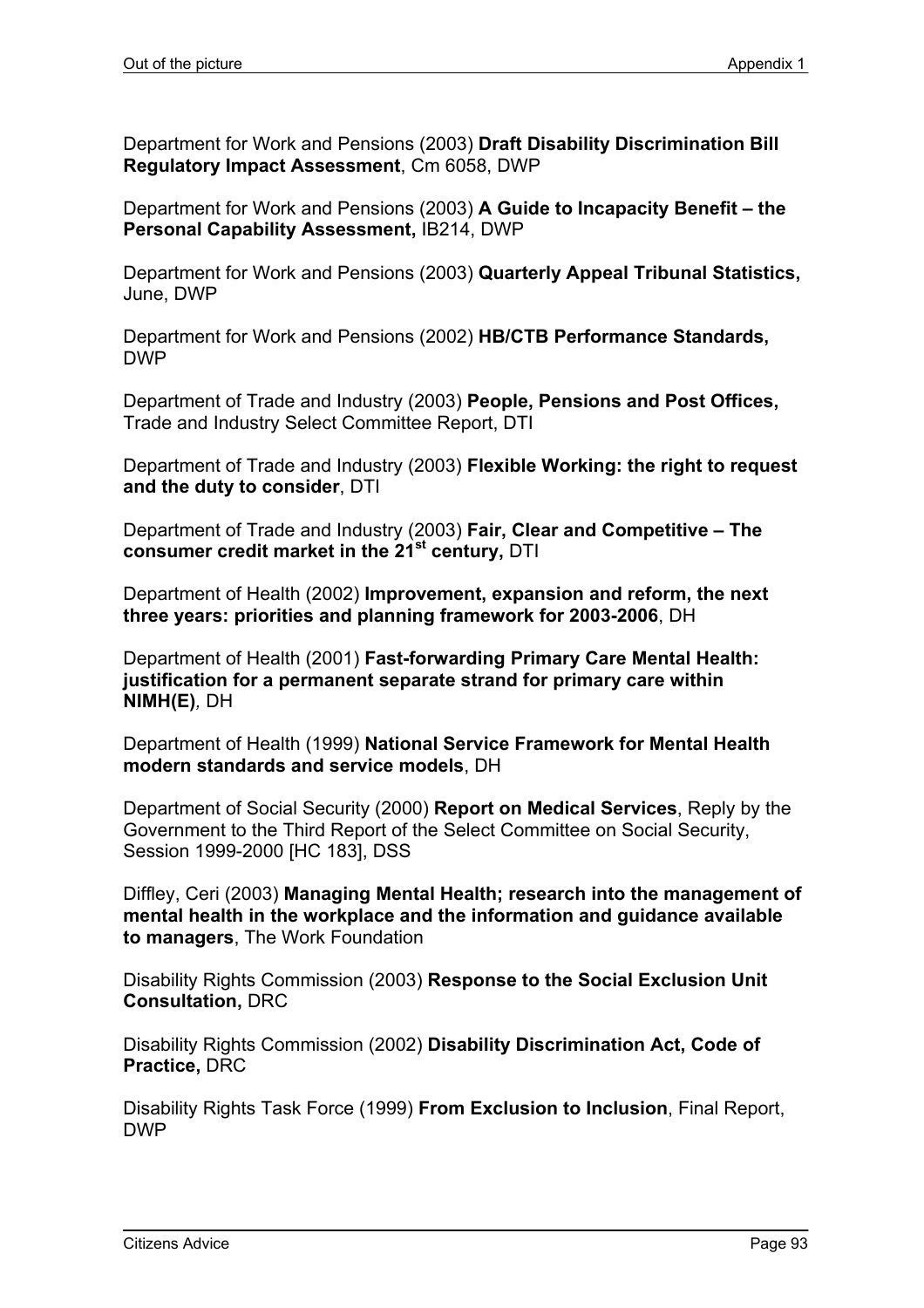Department for Work and Pensions (2003) **Draft Disability Discrimination Bill Regulatory Impact Assessment**, Cm 6058, DWP

Department for Work and Pensions (2003) **A Guide to Incapacity Benefit – the Personal Capability Assessment,** IB214, DWP

Department for Work and Pensions (2003) **Quarterly Appeal Tribunal Statistics,** June, DWP

Department for Work and Pensions (2002) **HB/CTB Performance Standards,** DWP

Department of Trade and Industry (2003) **People, Pensions and Post Offices,** Trade and Industry Select Committee Report, DTI

Department of Trade and Industry (2003) **Flexible Working: the right to request and the duty to consider**, DTI

Department of Trade and Industry (2003) **Fair, Clear and Competitive – The consumer credit market in the 21st century,** DTI

Department of Health (2002) **Improvement, expansion and reform, the next three years: priorities and planning framework for 2003-2006**, DH

Department of Health (2001) **Fast-forwarding Primary Care Mental Health: justification for a permanent separate strand for primary care within NIMH(E)***,* DH

Department of Health (1999) **National Service Framework for Mental Health modern standards and service models**, DH

Department of Social Security (2000) **Report on Medical Services**, Reply by the Government to the Third Report of the Select Committee on Social Security, Session 1999-2000 [HC 183], DSS

Diffley, Ceri (2003) **Managing Mental Health; research into the management of mental health in the workplace and the information and guidance available to managers**, The Work Foundation

Disability Rights Commission (2003) **Response to the Social Exclusion Unit Consultation,** DRC

Disability Rights Commission (2002) **Disability Discrimination Act, Code of Practice,** DRC

Disability Rights Task Force (1999) **From Exclusion to Inclusion**, Final Report, DWP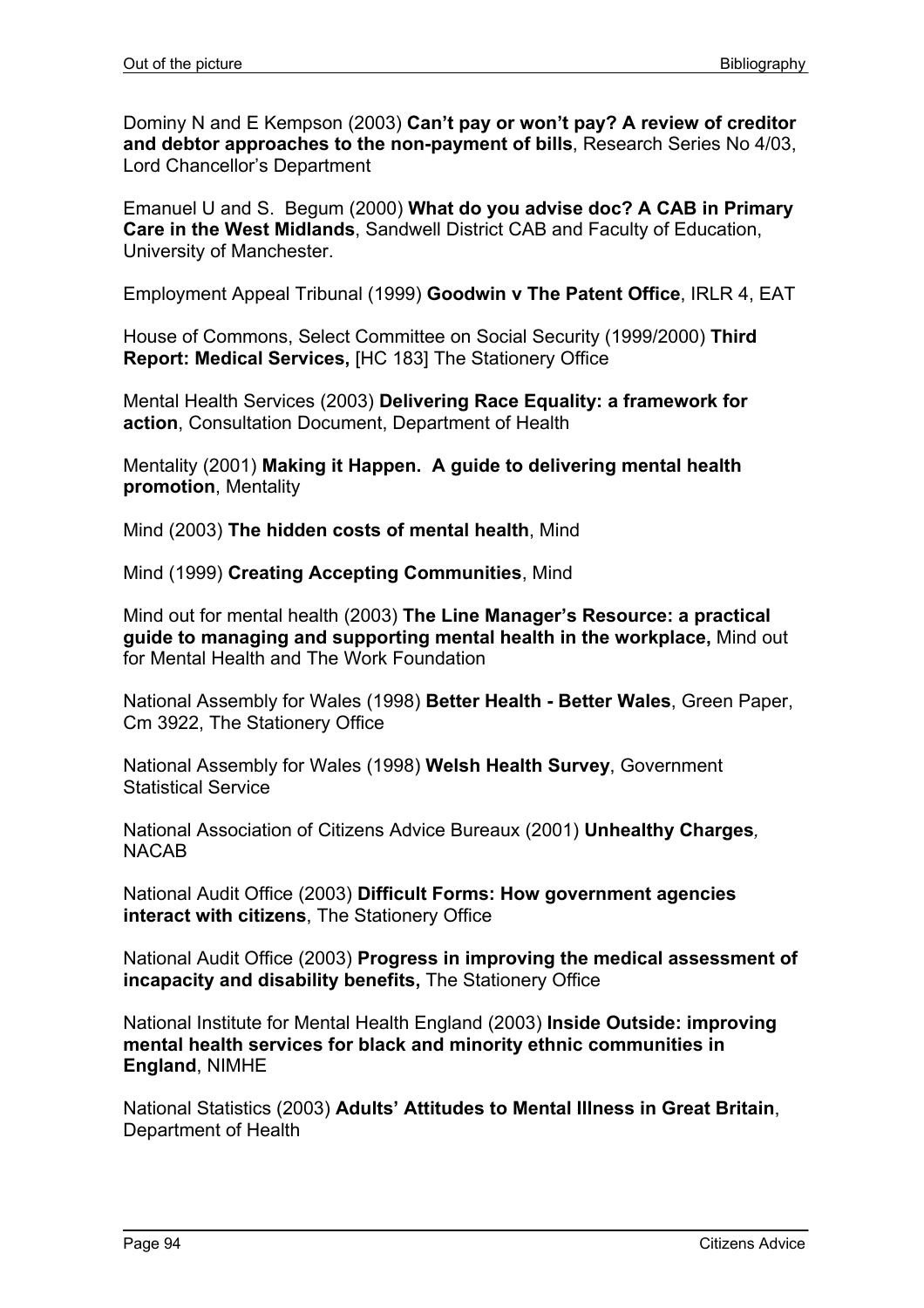Dominy N and E Kempson (2003) **Can't pay or won't pay? A review of creditor and debtor approaches to the non-payment of bills**, Research Series No 4/03, Lord Chancellor's Department

Emanuel U and S. Begum (2000) **What do you advise doc? A CAB in Primary Care in the West Midlands**, Sandwell District CAB and Faculty of Education, University of Manchester.

Employment Appeal Tribunal (1999) **Goodwin v The Patent Office**, IRLR 4, EAT

House of Commons, Select Committee on Social Security (1999/2000) **Third Report: Medical Services,** [HC 183] The Stationery Office

Mental Health Services (2003) **Delivering Race Equality: a framework for action**, Consultation Document, Department of Health

Mentality (2001) **Making it Happen. A guide to delivering mental health promotion**, Mentality

Mind (2003) **The hidden costs of mental health**, Mind

Mind (1999) **Creating Accepting Communities**, Mind

Mind out for mental health (2003) **The Line Manager's Resource: a practical guide to managing and supporting mental health in the workplace,** Mind out for Mental Health and The Work Foundation

National Assembly for Wales (1998) **Better Health - Better Wales**, Green Paper, Cm 3922, The Stationery Office

National Assembly for Wales (1998) **Welsh Health Survey**, Government Statistical Service

National Association of Citizens Advice Bureaux (2001) **Unhealthy Charges***,* NACAB

National Audit Office (2003) **Difficult Forms: How government agencies interact with citizens**, The Stationery Office

National Audit Office (2003) **Progress in improving the medical assessment of incapacity and disability benefits,** The Stationery Office

National Institute for Mental Health England (2003) **Inside Outside: improving mental health services for black and minority ethnic communities in England**, NIMHE

National Statistics (2003) **Adults' Attitudes to Mental Illness in Great Britain**, Department of Health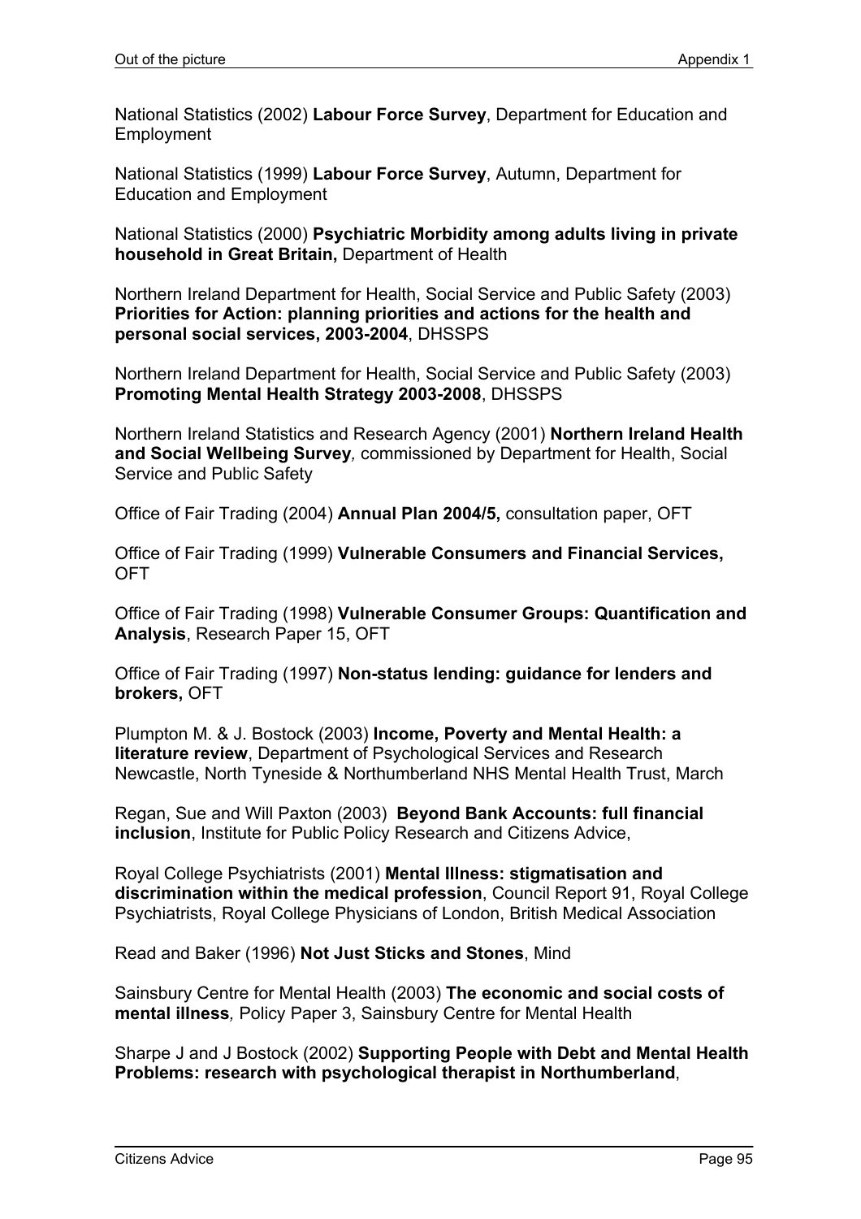National Statistics (2002) **Labour Force Survey**, Department for Education and Employment

National Statistics (1999) **Labour Force Survey**, Autumn, Department for Education and Employment

National Statistics (2000) **Psychiatric Morbidity among adults living in private household in Great Britain,** Department of Health

Northern Ireland Department for Health, Social Service and Public Safety (2003) **Priorities for Action: planning priorities and actions for the health and personal social services, 2003-2004**, DHSSPS

Northern Ireland Department for Health, Social Service and Public Safety (2003) **Promoting Mental Health Strategy 2003-2008**, DHSSPS

Northern Ireland Statistics and Research Agency (2001) **Northern Ireland Health and Social Wellbeing Survey***,* commissioned by Department for Health, Social Service and Public Safety

Office of Fair Trading (2004) **Annual Plan 2004/5,** consultation paper, OFT

Office of Fair Trading (1999) **Vulnerable Consumers and Financial Services,** OFT

Office of Fair Trading (1998) **Vulnerable Consumer Groups: Quantification and Analysis**, Research Paper 15, OFT

Office of Fair Trading (1997) **Non-status lending: guidance for lenders and brokers,** OFT

Plumpton M. & J. Bostock (2003) **Income, Poverty and Mental Health: a literature review**, Department of Psychological Services and Research Newcastle, North Tyneside & Northumberland NHS Mental Health Trust, March

Regan, Sue and Will Paxton (2003) **Beyond Bank Accounts: full financial inclusion**, Institute for Public Policy Research and Citizens Advice,

Royal College Psychiatrists (2001) **Mental Illness: stigmatisation and discrimination within the medical profession**, Council Report 91, Royal College Psychiatrists, Royal College Physicians of London, British Medical Association

Read and Baker (1996) **Not Just Sticks and Stones**, Mind

Sainsbury Centre for Mental Health (2003) **The economic and social costs of mental illness***,* Policy Paper 3, Sainsbury Centre for Mental Health

Sharpe J and J Bostock (2002) **Supporting People with Debt and Mental Health Problems: research with psychological therapist in Northumberland**,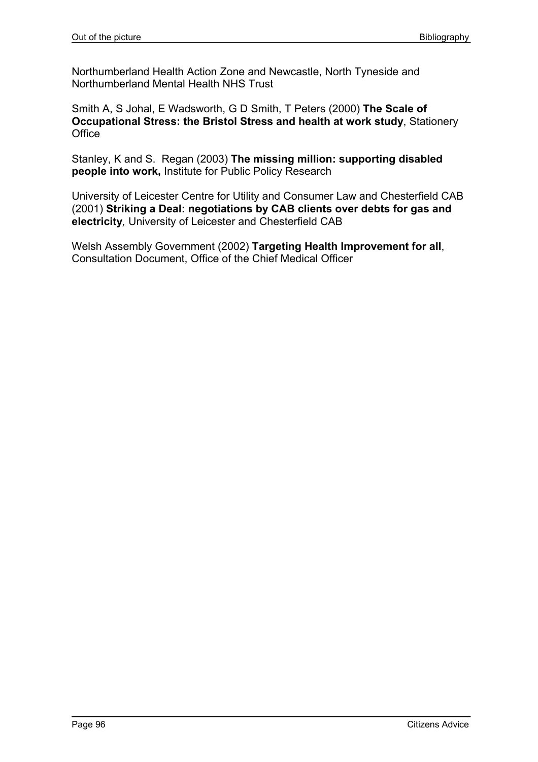Northumberland Health Action Zone and Newcastle, North Tyneside and Northumberland Mental Health NHS Trust

Smith A, S Johal, E Wadsworth, G D Smith, T Peters (2000) **The Scale of Occupational Stress: the Bristol Stress and health at work study**, Stationery Office

Stanley, K and S. Regan (2003) **The missing million: supporting disabled people into work,** Institute for Public Policy Research

University of Leicester Centre for Utility and Consumer Law and Chesterfield CAB (2001) **Striking a Deal: negotiations by CAB clients over debts for gas and electricity***,* University of Leicester and Chesterfield CAB

Welsh Assembly Government (2002) **Targeting Health Improvement for all**, Consultation Document, Office of the Chief Medical Officer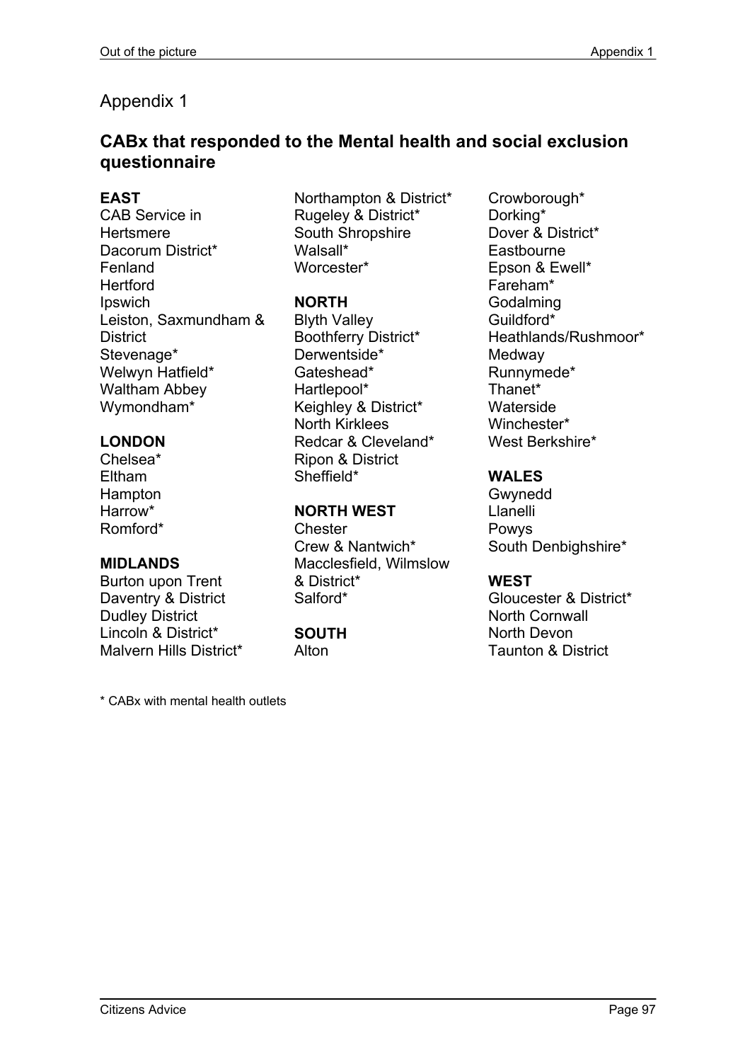# Appendix 1

## CABx that responded to the Mental health and social exclusion questionnaire

**EAST**
CAB Service in Hertsmere
Dacorum District*
Fenland
Hertford
Ipswich
Leiston, Saxmundham & District
Stevenage*
Welwyn Hatfield*
Waltham Abbey
Wymondham*

**LONDON**
Chelsea*
Eltham
Hampton
Harrow*
Romford*

**MIDLANDS**
Burton upon Trent
Daventry & District
Dudley District
Lincoln & District*
Malvern Hills District*
Northampton & District*
Rugeley & District*
South Shropshire
Walsall*
Worcester*

**NORTH**
Blyth Valley
Boothferry District*
Derwentside*
Gateshead*
Hartlepool*
Keighley & District*
North Kirklees
Redcar & Cleveland*
Ripon & District
Sheffield*

**NORTH WEST**
Chester
Crew & Nantwich*
Macclesfield, Wilmslow & District*
Salford*

**SOUTH**
Alton
Crowborough*
Dorking*
Dover & District*
Eastbourne
Epson & Ewell*
Fareham*
Godalming
Guildford*
Heathlands/Rushmoor*
Medway
Runnymede*
Thanet*
Waterside
Winchester*
West Berkshire*

**WALES**
Gwynedd
Llanelli
Powys
South Denbighshire*

**WEST**
Gloucester & District*
North Cornwall
North Devon
Taunton & District

* CABx with mental health outlets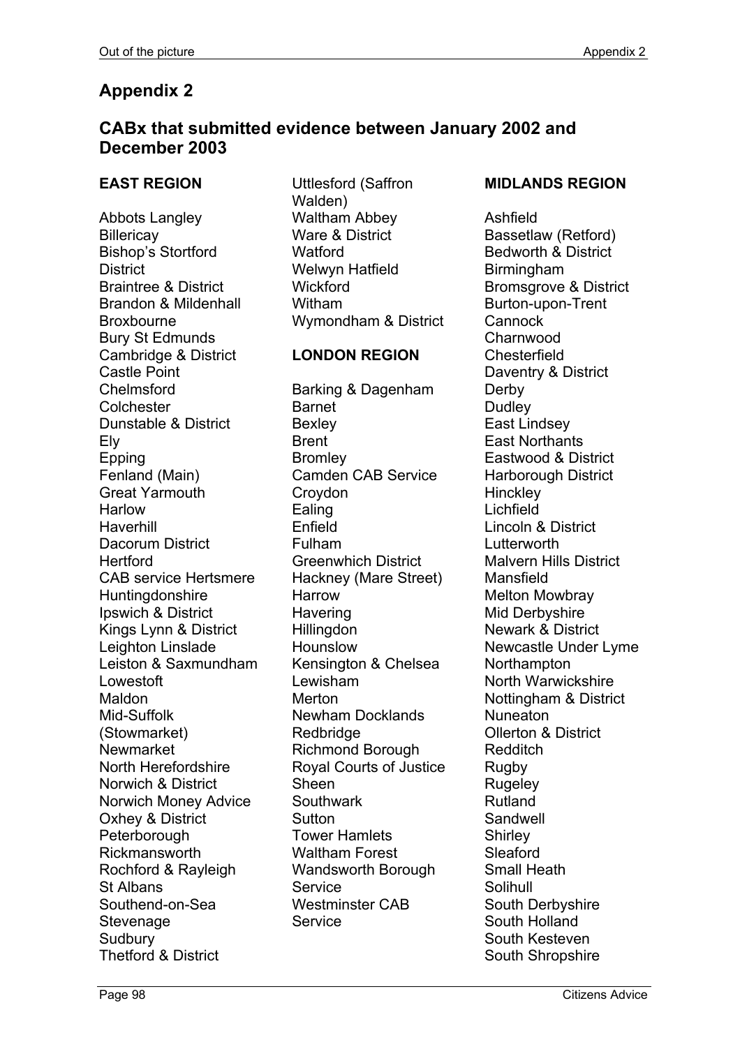## Appendix 2

### CABx that submitted evidence between January 2002 and December 2003

**EAST REGION**

Abbots Langley
Billericay
Bishop's Stortford District
Braintree & District
Brandon & Mildenhall
Broxbourne
Bury St Edmunds
Cambridge & District
Castle Point
Chelmsford
Colchester
Dunstable & District
Ely
Epping
Fenland (Main)
Great Yarmouth
Harlow
Haverhill
Dacorum District
Hertford
CAB service Hertsmere
Huntingdonshire
Ipswich & District
Kings Lynn & District
Leighton Linslade
Leiston & Saxmundham
Lowestoft
Maldon
Mid-Suffolk (Stowmarket)
Newmarket
North Herefordshire
Norwich & District
Norwich Money Advice
Oxhey & District
Peterborough
Rickmansworth
Rochford & Rayleigh
St Albans
Southend-on-Sea
Stevenage
Sudbury
Thetford & District
Uttlesford (Saffron Walden)
Waltham Abbey
Ware & District
Watford
Welwyn Hatfield
Wickford
Witham
Wymondham & District

**LONDON REGION**

Barking & Dagenham
Barnet
Bexley
Brent
Bromley
Camden CAB Service
Croydon
Ealing
Enfield
Fulham
Greenwhich District
Hackney (Mare Street)
Harrow
Havering
Hillingdon
Hounslow
Kensington & Chelsea
Lewisham
Merton
Newham Docklands
Redbridge
Richmond Borough
Royal Courts of Justice
Sheen
Southwark
Sutton
Tower Hamlets
Waltham Forest
Wandsworth Borough Service
Westminster CAB Service

**MIDLANDS REGION**

Ashfield
Bassetlaw (Retford)
Bedworth & District
Birmingham
Bromsgrove & District
Burton-upon-Trent
Cannock
Charnwood
Chesterfield
Daventry & District
Derby
Dudley
East Lindsey
East Northants
Eastwood & District
Harborough District
Hinckley
Lichfield
Lincoln & District
Lutterworth
Malvern Hills District
Mansfield
Melton Mowbray
Mid Derbyshire
Newark & District
Newcastle Under Lyme
Northampton
North Warwickshire
Nottingham & District
Nuneaton
Ollerton & District
Redditch
Rugby
Rugeley
Rutland
Sandwell
Shirley
Sleaford
Small Heath
Solihull
South Derbyshire
South Holland
South Kesteven
South Shropshire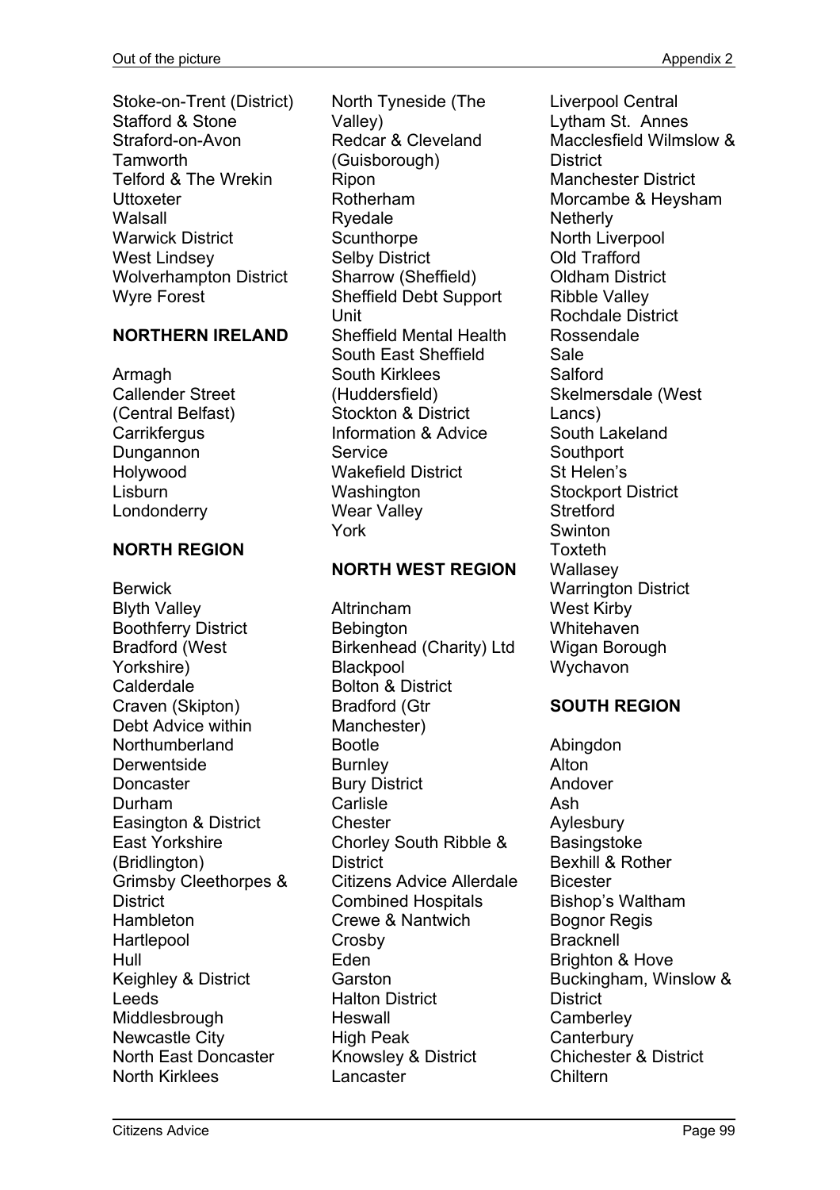Stoke-on-Trent (District)
Stafford & Stone
Straford-on-Avon
Tamworth
Telford & The Wrekin
Uttoxeter
Walsall
Warwick District
West Lindsey
Wolverhampton District
Wyre Forest

**NORTHERN IRELAND**

Armagh
Callender Street (Central Belfast)
Carrikfergus
Dungannon
Holywood
Lisburn
Londonderry

**NORTH REGION**

Berwick
Blyth Valley
Boothferry District
Bradford (West Yorkshire)
Calderdale
Craven (Skipton)
Debt Advice within Northumberland
Derwentside
Doncaster
Durham
Easington & District
East Yorkshire (Bridlington)
Grimsby Cleethorpes & District
Hambleton
Hartlepool
Hull
Keighley & District
Leeds
Middlesbrough
Newcastle City
North East Doncaster
North Kirklees
North Tyneside (The Valley)
Redcar & Cleveland (Guisborough)
Ripon
Rotherham
Ryedale
Scunthorpe
Selby District
Sharrow (Sheffield)
Sheffield Debt Support Unit
Sheffield Mental Health
South East Sheffield
South Kirklees (Huddersfield)
Stockton & District Information & Advice Service
Wakefield District
Washington
Wear Valley
York

**NORTH WEST REGION**

Altrincham
Bebington
Birkenhead (Charity) Ltd
Blackpool
Bolton & District
Bradford (Gtr Manchester)
Bootle
Burnley
Bury District
Carlisle
Chester
Chorley South Ribble & District
Citizens Advice Allerdale
Combined Hospitals
Crewe & Nantwich
Crosby
Eden
Garston
Halton District
Heswall
High Peak
Knowsley & District
Lancaster
Liverpool Central
Lytham St. Annes
Macclesfield Wilmslow & District
Manchester District
Morcambe & Heysham
Netherly
North Liverpool
Old Trafford
Oldham District
Ribble Valley
Rochdale District
Rossendale
Sale
Salford
Skelmersdale (West Lancs)
South Lakeland
Southport
St Helen's
Stockport District
Stretford
Swinton
Toxteth
Wallasey
Warrington District
West Kirby
Whitehaven
Wigan Borough
Wychavon

**SOUTH REGION**

Abingdon
Alton
Andover
Ash
Aylesbury
Basingstoke
Bexhill & Rother
Bicester
Bishop's Waltham
Bognor Regis
Bracknell
Brighton & Hove
Buckingham, Winslow & District
Camberley
Canterbury
Chichester & District
Chiltern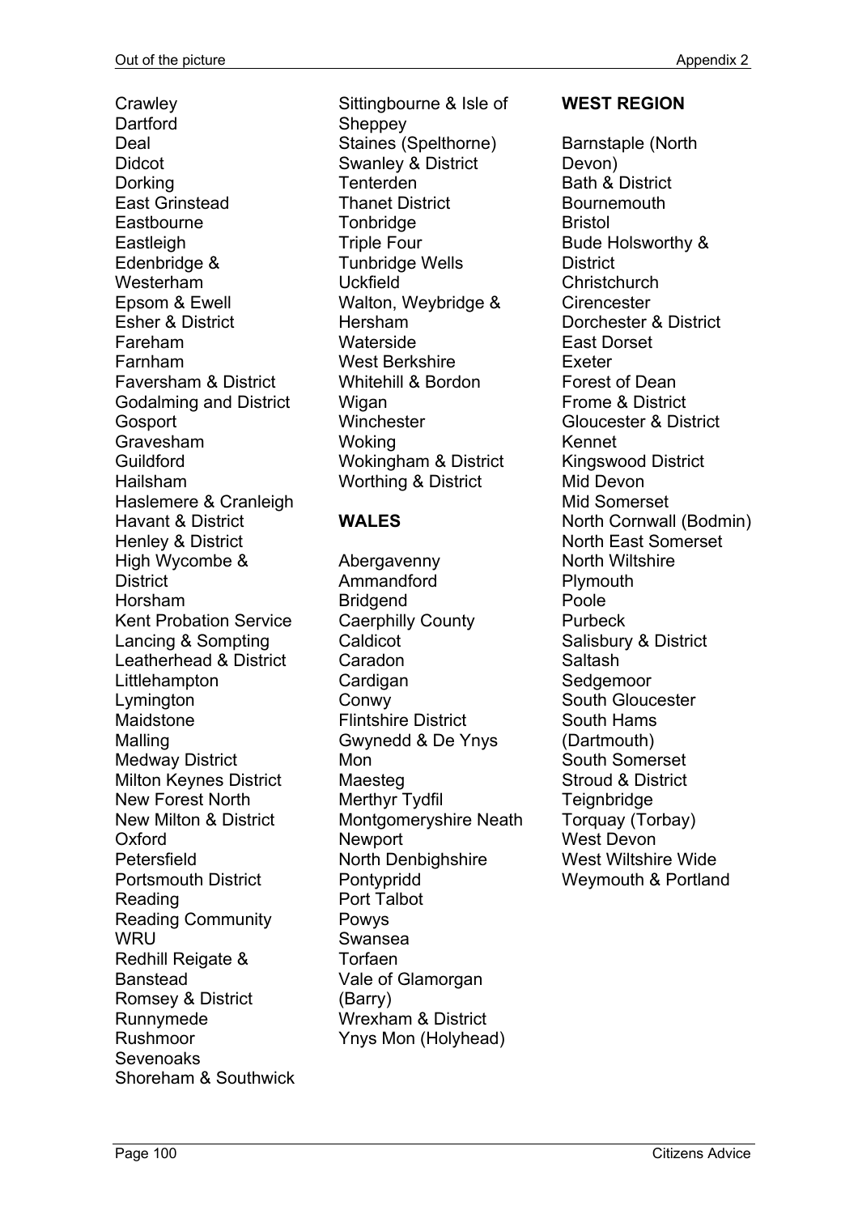Crawley
Dartford
Deal
Didcot
Dorking
East Grinstead
Eastbourne
Eastleigh
Edenbridge & Westerham
Epsom & Ewell
Esher & District
Fareham
Farnham
Faversham & District
Godalming and District
Gosport
Gravesham
Guildford
Hailsham
Haslemere & Cranleigh
Havant & District
Henley & District
High Wycombe & District
Horsham
Kent Probation Service
Lancing & Sompting
Leatherhead & District
Littlehampton
Lymington
Maidstone
Malling
Medway District
Milton Keynes District
New Forest North
New Milton & District
Oxford
Petersfield
Portsmouth District
Reading
Reading Community WRU
Redhill Reigate & Banstead
Romsey & District
Runnymede
Rushmoor
Sevenoaks
Shoreham & Southwick
Sittingbourne & Isle of Sheppey
Staines (Spelthorne)
Swanley & District
Tenterden
Thanet District
Tonbridge
Triple Four
Tunbridge Wells
Uckfield
Walton, Weybridge & Hersham
Waterside
West Berkshire
Whitehill & Bordon
Wigan
Winchester
Woking
Wokingham & District
Worthing & District

**WALES**

Abergavenny
Ammandford
Bridgend
Caerphilly County
Caldicot
Caradon
Cardigan
Conwy
Flintshire District
Gwynedd & De Ynys Mon
Maesteg
Merthyr Tydfil
Montgomeryshire Neath
Newport
North Denbighshire
Pontypridd
Port Talbot
Powys
Swansea
Torfaen
Vale of Glamorgan (Barry)
Wrexham & District
Ynys Mon (Holyhead)

**WEST REGION**

Barnstaple (North Devon)
Bath & District
Bournemouth
Bristol
Bude Holsworthy & District
Christchurch
Cirencester
Dorchester & District
East Dorset
Exeter
Forest of Dean
Frome & District
Gloucester & District
Kennet
Kingswood District
Mid Devon
Mid Somerset
North Cornwall (Bodmin)
North East Somerset
North Wiltshire
Plymouth
Poole
Purbeck
Salisbury & District
Saltash
Sedgemoor
South Gloucester
South Hams (Dartmouth)
South Somerset
Stroud & District
Teignbridge
Torquay (Torbay)
West Devon
West Wiltshire Wide
Weymouth & Portland